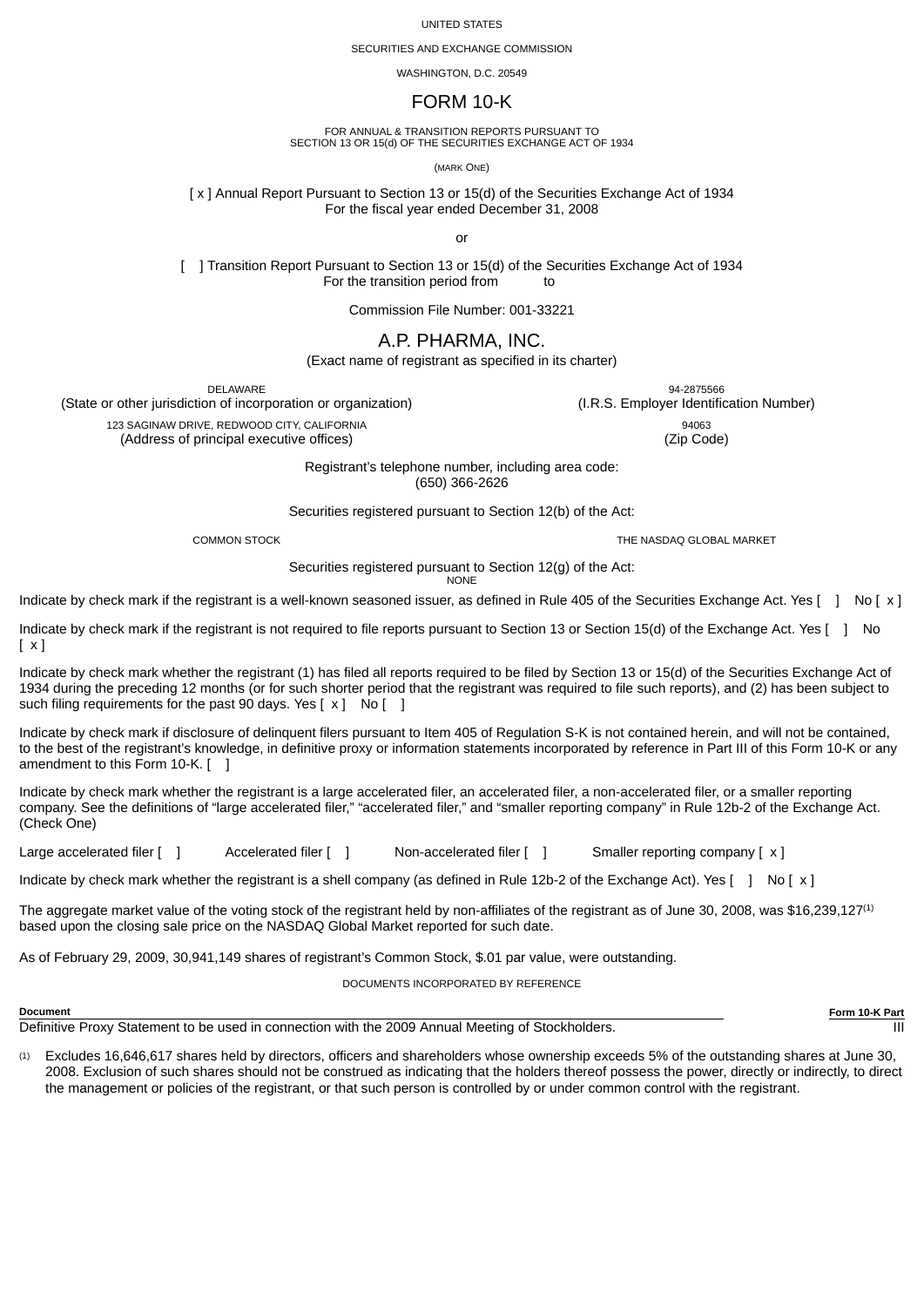UNITED STATES

SECURITIES AND EXCHANGE COMMISSION

WASHINGTON, D.C. 20549

# FORM 10-K

FOR ANNUAL & TRANSITION REPORTS PURSUANT TO
SECTION 13 OR 15(d) OF THE SECURITIES EXCHANGE ACT OF 1934

(MARK ONE)

[ x ] Annual Report Pursuant to Section 13 or 15(d) of the Securities Exchange Act of 1934
For the fiscal year ended December 31, 2008

or

[ ] Transition Report Pursuant to Section 13 or 15(d) of the Securities Exchange Act of 1934
For the transition period from to

Commission File Number: 001-33221

# A.P. PHARMA, INC.

(Exact name of registrant as specified in its charter)

| DELAWARE | 94-2875566 |
|---|---|
| (State or other jurisdiction of incorporation or organization) | (I.R.S. Employer Identification Number) |
| 123 SAGINAW DRIVE, REDWOOD CITY, CALIFORNIA | 94063 |
| (Address of principal executive offices) | (Zip Code) |

Registrant's telephone number, including area code:
(650) 366-2626

Securities registered pursuant to Section 12(b) of the Act:

| COMMON STOCK | THE NASDAQ GLOBAL MARKET |
|---|---|

Securities registered pursuant to Section 12(g) of the Act:
NONE

Indicate by check mark if the registrant is a well-known seasoned issuer, as defined in Rule 405 of the Securities Exchange Act. Yes [ ] No [ x ]

Indicate by check mark if the registrant is not required to file reports pursuant to Section 13 or Section 15(d) of the Exchange Act. Yes [ ] No [ x ]

Indicate by check mark whether the registrant (1) has filed all reports required to be filed by Section 13 or 15(d) of the Securities Exchange Act of 1934 during the preceding 12 months (or for such shorter period that the registrant was required to file such reports), and (2) has been subject to such filing requirements for the past 90 days. Yes [ x ] No [ ]

Indicate by check mark if disclosure of delinquent filers pursuant to Item 405 of Regulation S-K is not contained herein, and will not be contained, to the best of the registrant's knowledge, in definitive proxy or information statements incorporated by reference in Part III of this Form 10-K or any amendment to this Form 10-K. [ ]

Indicate by check mark whether the registrant is a large accelerated filer, an accelerated filer, a non-accelerated filer, or a smaller reporting company. See the definitions of "large accelerated filer," "accelerated filer," and "smaller reporting company" in Rule 12b-2 of the Exchange Act. (Check One)

Large accelerated filer [ ] Accelerated filer [ ] Non-accelerated filer [ ] Smaller reporting company [ x ]

Indicate by check mark whether the registrant is a shell company (as defined in Rule 12b-2 of the Exchange Act). Yes [ ] No [ x ]

The aggregate market value of the voting stock of the registrant held by non-affiliates of the registrant as of June 30, 2008, was $16,239,127[(1)] based upon the closing sale price on the NASDAQ Global Market reported for such date.

As of February 29, 2009, 30,941,149 shares of registrant's Common Stock, $.01 par value, were outstanding.

DOCUMENTS INCORPORATED BY REFERENCE

| Document | Form 10-K Part |
|---|---|
| Definitive Proxy Statement to be used in connection with the 2009 Annual Meeting of Stockholders. | III |

(1) Excludes 16,646,617 shares held by directors, officers and shareholders whose ownership exceeds 5% of the outstanding shares at June 30, 2008. Exclusion of such shares should not be construed as indicating that the holders thereof possess the power, directly or indirectly, to direct the management or policies of the registrant, or that such person is controlled by or under common control with the registrant.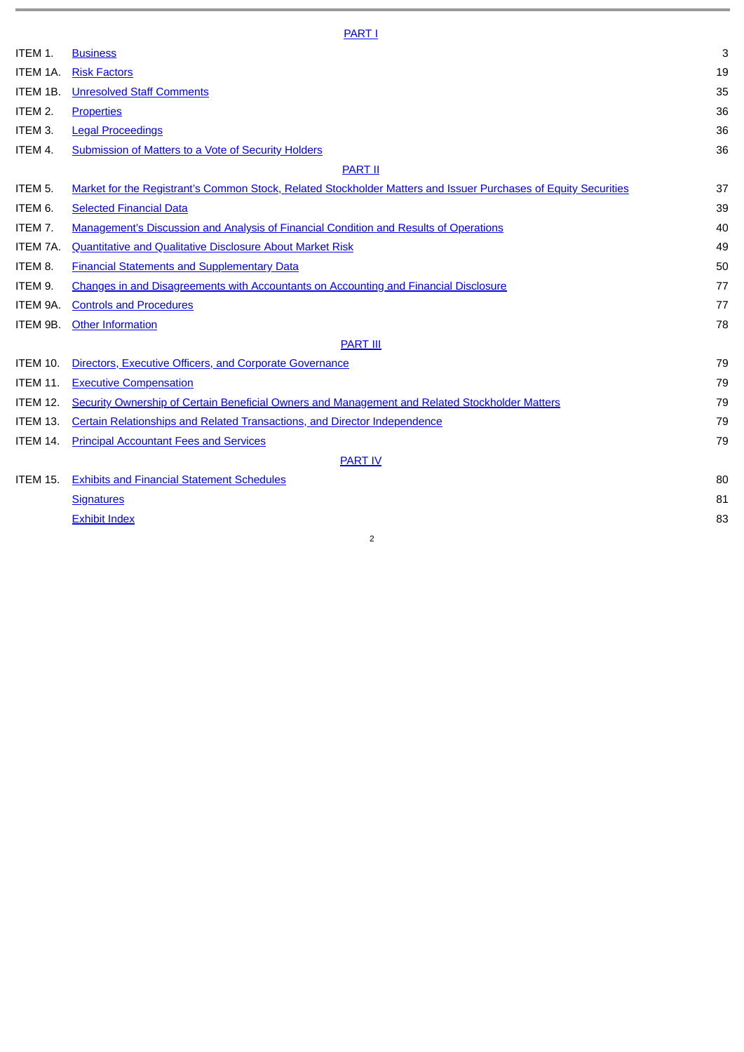| | PART I | |
|---|---|---|
| ITEM 1. | Business | 3 |
| ITEM 1A. | Risk Factors | 19 |
| ITEM 1B. | Unresolved Staff Comments | 35 |
| ITEM 2. | Properties | 36 |
| ITEM 3. | Legal Proceedings | 36 |
| ITEM 4. | Submission of Matters to a Vote of Security Holders | 36 |
| | PART II | |
| ITEM 5. | Market for the Registrant's Common Stock, Related Stockholder Matters and Issuer Purchases of Equity Securities | 37 |
| ITEM 6. | Selected Financial Data | 39 |
| ITEM 7. | Management's Discussion and Analysis of Financial Condition and Results of Operations | 40 |
| ITEM 7A. | Quantitative and Qualitative Disclosure About Market Risk | 49 |
| ITEM 8. | Financial Statements and Supplementary Data | 50 |
| ITEM 9. | Changes in and Disagreements with Accountants on Accounting and Financial Disclosure | 77 |
| ITEM 9A. | Controls and Procedures | 77 |
| ITEM 9B. | Other Information | 78 |
| | PART III | |
| ITEM 10. | Directors, Executive Officers, and Corporate Governance | 79 |
| ITEM 11. | Executive Compensation | 79 |
| ITEM 12. | Security Ownership of Certain Beneficial Owners and Management and Related Stockholder Matters | 79 |
| ITEM 13. | Certain Relationships and Related Transactions, and Director Independence | 79 |
| ITEM 14. | Principal Accountant Fees and Services | 79 |
| | PART IV | |
| ITEM 15. | Exhibits and Financial Statement Schedules | 80 |
| | Signatures | 81 |
| | Exhibit Index | 83 |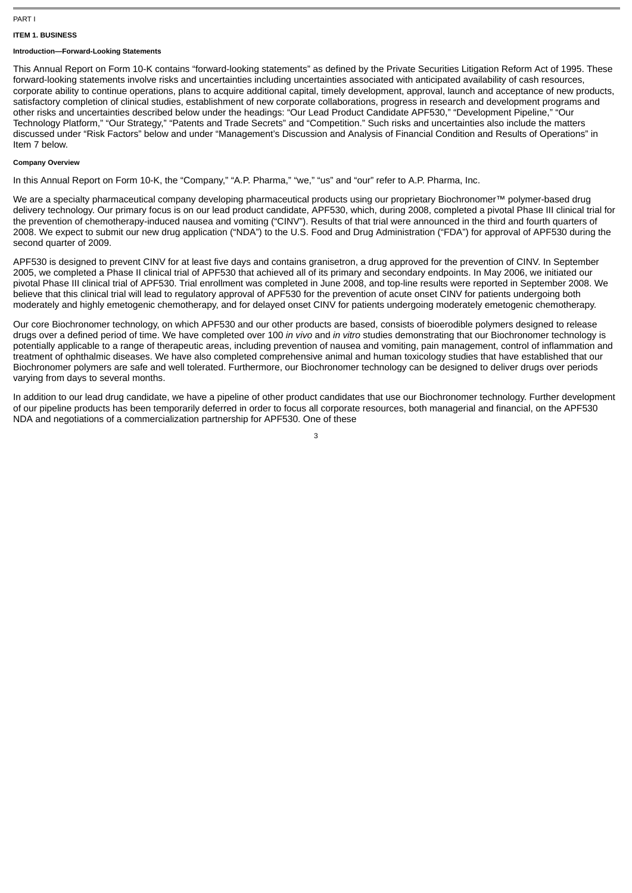PART I

## ITEM 1. BUSINESS

### Introduction—Forward-Looking Statements

This Annual Report on Form 10-K contains "forward-looking statements" as defined by the Private Securities Litigation Reform Act of 1995. These forward-looking statements involve risks and uncertainties including uncertainties associated with anticipated availability of cash resources, corporate ability to continue operations, plans to acquire additional capital, timely development, approval, launch and acceptance of new products, satisfactory completion of clinical studies, establishment of new corporate collaborations, progress in research and development programs and other risks and uncertainties described below under the headings: "Our Lead Product Candidate APF530," "Development Pipeline," "Our Technology Platform," "Our Strategy," "Patents and Trade Secrets" and "Competition." Such risks and uncertainties also include the matters discussed under "Risk Factors" below and under "Management's Discussion and Analysis of Financial Condition and Results of Operations" in Item 7 below.

### Company Overview

In this Annual Report on Form 10-K, the "Company," "A.P. Pharma," "we," "us" and "our" refer to A.P. Pharma, Inc.

We are a specialty pharmaceutical company developing pharmaceutical products using our proprietary Biochronomer™ polymer-based drug delivery technology. Our primary focus is on our lead product candidate, APF530, which, during 2008, completed a pivotal Phase III clinical trial for the prevention of chemotherapy-induced nausea and vomiting ("CINV"). Results of that trial were announced in the third and fourth quarters of 2008. We expect to submit our new drug application ("NDA") to the U.S. Food and Drug Administration ("FDA") for approval of APF530 during the second quarter of 2009.

APF530 is designed to prevent CINV for at least five days and contains granisetron, a drug approved for the prevention of CINV. In September 2005, we completed a Phase II clinical trial of APF530 that achieved all of its primary and secondary endpoints. In May 2006, we initiated our pivotal Phase III clinical trial of APF530. Trial enrollment was completed in June 2008, and top-line results were reported in September 2008. We believe that this clinical trial will lead to regulatory approval of APF530 for the prevention of acute onset CINV for patients undergoing both moderately and highly emetogenic chemotherapy, and for delayed onset CINV for patients undergoing moderately emetogenic chemotherapy.

Our core Biochronomer technology, on which APF530 and our other products are based, consists of bioerodible polymers designed to release drugs over a defined period of time. We have completed over 100 *in vivo* and *in vitro* studies demonstrating that our Biochronomer technology is potentially applicable to a range of therapeutic areas, including prevention of nausea and vomiting, pain management, control of inflammation and treatment of ophthalmic diseases. We have also completed comprehensive animal and human toxicology studies that have established that our Biochronomer polymers are safe and well tolerated. Furthermore, our Biochronomer technology can be designed to deliver drugs over periods varying from days to several months.

In addition to our lead drug candidate, we have a pipeline of other product candidates that use our Biochronomer technology. Further development of our pipeline products has been temporarily deferred in order to focus all corporate resources, both managerial and financial, on the APF530 NDA and negotiations of a commercialization partnership for APF530. One of these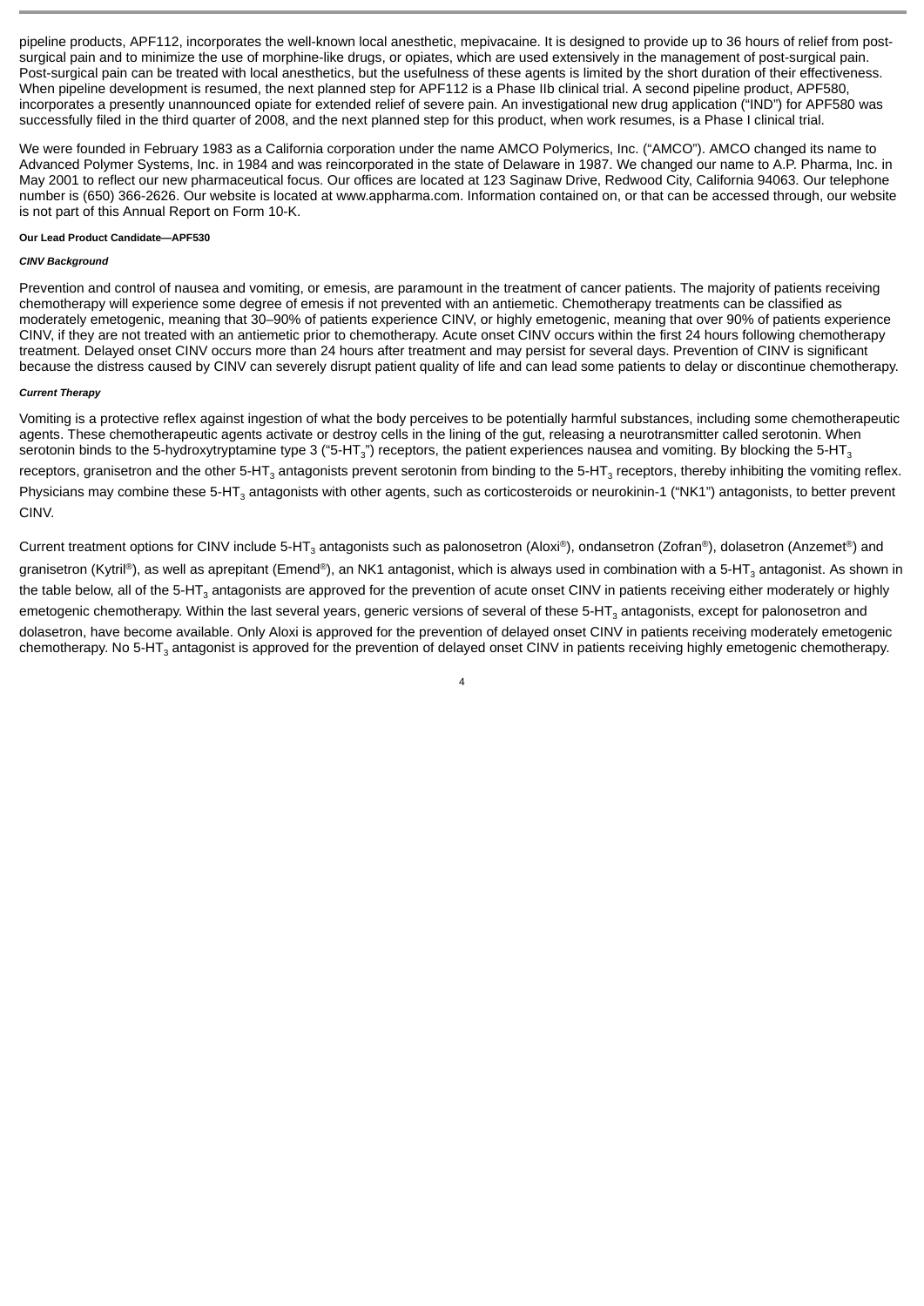pipeline products, APF112, incorporates the well-known local anesthetic, mepivacaine. It is designed to provide up to 36 hours of relief from post-surgical pain and to minimize the use of morphine-like drugs, or opiates, which are used extensively in the management of post-surgical pain. Post-surgical pain can be treated with local anesthetics, but the usefulness of these agents is limited by the short duration of their effectiveness. When pipeline development is resumed, the next planned step for APF112 is a Phase IIb clinical trial. A second pipeline product, APF580, incorporates a presently unannounced opiate for extended relief of severe pain. An investigational new drug application ("IND") for APF580 was successfully filed in the third quarter of 2008, and the next planned step for this product, when work resumes, is a Phase I clinical trial.

We were founded in February 1983 as a California corporation under the name AMCO Polymerics, Inc. ("AMCO"). AMCO changed its name to Advanced Polymer Systems, Inc. in 1984 and was reincorporated in the state of Delaware in 1987. We changed our name to A.P. Pharma, Inc. in May 2001 to reflect our new pharmaceutical focus. Our offices are located at 123 Saginaw Drive, Redwood City, California 94063. Our telephone number is (650) 366-2626. Our website is located at www.appharma.com. Information contained on, or that can be accessed through, our website is not part of this Annual Report on Form 10-K.

**Our Lead Product Candidate—APF530**

***CINV Background***

Prevention and control of nausea and vomiting, or emesis, are paramount in the treatment of cancer patients. The majority of patients receiving chemotherapy will experience some degree of emesis if not prevented with an antiemetic. Chemotherapy treatments can be classified as moderately emetogenic, meaning that 30–90% of patients experience CINV, or highly emetogenic, meaning that over 90% of patients experience CINV, if they are not treated with an antiemetic prior to chemotherapy. Acute onset CINV occurs within the first 24 hours following chemotherapy treatment. Delayed onset CINV occurs more than 24 hours after treatment and may persist for several days. Prevention of CINV is significant because the distress caused by CINV can severely disrupt patient quality of life and can lead some patients to delay or discontinue chemotherapy.

***Current Therapy***

Vomiting is a protective reflex against ingestion of what the body perceives to be potentially harmful substances, including some chemotherapeutic agents. These chemotherapeutic agents activate or destroy cells in the lining of the gut, releasing a neurotransmitter called serotonin. When serotonin binds to the 5-hydroxytryptamine type 3 ("5-$HT_3$") receptors, the patient experiences nausea and vomiting. By blocking the 5-$HT_3$ receptors, granisetron and the other 5-$HT_3$ antagonists prevent serotonin from binding to the 5-$HT_3$ receptors, thereby inhibiting the vomiting reflex. Physicians may combine these 5-$HT_3$ antagonists with other agents, such as corticosteroids or neurokinin-1 ("NK1") antagonists, to better prevent CINV.

Current treatment options for CINV include 5-$HT_3$ antagonists such as palonosetron (Aloxi®), ondansetron (Zofran®), dolasetron (Anzemet®) and granisetron (Kytril®), as well as aprepitant (Emend®), an NK1 antagonist, which is always used in combination with a 5-$HT_3$ antagonist. As shown in the table below, all of the 5-$HT_3$ antagonists are approved for the prevention of acute onset CINV in patients receiving either moderately or highly emetogenic chemotherapy. Within the last several years, generic versions of several of these 5-$HT_3$ antagonists, except for palonosetron and dolasetron, have become available. Only Aloxi is approved for the prevention of delayed onset CINV in patients receiving moderately emetogenic chemotherapy. No 5-$HT_3$ antagonist is approved for the prevention of delayed onset CINV in patients receiving highly emetogenic chemotherapy.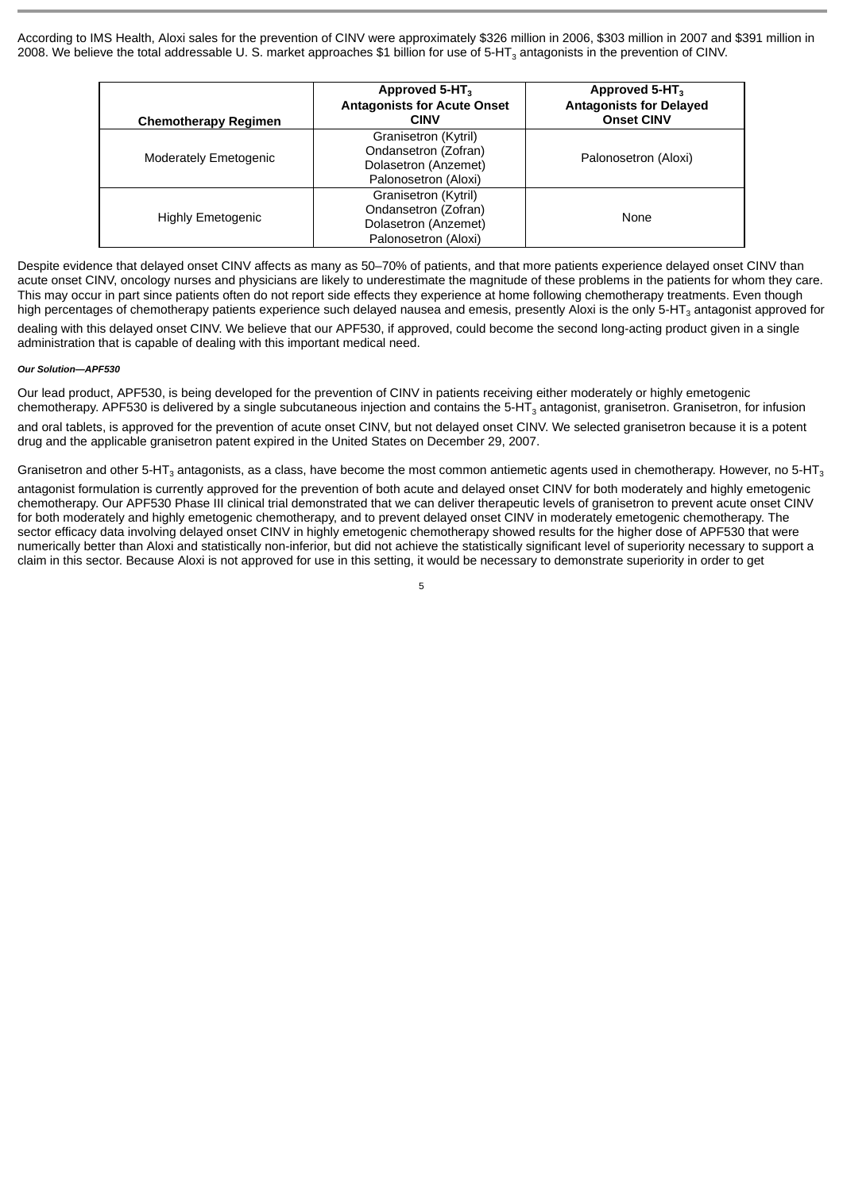According to IMS Health, Aloxi sales for the prevention of CINV were approximately $326 million in 2006, $303 million in 2007 and $391 million in 2008. We believe the total addressable U. S. market approaches $1 billion for use of 5-$HT_3$ antagonists in the prevention of CINV.

| Chemotherapy Regimen | Approved 5-$HT_3$ Antagonists for Acute Onset CINV | Approved 5-$HT_3$ Antagonists for Delayed Onset CINV |
|---|---|---|
| Moderately Emetogenic | Granisetron (Kytril)<br>Ondansetron (Zofran)<br>Dolasetron (Anzemet)<br>Palonosetron (Aloxi) | Palonosetron (Aloxi) |
| Highly Emetogenic | Granisetron (Kytril)<br>Ondansetron (Zofran)<br>Dolasetron (Anzemet)<br>Palonosetron (Aloxi) | None |

Despite evidence that delayed onset CINV affects as many as 50–70% of patients, and that more patients experience delayed onset CINV than acute onset CINV, oncology nurses and physicians are likely to underestimate the magnitude of these problems in the patients for whom they care. This may occur in part since patients often do not report side effects they experience at home following chemotherapy treatments. Even though high percentages of chemotherapy patients experience such delayed nausea and emesis, presently Aloxi is the only 5-$HT_3$ antagonist approved for dealing with this delayed onset CINV. We believe that our APF530, if approved, could become the second long-acting product given in a single administration that is capable of dealing with this important medical need.

***Our Solution—APF530***

Our lead product, APF530, is being developed for the prevention of CINV in patients receiving either moderately or highly emetogenic chemotherapy. APF530 is delivered by a single subcutaneous injection and contains the 5-$HT_3$ antagonist, granisetron. Granisetron, for infusion and oral tablets, is approved for the prevention of acute onset CINV, but not delayed onset CINV. We selected granisetron because it is a potent drug and the applicable granisetron patent expired in the United States on December 29, 2007.

Granisetron and other 5-$HT_3$ antagonists, as a class, have become the most common antiemetic agents used in chemotherapy. However, no 5-$HT_3$ antagonist formulation is currently approved for the prevention of both acute and delayed onset CINV for both moderately and highly emetogenic chemotherapy. Our APF530 Phase III clinical trial demonstrated that we can deliver therapeutic levels of granisetron to prevent acute onset CINV for both moderately and highly emetogenic chemotherapy, and to prevent delayed onset CINV in moderately emetogenic chemotherapy. The sector efficacy data involving delayed onset CINV in highly emetogenic chemotherapy showed results for the higher dose of APF530 that were numerically better than Aloxi and statistically non-inferior, but did not achieve the statistically significant level of superiority necessary to support a claim in this sector. Because Aloxi is not approved for use in this setting, it would be necessary to demonstrate superiority in order to get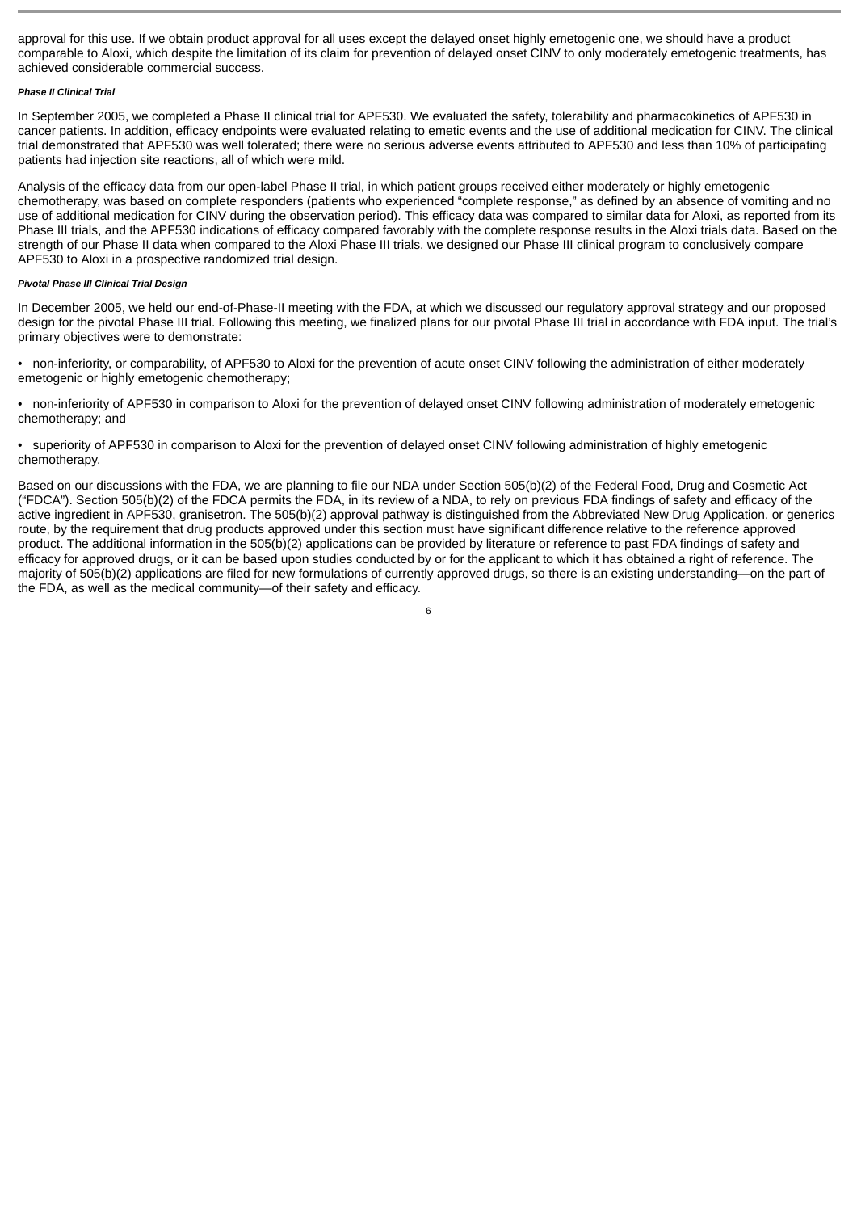approval for this use. If we obtain product approval for all uses except the delayed onset highly emetogenic one, we should have a product comparable to Aloxi, which despite the limitation of its claim for prevention of delayed onset CINV to only moderately emetogenic treatments, has achieved considerable commercial success.

***Phase II Clinical Trial***

In September 2005, we completed a Phase II clinical trial for APF530. We evaluated the safety, tolerability and pharmacokinetics of APF530 in cancer patients. In addition, efficacy endpoints were evaluated relating to emetic events and the use of additional medication for CINV. The clinical trial demonstrated that APF530 was well tolerated; there were no serious adverse events attributed to APF530 and less than 10% of participating patients had injection site reactions, all of which were mild.

Analysis of the efficacy data from our open-label Phase II trial, in which patient groups received either moderately or highly emetogenic chemotherapy, was based on complete responders (patients who experienced "complete response," as defined by an absence of vomiting and no use of additional medication for CINV during the observation period). This efficacy data was compared to similar data for Aloxi, as reported from its Phase III trials, and the APF530 indications of efficacy compared favorably with the complete response results in the Aloxi trials data. Based on the strength of our Phase II data when compared to the Aloxi Phase III trials, we designed our Phase III clinical program to conclusively compare APF530 to Aloxi in a prospective randomized trial design.

***Pivotal Phase III Clinical Trial Design***

In December 2005, we held our end-of-Phase-II meeting with the FDA, at which we discussed our regulatory approval strategy and our proposed design for the pivotal Phase III trial. Following this meeting, we finalized plans for our pivotal Phase III trial in accordance with FDA input. The trial's primary objectives were to demonstrate:

- non-inferiority, or comparability, of APF530 to Aloxi for the prevention of acute onset CINV following the administration of either moderately emetogenic or highly emetogenic chemotherapy;
- non-inferiority of APF530 in comparison to Aloxi for the prevention of delayed onset CINV following administration of moderately emetogenic chemotherapy; and
- superiority of APF530 in comparison to Aloxi for the prevention of delayed onset CINV following administration of highly emetogenic chemotherapy.

Based on our discussions with the FDA, we are planning to file our NDA under Section 505(b)(2) of the Federal Food, Drug and Cosmetic Act ("FDCA"). Section 505(b)(2) of the FDCA permits the FDA, in its review of a NDA, to rely on previous FDA findings of safety and efficacy of the active ingredient in APF530, granisetron. The 505(b)(2) approval pathway is distinguished from the Abbreviated New Drug Application, or generics route, by the requirement that drug products approved under this section must have significant difference relative to the reference approved product. The additional information in the 505(b)(2) applications can be provided by literature or reference to past FDA findings of safety and efficacy for approved drugs, or it can be based upon studies conducted by or for the applicant to which it has obtained a right of reference. The majority of 505(b)(2) applications are filed for new formulations of currently approved drugs, so there is an existing understanding—on the part of the FDA, as well as the medical community—of their safety and efficacy.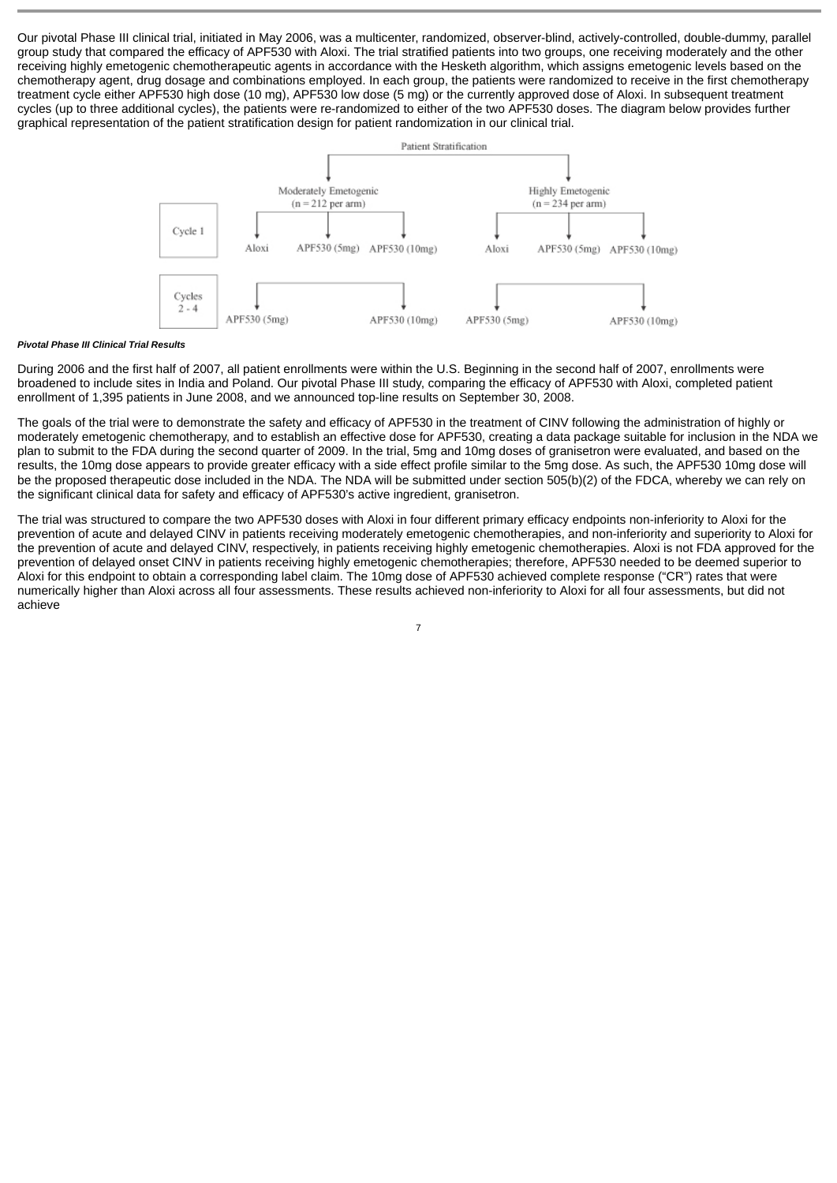Our pivotal Phase III clinical trial, initiated in May 2006, was a multicenter, randomized, observer-blind, actively-controlled, double-dummy, parallel group study that compared the efficacy of APF530 with Aloxi. The trial stratified patients into two groups, one receiving moderately and the other receiving highly emetogenic chemotherapeutic agents in accordance with the Hesketh algorithm, which assigns emetogenic levels based on the chemotherapy agent, drug dosage and combinations employed. In each group, the patients were randomized to receive in the first chemotherapy treatment cycle either APF530 high dose (10 mg), APF530 low dose (5 mg) or the currently approved dose of Aloxi. In subsequent treatment cycles (up to three additional cycles), the patients were re-randomized to either of the two APF530 doses. The diagram below provides further graphical representation of the patient stratification design for patient randomization in our clinical trial.

Patient Stratification

| | Moderately Emetogenic (n = 212 per arm) | | | Highly Emetogenic (n = 234 per arm) | | |
|---|---|---|---|---|---|---|
| Cycle 1 | Aloxi | APF530 (5mg) | APF530 (10mg) | Aloxi | APF530 (5mg) | APF530 (10mg) |
| Cycles 2 - 4 | APF530 (5mg) | | APF530 (10mg) | APF530 (5mg) | | APF530 (10mg) |

***Pivotal Phase III Clinical Trial Results***

During 2006 and the first half of 2007, all patient enrollments were within the U.S. Beginning in the second half of 2007, enrollments were broadened to include sites in India and Poland. Our pivotal Phase III study, comparing the efficacy of APF530 with Aloxi, completed patient enrollment of 1,395 patients in June 2008, and we announced top-line results on September 30, 2008.

The goals of the trial were to demonstrate the safety and efficacy of APF530 in the treatment of CINV following the administration of highly or moderately emetogenic chemotherapy, and to establish an effective dose for APF530, creating a data package suitable for inclusion in the NDA we plan to submit to the FDA during the second quarter of 2009. In the trial, 5mg and 10mg doses of granisetron were evaluated, and based on the results, the 10mg dose appears to provide greater efficacy with a side effect profile similar to the 5mg dose. As such, the APF530 10mg dose will be the proposed therapeutic dose included in the NDA. The NDA will be submitted under section 505(b)(2) of the FDCA, whereby we can rely on the significant clinical data for safety and efficacy of APF530's active ingredient, granisetron.

The trial was structured to compare the two APF530 doses with Aloxi in four different primary efficacy endpoints non-inferiority to Aloxi for the prevention of acute and delayed CINV in patients receiving moderately emetogenic chemotherapies, and non-inferiority and superiority to Aloxi for the prevention of acute and delayed CINV, respectively, in patients receiving highly emetogenic chemotherapies. Aloxi is not FDA approved for the prevention of delayed onset CINV in patients receiving highly emetogenic chemotherapies; therefore, APF530 needed to be deemed superior to Aloxi for this endpoint to obtain a corresponding label claim. The 10mg dose of APF530 achieved complete response ("CR") rates that were numerically higher than Aloxi across all four assessments. These results achieved non-inferiority to Aloxi for all four assessments, but did not achieve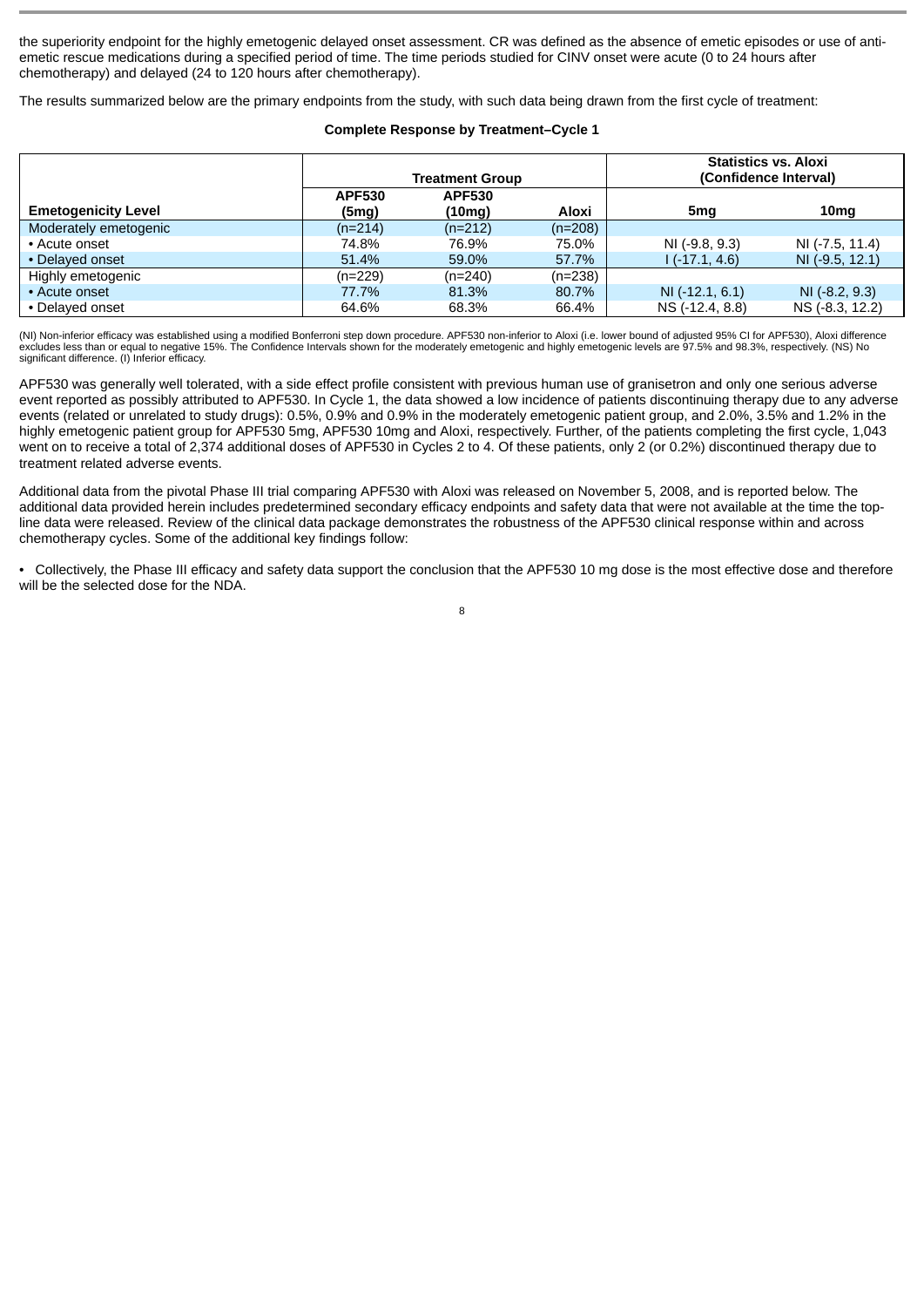the superiority endpoint for the highly emetogenic delayed onset assessment. CR was defined as the absence of emetic episodes or use of anti-emetic rescue medications during a specified period of time. The time periods studied for CINV onset were acute (0 to 24 hours after chemotherapy) and delayed (24 to 120 hours after chemotherapy).

The results summarized below are the primary endpoints from the study, with such data being drawn from the first cycle of treatment:

**Complete Response by Treatment–Cycle 1**

| | Treatment Group | | | Statistics vs. Aloxi (Confidence Interval) | |
|---|---|---|---|---|---|
| **Emetogenicity Level** | **APF530 (5mg)** | **APF530 (10mg)** | **Aloxi** | **5mg** | **10mg** |
| Moderately emetogenic | (n=214) | (n=212) | (n=208) | | |
| • Acute onset | 74.8% | 76.9% | 75.0% | NI (-9.8, 9.3) | NI (-7.5, 11.4) |
| • Delayed onset | 51.4% | 59.0% | 57.7% | I (-17.1, 4.6) | NI (-9.5, 12.1) |
| Highly emetogenic | (n=229) | (n=240) | (n=238) | | |
| • Acute onset | 77.7% | 81.3% | 80.7% | NI (-12.1, 6.1) | NI (-8.2, 9.3) |
| • Delayed onset | 64.6% | 68.3% | 66.4% | NS (-12.4, 8.8) | NS (-8.3, 12.2) |

(NI) Non-inferior efficacy was established using a modified Bonferroni step down procedure. APF530 non-inferior to Aloxi (i.e. lower bound of adjusted 95% CI for APF530), Aloxi difference excludes less than or equal to negative 15%. The Confidence Intervals shown for the moderately emetogenic and highly emetogenic levels are 97.5% and 98.3%, respectively. (NS) No significant difference. (I) Inferior efficacy.

APF530 was generally well tolerated, with a side effect profile consistent with previous human use of granisetron and only one serious adverse event reported as possibly attributed to APF530. In Cycle 1, the data showed a low incidence of patients discontinuing therapy due to any adverse events (related or unrelated to study drugs): 0.5%, 0.9% and 0.9% in the moderately emetogenic patient group, and 2.0%, 3.5% and 1.2% in the highly emetogenic patient group for APF530 5mg, APF530 10mg and Aloxi, respectively. Further, of the patients completing the first cycle, 1,043 went on to receive a total of 2,374 additional doses of APF530 in Cycles 2 to 4. Of these patients, only 2 (or 0.2%) discontinued therapy due to treatment related adverse events.

Additional data from the pivotal Phase III trial comparing APF530 with Aloxi was released on November 5, 2008, and is reported below. The additional data provided herein includes predetermined secondary efficacy endpoints and safety data that were not available at the time the top-line data were released. Review of the clinical data package demonstrates the robustness of the APF530 clinical response within and across chemotherapy cycles. Some of the additional key findings follow:

- Collectively, the Phase III efficacy and safety data support the conclusion that the APF530 10 mg dose is the most effective dose and therefore will be the selected dose for the NDA.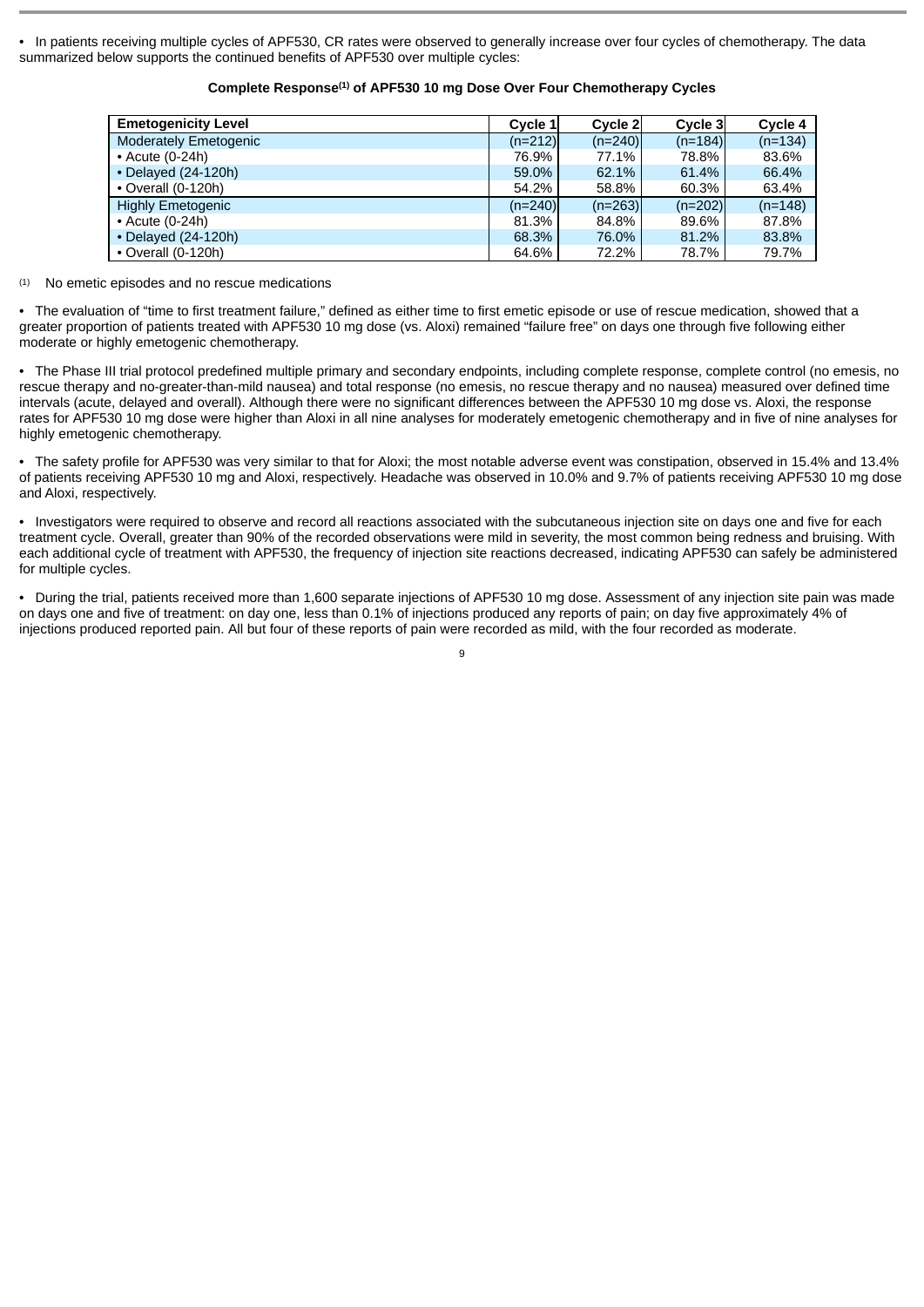- In patients receiving multiple cycles of APF530, CR rates were observed to generally increase over four cycles of chemotherapy. The data summarized below supports the continued benefits of APF530 over multiple cycles:

**Complete Response[(1)] of APF530 10 mg Dose Over Four Chemotherapy Cycles**

| Emetogenicity Level | Cycle 1 | Cycle 2 | Cycle 3 | Cycle 4 |
|---|---|---|---|---|
| Moderately Emetogenic | (n=212) | (n=240) | (n=184) | (n=134) |
| • Acute (0-24h) | 76.9% | 77.1% | 78.8% | 83.6% |
| • Delayed (24-120h) | 59.0% | 62.1% | 61.4% | 66.4% |
| • Overall (0-120h) | 54.2% | 58.8% | 60.3% | 63.4% |
| Highly Emetogenic | (n=240) | (n=263) | (n=202) | (n=148) |
| • Acute (0-24h) | 81.3% | 84.8% | 89.6% | 87.8% |
| • Delayed (24-120h) | 68.3% | 76.0% | 81.2% | 83.8% |
| • Overall (0-120h) | 64.6% | 72.2% | 78.7% | 79.7% |

(1) No emetic episodes and no rescue medications

- The evaluation of "time to first treatment failure," defined as either time to first emetic episode or use of rescue medication, showed that a greater proportion of patients treated with APF530 10 mg dose (vs. Aloxi) remained "failure free" on days one through five following either moderate or highly emetogenic chemotherapy.

- The Phase III trial protocol predefined multiple primary and secondary endpoints, including complete response, complete control (no emesis, no rescue therapy and no-greater-than-mild nausea) and total response (no emesis, no rescue therapy and no nausea) measured over defined time intervals (acute, delayed and overall). Although there were no significant differences between the APF530 10 mg dose vs. Aloxi, the response rates for APF530 10 mg dose were higher than Aloxi in all nine analyses for moderately emetogenic chemotherapy and in five of nine analyses for highly emetogenic chemotherapy.

- The safety profile for APF530 was very similar to that for Aloxi; the most notable adverse event was constipation, observed in 15.4% and 13.4% of patients receiving APF530 10 mg and Aloxi, respectively. Headache was observed in 10.0% and 9.7% of patients receiving APF530 10 mg dose and Aloxi, respectively.

- Investigators were required to observe and record all reactions associated with the subcutaneous injection site on days one and five for each treatment cycle. Overall, greater than 90% of the recorded observations were mild in severity, the most common being redness and bruising. With each additional cycle of treatment with APF530, the frequency of injection site reactions decreased, indicating APF530 can safely be administered for multiple cycles.

- During the trial, patients received more than 1,600 separate injections of APF530 10 mg dose. Assessment of any injection site pain was made on days one and five of treatment: on day one, less than 0.1% of injections produced any reports of pain; on day five approximately 4% of injections produced reported pain. All but four of these reports of pain were recorded as mild, with the four recorded as moderate.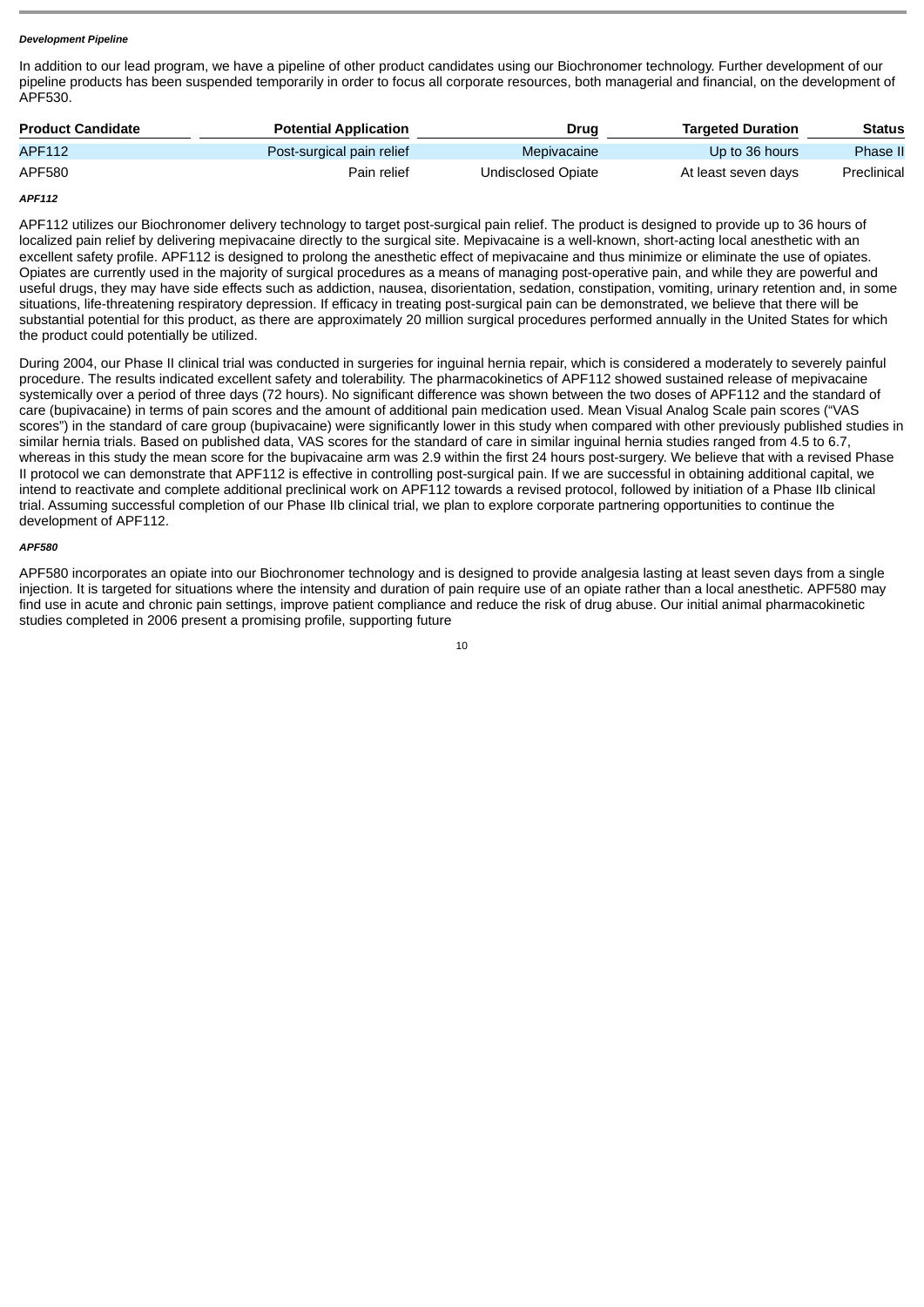***Development Pipeline***

In addition to our lead program, we have a pipeline of other product candidates using our Biochronomer technology. Further development of our pipeline products has been suspended temporarily in order to focus all corporate resources, both managerial and financial, on the development of APF530.

| Product Candidate | Potential Application | Drug | Targeted Duration | Status |
|---|---|---|---|---|
| APF112 | Post-surgical pain relief | Mepivacaine | Up to 36 hours | Phase II |
| APF580 | Pain relief | Undisclosed Opiate | At least seven days | Preclinical |

***APF112***

APF112 utilizes our Biochronomer delivery technology to target post-surgical pain relief. The product is designed to provide up to 36 hours of localized pain relief by delivering mepivacaine directly to the surgical site. Mepivacaine is a well-known, short-acting local anesthetic with an excellent safety profile. APF112 is designed to prolong the anesthetic effect of mepivacaine and thus minimize or eliminate the use of opiates. Opiates are currently used in the majority of surgical procedures as a means of managing post-operative pain, and while they are powerful and useful drugs, they may have side effects such as addiction, nausea, disorientation, sedation, constipation, vomiting, urinary retention and, in some situations, life-threatening respiratory depression. If efficacy in treating post-surgical pain can be demonstrated, we believe that there will be substantial potential for this product, as there are approximately 20 million surgical procedures performed annually in the United States for which the product could potentially be utilized.

During 2004, our Phase II clinical trial was conducted in surgeries for inguinal hernia repair, which is considered a moderately to severely painful procedure. The results indicated excellent safety and tolerability. The pharmacokinetics of APF112 showed sustained release of mepivacaine systemically over a period of three days (72 hours). No significant difference was shown between the two doses of APF112 and the standard of care (bupivacaine) in terms of pain scores and the amount of additional pain medication used. Mean Visual Analog Scale pain scores (“VAS scores”) in the standard of care group (bupivacaine) were significantly lower in this study when compared with other previously published studies in similar hernia trials. Based on published data, VAS scores for the standard of care in similar inguinal hernia studies ranged from 4.5 to 6.7, whereas in this study the mean score for the bupivacaine arm was 2.9 within the first 24 hours post-surgery. We believe that with a revised Phase II protocol we can demonstrate that APF112 is effective in controlling post-surgical pain. If we are successful in obtaining additional capital, we intend to reactivate and complete additional preclinical work on APF112 towards a revised protocol, followed by initiation of a Phase IIb clinical trial. Assuming successful completion of our Phase IIb clinical trial, we plan to explore corporate partnering opportunities to continue the development of APF112.

***APF580***

APF580 incorporates an opiate into our Biochronomer technology and is designed to provide analgesia lasting at least seven days from a single injection. It is targeted for situations where the intensity and duration of pain require use of an opiate rather than a local anesthetic. APF580 may find use in acute and chronic pain settings, improve patient compliance and reduce the risk of drug abuse. Our initial animal pharmacokinetic studies completed in 2006 present a promising profile, supporting future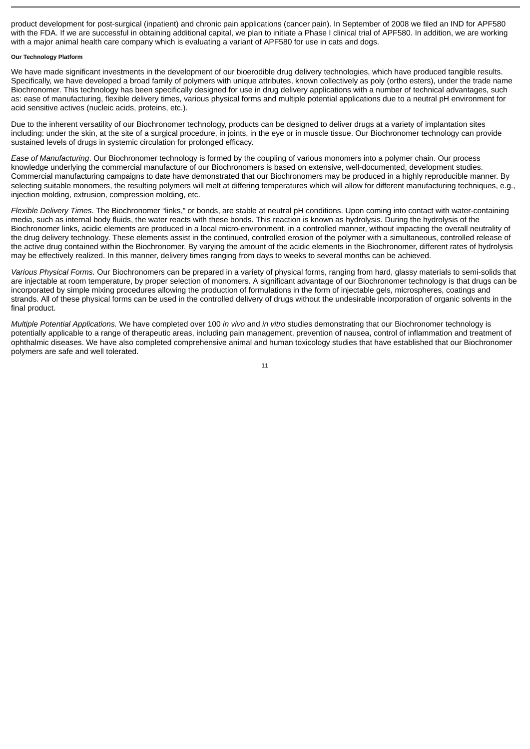product development for post-surgical (inpatient) and chronic pain applications (cancer pain). In September of 2008 we filed an IND for APF580 with the FDA. If we are successful in obtaining additional capital, we plan to initiate a Phase I clinical trial of APF580. In addition, we are working with a major animal health care company which is evaluating a variant of APF580 for use in cats and dogs.

#### Our Technology Platform

We have made significant investments in the development of our bioerodible drug delivery technologies, which have produced tangible results. Specifically, we have developed a broad family of polymers with unique attributes, known collectively as poly (ortho esters), under the trade name Biochronomer. This technology has been specifically designed for use in drug delivery applications with a number of technical advantages, such as: ease of manufacturing, flexible delivery times, various physical forms and multiple potential applications due to a neutral pH environment for acid sensitive actives (nucleic acids, proteins, etc.).

Due to the inherent versatility of our Biochronomer technology, products can be designed to deliver drugs at a variety of implantation sites including: under the skin, at the site of a surgical procedure, in joints, in the eye or in muscle tissue. Our Biochronomer technology can provide sustained levels of drugs in systemic circulation for prolonged efficacy.

*Ease of Manufacturing*. Our Biochronomer technology is formed by the coupling of various monomers into a polymer chain. Our process knowledge underlying the commercial manufacture of our Biochronomers is based on extensive, well-documented, development studies. Commercial manufacturing campaigns to date have demonstrated that our Biochronomers may be produced in a highly reproducible manner. By selecting suitable monomers, the resulting polymers will melt at differing temperatures which will allow for different manufacturing techniques, e.g., injection molding, extrusion, compression molding, etc.

*Flexible Delivery Times*. The Biochronomer "links," or bonds, are stable at neutral pH conditions. Upon coming into contact with water-containing media, such as internal body fluids, the water reacts with these bonds. This reaction is known as hydrolysis. During the hydrolysis of the Biochronomer links, acidic elements are produced in a local micro-environment, in a controlled manner, without impacting the overall neutrality of the drug delivery technology. These elements assist in the continued, controlled erosion of the polymer with a simultaneous, controlled release of the active drug contained within the Biochronomer. By varying the amount of the acidic elements in the Biochronomer, different rates of hydrolysis may be effectively realized. In this manner, delivery times ranging from days to weeks to several months can be achieved.

*Various Physical Forms.* Our Biochronomers can be prepared in a variety of physical forms, ranging from hard, glassy materials to semi-solids that are injectable at room temperature, by proper selection of monomers. A significant advantage of our Biochronomer technology is that drugs can be incorporated by simple mixing procedures allowing the production of formulations in the form of injectable gels, microspheres, coatings and strands. All of these physical forms can be used in the controlled delivery of drugs without the undesirable incorporation of organic solvents in the final product.

*Multiple Potential Applications.* We have completed over 100 *in vivo* and *in vitro* studies demonstrating that our Biochronomer technology is potentially applicable to a range of therapeutic areas, including pain management, prevention of nausea, control of inflammation and treatment of ophthalmic diseases. We have also completed comprehensive animal and human toxicology studies that have established that our Biochronomer polymers are safe and well tolerated.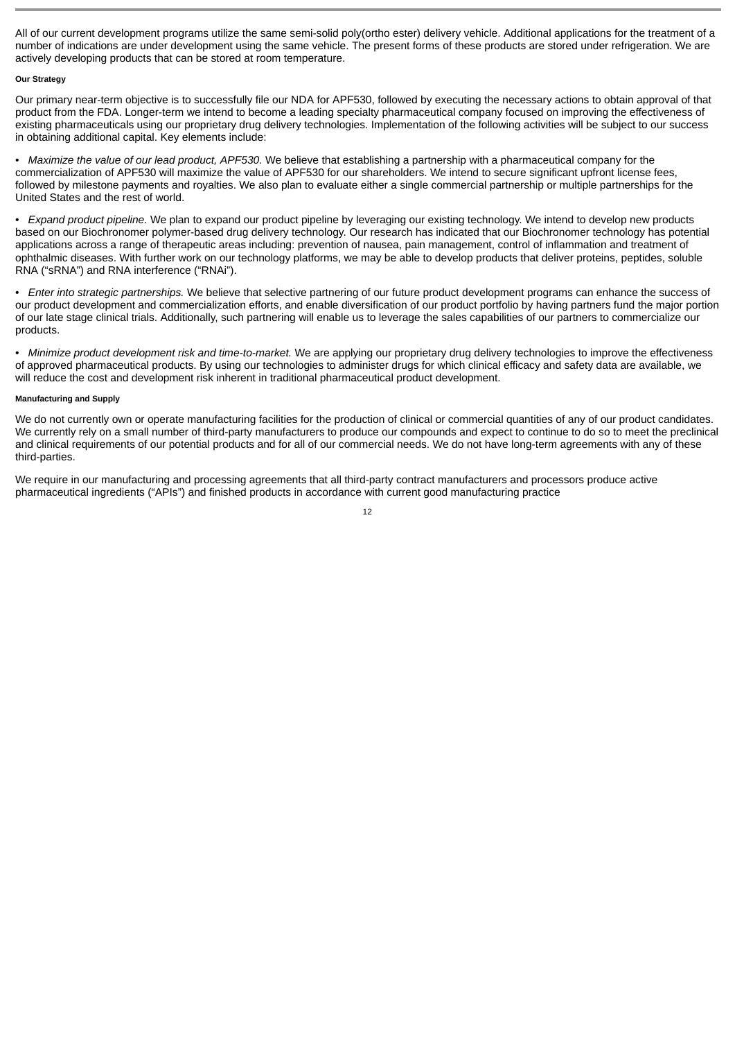All of our current development programs utilize the same semi-solid poly(ortho ester) delivery vehicle. Additional applications for the treatment of a number of indications are under development using the same vehicle. The present forms of these products are stored under refrigeration. We are actively developing products that can be stored at room temperature.

#### Our Strategy

Our primary near-term objective is to successfully file our NDA for APF530, followed by executing the necessary actions to obtain approval of that product from the FDA. Longer-term we intend to become a leading specialty pharmaceutical company focused on improving the effectiveness of existing pharmaceuticals using our proprietary drug delivery technologies. Implementation of the following activities will be subject to our success in obtaining additional capital. Key elements include:

- *Maximize the value of our lead product, APF530.* We believe that establishing a partnership with a pharmaceutical company for the commercialization of APF530 will maximize the value of APF530 for our shareholders. We intend to secure significant upfront license fees, followed by milestone payments and royalties. We also plan to evaluate either a single commercial partnership or multiple partnerships for the United States and the rest of world.

- *Expand product pipeline.* We plan to expand our product pipeline by leveraging our existing technology. We intend to develop new products based on our Biochronomer polymer-based drug delivery technology. Our research has indicated that our Biochronomer technology has potential applications across a range of therapeutic areas including: prevention of nausea, pain management, control of inflammation and treatment of ophthalmic diseases. With further work on our technology platforms, we may be able to develop products that deliver proteins, peptides, soluble RNA (“sRNA”) and RNA interference (“RNAi”).

- *Enter into strategic partnerships.* We believe that selective partnering of our future product development programs can enhance the success of our product development and commercialization efforts, and enable diversification of our product portfolio by having partners fund the major portion of our late stage clinical trials. Additionally, such partnering will enable us to leverage the sales capabilities of our partners to commercialize our products.

- *Minimize product development risk and time-to-market.* We are applying our proprietary drug delivery technologies to improve the effectiveness of approved pharmaceutical products. By using our technologies to administer drugs for which clinical efficacy and safety data are available, we will reduce the cost and development risk inherent in traditional pharmaceutical product development.

#### Manufacturing and Supply

We do not currently own or operate manufacturing facilities for the production of clinical or commercial quantities of any of our product candidates. We currently rely on a small number of third-party manufacturers to produce our compounds and expect to continue to do so to meet the preclinical and clinical requirements of our potential products and for all of our commercial needs. We do not have long-term agreements with any of these third-parties.

We require in our manufacturing and processing agreements that all third-party contract manufacturers and processors produce active pharmaceutical ingredients (“APIs”) and finished products in accordance with current good manufacturing practice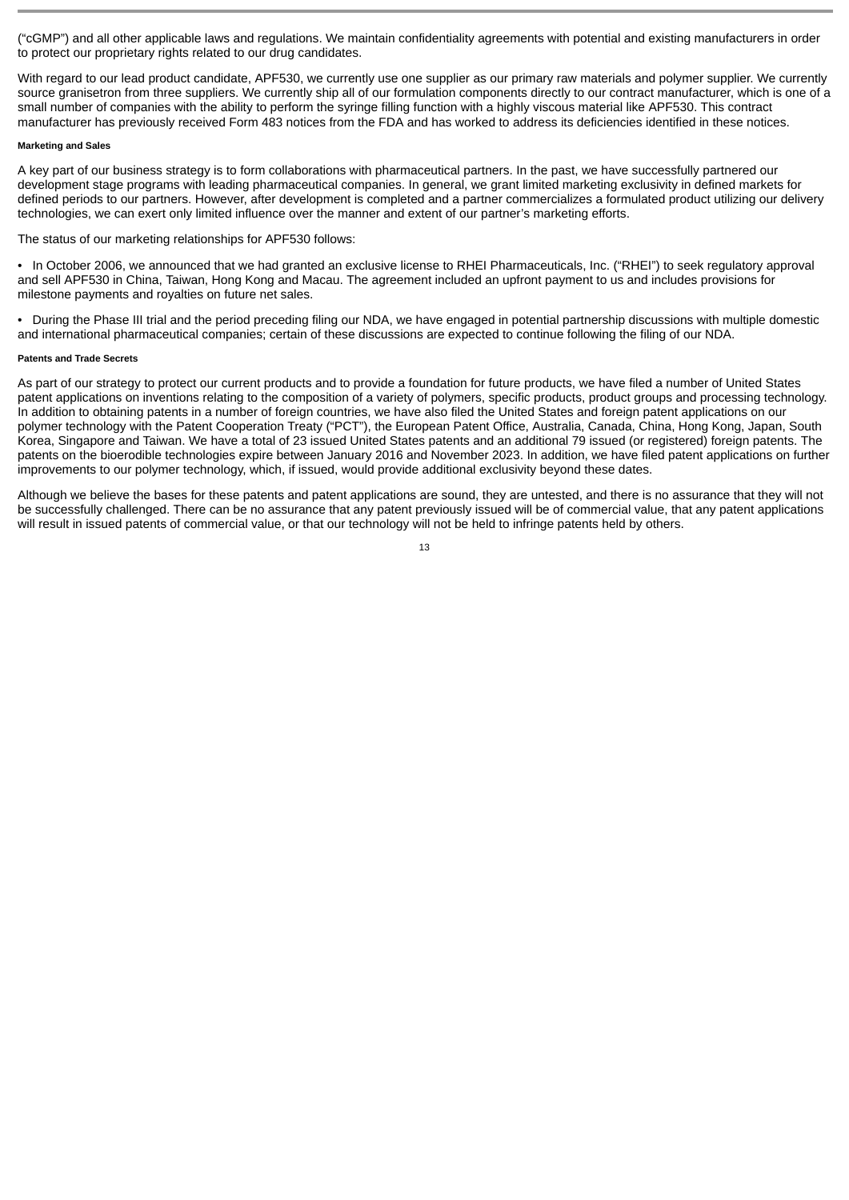(“cGMP”) and all other applicable laws and regulations. We maintain confidentiality agreements with potential and existing manufacturers in order to protect our proprietary rights related to our drug candidates.

With regard to our lead product candidate, APF530, we currently use one supplier as our primary raw materials and polymer supplier. We currently source granisetron from three suppliers. We currently ship all of our formulation components directly to our contract manufacturer, which is one of a small number of companies with the ability to perform the syringe filling function with a highly viscous material like APF530. This contract manufacturer has previously received Form 483 notices from the FDA and has worked to address its deficiencies identified in these notices.

#### Marketing and Sales

A key part of our business strategy is to form collaborations with pharmaceutical partners. In the past, we have successfully partnered our development stage programs with leading pharmaceutical companies. In general, we grant limited marketing exclusivity in defined markets for defined periods to our partners. However, after development is completed and a partner commercializes a formulated product utilizing our delivery technologies, we can exert only limited influence over the manner and extent of our partner’s marketing efforts.

The status of our marketing relationships for APF530 follows:

- In October 2006, we announced that we had granted an exclusive license to RHEI Pharmaceuticals, Inc. (“RHEI”) to seek regulatory approval and sell APF530 in China, Taiwan, Hong Kong and Macau. The agreement included an upfront payment to us and includes provisions for milestone payments and royalties on future net sales.
- During the Phase III trial and the period preceding filing our NDA, we have engaged in potential partnership discussions with multiple domestic and international pharmaceutical companies; certain of these discussions are expected to continue following the filing of our NDA.

#### Patents and Trade Secrets

As part of our strategy to protect our current products and to provide a foundation for future products, we have filed a number of United States patent applications on inventions relating to the composition of a variety of polymers, specific products, product groups and processing technology. In addition to obtaining patents in a number of foreign countries, we have also filed the United States and foreign patent applications on our polymer technology with the Patent Cooperation Treaty (“PCT”), the European Patent Office, Australia, Canada, China, Hong Kong, Japan, South Korea, Singapore and Taiwan. We have a total of 23 issued United States patents and an additional 79 issued (or registered) foreign patents. The patents on the bioerodible technologies expire between January 2016 and November 2023. In addition, we have filed patent applications on further improvements to our polymer technology, which, if issued, would provide additional exclusivity beyond these dates.

Although we believe the bases for these patents and patent applications are sound, they are untested, and there is no assurance that they will not be successfully challenged. There can be no assurance that any patent previously issued will be of commercial value, that any patent applications will result in issued patents of commercial value, or that our technology will not be held to infringe patents held by others.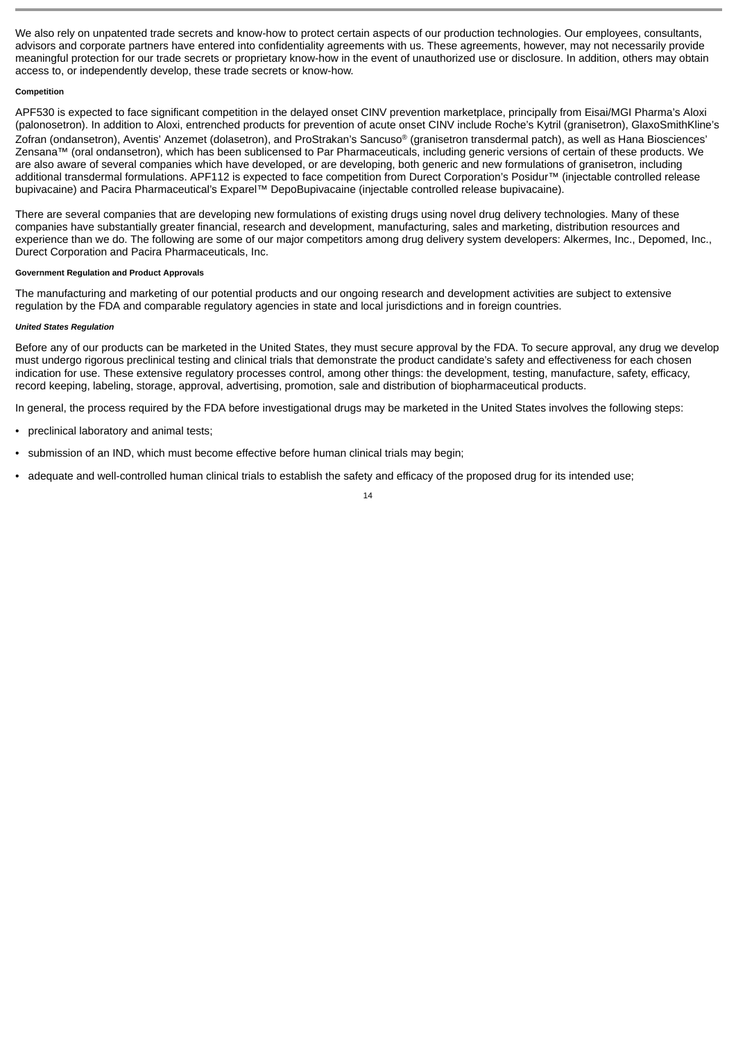We also rely on unpatented trade secrets and know-how to protect certain aspects of our production technologies. Our employees, consultants, advisors and corporate partners have entered into confidentiality agreements with us. These agreements, however, may not necessarily provide meaningful protection for our trade secrets or proprietary know-how in the event of unauthorized use or disclosure. In addition, others may obtain access to, or independently develop, these trade secrets or know-how.

#### Competition

APF530 is expected to face significant competition in the delayed onset CINV prevention marketplace, principally from Eisai/MGI Pharma's Aloxi (palonosetron). In addition to Aloxi, entrenched products for prevention of acute onset CINV include Roche's Kytril (granisetron), GlaxoSmithKline's Zofran (ondansetron), Aventis' Anzemet (dolasetron), and ProStrakan's Sancuso® (granisetron transdermal patch), as well as Hana Biosciences' Zensana™ (oral ondansetron), which has been sublicensed to Par Pharmaceuticals, including generic versions of certain of these products. We are also aware of several companies which have developed, or are developing, both generic and new formulations of granisetron, including additional transdermal formulations. APF112 is expected to face competition from Durect Corporation's Posidur™ (injectable controlled release bupivacaine) and Pacira Pharmaceutical's Exparel™ DepoBupivacaine (injectable controlled release bupivacaine).

There are several companies that are developing new formulations of existing drugs using novel drug delivery technologies. Many of these companies have substantially greater financial, research and development, manufacturing, sales and marketing, distribution resources and experience than we do. The following are some of our major competitors among drug delivery system developers: Alkermes, Inc., Depomed, Inc., Durect Corporation and Pacira Pharmaceuticals, Inc.

#### Government Regulation and Product Approvals

The manufacturing and marketing of our potential products and our ongoing research and development activities are subject to extensive regulation by the FDA and comparable regulatory agencies in state and local jurisdictions and in foreign countries.

##### *United States Regulation*

Before any of our products can be marketed in the United States, they must secure approval by the FDA. To secure approval, any drug we develop must undergo rigorous preclinical testing and clinical trials that demonstrate the product candidate's safety and effectiveness for each chosen indication for use. These extensive regulatory processes control, among other things: the development, testing, manufacture, safety, efficacy, record keeping, labeling, storage, approval, advertising, promotion, sale and distribution of biopharmaceutical products.

In general, the process required by the FDA before investigational drugs may be marketed in the United States involves the following steps:

- preclinical laboratory and animal tests;
- submission of an IND, which must become effective before human clinical trials may begin;
- adequate and well-controlled human clinical trials to establish the safety and efficacy of the proposed drug for its intended use;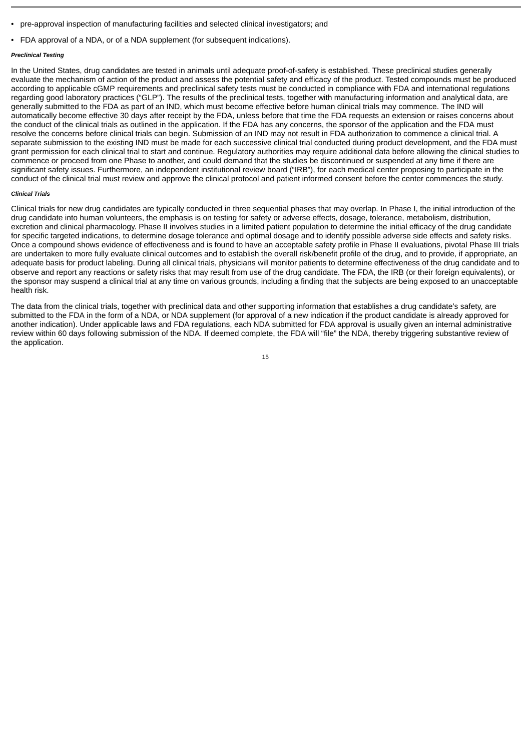- pre-approval inspection of manufacturing facilities and selected clinical investigators; and
- FDA approval of a NDA, or of a NDA supplement (for subsequent indications).

***Preclinical Testing***

In the United States, drug candidates are tested in animals until adequate proof-of-safety is established. These preclinical studies generally evaluate the mechanism of action of the product and assess the potential safety and efficacy of the product. Tested compounds must be produced according to applicable cGMP requirements and preclinical safety tests must be conducted in compliance with FDA and international regulations regarding good laboratory practices ("GLP"). The results of the preclinical tests, together with manufacturing information and analytical data, are generally submitted to the FDA as part of an IND, which must become effective before human clinical trials may commence. The IND will automatically become effective 30 days after receipt by the FDA, unless before that time the FDA requests an extension or raises concerns about the conduct of the clinical trials as outlined in the application. If the FDA has any concerns, the sponsor of the application and the FDA must resolve the concerns before clinical trials can begin. Submission of an IND may not result in FDA authorization to commence a clinical trial. A separate submission to the existing IND must be made for each successive clinical trial conducted during product development, and the FDA must grant permission for each clinical trial to start and continue. Regulatory authorities may require additional data before allowing the clinical studies to commence or proceed from one Phase to another, and could demand that the studies be discontinued or suspended at any time if there are significant safety issues. Furthermore, an independent institutional review board ("IRB"), for each medical center proposing to participate in the conduct of the clinical trial must review and approve the clinical protocol and patient informed consent before the center commences the study.

***Clinical Trials***

Clinical trials for new drug candidates are typically conducted in three sequential phases that may overlap. In Phase I, the initial introduction of the drug candidate into human volunteers, the emphasis is on testing for safety or adverse effects, dosage, tolerance, metabolism, distribution, excretion and clinical pharmacology. Phase II involves studies in a limited patient population to determine the initial efficacy of the drug candidate for specific targeted indications, to determine dosage tolerance and optimal dosage and to identify possible adverse side effects and safety risks. Once a compound shows evidence of effectiveness and is found to have an acceptable safety profile in Phase II evaluations, pivotal Phase III trials are undertaken to more fully evaluate clinical outcomes and to establish the overall risk/benefit profile of the drug, and to provide, if appropriate, an adequate basis for product labeling. During all clinical trials, physicians will monitor patients to determine effectiveness of the drug candidate and to observe and report any reactions or safety risks that may result from use of the drug candidate. The FDA, the IRB (or their foreign equivalents), or the sponsor may suspend a clinical trial at any time on various grounds, including a finding that the subjects are being exposed to an unacceptable health risk.

The data from the clinical trials, together with preclinical data and other supporting information that establishes a drug candidate's safety, are submitted to the FDA in the form of a NDA, or NDA supplement (for approval of a new indication if the product candidate is already approved for another indication). Under applicable laws and FDA regulations, each NDA submitted for FDA approval is usually given an internal administrative review within 60 days following submission of the NDA. If deemed complete, the FDA will "file" the NDA, thereby triggering substantive review of the application.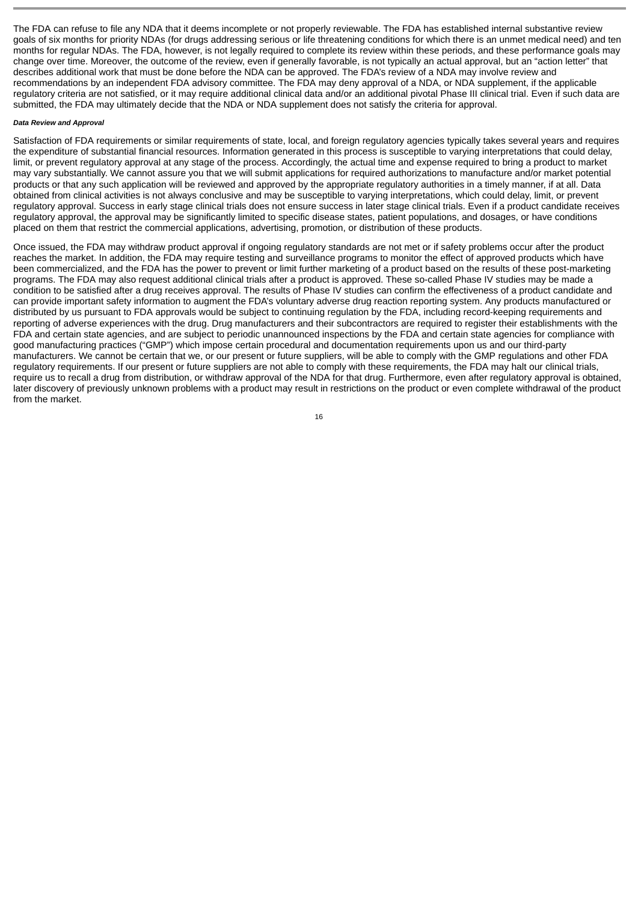The FDA can refuse to file any NDA that it deems incomplete or not properly reviewable. The FDA has established internal substantive review goals of six months for priority NDAs (for drugs addressing serious or life threatening conditions for which there is an unmet medical need) and ten months for regular NDAs. The FDA, however, is not legally required to complete its review within these periods, and these performance goals may change over time. Moreover, the outcome of the review, even if generally favorable, is not typically an actual approval, but an “action letter” that describes additional work that must be done before the NDA can be approved. The FDA’s review of a NDA may involve review and recommendations by an independent FDA advisory committee. The FDA may deny approval of a NDA, or NDA supplement, if the applicable regulatory criteria are not satisfied, or it may require additional clinical data and/or an additional pivotal Phase III clinical trial. Even if such data are submitted, the FDA may ultimately decide that the NDA or NDA supplement does not satisfy the criteria for approval.

***Data Review and Approval***

Satisfaction of FDA requirements or similar requirements of state, local, and foreign regulatory agencies typically takes several years and requires the expenditure of substantial financial resources. Information generated in this process is susceptible to varying interpretations that could delay, limit, or prevent regulatory approval at any stage of the process. Accordingly, the actual time and expense required to bring a product to market may vary substantially. We cannot assure you that we will submit applications for required authorizations to manufacture and/or market potential products or that any such application will be reviewed and approved by the appropriate regulatory authorities in a timely manner, if at all. Data obtained from clinical activities is not always conclusive and may be susceptible to varying interpretations, which could delay, limit, or prevent regulatory approval. Success in early stage clinical trials does not ensure success in later stage clinical trials. Even if a product candidate receives regulatory approval, the approval may be significantly limited to specific disease states, patient populations, and dosages, or have conditions placed on them that restrict the commercial applications, advertising, promotion, or distribution of these products.

Once issued, the FDA may withdraw product approval if ongoing regulatory standards are not met or if safety problems occur after the product reaches the market. In addition, the FDA may require testing and surveillance programs to monitor the effect of approved products which have been commercialized, and the FDA has the power to prevent or limit further marketing of a product based on the results of these post-marketing programs. The FDA may also request additional clinical trials after a product is approved. These so-called Phase IV studies may be made a condition to be satisfied after a drug receives approval. The results of Phase IV studies can confirm the effectiveness of a product candidate and can provide important safety information to augment the FDA’s voluntary adverse drug reaction reporting system. Any products manufactured or distributed by us pursuant to FDA approvals would be subject to continuing regulation by the FDA, including record-keeping requirements and reporting of adverse experiences with the drug. Drug manufacturers and their subcontractors are required to register their establishments with the FDA and certain state agencies, and are subject to periodic unannounced inspections by the FDA and certain state agencies for compliance with good manufacturing practices (“GMP”) which impose certain procedural and documentation requirements upon us and our third-party manufacturers. We cannot be certain that we, or our present or future suppliers, will be able to comply with the GMP regulations and other FDA regulatory requirements. If our present or future suppliers are not able to comply with these requirements, the FDA may halt our clinical trials, require us to recall a drug from distribution, or withdraw approval of the NDA for that drug. Furthermore, even after regulatory approval is obtained, later discovery of previously unknown problems with a product may result in restrictions on the product or even complete withdrawal of the product from the market.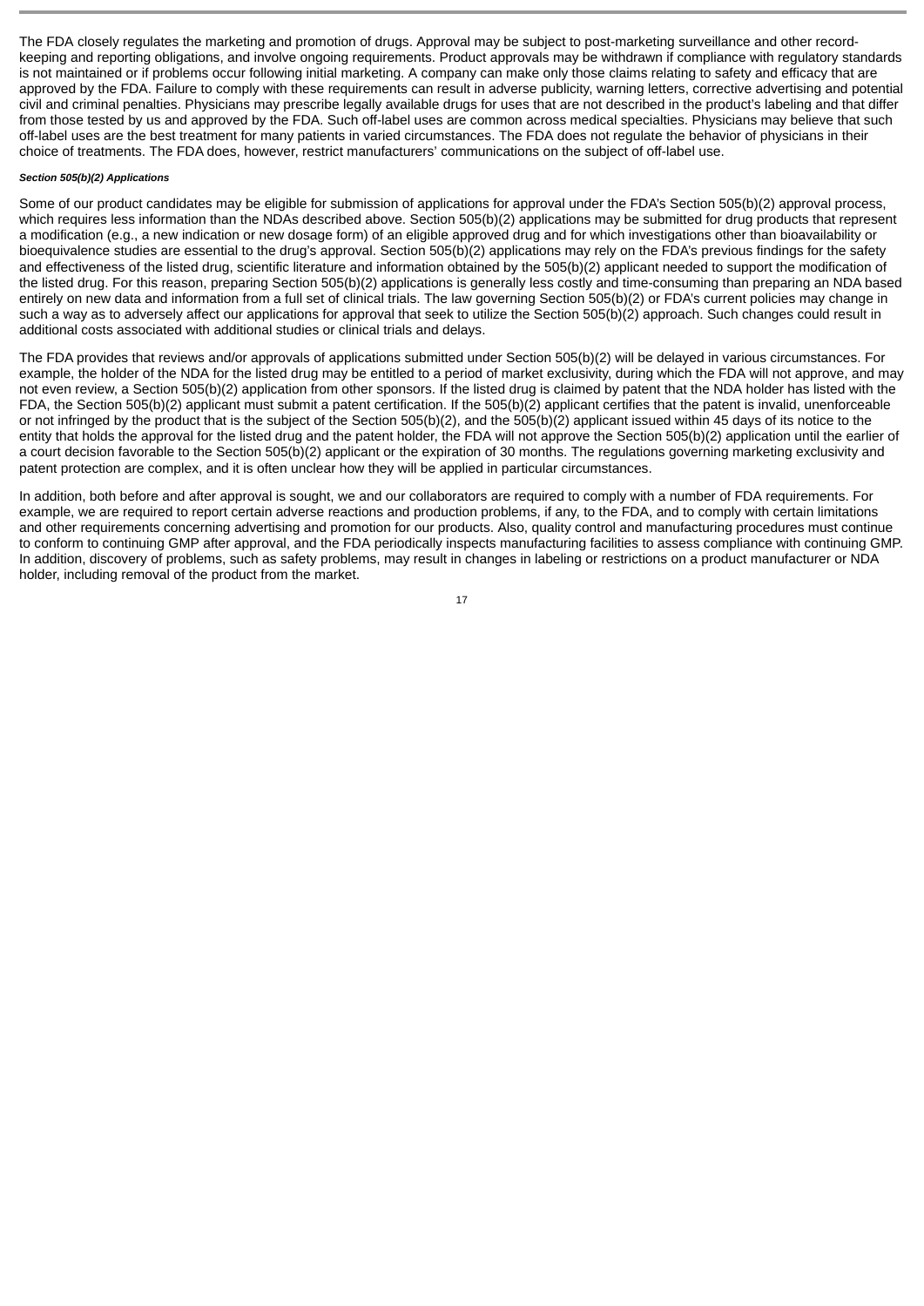The FDA closely regulates the marketing and promotion of drugs. Approval may be subject to post-marketing surveillance and other record-keeping and reporting obligations, and involve ongoing requirements. Product approvals may be withdrawn if compliance with regulatory standards is not maintained or if problems occur following initial marketing. A company can make only those claims relating to safety and efficacy that are approved by the FDA. Failure to comply with these requirements can result in adverse publicity, warning letters, corrective advertising and potential civil and criminal penalties. Physicians may prescribe legally available drugs for uses that are not described in the product's labeling and that differ from those tested by us and approved by the FDA. Such off-label uses are common across medical specialties. Physicians may believe that such off-label uses are the best treatment for many patients in varied circumstances. The FDA does not regulate the behavior of physicians in their choice of treatments. The FDA does, however, restrict manufacturers' communications on the subject of off-label use.

***Section 505(b)(2) Applications***

Some of our product candidates may be eligible for submission of applications for approval under the FDA's Section 505(b)(2) approval process, which requires less information than the NDAs described above. Section 505(b)(2) applications may be submitted for drug products that represent a modification (e.g., a new indication or new dosage form) of an eligible approved drug and for which investigations other than bioavailability or bioequivalence studies are essential to the drug's approval. Section 505(b)(2) applications may rely on the FDA's previous findings for the safety and effectiveness of the listed drug, scientific literature and information obtained by the 505(b)(2) applicant needed to support the modification of the listed drug. For this reason, preparing Section 505(b)(2) applications is generally less costly and time-consuming than preparing an NDA based entirely on new data and information from a full set of clinical trials. The law governing Section 505(b)(2) or FDA's current policies may change in such a way as to adversely affect our applications for approval that seek to utilize the Section 505(b)(2) approach. Such changes could result in additional costs associated with additional studies or clinical trials and delays.

The FDA provides that reviews and/or approvals of applications submitted under Section 505(b)(2) will be delayed in various circumstances. For example, the holder of the NDA for the listed drug may be entitled to a period of market exclusivity, during which the FDA will not approve, and may not even review, a Section 505(b)(2) application from other sponsors. If the listed drug is claimed by patent that the NDA holder has listed with the FDA, the Section 505(b)(2) applicant must submit a patent certification. If the 505(b)(2) applicant certifies that the patent is invalid, unenforceable or not infringed by the product that is the subject of the Section 505(b)(2), and the 505(b)(2) applicant issued within 45 days of its notice to the entity that holds the approval for the listed drug and the patent holder, the FDA will not approve the Section 505(b)(2) application until the earlier of a court decision favorable to the Section 505(b)(2) applicant or the expiration of 30 months. The regulations governing marketing exclusivity and patent protection are complex, and it is often unclear how they will be applied in particular circumstances.

In addition, both before and after approval is sought, we and our collaborators are required to comply with a number of FDA requirements. For example, we are required to report certain adverse reactions and production problems, if any, to the FDA, and to comply with certain limitations and other requirements concerning advertising and promotion for our products. Also, quality control and manufacturing procedures must continue to conform to continuing GMP after approval, and the FDA periodically inspects manufacturing facilities to assess compliance with continuing GMP. In addition, discovery of problems, such as safety problems, may result in changes in labeling or restrictions on a product manufacturer or NDA holder, including removal of the product from the market.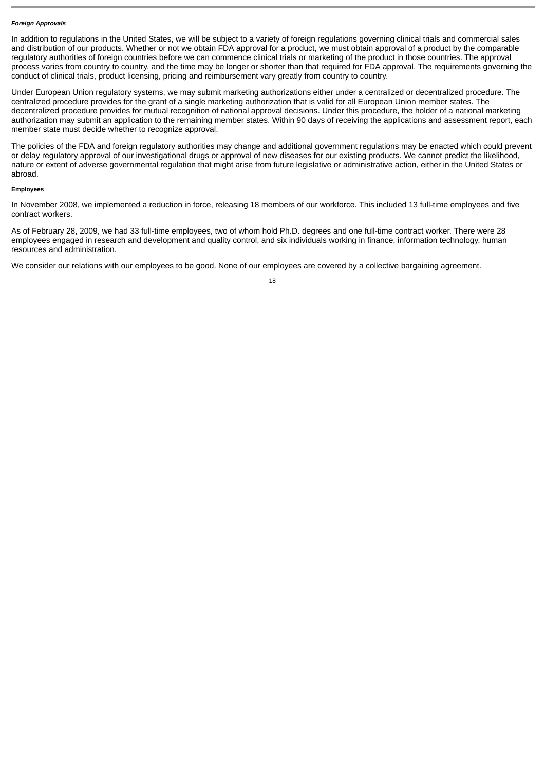***Foreign Approvals***

In addition to regulations in the United States, we will be subject to a variety of foreign regulations governing clinical trials and commercial sales and distribution of our products. Whether or not we obtain FDA approval for a product, we must obtain approval of a product by the comparable regulatory authorities of foreign countries before we can commence clinical trials or marketing of the product in those countries. The approval process varies from country to country, and the time may be longer or shorter than that required for FDA approval. The requirements governing the conduct of clinical trials, product licensing, pricing and reimbursement vary greatly from country to country.

Under European Union regulatory systems, we may submit marketing authorizations either under a centralized or decentralized procedure. The centralized procedure provides for the grant of a single marketing authorization that is valid for all European Union member states. The decentralized procedure provides for mutual recognition of national approval decisions. Under this procedure, the holder of a national marketing authorization may submit an application to the remaining member states. Within 90 days of receiving the applications and assessment report, each member state must decide whether to recognize approval.

The policies of the FDA and foreign regulatory authorities may change and additional government regulations may be enacted which could prevent or delay regulatory approval of our investigational drugs or approval of new diseases for our existing products. We cannot predict the likelihood, nature or extent of adverse governmental regulation that might arise from future legislative or administrative action, either in the United States or abroad.

**Employees**

In November 2008, we implemented a reduction in force, releasing 18 members of our workforce. This included 13 full-time employees and five contract workers.

As of February 28, 2009, we had 33 full-time employees, two of whom hold Ph.D. degrees and one full-time contract worker. There were 28 employees engaged in research and development and quality control, and six individuals working in finance, information technology, human resources and administration.

We consider our relations with our employees to be good. None of our employees are covered by a collective bargaining agreement.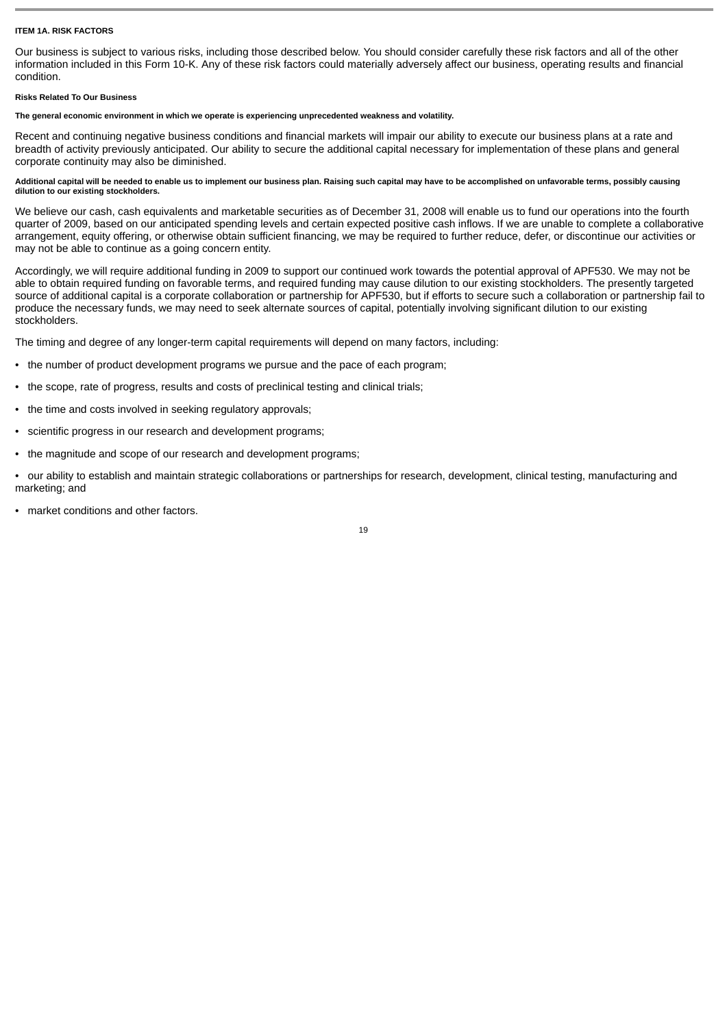## ITEM 1A. RISK FACTORS

Our business is subject to various risks, including those described below. You should consider carefully these risk factors and all of the other information included in this Form 10-K. Any of these risk factors could materially adversely affect our business, operating results and financial condition.

### Risks Related To Our Business

**The general economic environment in which we operate is experiencing unprecedented weakness and volatility.**

Recent and continuing negative business conditions and financial markets will impair our ability to execute our business plans at a rate and breadth of activity previously anticipated. Our ability to secure the additional capital necessary for implementation of these plans and general corporate continuity may also be diminished.

**Additional capital will be needed to enable us to implement our business plan. Raising such capital may have to be accomplished on unfavorable terms, possibly causing dilution to our existing stockholders.**

We believe our cash, cash equivalents and marketable securities as of December 31, 2008 will enable us to fund our operations into the fourth quarter of 2009, based on our anticipated spending levels and certain expected positive cash inflows. If we are unable to complete a collaborative arrangement, equity offering, or otherwise obtain sufficient financing, we may be required to further reduce, defer, or discontinue our activities or may not be able to continue as a going concern entity.

Accordingly, we will require additional funding in 2009 to support our continued work towards the potential approval of APF530. We may not be able to obtain required funding on favorable terms, and required funding may cause dilution to our existing stockholders. The presently targeted source of additional capital is a corporate collaboration or partnership for APF530, but if efforts to secure such a collaboration or partnership fail to produce the necessary funds, we may need to seek alternate sources of capital, potentially involving significant dilution to our existing stockholders.

The timing and degree of any longer-term capital requirements will depend on many factors, including:

- the number of product development programs we pursue and the pace of each program;
- the scope, rate of progress, results and costs of preclinical testing and clinical trials;
- the time and costs involved in seeking regulatory approvals;
- scientific progress in our research and development programs;
- the magnitude and scope of our research and development programs;
- our ability to establish and maintain strategic collaborations or partnerships for research, development, clinical testing, manufacturing and marketing; and
- market conditions and other factors.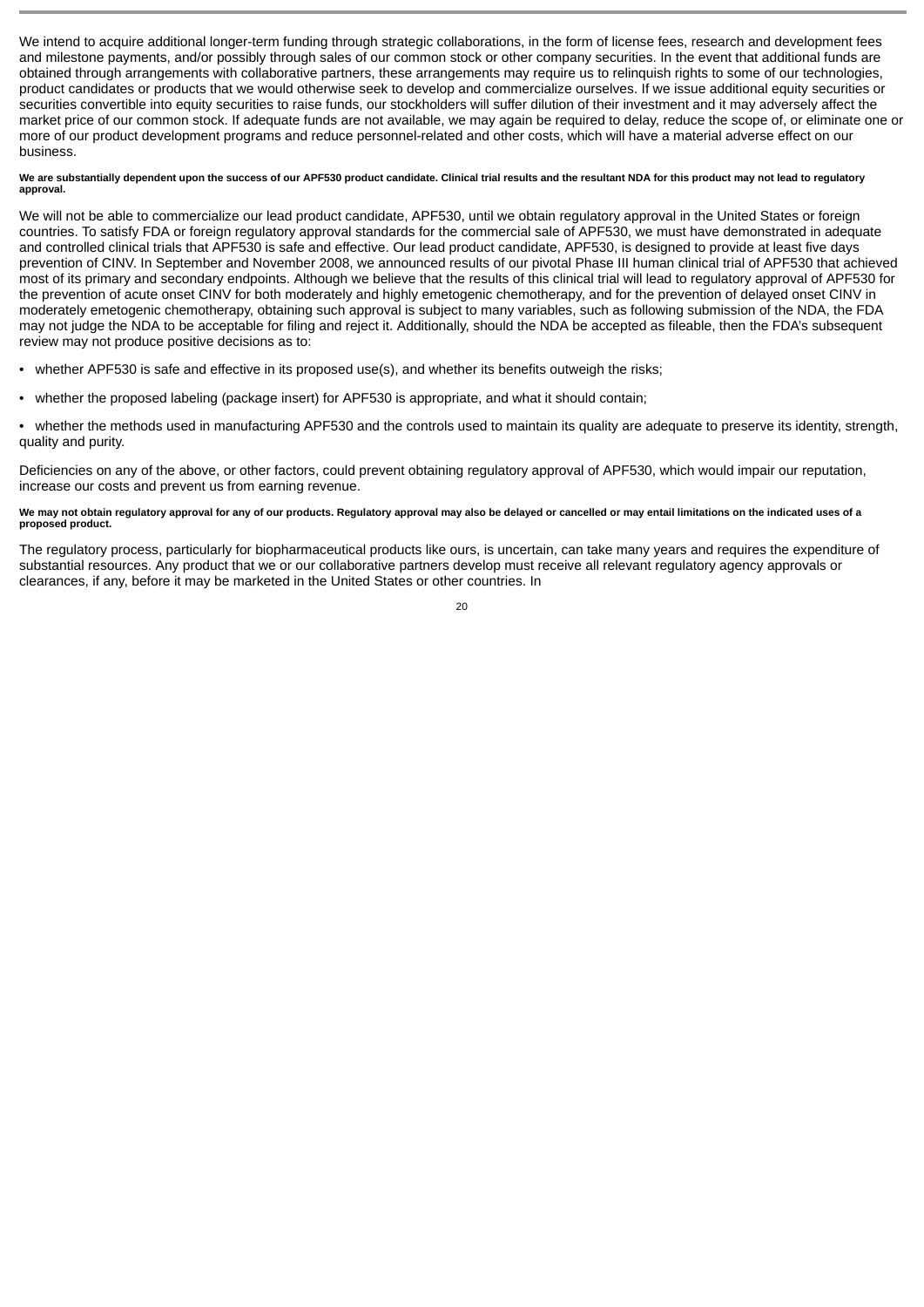We intend to acquire additional longer-term funding through strategic collaborations, in the form of license fees, research and development fees and milestone payments, and/or possibly through sales of our common stock or other company securities. In the event that additional funds are obtained through arrangements with collaborative partners, these arrangements may require us to relinquish rights to some of our technologies, product candidates or products that we would otherwise seek to develop and commercialize ourselves. If we issue additional equity securities or securities convertible into equity securities to raise funds, our stockholders will suffer dilution of their investment and it may adversely affect the market price of our common stock. If adequate funds are not available, we may again be required to delay, reduce the scope of, or eliminate one or more of our product development programs and reduce personnel-related and other costs, which will have a material adverse effect on our business.

**We are substantially dependent upon the success of our APF530 product candidate. Clinical trial results and the resultant NDA for this product may not lead to regulatory approval.**

We will not be able to commercialize our lead product candidate, APF530, until we obtain regulatory approval in the United States or foreign countries. To satisfy FDA or foreign regulatory approval standards for the commercial sale of APF530, we must have demonstrated in adequate and controlled clinical trials that APF530 is safe and effective. Our lead product candidate, APF530, is designed to provide at least five days prevention of CINV. In September and November 2008, we announced results of our pivotal Phase III human clinical trial of APF530 that achieved most of its primary and secondary endpoints. Although we believe that the results of this clinical trial will lead to regulatory approval of APF530 for the prevention of acute onset CINV for both moderately and highly emetogenic chemotherapy, and for the prevention of delayed onset CINV in moderately emetogenic chemotherapy, obtaining such approval is subject to many variables, such as following submission of the NDA, the FDA may not judge the NDA to be acceptable for filing and reject it. Additionally, should the NDA be accepted as fileable, then the FDA's subsequent review may not produce positive decisions as to:

- whether APF530 is safe and effective in its proposed use(s), and whether its benefits outweigh the risks;
- whether the proposed labeling (package insert) for APF530 is appropriate, and what it should contain;
- whether the methods used in manufacturing APF530 and the controls used to maintain its quality are adequate to preserve its identity, strength, quality and purity.

Deficiencies on any of the above, or other factors, could prevent obtaining regulatory approval of APF530, which would impair our reputation, increase our costs and prevent us from earning revenue.

**We may not obtain regulatory approval for any of our products. Regulatory approval may also be delayed or cancelled or may entail limitations on the indicated uses of a proposed product.**

The regulatory process, particularly for biopharmaceutical products like ours, is uncertain, can take many years and requires the expenditure of substantial resources. Any product that we or our collaborative partners develop must receive all relevant regulatory agency approvals or clearances, if any, before it may be marketed in the United States or other countries. In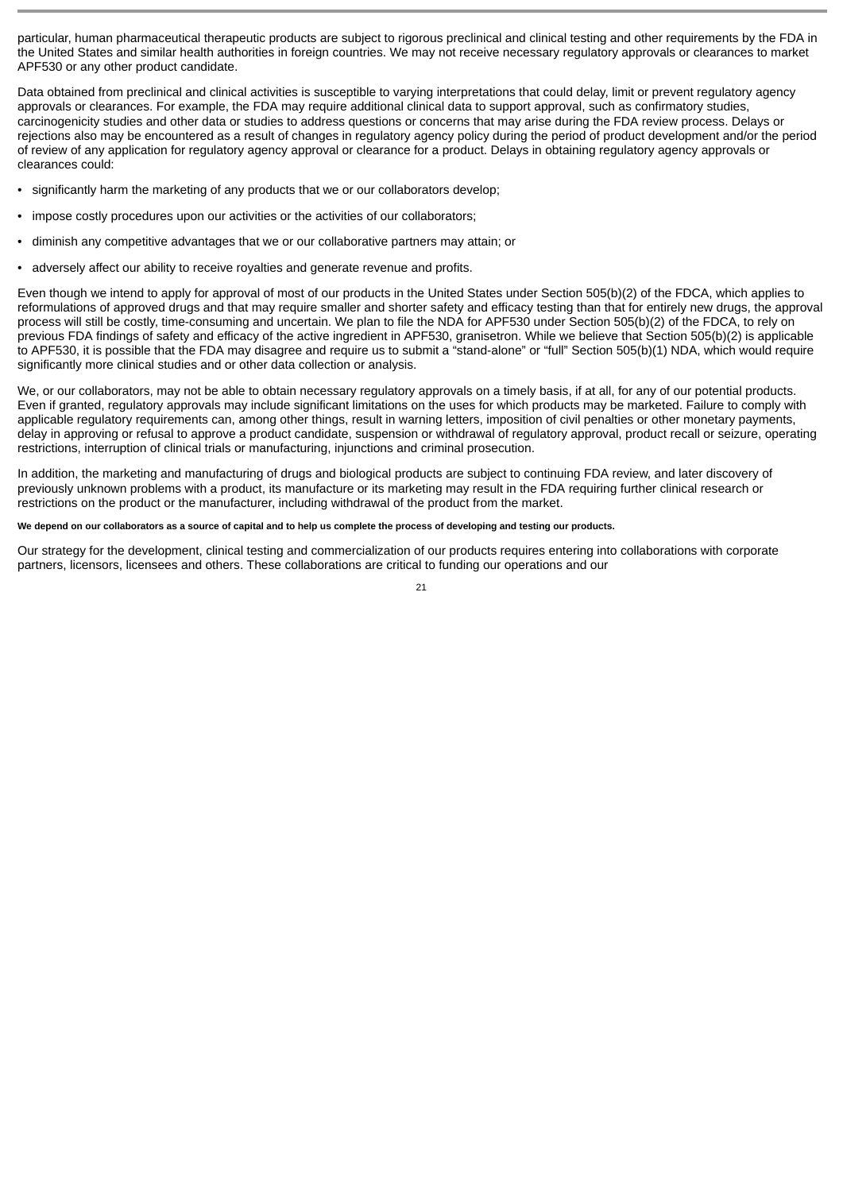particular, human pharmaceutical therapeutic products are subject to rigorous preclinical and clinical testing and other requirements by the FDA in the United States and similar health authorities in foreign countries. We may not receive necessary regulatory approvals or clearances to market APF530 or any other product candidate.

Data obtained from preclinical and clinical activities is susceptible to varying interpretations that could delay, limit or prevent regulatory agency approvals or clearances. For example, the FDA may require additional clinical data to support approval, such as confirmatory studies, carcinogenicity studies and other data or studies to address questions or concerns that may arise during the FDA review process. Delays or rejections also may be encountered as a result of changes in regulatory agency policy during the period of product development and/or the period of review of any application for regulatory agency approval or clearance for a product. Delays in obtaining regulatory agency approvals or clearances could:

- significantly harm the marketing of any products that we or our collaborators develop;
- impose costly procedures upon our activities or the activities of our collaborators;
- diminish any competitive advantages that we or our collaborative partners may attain; or
- adversely affect our ability to receive royalties and generate revenue and profits.

Even though we intend to apply for approval of most of our products in the United States under Section 505(b)(2) of the FDCA, which applies to reformulations of approved drugs and that may require smaller and shorter safety and efficacy testing than that for entirely new drugs, the approval process will still be costly, time-consuming and uncertain. We plan to file the NDA for APF530 under Section 505(b)(2) of the FDCA, to rely on previous FDA findings of safety and efficacy of the active ingredient in APF530, granisetron. While we believe that Section 505(b)(2) is applicable to APF530, it is possible that the FDA may disagree and require us to submit a "stand-alone" or "full" Section 505(b)(1) NDA, which would require significantly more clinical studies and or other data collection or analysis.

We, or our collaborators, may not be able to obtain necessary regulatory approvals on a timely basis, if at all, for any of our potential products. Even if granted, regulatory approvals may include significant limitations on the uses for which products may be marketed. Failure to comply with applicable regulatory requirements can, among other things, result in warning letters, imposition of civil penalties or other monetary payments, delay in approving or refusal to approve a product candidate, suspension or withdrawal of regulatory approval, product recall or seizure, operating restrictions, interruption of clinical trials or manufacturing, injunctions and criminal prosecution.

In addition, the marketing and manufacturing of drugs and biological products are subject to continuing FDA review, and later discovery of previously unknown problems with a product, its manufacture or its marketing may result in the FDA requiring further clinical research or restrictions on the product or the manufacturer, including withdrawal of the product from the market.

**We depend on our collaborators as a source of capital and to help us complete the process of developing and testing our products.**

Our strategy for the development, clinical testing and commercialization of our products requires entering into collaborations with corporate partners, licensors, licensees and others. These collaborations are critical to funding our operations and our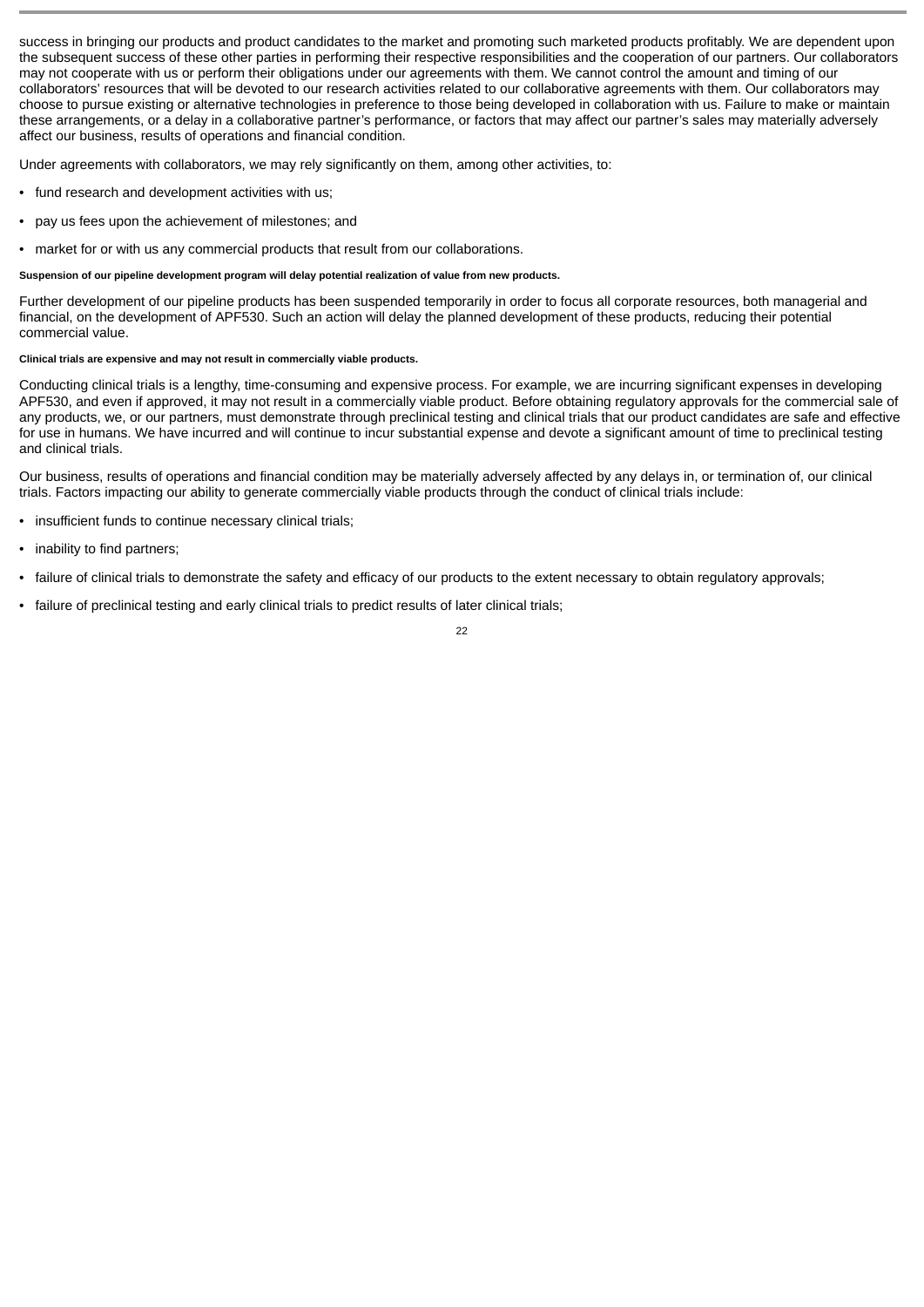success in bringing our products and product candidates to the market and promoting such marketed products profitably. We are dependent upon the subsequent success of these other parties in performing their respective responsibilities and the cooperation of our partners. Our collaborators may not cooperate with us or perform their obligations under our agreements with them. We cannot control the amount and timing of our collaborators' resources that will be devoted to our research activities related to our collaborative agreements with them. Our collaborators may choose to pursue existing or alternative technologies in preference to those being developed in collaboration with us. Failure to make or maintain these arrangements, or a delay in a collaborative partner's performance, or factors that may affect our partner's sales may materially adversely affect our business, results of operations and financial condition.

Under agreements with collaborators, we may rely significantly on them, among other activities, to:

- fund research and development activities with us;
- pay us fees upon the achievement of milestones; and
- market for or with us any commercial products that result from our collaborations.

**Suspension of our pipeline development program will delay potential realization of value from new products.**

Further development of our pipeline products has been suspended temporarily in order to focus all corporate resources, both managerial and financial, on the development of APF530. Such an action will delay the planned development of these products, reducing their potential commercial value.

**Clinical trials are expensive and may not result in commercially viable products.**

Conducting clinical trials is a lengthy, time-consuming and expensive process. For example, we are incurring significant expenses in developing APF530, and even if approved, it may not result in a commercially viable product. Before obtaining regulatory approvals for the commercial sale of any products, we, or our partners, must demonstrate through preclinical testing and clinical trials that our product candidates are safe and effective for use in humans. We have incurred and will continue to incur substantial expense and devote a significant amount of time to preclinical testing and clinical trials.

Our business, results of operations and financial condition may be materially adversely affected by any delays in, or termination of, our clinical trials. Factors impacting our ability to generate commercially viable products through the conduct of clinical trials include:

- insufficient funds to continue necessary clinical trials;
- inability to find partners;
- failure of clinical trials to demonstrate the safety and efficacy of our products to the extent necessary to obtain regulatory approvals;
- failure of preclinical testing and early clinical trials to predict results of later clinical trials;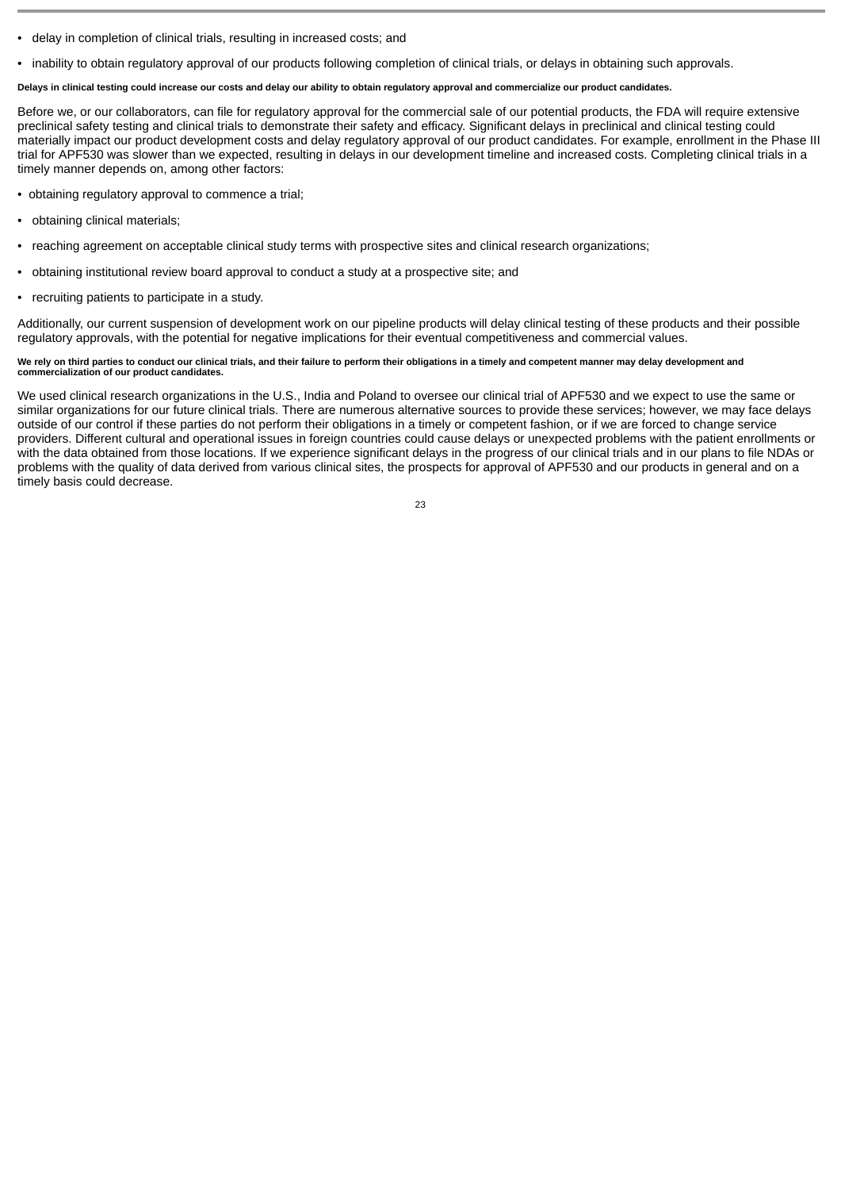- delay in completion of clinical trials, resulting in increased costs; and
- inability to obtain regulatory approval of our products following completion of clinical trials, or delays in obtaining such approvals.

**Delays in clinical testing could increase our costs and delay our ability to obtain regulatory approval and commercialize our product candidates.**

Before we, or our collaborators, can file for regulatory approval for the commercial sale of our potential products, the FDA will require extensive preclinical safety testing and clinical trials to demonstrate their safety and efficacy. Significant delays in preclinical and clinical testing could materially impact our product development costs and delay regulatory approval of our product candidates. For example, enrollment in the Phase III trial for APF530 was slower than we expected, resulting in delays in our development timeline and increased costs. Completing clinical trials in a timely manner depends on, among other factors:

- obtaining regulatory approval to commence a trial;
- obtaining clinical materials;
- reaching agreement on acceptable clinical study terms with prospective sites and clinical research organizations;
- obtaining institutional review board approval to conduct a study at a prospective site; and
- recruiting patients to participate in a study.

Additionally, our current suspension of development work on our pipeline products will delay clinical testing of these products and their possible regulatory approvals, with the potential for negative implications for their eventual competitiveness and commercial values.

**We rely on third parties to conduct our clinical trials, and their failure to perform their obligations in a timely and competent manner may delay development and commercialization of our product candidates.**

We used clinical research organizations in the U.S., India and Poland to oversee our clinical trial of APF530 and we expect to use the same or similar organizations for our future clinical trials. There are numerous alternative sources to provide these services; however, we may face delays outside of our control if these parties do not perform their obligations in a timely or competent fashion, or if we are forced to change service providers. Different cultural and operational issues in foreign countries could cause delays or unexpected problems with the patient enrollments or with the data obtained from those locations. If we experience significant delays in the progress of our clinical trials and in our plans to file NDAs or problems with the quality of data derived from various clinical sites, the prospects for approval of APF530 and our products in general and on a timely basis could decrease.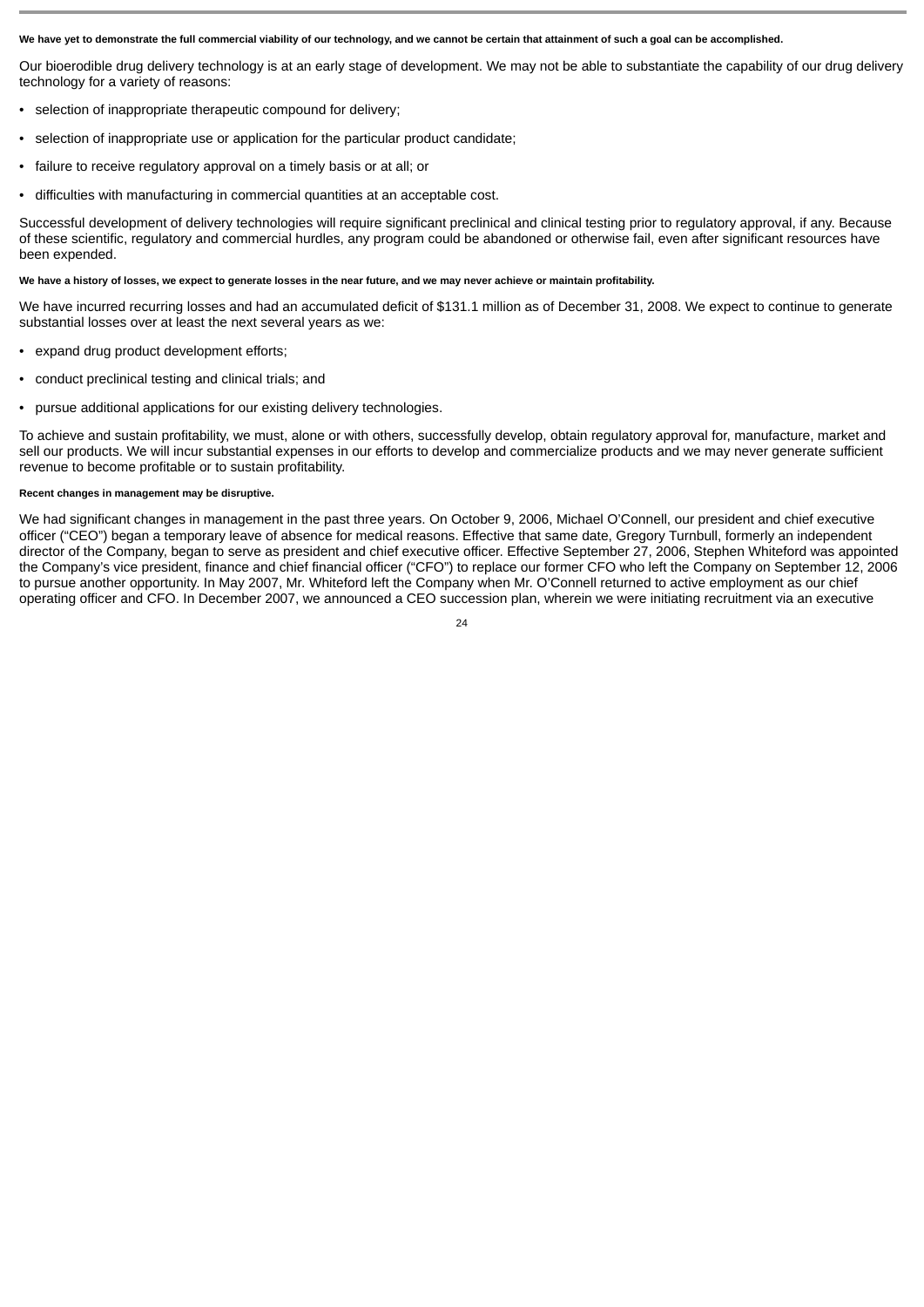**We have yet to demonstrate the full commercial viability of our technology, and we cannot be certain that attainment of such a goal can be accomplished.**

Our bioerodible drug delivery technology is at an early stage of development. We may not be able to substantiate the capability of our drug delivery technology for a variety of reasons:

- selection of inappropriate therapeutic compound for delivery;
- selection of inappropriate use or application for the particular product candidate;
- failure to receive regulatory approval on a timely basis or at all; or
- difficulties with manufacturing in commercial quantities at an acceptable cost.

Successful development of delivery technologies will require significant preclinical and clinical testing prior to regulatory approval, if any. Because of these scientific, regulatory and commercial hurdles, any program could be abandoned or otherwise fail, even after significant resources have been expended.

**We have a history of losses, we expect to generate losses in the near future, and we may never achieve or maintain profitability.**

We have incurred recurring losses and had an accumulated deficit of $131.1 million as of December 31, 2008. We expect to continue to generate substantial losses over at least the next several years as we:

- expand drug product development efforts;
- conduct preclinical testing and clinical trials; and
- pursue additional applications for our existing delivery technologies.

To achieve and sustain profitability, we must, alone or with others, successfully develop, obtain regulatory approval for, manufacture, market and sell our products. We will incur substantial expenses in our efforts to develop and commercialize products and we may never generate sufficient revenue to become profitable or to sustain profitability.

**Recent changes in management may be disruptive.**

We had significant changes in management in the past three years. On October 9, 2006, Michael O'Connell, our president and chief executive officer ("CEO") began a temporary leave of absence for medical reasons. Effective that same date, Gregory Turnbull, formerly an independent director of the Company, began to serve as president and chief executive officer. Effective September 27, 2006, Stephen Whiteford was appointed the Company's vice president, finance and chief financial officer ("CFO") to replace our former CFO who left the Company on September 12, 2006 to pursue another opportunity. In May 2007, Mr. Whiteford left the Company when Mr. O'Connell returned to active employment as our chief operating officer and CFO. In December 2007, we announced a CEO succession plan, wherein we were initiating recruitment via an executive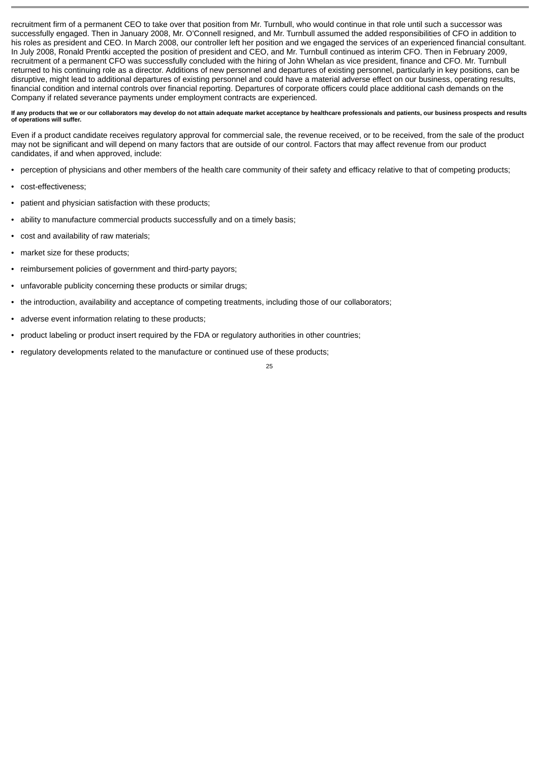recruitment firm of a permanent CEO to take over that position from Mr. Turnbull, who would continue in that role until such a successor was successfully engaged. Then in January 2008, Mr. O'Connell resigned, and Mr. Turnbull assumed the added responsibilities of CFO in addition to his roles as president and CEO. In March 2008, our controller left her position and we engaged the services of an experienced financial consultant. In July 2008, Ronald Prentki accepted the position of president and CEO, and Mr. Turnbull continued as interim CFO. Then in February 2009, recruitment of a permanent CFO was successfully concluded with the hiring of John Whelan as vice president, finance and CFO. Mr. Turnbull returned to his continuing role as a director. Additions of new personnel and departures of existing personnel, particularly in key positions, can be disruptive, might lead to additional departures of existing personnel and could have a material adverse effect on our business, operating results, financial condition and internal controls over financial reporting. Departures of corporate officers could place additional cash demands on the Company if related severance payments under employment contracts are experienced.

**If any products that we or our collaborators may develop do not attain adequate market acceptance by healthcare professionals and patients, our business prospects and results of operations will suffer.**

Even if a product candidate receives regulatory approval for commercial sale, the revenue received, or to be received, from the sale of the product may not be significant and will depend on many factors that are outside of our control. Factors that may affect revenue from our product candidates, if and when approved, include:

- perception of physicians and other members of the health care community of their safety and efficacy relative to that of competing products;
- cost-effectiveness;
- patient and physician satisfaction with these products;
- ability to manufacture commercial products successfully and on a timely basis;
- cost and availability of raw materials;
- market size for these products;
- reimbursement policies of government and third-party payors;
- unfavorable publicity concerning these products or similar drugs;
- the introduction, availability and acceptance of competing treatments, including those of our collaborators;
- adverse event information relating to these products;
- product labeling or product insert required by the FDA or regulatory authorities in other countries;
- regulatory developments related to the manufacture or continued use of these products;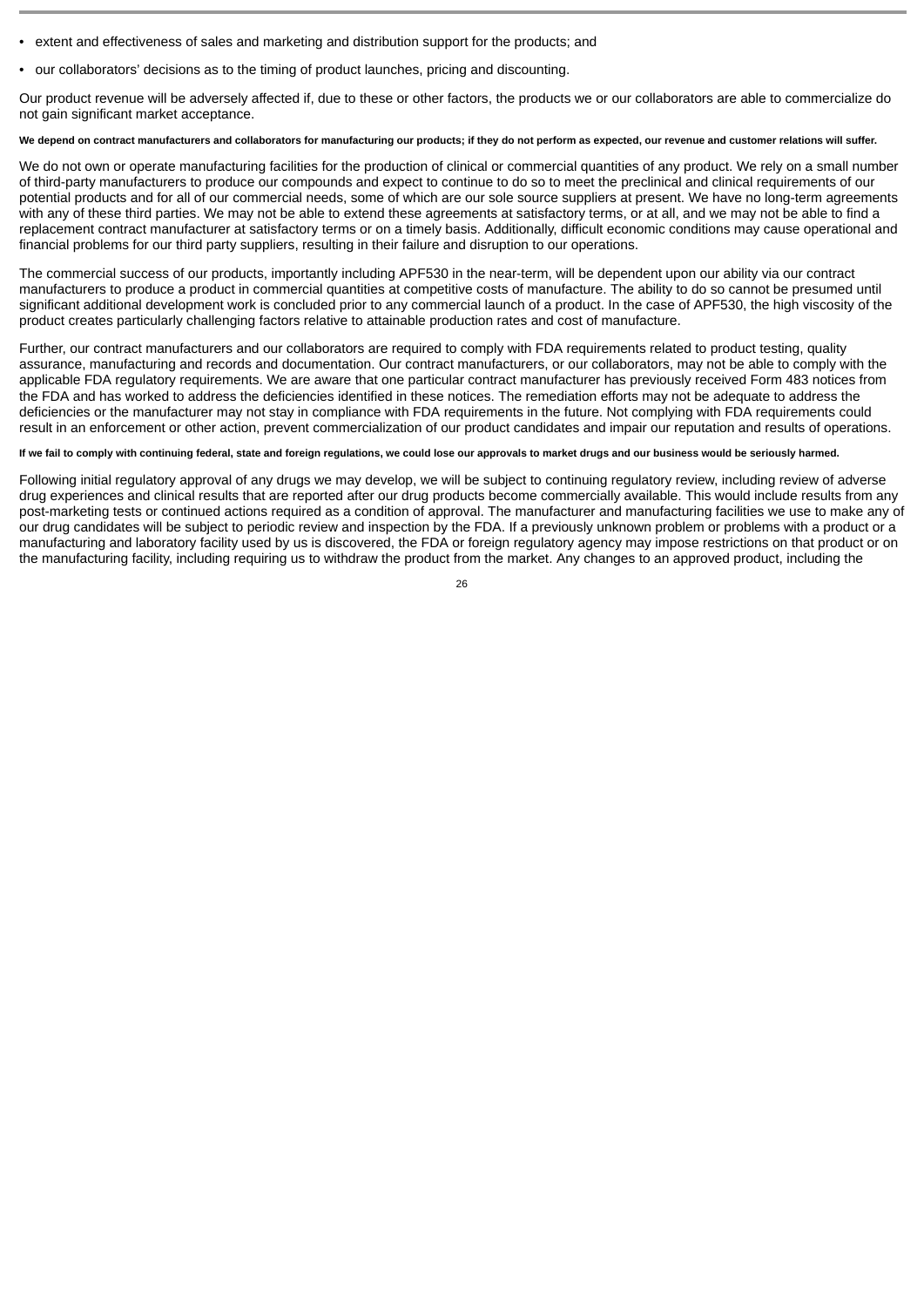- extent and effectiveness of sales and marketing and distribution support for the products; and
- our collaborators' decisions as to the timing of product launches, pricing and discounting.

Our product revenue will be adversely affected if, due to these or other factors, the products we or our collaborators are able to commercialize do not gain significant market acceptance.

**We depend on contract manufacturers and collaborators for manufacturing our products; if they do not perform as expected, our revenue and customer relations will suffer.**

We do not own or operate manufacturing facilities for the production of clinical or commercial quantities of any product. We rely on a small number of third-party manufacturers to produce our compounds and expect to continue to do so to meet the preclinical and clinical requirements of our potential products and for all of our commercial needs, some of which are our sole source suppliers at present. We have no long-term agreements with any of these third parties. We may not be able to extend these agreements at satisfactory terms, or at all, and we may not be able to find a replacement contract manufacturer at satisfactory terms or on a timely basis. Additionally, difficult economic conditions may cause operational and financial problems for our third party suppliers, resulting in their failure and disruption to our operations.

The commercial success of our products, importantly including APF530 in the near-term, will be dependent upon our ability via our contract manufacturers to produce a product in commercial quantities at competitive costs of manufacture. The ability to do so cannot be presumed until significant additional development work is concluded prior to any commercial launch of a product. In the case of APF530, the high viscosity of the product creates particularly challenging factors relative to attainable production rates and cost of manufacture.

Further, our contract manufacturers and our collaborators are required to comply with FDA requirements related to product testing, quality assurance, manufacturing and records and documentation. Our contract manufacturers, or our collaborators, may not be able to comply with the applicable FDA regulatory requirements. We are aware that one particular contract manufacturer has previously received Form 483 notices from the FDA and has worked to address the deficiencies identified in these notices. The remediation efforts may not be adequate to address the deficiencies or the manufacturer may not stay in compliance with FDA requirements in the future. Not complying with FDA requirements could result in an enforcement or other action, prevent commercialization of our product candidates and impair our reputation and results of operations.

**If we fail to comply with continuing federal, state and foreign regulations, we could lose our approvals to market drugs and our business would be seriously harmed.**

Following initial regulatory approval of any drugs we may develop, we will be subject to continuing regulatory review, including review of adverse drug experiences and clinical results that are reported after our drug products become commercially available. This would include results from any post-marketing tests or continued actions required as a condition of approval. The manufacturer and manufacturing facilities we use to make any of our drug candidates will be subject to periodic review and inspection by the FDA. If a previously unknown problem or problems with a product or a manufacturing and laboratory facility used by us is discovered, the FDA or foreign regulatory agency may impose restrictions on that product or on the manufacturing facility, including requiring us to withdraw the product from the market. Any changes to an approved product, including the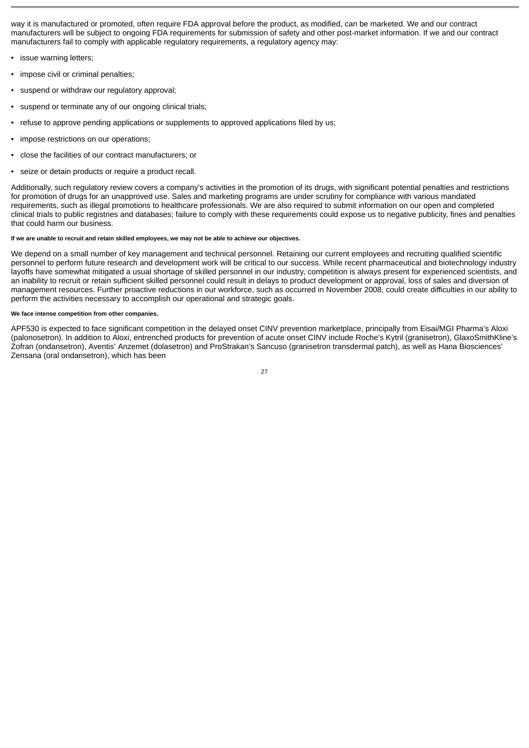way it is manufactured or promoted, often require FDA approval before the product, as modified, can be marketed. We and our contract manufacturers will be subject to ongoing FDA requirements for submission of safety and other post-market information. If we and our contract manufacturers fail to comply with applicable regulatory requirements, a regulatory agency may:

- issue warning letters;
- impose civil or criminal penalties;
- suspend or withdraw our regulatory approval;
- suspend or terminate any of our ongoing clinical trials;
- refuse to approve pending applications or supplements to approved applications filed by us;
- impose restrictions on our operations;
- close the facilities of our contract manufacturers; or
- seize or detain products or require a product recall.

Additionally, such regulatory review covers a company's activities in the promotion of its drugs, with significant potential penalties and restrictions for promotion of drugs for an unapproved use. Sales and marketing programs are under scrutiny for compliance with various mandated requirements, such as illegal promotions to healthcare professionals. We are also required to submit information on our open and completed clinical trials to public registries and databases; failure to comply with these requirements could expose us to negative publicity, fines and penalties that could harm our business.

**If we are unable to recruit and retain skilled employees, we may not be able to achieve our objectives.**

We depend on a small number of key management and technical personnel. Retaining our current employees and recruiting qualified scientific personnel to perform future research and development work will be critical to our success. While recent pharmaceutical and biotechnology industry layoffs have somewhat mitigated a usual shortage of skilled personnel in our industry, competition is always present for experienced scientists, and an inability to recruit or retain sufficient skilled personnel could result in delays to product development or approval, loss of sales and diversion of management resources. Further proactive reductions in our workforce, such as occurred in November 2008, could create difficulties in our ability to perform the activities necessary to accomplish our operational and strategic goals.

**We face intense competition from other companies.**

APF530 is expected to face significant competition in the delayed onset CINV prevention marketplace, principally from Eisai/MGI Pharma's Aloxi (palonosetron). In addition to Aloxi, entrenched products for prevention of acute onset CINV include Roche's Kytril (granisetron), GlaxoSmithKline's Zofran (ondansetron), Aventis' Anzemet (dolasetron) and ProStrakan's Sancuso (granisetron transdermal patch), as well as Hana Biosciences' Zensana (oral ondansetron), which has been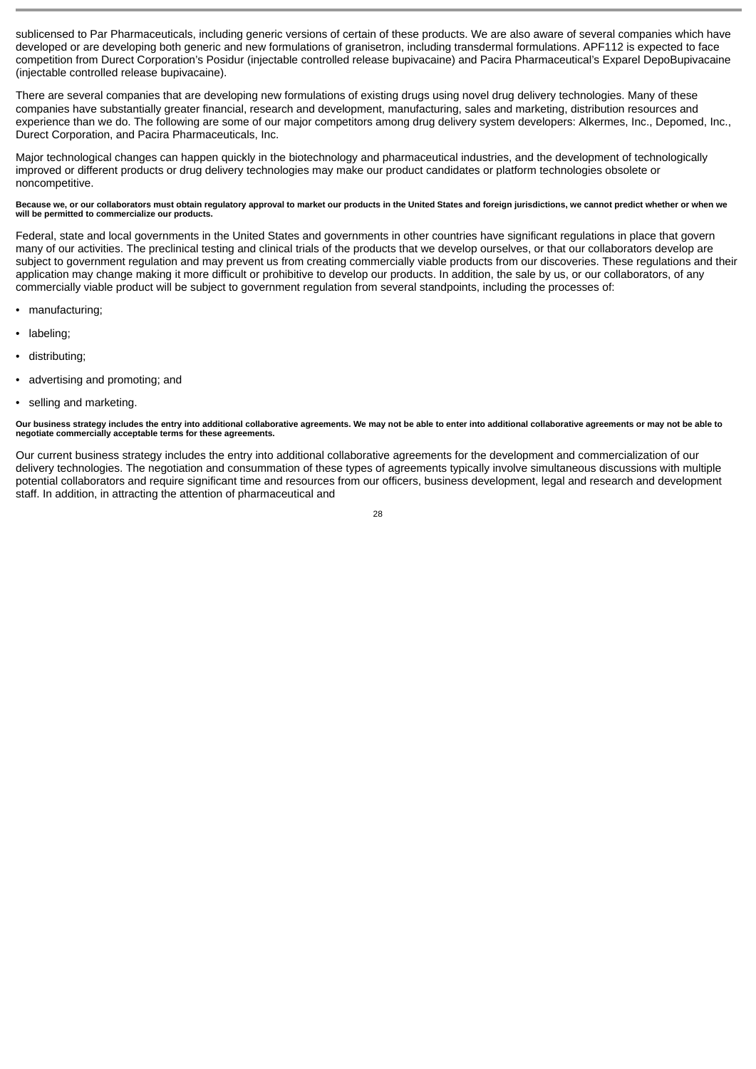sublicensed to Par Pharmaceuticals, including generic versions of certain of these products. We are also aware of several companies which have developed or are developing both generic and new formulations of granisetron, including transdermal formulations. APF112 is expected to face competition from Durect Corporation's Posidur (injectable controlled release bupivacaine) and Pacira Pharmaceutical's Exparel DepoBupivacaine (injectable controlled release bupivacaine).

There are several companies that are developing new formulations of existing drugs using novel drug delivery technologies. Many of these companies have substantially greater financial, research and development, manufacturing, sales and marketing, distribution resources and experience than we do. The following are some of our major competitors among drug delivery system developers: Alkermes, Inc., Depomed, Inc., Durect Corporation, and Pacira Pharmaceuticals, Inc.

Major technological changes can happen quickly in the biotechnology and pharmaceutical industries, and the development of technologically improved or different products or drug delivery technologies may make our product candidates or platform technologies obsolete or noncompetitive.

**Because we, or our collaborators must obtain regulatory approval to market our products in the United States and foreign jurisdictions, we cannot predict whether or when we will be permitted to commercialize our products.**

Federal, state and local governments in the United States and governments in other countries have significant regulations in place that govern many of our activities. The preclinical testing and clinical trials of the products that we develop ourselves, or that our collaborators develop are subject to government regulation and may prevent us from creating commercially viable products from our discoveries. These regulations and their application may change making it more difficult or prohibitive to develop our products. In addition, the sale by us, or our collaborators, of any commercially viable product will be subject to government regulation from several standpoints, including the processes of:

- manufacturing;
- labeling;
- distributing;
- advertising and promoting; and
- selling and marketing.

**Our business strategy includes the entry into additional collaborative agreements. We may not be able to enter into additional collaborative agreements or may not be able to negotiate commercially acceptable terms for these agreements.**

Our current business strategy includes the entry into additional collaborative agreements for the development and commercialization of our delivery technologies. The negotiation and consummation of these types of agreements typically involve simultaneous discussions with multiple potential collaborators and require significant time and resources from our officers, business development, legal and research and development staff. In addition, in attracting the attention of pharmaceutical and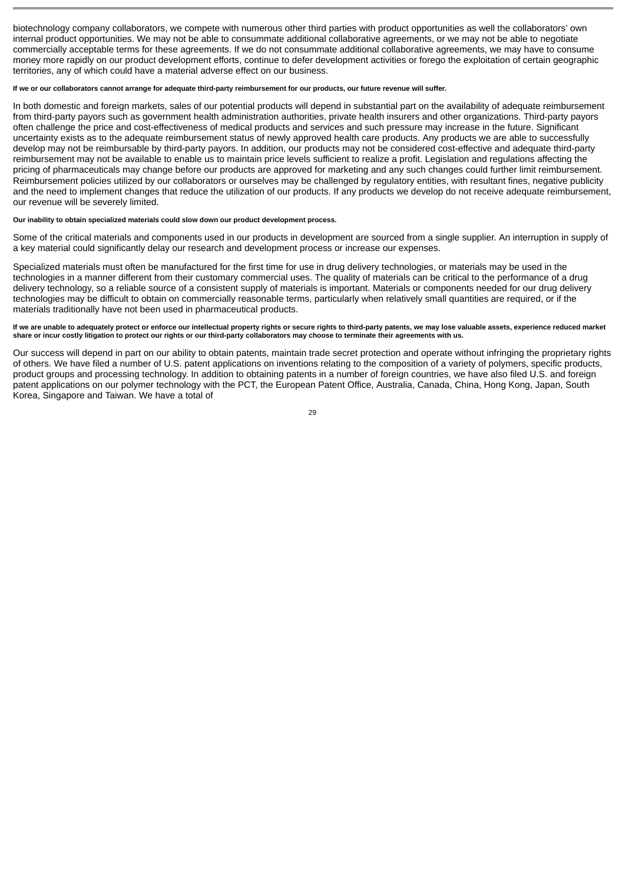biotechnology company collaborators, we compete with numerous other third parties with product opportunities as well the collaborators' own internal product opportunities. We may not be able to consummate additional collaborative agreements, or we may not be able to negotiate commercially acceptable terms for these agreements. If we do not consummate additional collaborative agreements, we may have to consume money more rapidly on our product development efforts, continue to defer development activities or forego the exploitation of certain geographic territories, any of which could have a material adverse effect on our business.

**If we or our collaborators cannot arrange for adequate third-party reimbursement for our products, our future revenue will suffer.**

In both domestic and foreign markets, sales of our potential products will depend in substantial part on the availability of adequate reimbursement from third-party payors such as government health administration authorities, private health insurers and other organizations. Third-party payors often challenge the price and cost-effectiveness of medical products and services and such pressure may increase in the future. Significant uncertainty exists as to the adequate reimbursement status of newly approved health care products. Any products we are able to successfully develop may not be reimbursable by third-party payors. In addition, our products may not be considered cost-effective and adequate third-party reimbursement may not be available to enable us to maintain price levels sufficient to realize a profit. Legislation and regulations affecting the pricing of pharmaceuticals may change before our products are approved for marketing and any such changes could further limit reimbursement. Reimbursement policies utilized by our collaborators or ourselves may be challenged by regulatory entities, with resultant fines, negative publicity and the need to implement changes that reduce the utilization of our products. If any products we develop do not receive adequate reimbursement, our revenue will be severely limited.

**Our inability to obtain specialized materials could slow down our product development process.**

Some of the critical materials and components used in our products in development are sourced from a single supplier. An interruption in supply of a key material could significantly delay our research and development process or increase our expenses.

Specialized materials must often be manufactured for the first time for use in drug delivery technologies, or materials may be used in the technologies in a manner different from their customary commercial uses. The quality of materials can be critical to the performance of a drug delivery technology, so a reliable source of a consistent supply of materials is important. Materials or components needed for our drug delivery technologies may be difficult to obtain on commercially reasonable terms, particularly when relatively small quantities are required, or if the materials traditionally have not been used in pharmaceutical products.

**If we are unable to adequately protect or enforce our intellectual property rights or secure rights to third-party patents, we may lose valuable assets, experience reduced market share or incur costly litigation to protect our rights or our third-party collaborators may choose to terminate their agreements with us.**

Our success will depend in part on our ability to obtain patents, maintain trade secret protection and operate without infringing the proprietary rights of others. We have filed a number of U.S. patent applications on inventions relating to the composition of a variety of polymers, specific products, product groups and processing technology. In addition to obtaining patents in a number of foreign countries, we have also filed U.S. and foreign patent applications on our polymer technology with the PCT, the European Patent Office, Australia, Canada, China, Hong Kong, Japan, South Korea, Singapore and Taiwan. We have a total of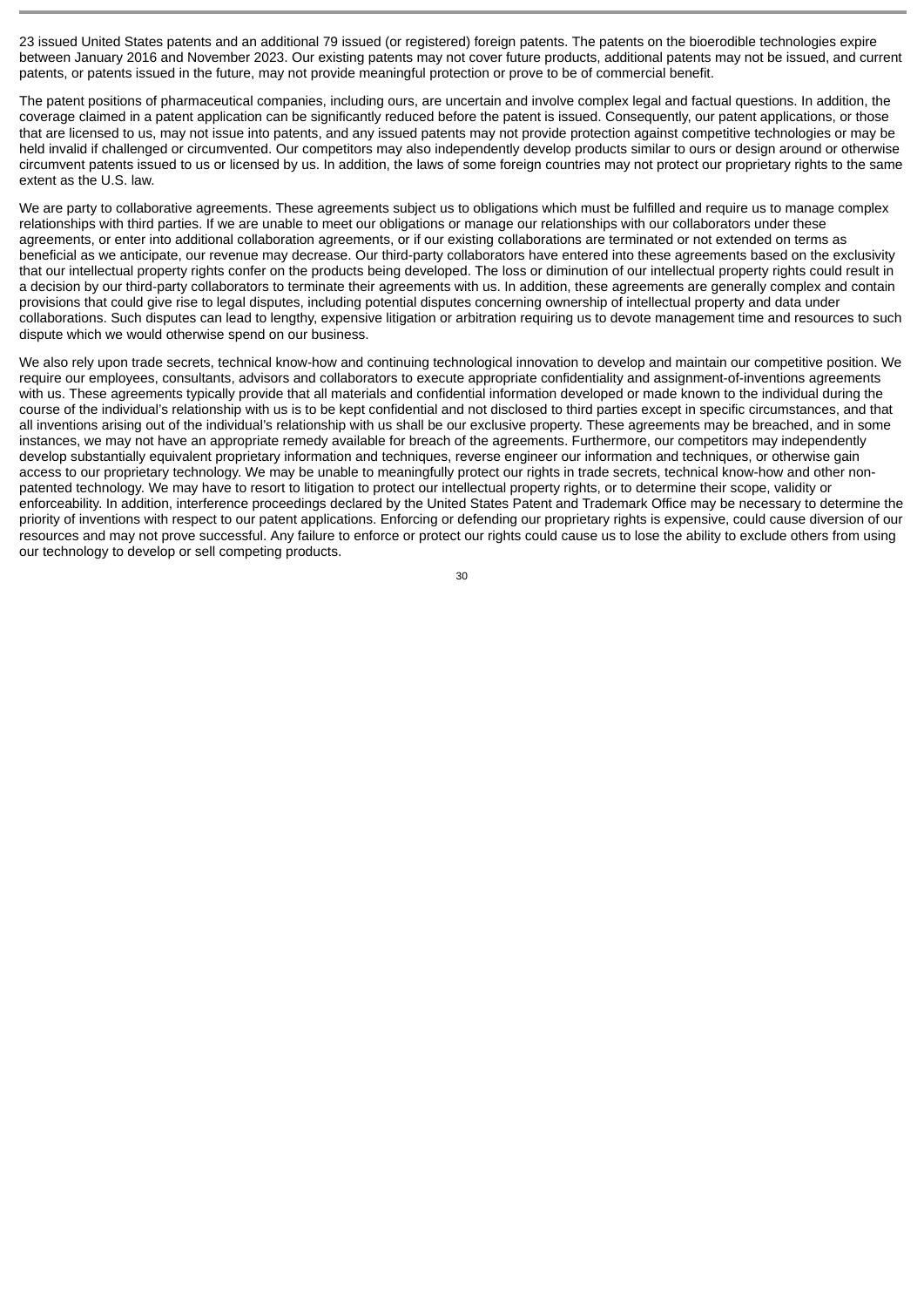23 issued United States patents and an additional 79 issued (or registered) foreign patents. The patents on the bioerodible technologies expire between January 2016 and November 2023. Our existing patents may not cover future products, additional patents may not be issued, and current patents, or patents issued in the future, may not provide meaningful protection or prove to be of commercial benefit.

The patent positions of pharmaceutical companies, including ours, are uncertain and involve complex legal and factual questions. In addition, the coverage claimed in a patent application can be significantly reduced before the patent is issued. Consequently, our patent applications, or those that are licensed to us, may not issue into patents, and any issued patents may not provide protection against competitive technologies or may be held invalid if challenged or circumvented. Our competitors may also independently develop products similar to ours or design around or otherwise circumvent patents issued to us or licensed by us. In addition, the laws of some foreign countries may not protect our proprietary rights to the same extent as the U.S. law.

We are party to collaborative agreements. These agreements subject us to obligations which must be fulfilled and require us to manage complex relationships with third parties. If we are unable to meet our obligations or manage our relationships with our collaborators under these agreements, or enter into additional collaboration agreements, or if our existing collaborations are terminated or not extended on terms as beneficial as we anticipate, our revenue may decrease. Our third-party collaborators have entered into these agreements based on the exclusivity that our intellectual property rights confer on the products being developed. The loss or diminution of our intellectual property rights could result in a decision by our third-party collaborators to terminate their agreements with us. In addition, these agreements are generally complex and contain provisions that could give rise to legal disputes, including potential disputes concerning ownership of intellectual property and data under collaborations. Such disputes can lead to lengthy, expensive litigation or arbitration requiring us to devote management time and resources to such dispute which we would otherwise spend on our business.

We also rely upon trade secrets, technical know-how and continuing technological innovation to develop and maintain our competitive position. We require our employees, consultants, advisors and collaborators to execute appropriate confidentiality and assignment-of-inventions agreements with us. These agreements typically provide that all materials and confidential information developed or made known to the individual during the course of the individual's relationship with us is to be kept confidential and not disclosed to third parties except in specific circumstances, and that all inventions arising out of the individual's relationship with us shall be our exclusive property. These agreements may be breached, and in some instances, we may not have an appropriate remedy available for breach of the agreements. Furthermore, our competitors may independently develop substantially equivalent proprietary information and techniques, reverse engineer our information and techniques, or otherwise gain access to our proprietary technology. We may be unable to meaningfully protect our rights in trade secrets, technical know-how and other non-patented technology. We may have to resort to litigation to protect our intellectual property rights, or to determine their scope, validity or enforceability. In addition, interference proceedings declared by the United States Patent and Trademark Office may be necessary to determine the priority of inventions with respect to our patent applications. Enforcing or defending our proprietary rights is expensive, could cause diversion of our resources and may not prove successful. Any failure to enforce or protect our rights could cause us to lose the ability to exclude others from using our technology to develop or sell competing products.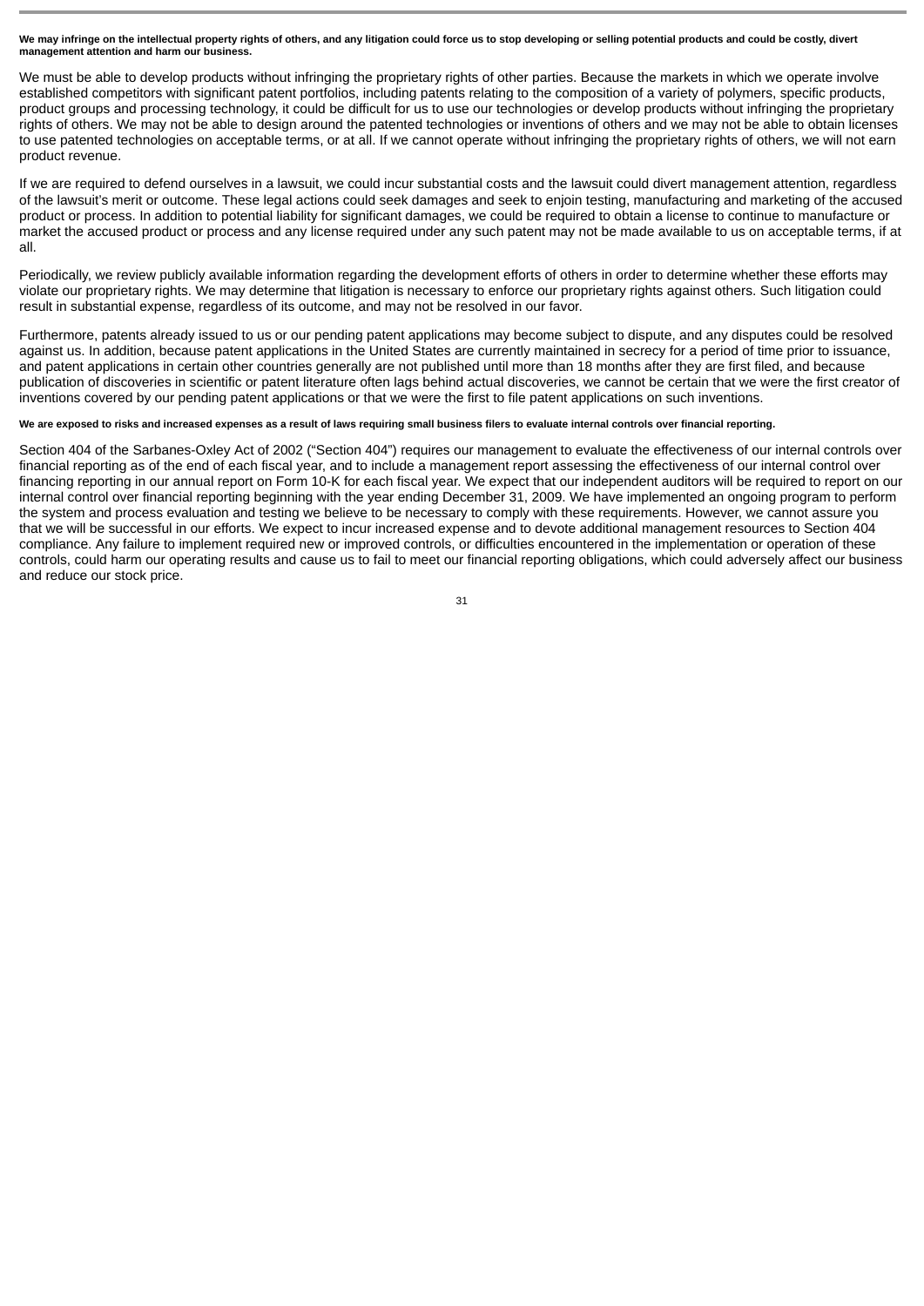**We may infringe on the intellectual property rights of others, and any litigation could force us to stop developing or selling potential products and could be costly, divert management attention and harm our business.**

We must be able to develop products without infringing the proprietary rights of other parties. Because the markets in which we operate involve established competitors with significant patent portfolios, including patents relating to the composition of a variety of polymers, specific products, product groups and processing technology, it could be difficult for us to use our technologies or develop products without infringing the proprietary rights of others. We may not be able to design around the patented technologies or inventions of others and we may not be able to obtain licenses to use patented technologies on acceptable terms, or at all. If we cannot operate without infringing the proprietary rights of others, we will not earn product revenue.

If we are required to defend ourselves in a lawsuit, we could incur substantial costs and the lawsuit could divert management attention, regardless of the lawsuit's merit or outcome. These legal actions could seek damages and seek to enjoin testing, manufacturing and marketing of the accused product or process. In addition to potential liability for significant damages, we could be required to obtain a license to continue to manufacture or market the accused product or process and any license required under any such patent may not be made available to us on acceptable terms, if at all.

Periodically, we review publicly available information regarding the development efforts of others in order to determine whether these efforts may violate our proprietary rights. We may determine that litigation is necessary to enforce our proprietary rights against others. Such litigation could result in substantial expense, regardless of its outcome, and may not be resolved in our favor.

Furthermore, patents already issued to us or our pending patent applications may become subject to dispute, and any disputes could be resolved against us. In addition, because patent applications in the United States are currently maintained in secrecy for a period of time prior to issuance, and patent applications in certain other countries generally are not published until more than 18 months after they are first filed, and because publication of discoveries in scientific or patent literature often lags behind actual discoveries, we cannot be certain that we were the first creator of inventions covered by our pending patent applications or that we were the first to file patent applications on such inventions.

**We are exposed to risks and increased expenses as a result of laws requiring small business filers to evaluate internal controls over financial reporting.**

Section 404 of the Sarbanes-Oxley Act of 2002 ("Section 404") requires our management to evaluate the effectiveness of our internal controls over financial reporting as of the end of each fiscal year, and to include a management report assessing the effectiveness of our internal control over financing reporting in our annual report on Form 10-K for each fiscal year. We expect that our independent auditors will be required to report on our internal control over financial reporting beginning with the year ending December 31, 2009. We have implemented an ongoing program to perform the system and process evaluation and testing we believe to be necessary to comply with these requirements. However, we cannot assure you that we will be successful in our efforts. We expect to incur increased expense and to devote additional management resources to Section 404 compliance. Any failure to implement required new or improved controls, or difficulties encountered in the implementation or operation of these controls, could harm our operating results and cause us to fail to meet our financial reporting obligations, which could adversely affect our business and reduce our stock price.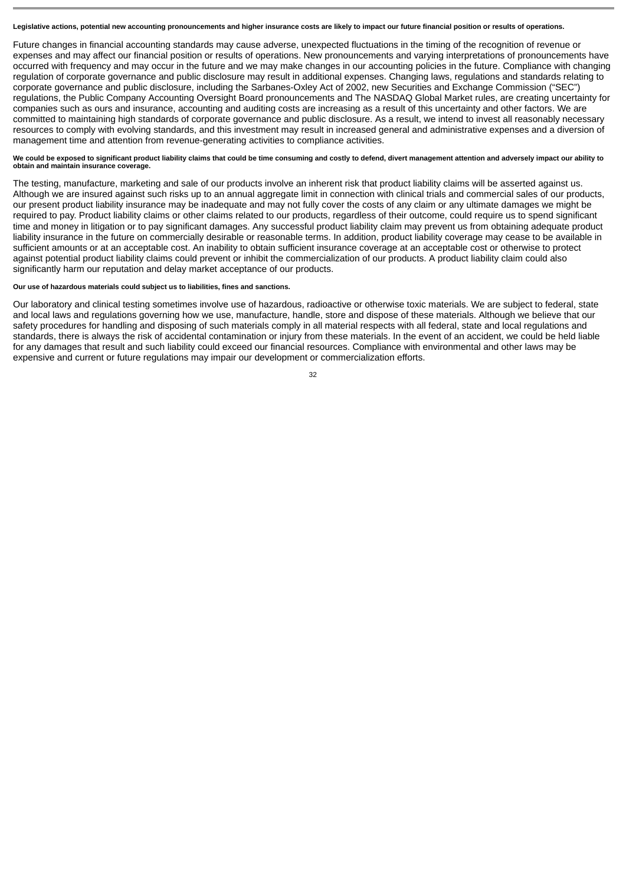**Legislative actions, potential new accounting pronouncements and higher insurance costs are likely to impact our future financial position or results of operations.**

Future changes in financial accounting standards may cause adverse, unexpected fluctuations in the timing of the recognition of revenue or expenses and may affect our financial position or results of operations. New pronouncements and varying interpretations of pronouncements have occurred with frequency and may occur in the future and we may make changes in our accounting policies in the future. Compliance with changing regulation of corporate governance and public disclosure may result in additional expenses. Changing laws, regulations and standards relating to corporate governance and public disclosure, including the Sarbanes-Oxley Act of 2002, new Securities and Exchange Commission ("SEC") regulations, the Public Company Accounting Oversight Board pronouncements and The NASDAQ Global Market rules, are creating uncertainty for companies such as ours and insurance, accounting and auditing costs are increasing as a result of this uncertainty and other factors. We are committed to maintaining high standards of corporate governance and public disclosure. As a result, we intend to invest all reasonably necessary resources to comply with evolving standards, and this investment may result in increased general and administrative expenses and a diversion of management time and attention from revenue-generating activities to compliance activities.

**We could be exposed to significant product liability claims that could be time consuming and costly to defend, divert management attention and adversely impact our ability to obtain and maintain insurance coverage.**

The testing, manufacture, marketing and sale of our products involve an inherent risk that product liability claims will be asserted against us. Although we are insured against such risks up to an annual aggregate limit in connection with clinical trials and commercial sales of our products, our present product liability insurance may be inadequate and may not fully cover the costs of any claim or any ultimate damages we might be required to pay. Product liability claims or other claims related to our products, regardless of their outcome, could require us to spend significant time and money in litigation or to pay significant damages. Any successful product liability claim may prevent us from obtaining adequate product liability insurance in the future on commercially desirable or reasonable terms. In addition, product liability coverage may cease to be available in sufficient amounts or at an acceptable cost. An inability to obtain sufficient insurance coverage at an acceptable cost or otherwise to protect against potential product liability claims could prevent or inhibit the commercialization of our products. A product liability claim could also significantly harm our reputation and delay market acceptance of our products.

**Our use of hazardous materials could subject us to liabilities, fines and sanctions.**

Our laboratory and clinical testing sometimes involve use of hazardous, radioactive or otherwise toxic materials. We are subject to federal, state and local laws and regulations governing how we use, manufacture, handle, store and dispose of these materials. Although we believe that our safety procedures for handling and disposing of such materials comply in all material respects with all federal, state and local regulations and standards, there is always the risk of accidental contamination or injury from these materials. In the event of an accident, we could be held liable for any damages that result and such liability could exceed our financial resources. Compliance with environmental and other laws may be expensive and current or future regulations may impair our development or commercialization efforts.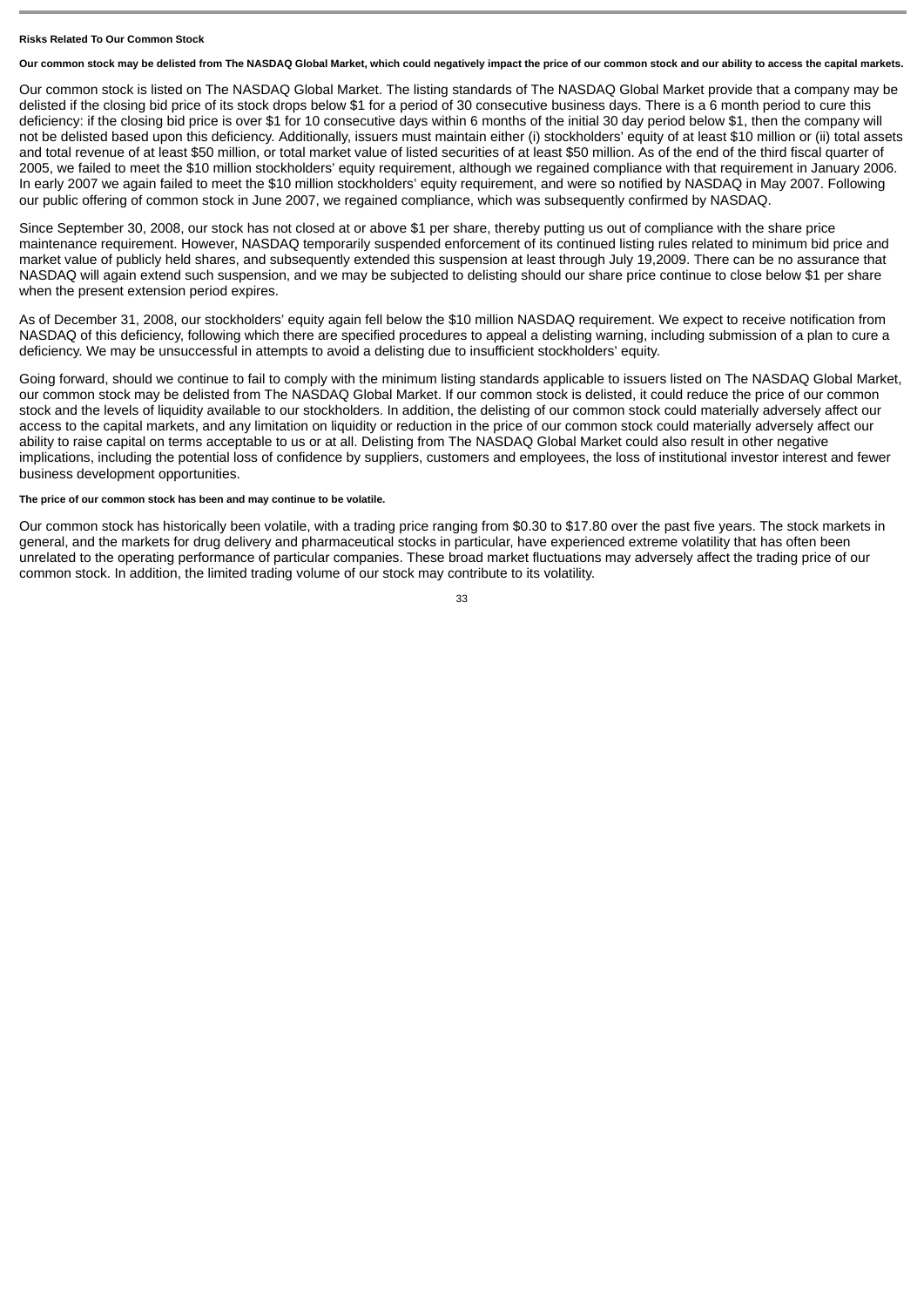**Risks Related To Our Common Stock**

**Our common stock may be delisted from The NASDAQ Global Market, which could negatively impact the price of our common stock and our ability to access the capital markets.**

Our common stock is listed on The NASDAQ Global Market. The listing standards of The NASDAQ Global Market provide that a company may be delisted if the closing bid price of its stock drops below $1 for a period of 30 consecutive business days. There is a 6 month period to cure this deficiency: if the closing bid price is over $1 for 10 consecutive days within 6 months of the initial 30 day period below $1, then the company will not be delisted based upon this deficiency. Additionally, issuers must maintain either (i) stockholders' equity of at least $10 million or (ii) total assets and total revenue of at least $50 million, or total market value of listed securities of at least $50 million. As of the end of the third fiscal quarter of 2005, we failed to meet the $10 million stockholders' equity requirement, although we regained compliance with that requirement in January 2006. In early 2007 we again failed to meet the $10 million stockholders' equity requirement, and were so notified by NASDAQ in May 2007. Following our public offering of common stock in June 2007, we regained compliance, which was subsequently confirmed by NASDAQ.

Since September 30, 2008, our stock has not closed at or above $1 per share, thereby putting us out of compliance with the share price maintenance requirement. However, NASDAQ temporarily suspended enforcement of its continued listing rules related to minimum bid price and market value of publicly held shares, and subsequently extended this suspension at least through July 19,2009. There can be no assurance that NASDAQ will again extend such suspension, and we may be subjected to delisting should our share price continue to close below $1 per share when the present extension period expires.

As of December 31, 2008, our stockholders' equity again fell below the $10 million NASDAQ requirement. We expect to receive notification from NASDAQ of this deficiency, following which there are specified procedures to appeal a delisting warning, including submission of a plan to cure a deficiency. We may be unsuccessful in attempts to avoid a delisting due to insufficient stockholders' equity.

Going forward, should we continue to fail to comply with the minimum listing standards applicable to issuers listed on The NASDAQ Global Market, our common stock may be delisted from The NASDAQ Global Market. If our common stock is delisted, it could reduce the price of our common stock and the levels of liquidity available to our stockholders. In addition, the delisting of our common stock could materially adversely affect our access to the capital markets, and any limitation on liquidity or reduction in the price of our common stock could materially adversely affect our ability to raise capital on terms acceptable to us or at all. Delisting from The NASDAQ Global Market could also result in other negative implications, including the potential loss of confidence by suppliers, customers and employees, the loss of institutional investor interest and fewer business development opportunities.

**The price of our common stock has been and may continue to be volatile.**

Our common stock has historically been volatile, with a trading price ranging from $0.30 to $17.80 over the past five years. The stock markets in general, and the markets for drug delivery and pharmaceutical stocks in particular, have experienced extreme volatility that has often been unrelated to the operating performance of particular companies. These broad market fluctuations may adversely affect the trading price of our common stock. In addition, the limited trading volume of our stock may contribute to its volatility.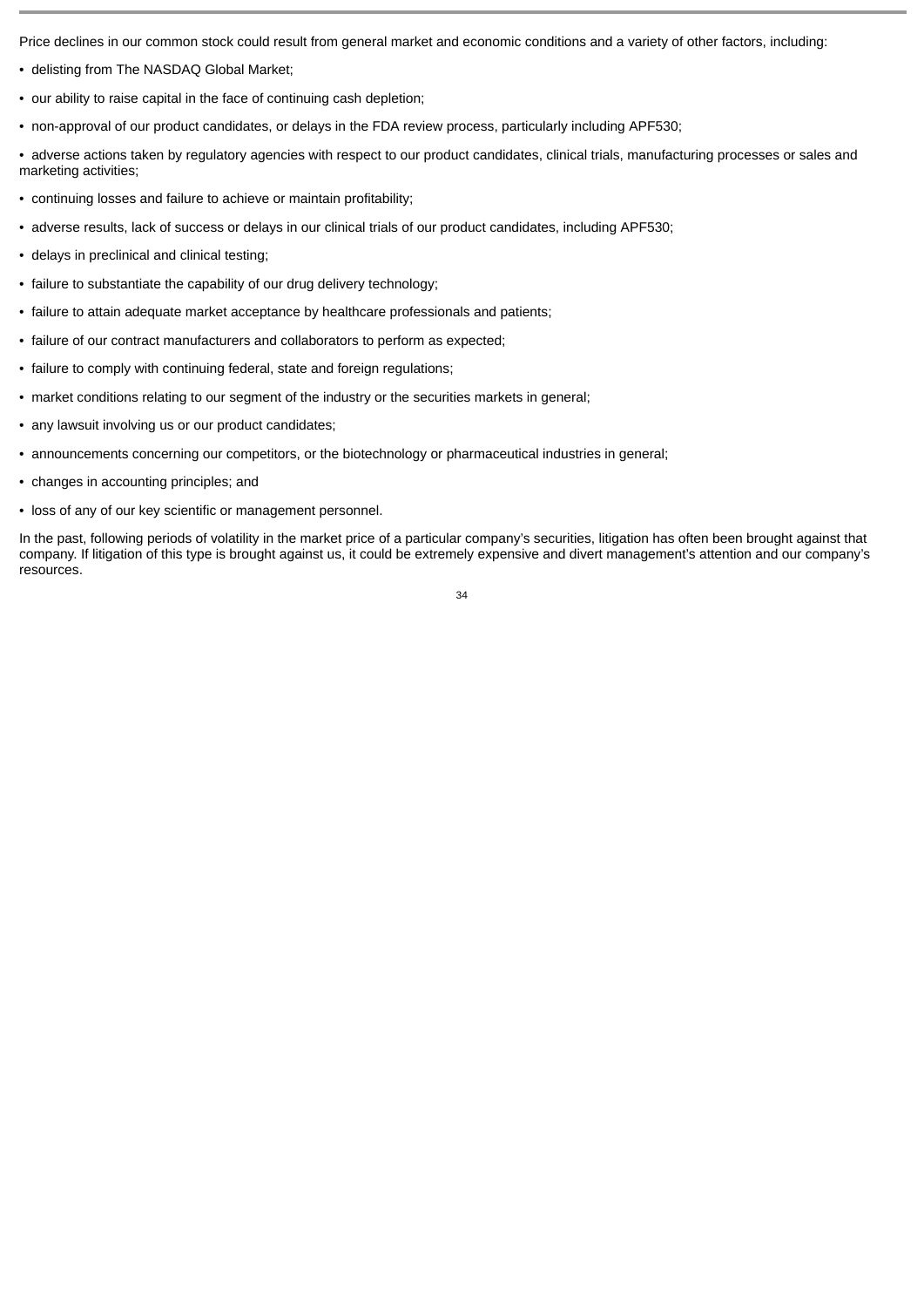Price declines in our common stock could result from general market and economic conditions and a variety of other factors, including:

- delisting from The NASDAQ Global Market;
- our ability to raise capital in the face of continuing cash depletion;
- non-approval of our product candidates, or delays in the FDA review process, particularly including APF530;
- adverse actions taken by regulatory agencies with respect to our product candidates, clinical trials, manufacturing processes or sales and marketing activities;
- continuing losses and failure to achieve or maintain profitability;
- adverse results, lack of success or delays in our clinical trials of our product candidates, including APF530;
- delays in preclinical and clinical testing;
- failure to substantiate the capability of our drug delivery technology;
- failure to attain adequate market acceptance by healthcare professionals and patients;
- failure of our contract manufacturers and collaborators to perform as expected;
- failure to comply with continuing federal, state and foreign regulations;
- market conditions relating to our segment of the industry or the securities markets in general;
- any lawsuit involving us or our product candidates;
- announcements concerning our competitors, or the biotechnology or pharmaceutical industries in general;
- changes in accounting principles; and
- loss of any of our key scientific or management personnel.

In the past, following periods of volatility in the market price of a particular company's securities, litigation has often been brought against that company. If litigation of this type is brought against us, it could be extremely expensive and divert management's attention and our company's resources.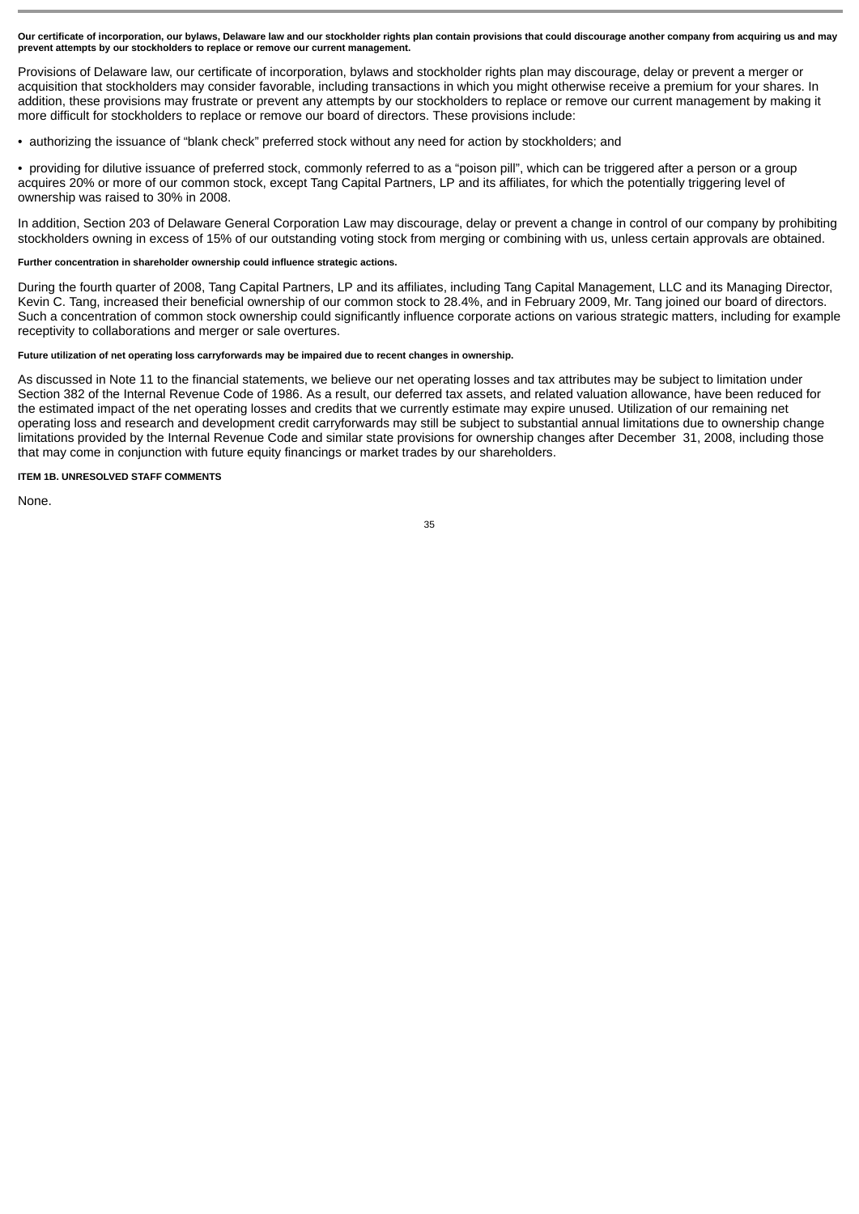**Our certificate of incorporation, our bylaws, Delaware law and our stockholder rights plan contain provisions that could discourage another company from acquiring us and may prevent attempts by our stockholders to replace or remove our current management.**

Provisions of Delaware law, our certificate of incorporation, bylaws and stockholder rights plan may discourage, delay or prevent a merger or acquisition that stockholders may consider favorable, including transactions in which you might otherwise receive a premium for your shares. In addition, these provisions may frustrate or prevent any attempts by our stockholders to replace or remove our current management by making it more difficult for stockholders to replace or remove our board of directors. These provisions include:

- authorizing the issuance of “blank check” preferred stock without any need for action by stockholders; and

- providing for dilutive issuance of preferred stock, commonly referred to as a “poison pill”, which can be triggered after a person or a group acquires 20% or more of our common stock, except Tang Capital Partners, LP and its affiliates, for which the potentially triggering level of ownership was raised to 30% in 2008.

In addition, Section 203 of Delaware General Corporation Law may discourage, delay or prevent a change in control of our company by prohibiting stockholders owning in excess of 15% of our outstanding voting stock from merging or combining with us, unless certain approvals are obtained.

**Further concentration in shareholder ownership could influence strategic actions.**

During the fourth quarter of 2008, Tang Capital Partners, LP and its affiliates, including Tang Capital Management, LLC and its Managing Director, Kevin C. Tang, increased their beneficial ownership of our common stock to 28.4%, and in February 2009, Mr. Tang joined our board of directors. Such a concentration of common stock ownership could significantly influence corporate actions on various strategic matters, including for example receptivity to collaborations and merger or sale overtures.

**Future utilization of net operating loss carryforwards may be impaired due to recent changes in ownership.**

As discussed in Note 11 to the financial statements, we believe our net operating losses and tax attributes may be subject to limitation under Section 382 of the Internal Revenue Code of 1986. As a result, our deferred tax assets, and related valuation allowance, have been reduced for the estimated impact of the net operating losses and credits that we currently estimate may expire unused. Utilization of our remaining net operating loss and research and development credit carryforwards may still be subject to substantial annual limitations due to ownership change limitations provided by the Internal Revenue Code and similar state provisions for ownership changes after December 31, 2008, including those that may come in conjunction with future equity financings or market trades by our shareholders.

**ITEM 1B. UNRESOLVED STAFF COMMENTS**

None.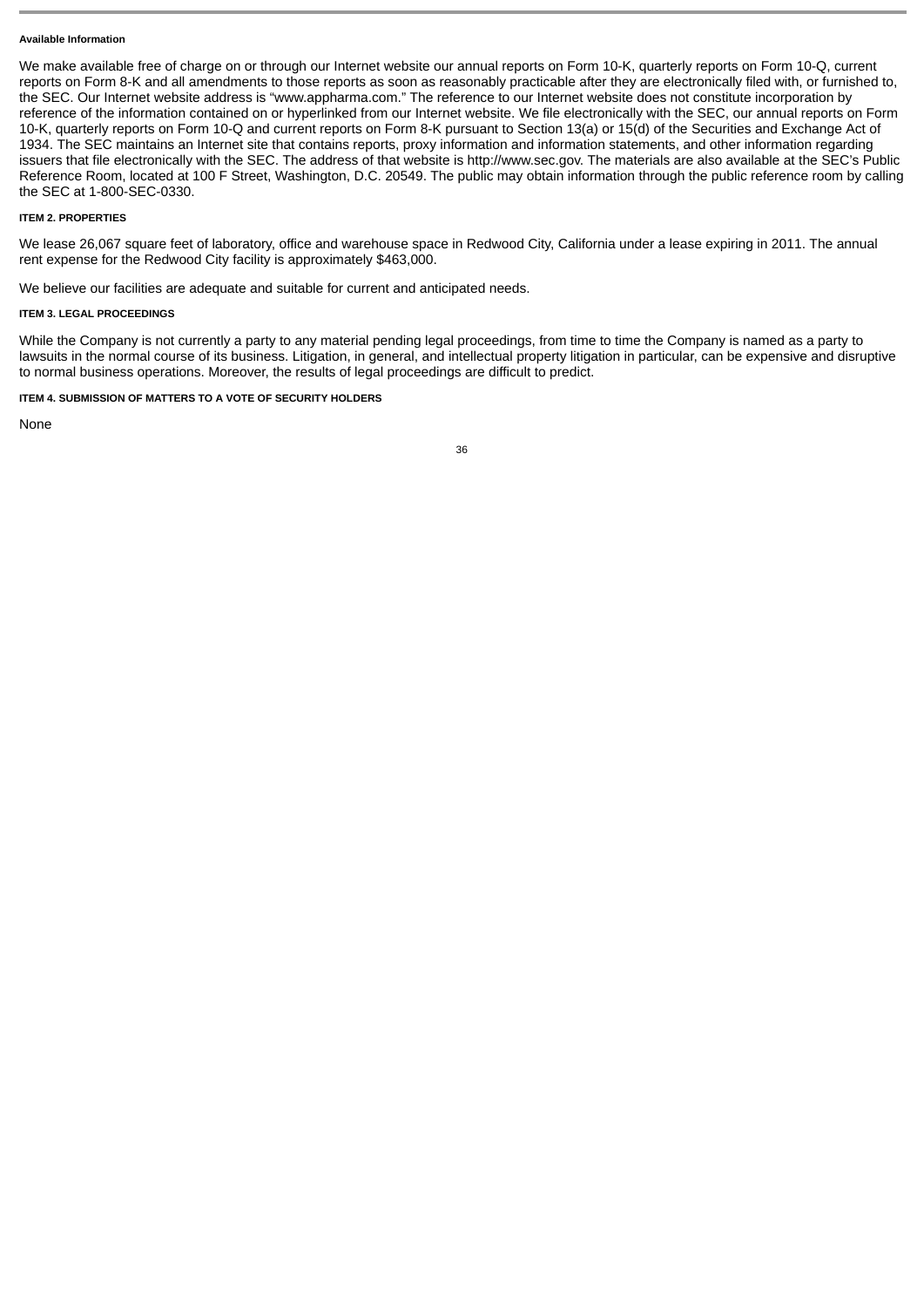#### Available Information

We make available free of charge on or through our Internet website our annual reports on Form 10-K, quarterly reports on Form 10-Q, current reports on Form 8-K and all amendments to those reports as soon as reasonably practicable after they are electronically filed with, or furnished to, the SEC. Our Internet website address is "www.appharma.com." The reference to our Internet website does not constitute incorporation by reference of the information contained on or hyperlinked from our Internet website. We file electronically with the SEC, our annual reports on Form 10-K, quarterly reports on Form 10-Q and current reports on Form 8-K pursuant to Section 13(a) or 15(d) of the Securities and Exchange Act of 1934. The SEC maintains an Internet site that contains reports, proxy information and information statements, and other information regarding issuers that file electronically with the SEC. The address of that website is http://www.sec.gov. The materials are also available at the SEC's Public Reference Room, located at 100 F Street, Washington, D.C. 20549. The public may obtain information through the public reference room by calling the SEC at 1-800-SEC-0330.

#### ITEM 2. PROPERTIES

We lease 26,067 square feet of laboratory, office and warehouse space in Redwood City, California under a lease expiring in 2011. The annual rent expense for the Redwood City facility is approximately $463,000.

We believe our facilities are adequate and suitable for current and anticipated needs.

#### ITEM 3. LEGAL PROCEEDINGS

While the Company is not currently a party to any material pending legal proceedings, from time to time the Company is named as a party to lawsuits in the normal course of its business. Litigation, in general, and intellectual property litigation in particular, can be expensive and disruptive to normal business operations. Moreover, the results of legal proceedings are difficult to predict.

#### ITEM 4. SUBMISSION OF MATTERS TO A VOTE OF SECURITY HOLDERS

None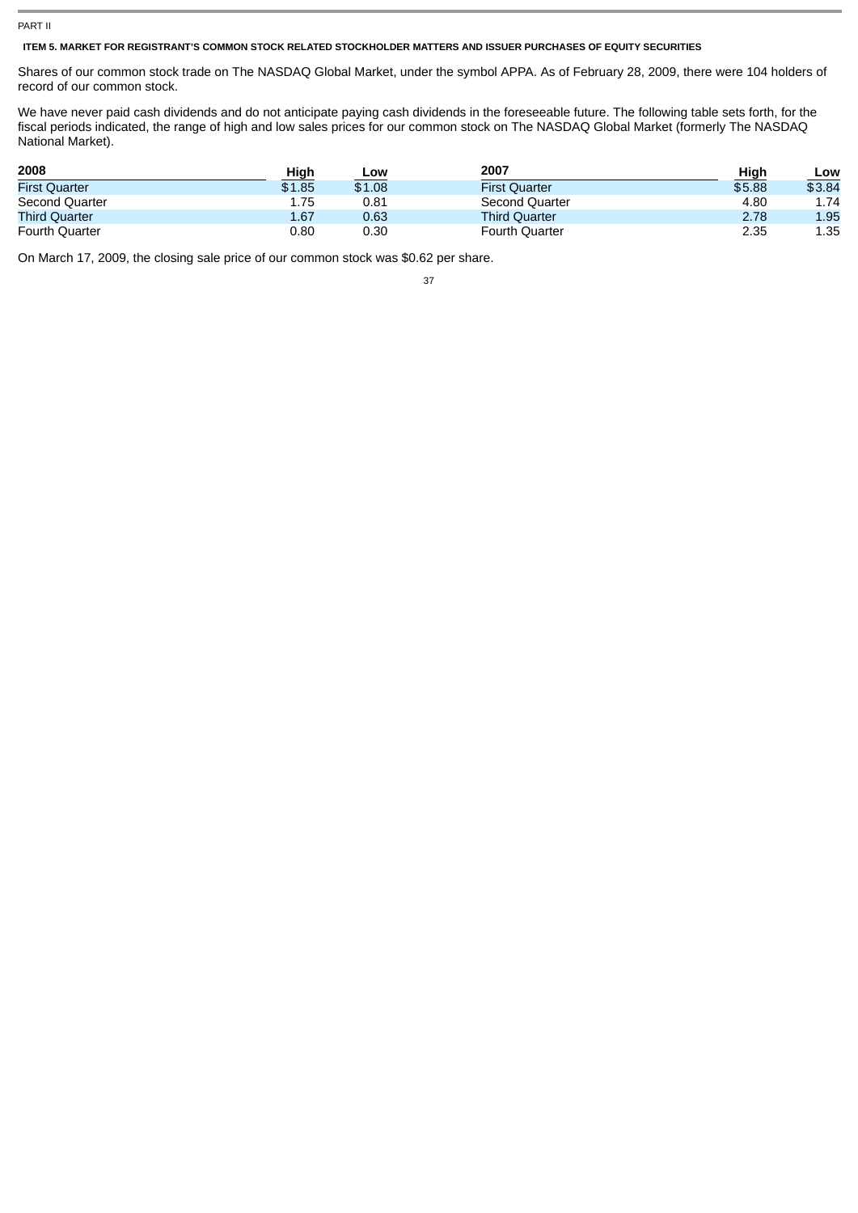PART II

### ITEM 5. MARKET FOR REGISTRANT'S COMMON STOCK RELATED STOCKHOLDER MATTERS AND ISSUER PURCHASES OF EQUITY SECURITIES

Shares of our common stock trade on The NASDAQ Global Market, under the symbol APPA. As of February 28, 2009, there were 104 holders of record of our common stock.

We have never paid cash dividends and do not anticipate paying cash dividends in the foreseeable future. The following table sets forth, for the fiscal periods indicated, the range of high and low sales prices for our common stock on The NASDAQ Global Market (formerly The NASDAQ National Market).

| 2008 | High | Low | 2007 | High | Low |
|---|---|---|---|---|---|
| First Quarter | $1.85 | $1.08 | First Quarter | $5.88 | $3.84 |
| Second Quarter | 1.75 | 0.81 | Second Quarter | 4.80 | 1.74 |
| Third Quarter | 1.67 | 0.63 | Third Quarter | 2.78 | 1.95 |
| Fourth Quarter | 0.80 | 0.30 | Fourth Quarter | 2.35 | 1.35 |

On March 17, 2009, the closing sale price of our common stock was $0.62 per share.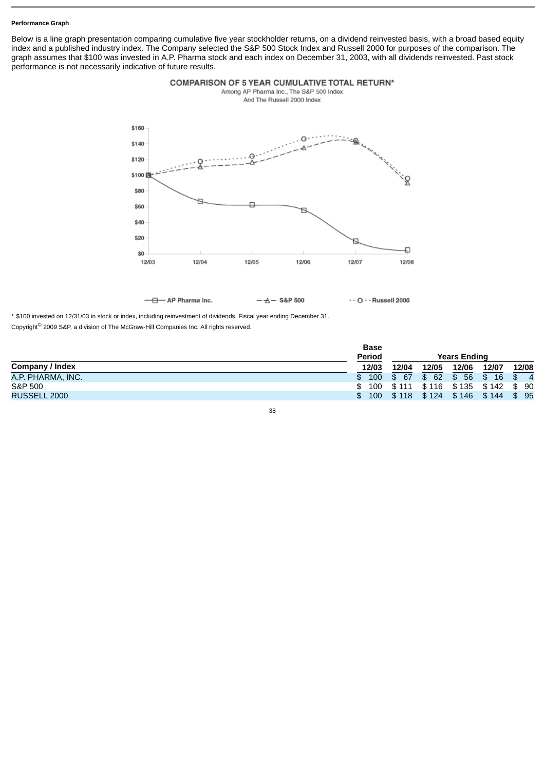**Performance Graph**

Below is a line graph presentation comparing cumulative five year stockholder returns, on a dividend reinvested basis, with a broad based equity index and a published industry index. The Company selected the S&P 500 Stock Index and Russell 2000 for purposes of the comparison. The graph assumes that $100 was invested in A.P. Pharma stock and each index on December 31, 2003, with all dividends reinvested. Past stock performance is not necessarily indicative of future results.

**COMPARISON OF 5 YEAR CUMULATIVE TOTAL RETURN***

Among AP Pharma Inc., The S&P 500 Index And The Russell 2000 Index

* $100 invested on 12/31/03 in stock or index, including reinvestment of dividends. Fiscal year ending December 31.

Copyright© 2009 S&P, a division of The McGraw-Hill Companies Inc. All rights reserved.

| Company / Index | Base Period 12/03 | Years Ending 12/04 | 12/05 | 12/06 | 12/07 | 12/08 |
|---|---|---|---|---|---|---|
| A.P. PHARMA, INC. | $ 100 | $ 67 | $ 62 | $ 56 | $ 16 | $ 4 |
| S&P 500 | $ 100 | $ 111 | $ 116 | $ 135 | $ 142 | $ 90 |
| RUSSELL 2000 | $ 100 | $ 118 | $ 124 | $ 146 | $ 144 | $ 95 |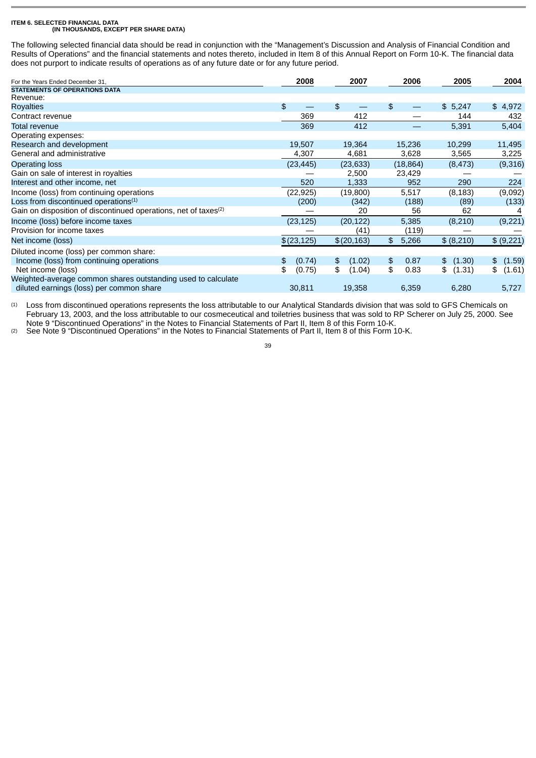**ITEM 6. SELECTED FINANCIAL DATA**
**(IN THOUSANDS, EXCEPT PER SHARE DATA)**

The following selected financial data should be read in conjunction with the "Management's Discussion and Analysis of Financial Condition and Results of Operations" and the financial statements and notes thereto, included in Item 8 of this Annual Report on Form 10-K. The financial data does not purport to indicate results of operations as of any future date or for any future period.

| For the Years Ended December 31, | 2008 | 2007 | 2006 | 2005 | 2004 |
|---|---|---|---|---|---|
| **STATEMENTS OF OPERATIONS DATA** | | | | | |
| Revenue: | | | | | |
| Royalties | $ — | $ — | $ — | $ 5,247 | $ 4,972 |
| Contract revenue | 369 | 412 | — | 144 | 432 |
| Total revenue | 369 | 412 | — | 5,391 | 5,404 |
| Operating expenses: | | | | | |
| Research and development | 19,507 | 19,364 | 15,236 | 10,299 | 11,495 |
| General and administrative | 4,307 | 4,681 | 3,628 | 3,565 | 3,225 |
| Operating loss | (23,445) | (23,633) | (18,864) | (8,473) | (9,316) |
| Gain on sale of interest in royalties | — | 2,500 | 23,429 | — | — |
| Interest and other income, net | 520 | 1,333 | 952 | 290 | 224 |
| Income (loss) from continuing operations | (22,925) | (19,800) | 5,517 | (8,183) | (9,092) |
| Loss from discontinued operations[1] | (200) | (342) | (188) | (89) | (133) |
| Gain on disposition of discontinued operations, net of taxes[2] | — | 20 | 56 | 62 | 4 |
| Income (loss) before income taxes | (23,125) | (20,122) | 5,385 | (8,210) | (9,221) |
| Provision for income taxes | — | (41) | (119) | — | — |
| Net income (loss) | $(23,125) | $(20,163) | $ 5,266 | $ (8,210) | $ (9,221) |
| Diluted income (loss) per common share: | | | | | |
| Income (loss) from continuing operations | $ (0.74) | $ (1.02) | $ 0.87 | $ (1.30) | $ (1.59) |
| Net income (loss) | $ (0.75) | $ (1.04) | $ 0.83 | $ (1.31) | $ (1.61) |
| Weighted-average common shares outstanding used to calculate diluted earnings (loss) per common share | 30,811 | 19,358 | 6,359 | 6,280 | 5,727 |

(1) Loss from discontinued operations represents the loss attributable to our Analytical Standards division that was sold to GFS Chemicals on February 13, 2003, and the loss attributable to our cosmeceutical and toiletries business that was sold to RP Scherer on July 25, 2000. See Note 9 "Discontinued Operations" in the Notes to Financial Statements of Part II, Item 8 of this Form 10-K.

(2) See Note 9 "Discontinued Operations" in the Notes to Financial Statements of Part II, Item 8 of this Form 10-K.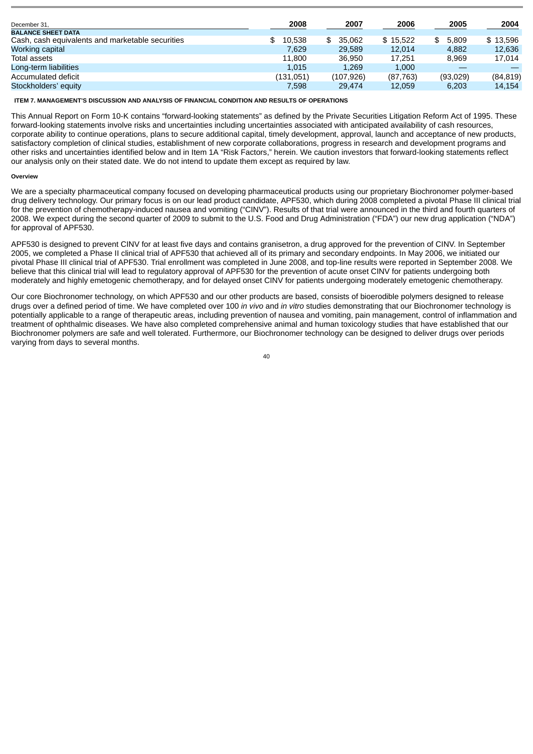| December 31, | 2008 | 2007 | 2006 | 2005 | 2004 |
|---|---|---|---|---|---|
| **BALANCE SHEET DATA** | | | | | |
| Cash, cash equivalents and marketable securities | $ 10,538 | $ 35,062 | $ 15,522 | $ 5,809 | $ 13,596 |
| Working capital | 7,629 | 29,589 | 12,014 | 4,882 | 12,636 |
| Total assets | 11,800 | 36,950 | 17,251 | 8,969 | 17,014 |
| Long-term liabilities | 1,015 | 1,269 | 1,000 | — | — |
| Accumulated deficit | (131,051) | (107,926) | (87,763) | (93,029) | (84,819) |
| Stockholders' equity | 7,598 | 29,474 | 12,059 | 6,203 | 14,154 |

## ITEM 7. MANAGEMENT'S DISCUSSION AND ANALYSIS OF FINANCIAL CONDITION AND RESULTS OF OPERATIONS

This Annual Report on Form 10-K contains "forward-looking statements" as defined by the Private Securities Litigation Reform Act of 1995. These forward-looking statements involve risks and uncertainties including uncertainties associated with anticipated availability of cash resources, corporate ability to continue operations, plans to secure additional capital, timely development, approval, launch and acceptance of new products, satisfactory completion of clinical studies, establishment of new corporate collaborations, progress in research and development programs and other risks and uncertainties identified below and in Item 1A "Risk Factors," herein. We caution investors that forward-looking statements reflect our analysis only on their stated date. We do not intend to update them except as required by law.

### Overview

We are a specialty pharmaceutical company focused on developing pharmaceutical products using our proprietary Biochronomer polymer-based drug delivery technology. Our primary focus is on our lead product candidate, APF530, which during 2008 completed a pivotal Phase III clinical trial for the prevention of chemotherapy-induced nausea and vomiting ("CINV"). Results of that trial were announced in the third and fourth quarters of 2008. We expect during the second quarter of 2009 to submit to the U.S. Food and Drug Administration ("FDA") our new drug application ("NDA") for approval of APF530.

APF530 is designed to prevent CINV for at least five days and contains granisetron, a drug approved for the prevention of CINV. In September 2005, we completed a Phase II clinical trial of APF530 that achieved all of its primary and secondary endpoints. In May 2006, we initiated our pivotal Phase III clinical trial of APF530. Trial enrollment was completed in June 2008, and top-line results were reported in September 2008. We believe that this clinical trial will lead to regulatory approval of APF530 for the prevention of acute onset CINV for patients undergoing both moderately and highly emetogenic chemotherapy, and for delayed onset CINV for patients undergoing moderately emetogenic chemotherapy.

Our core Biochronomer technology, on which APF530 and our other products are based, consists of bioerodible polymers designed to release drugs over a defined period of time. We have completed over 100 *in vivo* and *in vitro* studies demonstrating that our Biochronomer technology is potentially applicable to a range of therapeutic areas, including prevention of nausea and vomiting, pain management, control of inflammation and treatment of ophthalmic diseases. We have also completed comprehensive animal and human toxicology studies that have established that our Biochronomer polymers are safe and well tolerated. Furthermore, our Biochronomer technology can be designed to deliver drugs over periods varying from days to several months.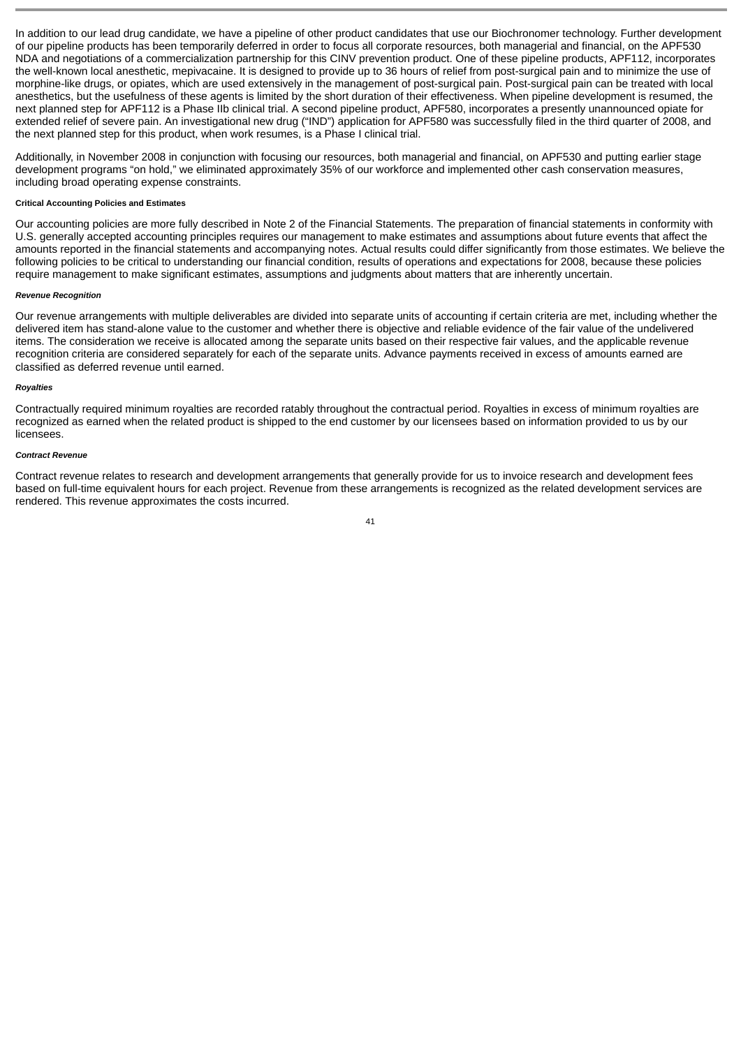In addition to our lead drug candidate, we have a pipeline of other product candidates that use our Biochronomer technology. Further development of our pipeline products has been temporarily deferred in order to focus all corporate resources, both managerial and financial, on the APF530 NDA and negotiations of a commercialization partnership for this CINV prevention product. One of these pipeline products, APF112, incorporates the well-known local anesthetic, mepivacaine. It is designed to provide up to 36 hours of relief from post-surgical pain and to minimize the use of morphine-like drugs, or opiates, which are used extensively in the management of post-surgical pain. Post-surgical pain can be treated with local anesthetics, but the usefulness of these agents is limited by the short duration of their effectiveness. When pipeline development is resumed, the next planned step for APF112 is a Phase IIb clinical trial. A second pipeline product, APF580, incorporates a presently unannounced opiate for extended relief of severe pain. An investigational new drug ("IND") application for APF580 was successfully filed in the third quarter of 2008, and the next planned step for this product, when work resumes, is a Phase I clinical trial.

Additionally, in November 2008 in conjunction with focusing our resources, both managerial and financial, on APF530 and putting earlier stage development programs "on hold," we eliminated approximately 35% of our workforce and implemented other cash conservation measures, including broad operating expense constraints.

#### Critical Accounting Policies and Estimates

Our accounting policies are more fully described in Note 2 of the Financial Statements. The preparation of financial statements in conformity with U.S. generally accepted accounting principles requires our management to make estimates and assumptions about future events that affect the amounts reported in the financial statements and accompanying notes. Actual results could differ significantly from those estimates. We believe the following policies to be critical to understanding our financial condition, results of operations and expectations for 2008, because these policies require management to make significant estimates, assumptions and judgments about matters that are inherently uncertain.

##### *Revenue Recognition*

Our revenue arrangements with multiple deliverables are divided into separate units of accounting if certain criteria are met, including whether the delivered item has stand-alone value to the customer and whether there is objective and reliable evidence of the fair value of the undelivered items. The consideration we receive is allocated among the separate units based on their respective fair values, and the applicable revenue recognition criteria are considered separately for each of the separate units. Advance payments received in excess of amounts earned are classified as deferred revenue until earned.

##### *Royalties*

Contractually required minimum royalties are recorded ratably throughout the contractual period. Royalties in excess of minimum royalties are recognized as earned when the related product is shipped to the end customer by our licensees based on information provided to us by our licensees.

##### *Contract Revenue*

Contract revenue relates to research and development arrangements that generally provide for us to invoice research and development fees based on full-time equivalent hours for each project. Revenue from these arrangements is recognized as the related development services are rendered. This revenue approximates the costs incurred.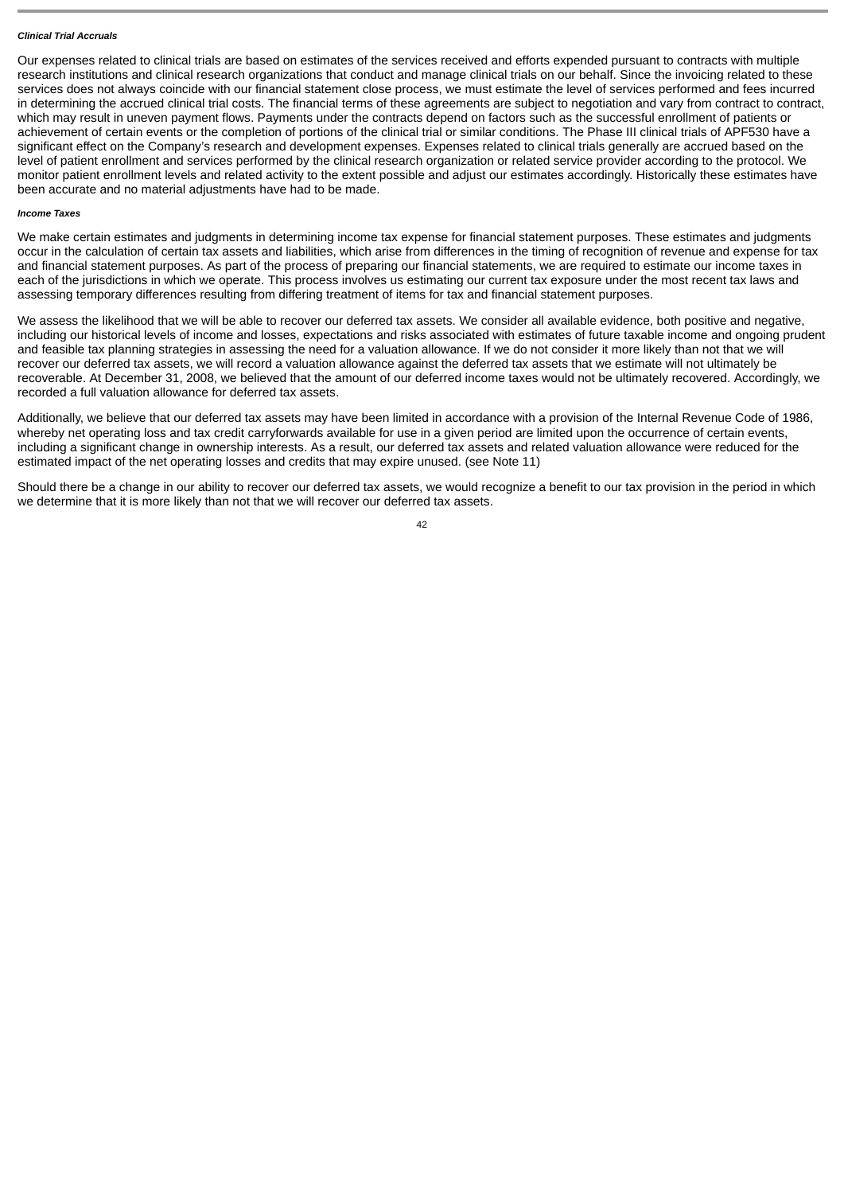***Clinical Trial Accruals***

Our expenses related to clinical trials are based on estimates of the services received and efforts expended pursuant to contracts with multiple research institutions and clinical research organizations that conduct and manage clinical trials on our behalf. Since the invoicing related to these services does not always coincide with our financial statement close process, we must estimate the level of services performed and fees incurred in determining the accrued clinical trial costs. The financial terms of these agreements are subject to negotiation and vary from contract to contract, which may result in uneven payment flows. Payments under the contracts depend on factors such as the successful enrollment of patients or achievement of certain events or the completion of portions of the clinical trial or similar conditions. The Phase III clinical trials of APF530 have a significant effect on the Company's research and development expenses. Expenses related to clinical trials generally are accrued based on the level of patient enrollment and services performed by the clinical research organization or related service provider according to the protocol. We monitor patient enrollment levels and related activity to the extent possible and adjust our estimates accordingly. Historically these estimates have been accurate and no material adjustments have had to be made.

***Income Taxes***

We make certain estimates and judgments in determining income tax expense for financial statement purposes. These estimates and judgments occur in the calculation of certain tax assets and liabilities, which arise from differences in the timing of recognition of revenue and expense for tax and financial statement purposes. As part of the process of preparing our financial statements, we are required to estimate our income taxes in each of the jurisdictions in which we operate. This process involves us estimating our current tax exposure under the most recent tax laws and assessing temporary differences resulting from differing treatment of items for tax and financial statement purposes.

We assess the likelihood that we will be able to recover our deferred tax assets. We consider all available evidence, both positive and negative, including our historical levels of income and losses, expectations and risks associated with estimates of future taxable income and ongoing prudent and feasible tax planning strategies in assessing the need for a valuation allowance. If we do not consider it more likely than not that we will recover our deferred tax assets, we will record a valuation allowance against the deferred tax assets that we estimate will not ultimately be recoverable. At December 31, 2008, we believed that the amount of our deferred income taxes would not be ultimately recovered. Accordingly, we recorded a full valuation allowance for deferred tax assets.

Additionally, we believe that our deferred tax assets may have been limited in accordance with a provision of the Internal Revenue Code of 1986, whereby net operating loss and tax credit carryforwards available for use in a given period are limited upon the occurrence of certain events, including a significant change in ownership interests. As a result, our deferred tax assets and related valuation allowance were reduced for the estimated impact of the net operating losses and credits that may expire unused. (see Note 11)

Should there be a change in our ability to recover our deferred tax assets, we would recognize a benefit to our tax provision in the period in which we determine that it is more likely than not that we will recover our deferred tax assets.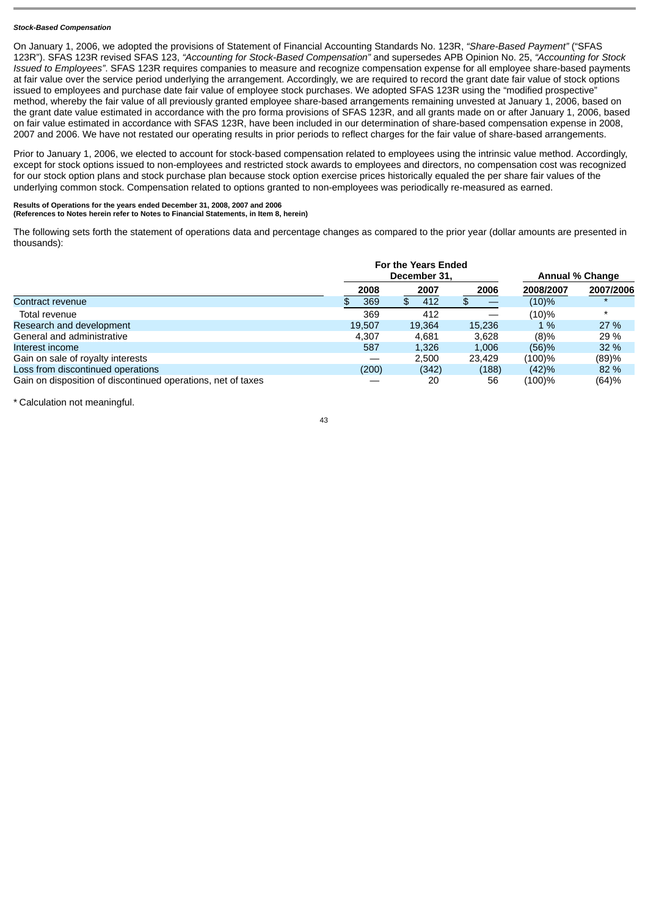***Stock-Based Compensation***

On January 1, 2006, we adopted the provisions of Statement of Financial Accounting Standards No. 123R, *"Share-Based Payment"* ("SFAS 123R"). SFAS 123R revised SFAS 123, *"Accounting for Stock-Based Compensation"* and supersedes APB Opinion No. 25, *"Accounting for Stock Issued to Employees"*. SFAS 123R requires companies to measure and recognize compensation expense for all employee share-based payments at fair value over the service period underlying the arrangement. Accordingly, we are required to record the grant date fair value of stock options issued to employees and purchase date fair value of employee stock purchases. We adopted SFAS 123R using the "modified prospective" method, whereby the fair value of all previously granted employee share-based arrangements remaining unvested at January 1, 2006, based on the grant date value estimated in accordance with the pro forma provisions of SFAS 123R, and all grants made on or after January 1, 2006, based on fair value estimated in accordance with SFAS 123R, have been included in our determination of share-based compensation expense in 2008, 2007 and 2006. We have not restated our operating results in prior periods to reflect charges for the fair value of share-based arrangements.

Prior to January 1, 2006, we elected to account for stock-based compensation related to employees using the intrinsic value method. Accordingly, except for stock options issued to non-employees and restricted stock awards to employees and directors, no compensation cost was recognized for our stock option plans and stock purchase plan because stock option exercise prices historically equaled the per share fair values of the underlying common stock. Compensation related to options granted to non-employees was periodically re-measured as earned.

**Results of Operations for the years ended December 31, 2008, 2007 and 2006**
**(References to Notes herein refer to Notes to Financial Statements, in Item 8, herein)**

The following sets forth the statement of operations data and percentage changes as compared to the prior year (dollar amounts are presented in thousands):

| | For the Years Ended December 31, | | | Annual % Change | |
|---|---|---|---|---|---|
| | 2008 | 2007 | 2006 | 2008/2007 | 2007/2006 |
| Contract revenue | $ 369 | $ 412 | $ — | (10)% | * |
| Total revenue | 369 | 412 | — | (10)% | * |
| Research and development | 19,507 | 19,364 | 15,236 | 1 % | 27 % |
| General and administrative | 4,307 | 4,681 | 3,628 | (8)% | 29 % |
| Interest income | 587 | 1,326 | 1,006 | (56)% | 32 % |
| Gain on sale of royalty interests | — | 2,500 | 23,429 | (100)% | (89)% |
| Loss from discontinued operations | (200) | (342) | (188) | (42)% | 82 % |
| Gain on disposition of discontinued operations, net of taxes | — | 20 | 56 | (100)% | (64)% |

* Calculation not meaningful.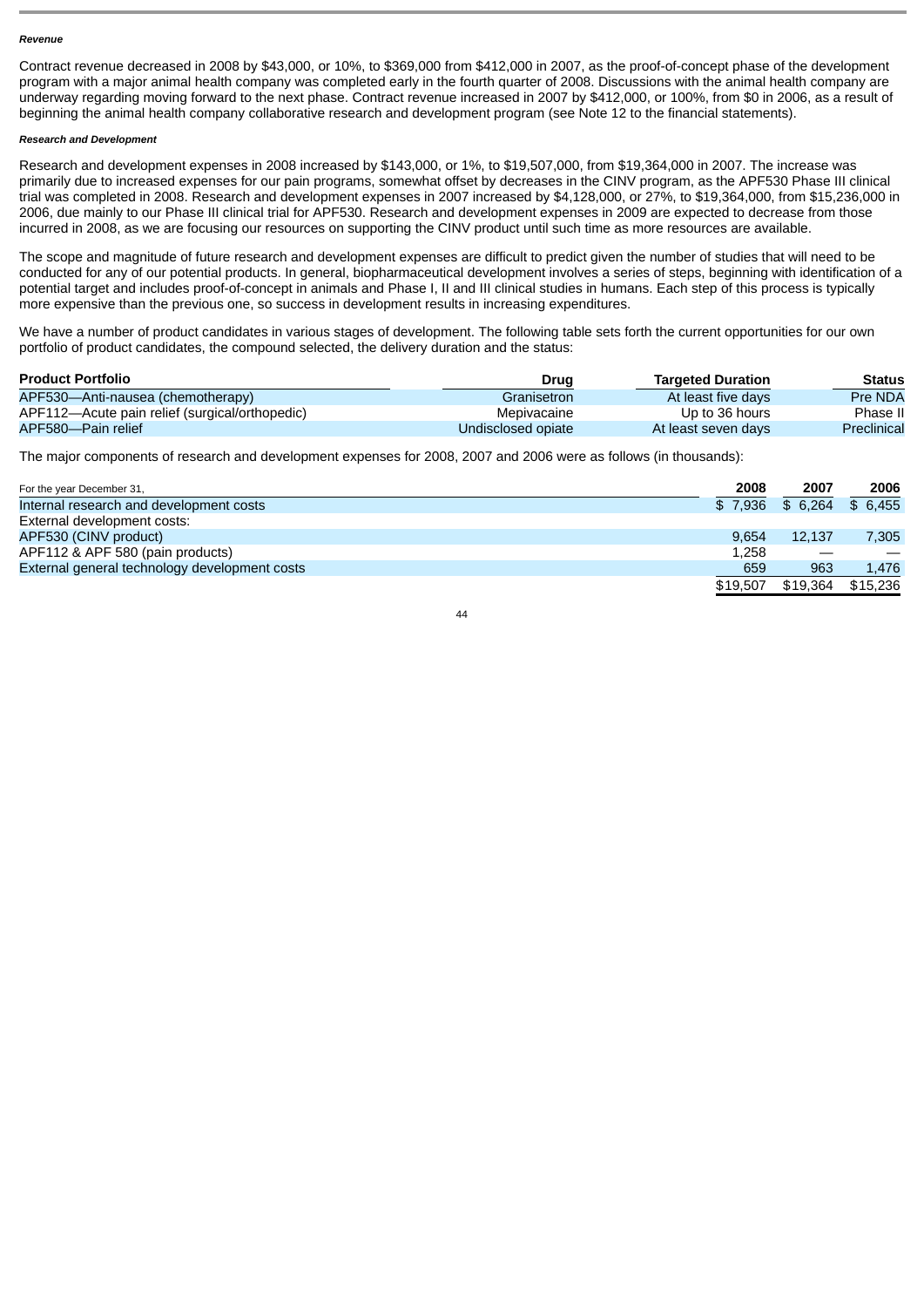***Revenue***

Contract revenue decreased in 2008 by $43,000, or 10%, to $369,000 from $412,000 in 2007, as the proof-of-concept phase of the development program with a major animal health company was completed early in the fourth quarter of 2008. Discussions with the animal health company are underway regarding moving forward to the next phase. Contract revenue increased in 2007 by $412,000, or 100%, from $0 in 2006, as a result of beginning the animal health company collaborative research and development program (see Note 12 to the financial statements).

***Research and Development***

Research and development expenses in 2008 increased by $143,000, or 1%, to $19,507,000, from $19,364,000 in 2007. The increase was primarily due to increased expenses for our pain programs, somewhat offset by decreases in the CINV program, as the APF530 Phase III clinical trial was completed in 2008. Research and development expenses in 2007 increased by $4,128,000, or 27%, to $19,364,000, from $15,236,000 in 2006, due mainly to our Phase III clinical trial for APF530. Research and development expenses in 2009 are expected to decrease from those incurred in 2008, as we are focusing our resources on supporting the CINV product until such time as more resources are available.

The scope and magnitude of future research and development expenses are difficult to predict given the number of studies that will need to be conducted for any of our potential products. In general, biopharmaceutical development involves a series of steps, beginning with identification of a potential target and includes proof-of-concept in animals and Phase I, II and III clinical studies in humans. Each step of this process is typically more expensive than the previous one, so success in development results in increasing expenditures.

We have a number of product candidates in various stages of development. The following table sets forth the current opportunities for our own portfolio of product candidates, the compound selected, the delivery duration and the status:

| Product Portfolio | Drug | Targeted Duration | Status |
|---|---|---|---|
| APF530—Anti-nausea (chemotherapy) | Granisetron | At least five days | Pre NDA |
| APF112—Acute pain relief (surgical/orthopedic) | Mepivacaine | Up to 36 hours | Phase II |
| APF580—Pain relief | Undisclosed opiate | At least seven days | Preclinical |

The major components of research and development expenses for 2008, 2007 and 2006 were as follows (in thousands):

| For the year December 31, | 2008 | 2007 | 2006 |
|---|---|---|---|
| Internal research and development costs | $ 7,936 | $ 6,264 | $ 6,455 |
| External development costs: | | | |
| APF530 (CINV product) | 9,654 | 12,137 | 7,305 |
| APF112 & APF 580 (pain products) | 1,258 | — | — |
| External general technology development costs | 659 | 963 | 1,476 |
| | $19,507 | $19,364 | $15,236 |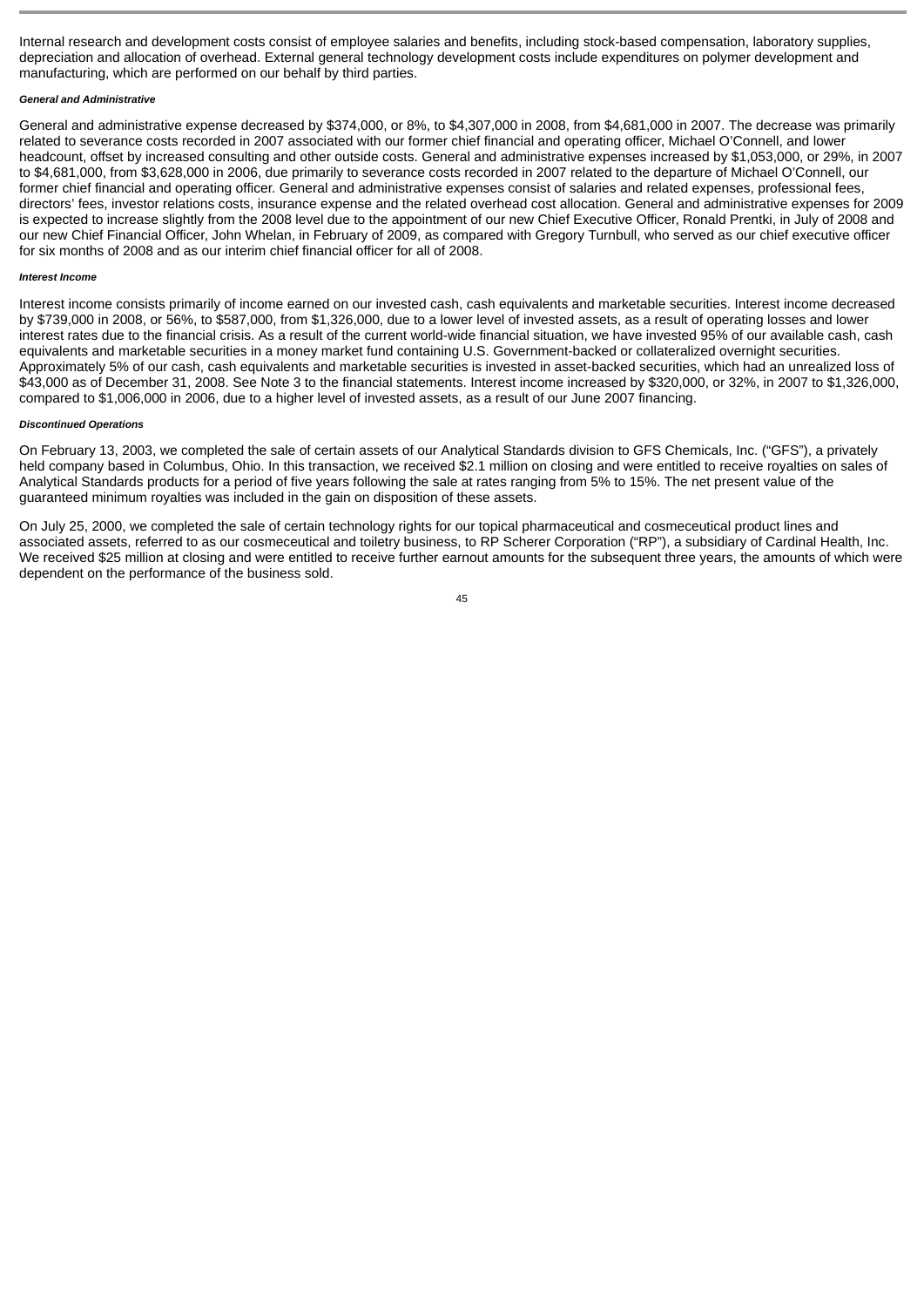Internal research and development costs consist of employee salaries and benefits, including stock-based compensation, laboratory supplies, depreciation and allocation of overhead. External general technology development costs include expenditures on polymer development and manufacturing, which are performed on our behalf by third parties.

***General and Administrative***

General and administrative expense decreased by $374,000, or 8%, to $4,307,000 in 2008, from $4,681,000 in 2007. The decrease was primarily related to severance costs recorded in 2007 associated with our former chief financial and operating officer, Michael O'Connell, and lower headcount, offset by increased consulting and other outside costs. General and administrative expenses increased by $1,053,000, or 29%, in 2007 to $4,681,000, from $3,628,000 in 2006, due primarily to severance costs recorded in 2007 related to the departure of Michael O'Connell, our former chief financial and operating officer. General and administrative expenses consist of salaries and related expenses, professional fees, directors' fees, investor relations costs, insurance expense and the related overhead cost allocation. General and administrative expenses for 2009 is expected to increase slightly from the 2008 level due to the appointment of our new Chief Executive Officer, Ronald Prentki, in July of 2008 and our new Chief Financial Officer, John Whelan, in February of 2009, as compared with Gregory Turnbull, who served as our chief executive officer for six months of 2008 and as our interim chief financial officer for all of 2008.

***Interest Income***

Interest income consists primarily of income earned on our invested cash, cash equivalents and marketable securities. Interest income decreased by $739,000 in 2008, or 56%, to $587,000, from $1,326,000, due to a lower level of invested assets, as a result of operating losses and lower interest rates due to the financial crisis. As a result of the current world-wide financial situation, we have invested 95% of our available cash, cash equivalents and marketable securities in a money market fund containing U.S. Government-backed or collateralized overnight securities. Approximately 5% of our cash, cash equivalents and marketable securities is invested in asset-backed securities, which had an unrealized loss of $43,000 as of December 31, 2008. See Note 3 to the financial statements. Interest income increased by $320,000, or 32%, in 2007 to $1,326,000, compared to $1,006,000 in 2006, due to a higher level of invested assets, as a result of our June 2007 financing.

***Discontinued Operations***

On February 13, 2003, we completed the sale of certain assets of our Analytical Standards division to GFS Chemicals, Inc. ("GFS"), a privately held company based in Columbus, Ohio. In this transaction, we received $2.1 million on closing and were entitled to receive royalties on sales of Analytical Standards products for a period of five years following the sale at rates ranging from 5% to 15%. The net present value of the guaranteed minimum royalties was included in the gain on disposition of these assets.

On July 25, 2000, we completed the sale of certain technology rights for our topical pharmaceutical and cosmeceutical product lines and associated assets, referred to as our cosmeceutical and toiletry business, to RP Scherer Corporation ("RP"), a subsidiary of Cardinal Health, Inc. We received $25 million at closing and were entitled to receive further earnout amounts for the subsequent three years, the amounts of which were dependent on the performance of the business sold.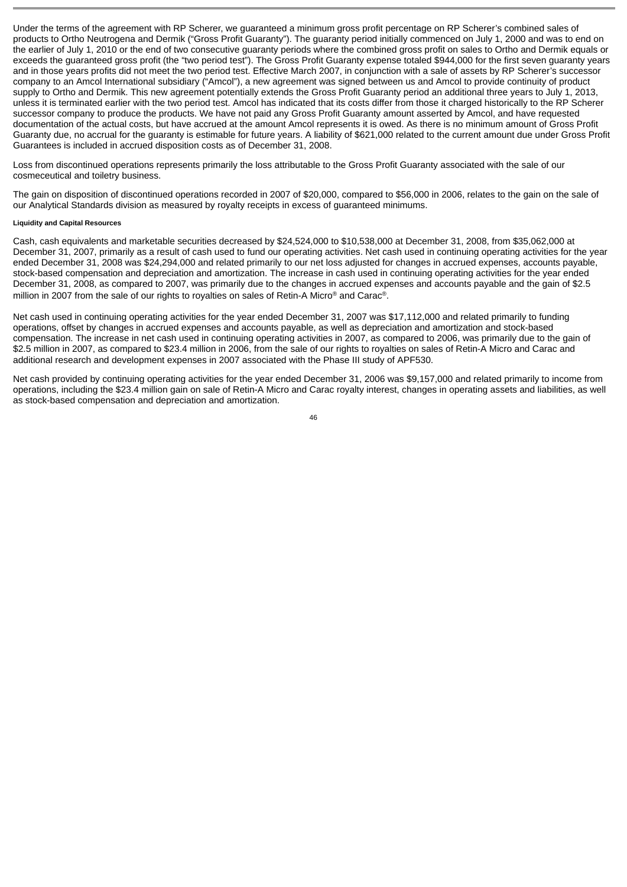Under the terms of the agreement with RP Scherer, we guaranteed a minimum gross profit percentage on RP Scherer's combined sales of products to Ortho Neutrogena and Dermik ("Gross Profit Guaranty"). The guaranty period initially commenced on July 1, 2000 and was to end on the earlier of July 1, 2010 or the end of two consecutive guaranty periods where the combined gross profit on sales to Ortho and Dermik equals or exceeds the guaranteed gross profit (the "two period test"). The Gross Profit Guaranty expense totaled $944,000 for the first seven guaranty years and in those years profits did not meet the two period test. Effective March 2007, in conjunction with a sale of assets by RP Scherer's successor company to an Amcol International subsidiary ("Amcol"), a new agreement was signed between us and Amcol to provide continuity of product supply to Ortho and Dermik. This new agreement potentially extends the Gross Profit Guaranty period an additional three years to July 1, 2013, unless it is terminated earlier with the two period test. Amcol has indicated that its costs differ from those it charged historically to the RP Scherer successor company to produce the products. We have not paid any Gross Profit Guaranty amount asserted by Amcol, and have requested documentation of the actual costs, but have accrued at the amount Amcol represents it is owed. As there is no minimum amount of Gross Profit Guaranty due, no accrual for the guaranty is estimable for future years. A liability of $621,000 related to the current amount due under Gross Profit Guarantees is included in accrued disposition costs as of December 31, 2008.

Loss from discontinued operations represents primarily the loss attributable to the Gross Profit Guaranty associated with the sale of our cosmeceutical and toiletry business.

The gain on disposition of discontinued operations recorded in 2007 of $20,000, compared to $56,000 in 2006, relates to the gain on the sale of our Analytical Standards division as measured by royalty receipts in excess of guaranteed minimums.

#### Liquidity and Capital Resources

Cash, cash equivalents and marketable securities decreased by $24,524,000 to $10,538,000 at December 31, 2008, from $35,062,000 at December 31, 2007, primarily as a result of cash used to fund our operating activities. Net cash used in continuing operating activities for the year ended December 31, 2008 was $24,294,000 and related primarily to our net loss adjusted for changes in accrued expenses, accounts payable, stock-based compensation and depreciation and amortization. The increase in cash used in continuing operating activities for the year ended December 31, 2008, as compared to 2007, was primarily due to the changes in accrued expenses and accounts payable and the gain of $2.5 million in 2007 from the sale of our rights to royalties on sales of Retin-A Micro® and Carac®.

Net cash used in continuing operating activities for the year ended December 31, 2007 was $17,112,000 and related primarily to funding operations, offset by changes in accrued expenses and accounts payable, as well as depreciation and amortization and stock-based compensation. The increase in net cash used in continuing operating activities in 2007, as compared to 2006, was primarily due to the gain of $2.5 million in 2007, as compared to $23.4 million in 2006, from the sale of our rights to royalties on sales of Retin-A Micro and Carac and additional research and development expenses in 2007 associated with the Phase III study of APF530.

Net cash provided by continuing operating activities for the year ended December 31, 2006 was $9,157,000 and related primarily to income from operations, including the $23.4 million gain on sale of Retin-A Micro and Carac royalty interest, changes in operating assets and liabilities, as well as stock-based compensation and depreciation and amortization.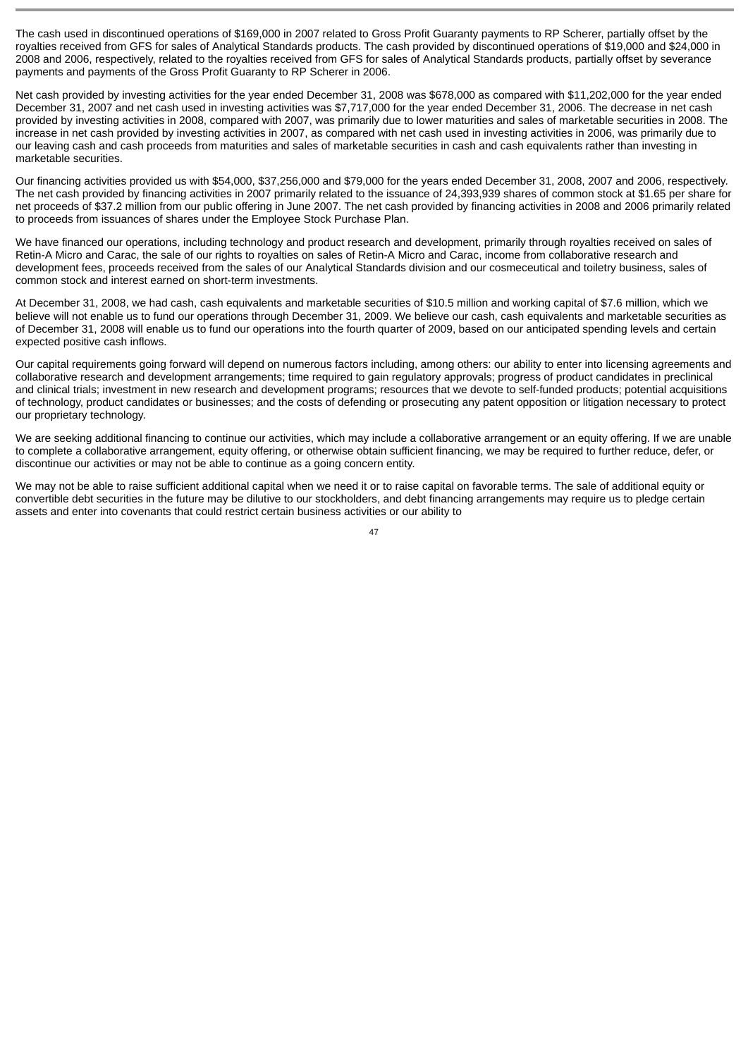The cash used in discontinued operations of $169,000 in 2007 related to Gross Profit Guaranty payments to RP Scherer, partially offset by the royalties received from GFS for sales of Analytical Standards products. The cash provided by discontinued operations of $19,000 and $24,000 in 2008 and 2006, respectively, related to the royalties received from GFS for sales of Analytical Standards products, partially offset by severance payments and payments of the Gross Profit Guaranty to RP Scherer in 2006.

Net cash provided by investing activities for the year ended December 31, 2008 was $678,000 as compared with $11,202,000 for the year ended December 31, 2007 and net cash used in investing activities was $7,717,000 for the year ended December 31, 2006. The decrease in net cash provided by investing activities in 2008, compared with 2007, was primarily due to lower maturities and sales of marketable securities in 2008. The increase in net cash provided by investing activities in 2007, as compared with net cash used in investing activities in 2006, was primarily due to our leaving cash and cash proceeds from maturities and sales of marketable securities in cash and cash equivalents rather than investing in marketable securities.

Our financing activities provided us with $54,000, $37,256,000 and $79,000 for the years ended December 31, 2008, 2007 and 2006, respectively. The net cash provided by financing activities in 2007 primarily related to the issuance of 24,393,939 shares of common stock at $1.65 per share for net proceeds of $37.2 million from our public offering in June 2007. The net cash provided by financing activities in 2008 and 2006 primarily related to proceeds from issuances of shares under the Employee Stock Purchase Plan.

We have financed our operations, including technology and product research and development, primarily through royalties received on sales of Retin-A Micro and Carac, the sale of our rights to royalties on sales of Retin-A Micro and Carac, income from collaborative research and development fees, proceeds received from the sales of our Analytical Standards division and our cosmeceutical and toiletry business, sales of common stock and interest earned on short-term investments.

At December 31, 2008, we had cash, cash equivalents and marketable securities of $10.5 million and working capital of $7.6 million, which we believe will not enable us to fund our operations through December 31, 2009. We believe our cash, cash equivalents and marketable securities as of December 31, 2008 will enable us to fund our operations into the fourth quarter of 2009, based on our anticipated spending levels and certain expected positive cash inflows.

Our capital requirements going forward will depend on numerous factors including, among others: our ability to enter into licensing agreements and collaborative research and development arrangements; time required to gain regulatory approvals; progress of product candidates in preclinical and clinical trials; investment in new research and development programs; resources that we devote to self-funded products; potential acquisitions of technology, product candidates or businesses; and the costs of defending or prosecuting any patent opposition or litigation necessary to protect our proprietary technology.

We are seeking additional financing to continue our activities, which may include a collaborative arrangement or an equity offering. If we are unable to complete a collaborative arrangement, equity offering, or otherwise obtain sufficient financing, we may be required to further reduce, defer, or discontinue our activities or may not be able to continue as a going concern entity.

We may not be able to raise sufficient additional capital when we need it or to raise capital on favorable terms. The sale of additional equity or convertible debt securities in the future may be dilutive to our stockholders, and debt financing arrangements may require us to pledge certain assets and enter into covenants that could restrict certain business activities or our ability to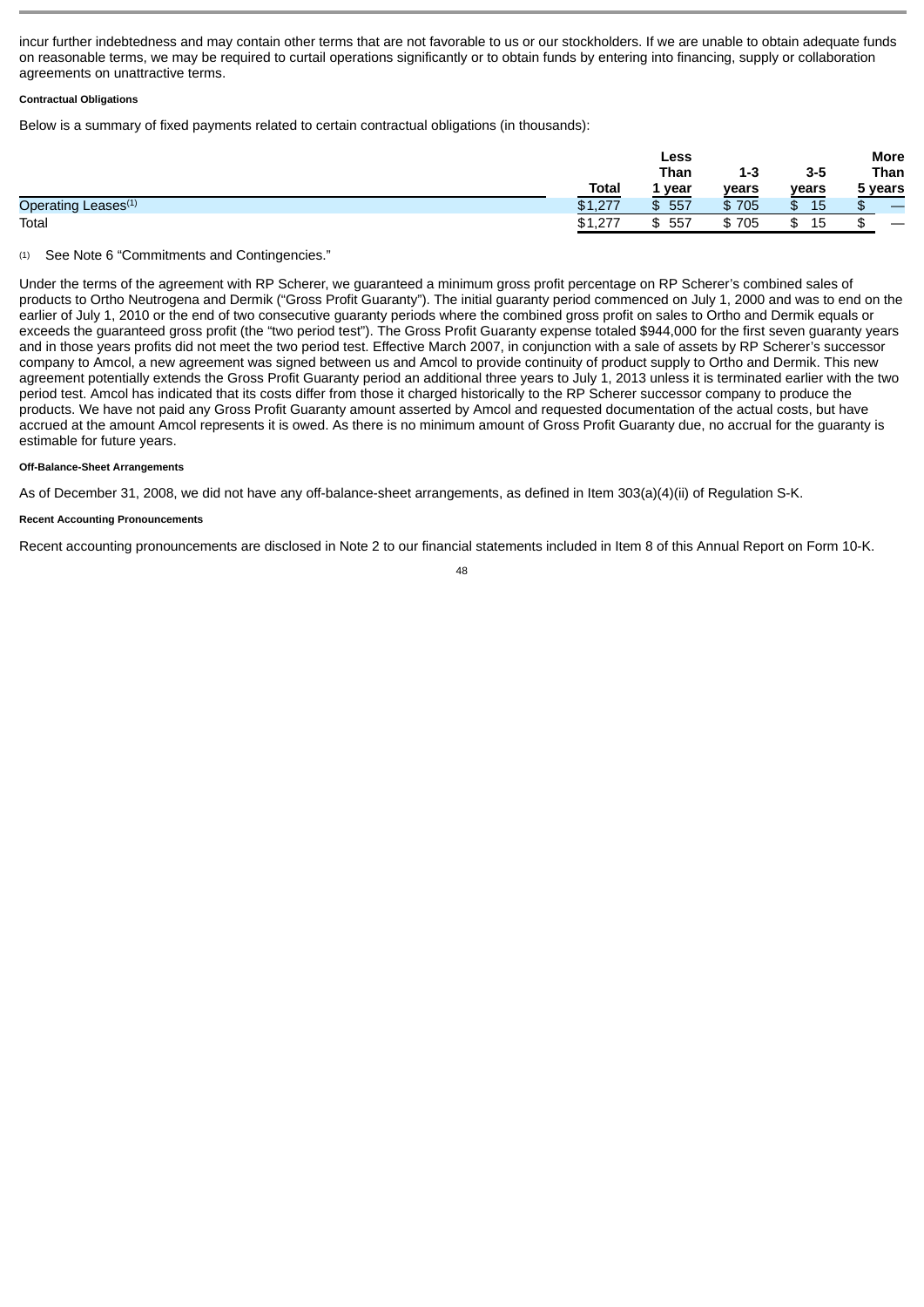incur further indebtedness and may contain other terms that are not favorable to us or our stockholders. If we are unable to obtain adequate funds on reasonable terms, we may be required to curtail operations significantly or to obtain funds by entering into financing, supply or collaboration agreements on unattractive terms.

#### Contractual Obligations

Below is a summary of fixed payments related to certain contractual obligations (in thousands):

| | Total | Less Than 1 year | 1-3 years | 3-5 years | More Than 5 years |
|---|---|---|---|---|---|
| Operating Leases[1] | $1,277 | $ 557 | $ 705 | $ 15 | $ — |
| Total | $1,277 | $ 557 | $ 705 | $ 15 | $ — |

(1) See Note 6 "Commitments and Contingencies."

Under the terms of the agreement with RP Scherer, we guaranteed a minimum gross profit percentage on RP Scherer's combined sales of products to Ortho Neutrogena and Dermik ("Gross Profit Guaranty"). The initial guaranty period commenced on July 1, 2000 and was to end on the earlier of July 1, 2010 or the end of two consecutive guaranty periods where the combined gross profit on sales to Ortho and Dermik equals or exceeds the guaranteed gross profit (the "two period test"). The Gross Profit Guaranty expense totaled $944,000 for the first seven guaranty years and in those years profits did not meet the two period test. Effective March 2007, in conjunction with a sale of assets by RP Scherer's successor company to Amcol, a new agreement was signed between us and Amcol to provide continuity of product supply to Ortho and Dermik. This new agreement potentially extends the Gross Profit Guaranty period an additional three years to July 1, 2013 unless it is terminated earlier with the two period test. Amcol has indicated that its costs differ from those it charged historically to the RP Scherer successor company to produce the products. We have not paid any Gross Profit Guaranty amount asserted by Amcol and requested documentation of the actual costs, but have accrued at the amount Amcol represents it is owed. As there is no minimum amount of Gross Profit Guaranty due, no accrual for the guaranty is estimable for future years.

#### Off-Balance-Sheet Arrangements

As of December 31, 2008, we did not have any off-balance-sheet arrangements, as defined in Item 303(a)(4)(ii) of Regulation S-K.

#### Recent Accounting Pronouncements

Recent accounting pronouncements are disclosed in Note 2 to our financial statements included in Item 8 of this Annual Report on Form 10-K.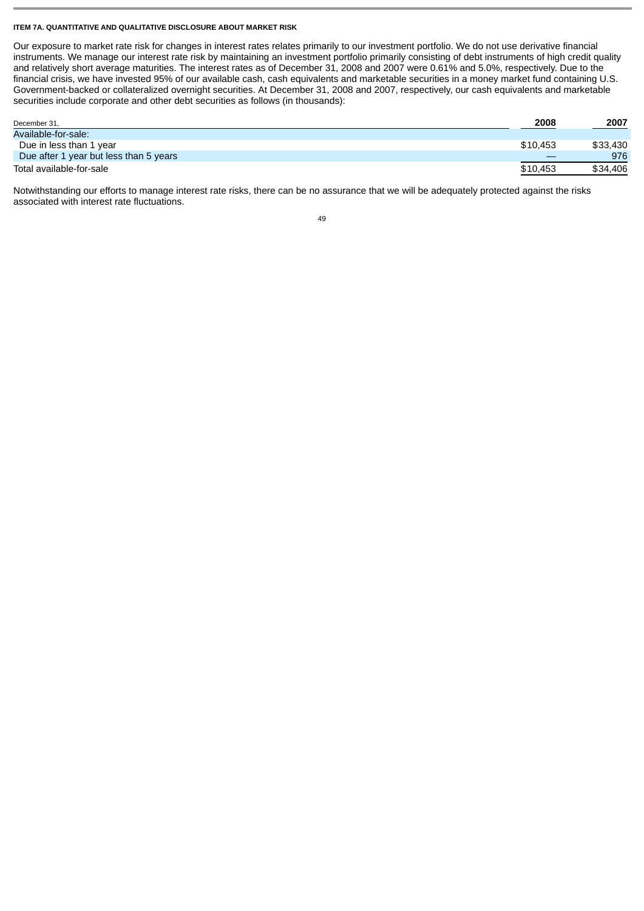### ITEM 7A. QUANTITATIVE AND QUALITATIVE DISCLOSURE ABOUT MARKET RISK

Our exposure to market rate risk for changes in interest rates relates primarily to our investment portfolio. We do not use derivative financial instruments. We manage our interest rate risk by maintaining an investment portfolio primarily consisting of debt instruments of high credit quality and relatively short average maturities. The interest rates as of December 31, 2008 and 2007 were 0.61% and 5.0%, respectively. Due to the financial crisis, we have invested 95% of our available cash, cash equivalents and marketable securities in a money market fund containing U.S. Government-backed or collateralized overnight securities. At December 31, 2008 and 2007, respectively, our cash equivalents and marketable securities include corporate and other debt securities as follows (in thousands):

| December 31, | 2008 | 2007 |
|---|---|---|
| Available-for-sale: | | |
| Due in less than 1 year | $10,453 | $33,430 |
| Due after 1 year but less than 5 years | — | 976 |
| Total available-for-sale | $10,453 | $34,406 |

Notwithstanding our efforts to manage interest rate risks, there can be no assurance that we will be adequately protected against the risks associated with interest rate fluctuations.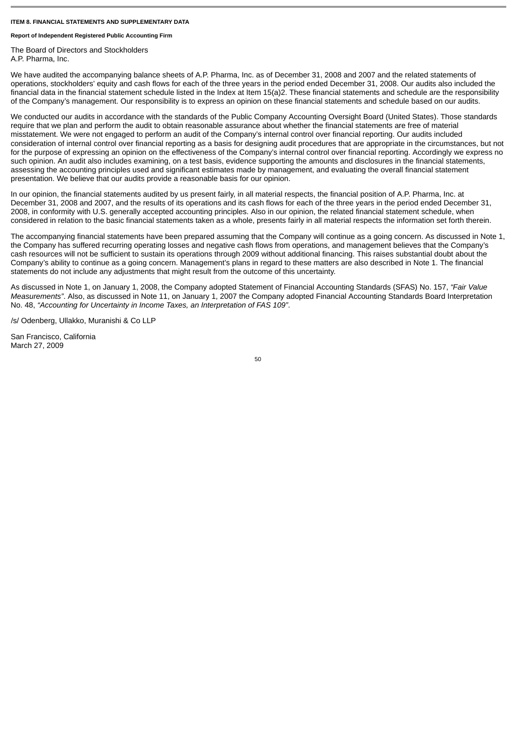**ITEM 8. FINANCIAL STATEMENTS AND SUPPLEMENTARY DATA**

**Report of Independent Registered Public Accounting Firm**

The Board of Directors and Stockholders
A.P. Pharma, Inc.

We have audited the accompanying balance sheets of A.P. Pharma, Inc. as of December 31, 2008 and 2007 and the related statements of operations, stockholders' equity and cash flows for each of the three years in the period ended December 31, 2008. Our audits also included the financial data in the financial statement schedule listed in the Index at Item 15(a)2. These financial statements and schedule are the responsibility of the Company's management. Our responsibility is to express an opinion on these financial statements and schedule based on our audits.

We conducted our audits in accordance with the standards of the Public Company Accounting Oversight Board (United States). Those standards require that we plan and perform the audit to obtain reasonable assurance about whether the financial statements are free of material misstatement. We were not engaged to perform an audit of the Company's internal control over financial reporting. Our audits included consideration of internal control over financial reporting as a basis for designing audit procedures that are appropriate in the circumstances, but not for the purpose of expressing an opinion on the effectiveness of the Company's internal control over financial reporting. Accordingly we express no such opinion. An audit also includes examining, on a test basis, evidence supporting the amounts and disclosures in the financial statements, assessing the accounting principles used and significant estimates made by management, and evaluating the overall financial statement presentation. We believe that our audits provide a reasonable basis for our opinion.

In our opinion, the financial statements audited by us present fairly, in all material respects, the financial position of A.P. Pharma, Inc. at December 31, 2008 and 2007, and the results of its operations and its cash flows for each of the three years in the period ended December 31, 2008, in conformity with U.S. generally accepted accounting principles. Also in our opinion, the related financial statement schedule, when considered in relation to the basic financial statements taken as a whole, presents fairly in all material respects the information set forth therein.

The accompanying financial statements have been prepared assuming that the Company will continue as a going concern. As discussed in Note 1, the Company has suffered recurring operating losses and negative cash flows from operations, and management believes that the Company's cash resources will not be sufficient to sustain its operations through 2009 without additional financing. This raises substantial doubt about the Company's ability to continue as a going concern. Management's plans in regard to these matters are also described in Note 1. The financial statements do not include any adjustments that might result from the outcome of this uncertainty.

As discussed in Note 1, on January 1, 2008, the Company adopted Statement of Financial Accounting Standards (SFAS) No. 157, *"Fair Value Measurements"*. Also, as discussed in Note 11, on January 1, 2007 the Company adopted Financial Accounting Standards Board Interpretation No. 48, *"Accounting for Uncertainty in Income Taxes, an Interpretation of FAS 109"*.

/s/ Odenberg, Ullakko, Muranishi & Co LLP

San Francisco, California
March 27, 2009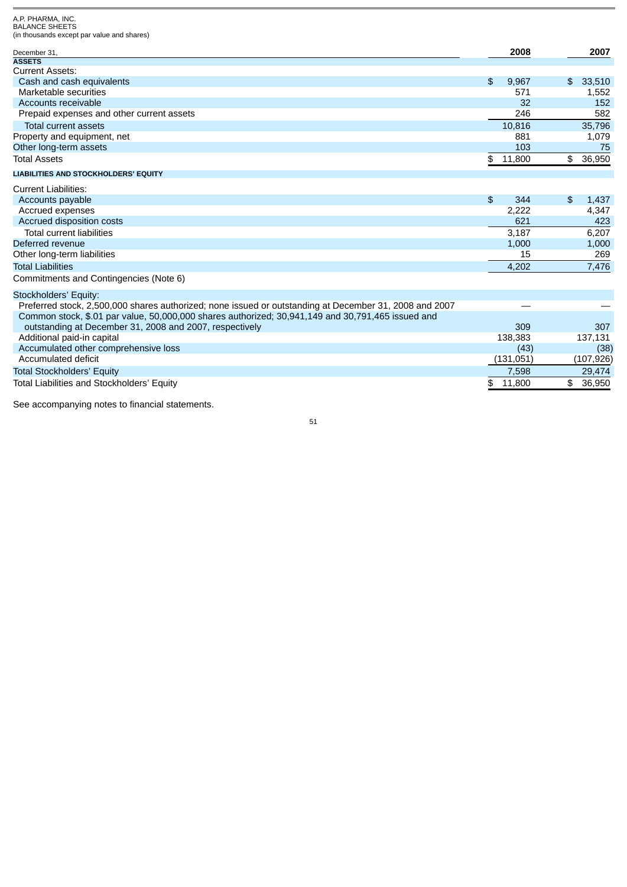A.P. PHARMA, INC.
BALANCE SHEETS
(in thousands except par value and shares)

| December 31, | 2008 | 2007 |
|---|---|---|
| **ASSETS** | | |
| Current Assets: | | |
| Cash and cash equivalents | $ 9,967 | $ 33,510 |
| Marketable securities | 571 | 1,552 |
| Accounts receivable | 32 | 152 |
| Prepaid expenses and other current assets | 246 | 582 |
| Total current assets | 10,816 | 35,796 |
| Property and equipment, net | 881 | 1,079 |
| Other long-term assets | 103 | 75 |
| Total Assets | $ 11,800 | $ 36,950 |
| **LIABILITIES AND STOCKHOLDERS' EQUITY** | | |
| Current Liabilities: | | |
| Accounts payable | $ 344 | $ 1,437 |
| Accrued expenses | 2,222 | 4,347 |
| Accrued disposition costs | 621 | 423 |
| Total current liabilities | 3,187 | 6,207 |
| Deferred revenue | 1,000 | 1,000 |
| Other long-term liabilities | 15 | 269 |
| Total Liabilities | 4,202 | 7,476 |
| Commitments and Contingencies (Note 6) | | |
| Stockholders' Equity: | | |
| Preferred stock, 2,500,000 shares authorized; none issued or outstanding at December 31, 2008 and 2007 | — | — |
| Common stock, $.01 par value, 50,000,000 shares authorized; 30,941,149 and 30,791,465 issued and outstanding at December 31, 2008 and 2007, respectively | 309 | 307 |
| Additional paid-in capital | 138,383 | 137,131 |
| Accumulated other comprehensive loss | (43) | (38) |
| Accumulated deficit | (131,051) | (107,926) |
| Total Stockholders' Equity | 7,598 | 29,474 |
| Total Liabilities and Stockholders' Equity | $ 11,800 | $ 36,950 |

See accompanying notes to financial statements.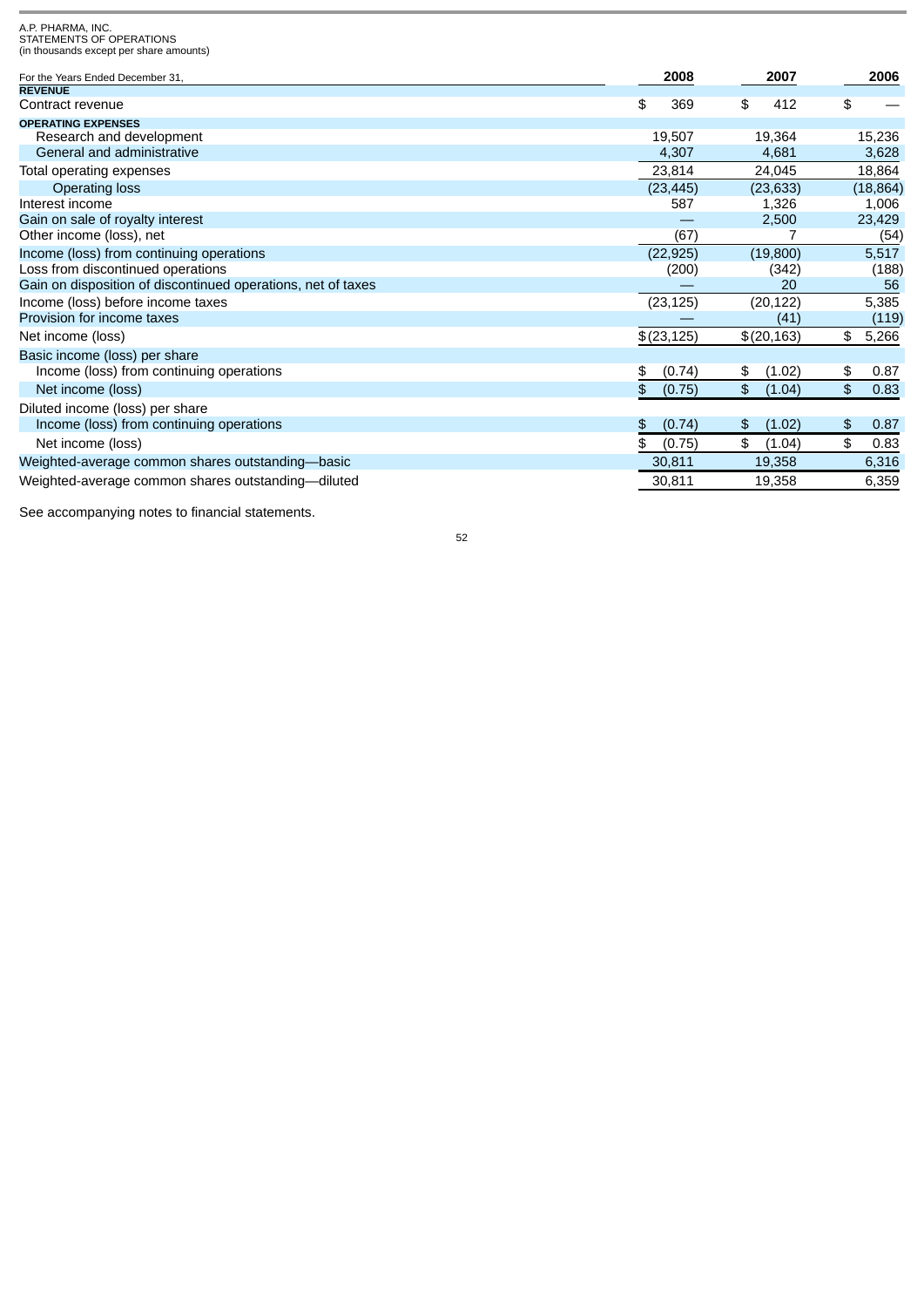A.P. PHARMA, INC.
STATEMENTS OF OPERATIONS
(in thousands except per share amounts)

| For the Years Ended December 31, | 2008 | 2007 | 2006 |
|---|---|---|---|
| **REVENUE** | | | |
| Contract revenue | $ 369 | $ 412 | $ — |
| **OPERATING EXPENSES** | | | |
| Research and development | 19,507 | 19,364 | 15,236 |
| General and administrative | 4,307 | 4,681 | 3,628 |
| Total operating expenses | 23,814 | 24,045 | 18,864 |
| Operating loss | (23,445) | (23,633) | (18,864) |
| Interest income | 587 | 1,326 | 1,006 |
| Gain on sale of royalty interest | — | 2,500 | 23,429 |
| Other income (loss), net | (67) | 7 | (54) |
| Income (loss) from continuing operations | (22,925) | (19,800) | 5,517 |
| Loss from discontinued operations | (200) | (342) | (188) |
| Gain on disposition of discontinued operations, net of taxes | — | 20 | 56 |
| Income (loss) before income taxes | (23,125) | (20,122) | 5,385 |
| Provision for income taxes | — | (41) | (119) |
| Net income (loss) | $(23,125) | $(20,163) | $ 5,266 |
| Basic income (loss) per share | | | |
| Income (loss) from continuing operations | $ (0.74) | $ (1.02) | $ 0.87 |
| Net income (loss) | $ (0.75) | $ (1.04) | $ 0.83 |
| Diluted income (loss) per share | | | |
| Income (loss) from continuing operations | $ (0.74) | $ (1.02) | $ 0.87 |
| Net income (loss) | $ (0.75) | $ (1.04) | $ 0.83 |
| Weighted-average common shares outstanding—basic | 30,811 | 19,358 | 6,316 |
| Weighted-average common shares outstanding—diluted | 30,811 | 19,358 | 6,359 |

See accompanying notes to financial statements.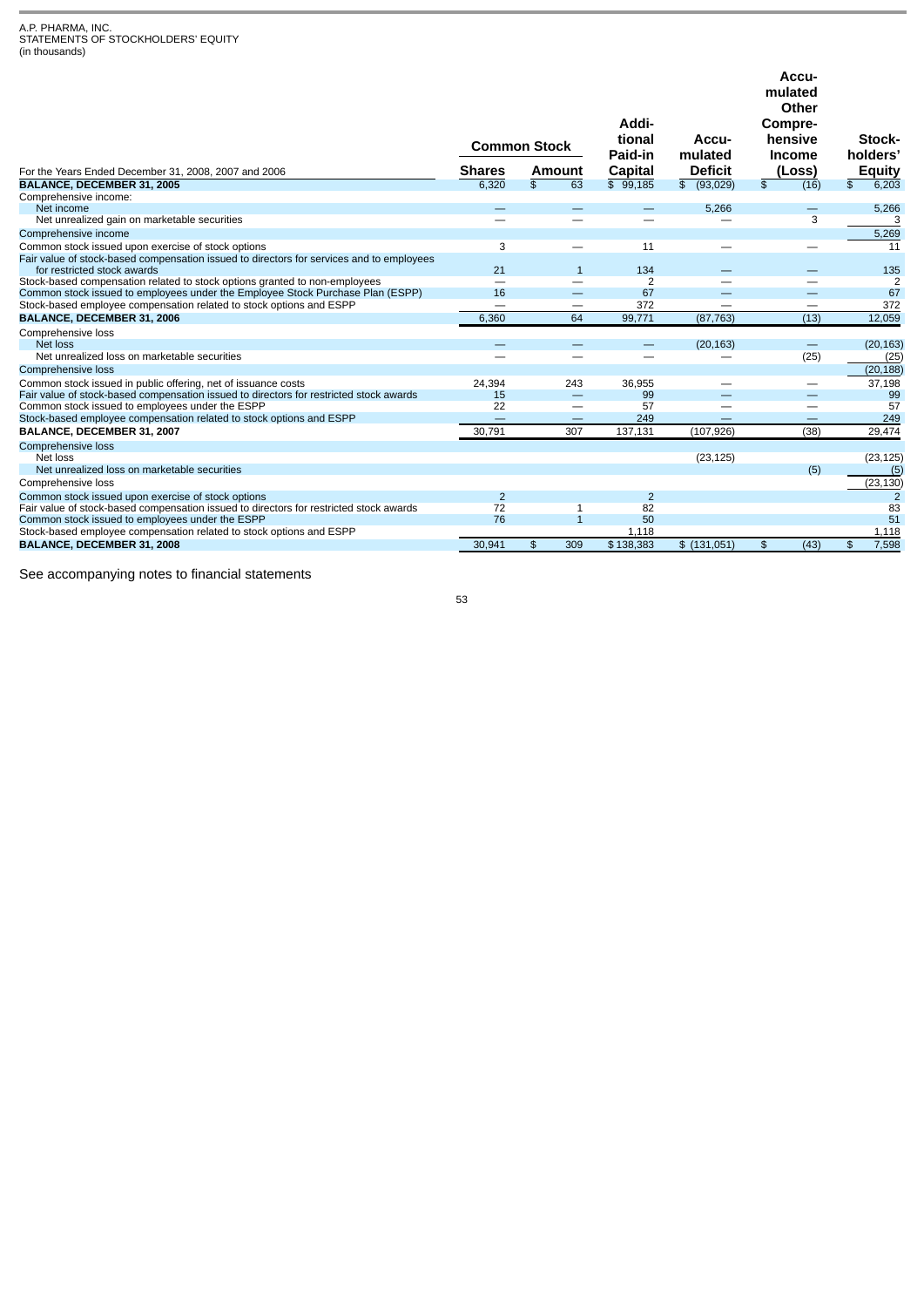A.P. PHARMA, INC.
STATEMENTS OF STOCKHOLDERS' EQUITY
(in thousands)

| For the Years Ended December 31, 2008, 2007 and 2006 | Common Stock Shares | Common Stock Amount | Additional Paid-in Capital | Accumulated Deficit | Accumulated Other Comprehensive Income (Loss) | Stockholders' Equity |
|---|---|---|---|---|---|---|
| **BALANCE, DECEMBER 31, 2005** | 6,320 | $ 63 | $ 99,185 | $ (93,029) | $ (16) | $ 6,203 |
| Comprehensive income: | | | | | | |
| Net income | — | — | — | 5,266 | — | 5,266 |
| Net unrealized gain on marketable securities | — | — | — | — | 3 | 3 |
| Comprehensive income | | | | | | 5,269 |
| Common stock issued upon exercise of stock options | 3 | — | 11 | — | — | 11 |
| Fair value of stock-based compensation issued to directors for services and to employees for restricted stock awards | 21 | 1 | 134 | — | — | 135 |
| Stock-based compensation related to stock options granted to non-employees | — | — | 2 | — | — | 2 |
| Common stock issued to employees under the Employee Stock Purchase Plan (ESPP) | 16 | — | 67 | — | — | 67 |
| Stock-based employee compensation related to stock options and ESPP | — | — | 372 | — | — | 372 |
| **BALANCE, DECEMBER 31, 2006** | 6,360 | 64 | 99,771 | (87,763) | (13) | 12,059 |
| Comprehensive loss | | | | | | |
| Net loss | — | — | — | (20,163) | — | (20,163) |
| Net unrealized loss on marketable securities | — | — | — | — | (25) | (25) |
| Comprehensive loss | | | | | | (20,188) |
| Common stock issued in public offering, net of issuance costs | 24,394 | 243 | 36,955 | — | — | 37,198 |
| Fair value of stock-based compensation issued to directors for restricted stock awards | 15 | — | 99 | — | — | 99 |
| Common stock issued to employees under the ESPP | 22 | — | 57 | — | — | 57 |
| Stock-based employee compensation related to stock options and ESPP | — | — | 249 | — | — | 249 |
| **BALANCE, DECEMBER 31, 2007** | 30,791 | 307 | 137,131 | (107,926) | (38) | 29,474 |
| Comprehensive loss | | | | | | |
| Net loss | | | | (23,125) | | (23,125) |
| Net unrealized loss on marketable securities | | | | | (5) | (5) |
| Comprehensive loss | | | | | | (23,130) |
| Common stock issued upon exercise of stock options | 2 | | 2 | | | 2 |
| Fair value of stock-based compensation issued to directors for restricted stock awards | 72 | 1 | 82 | | | 83 |
| Common stock issued to employees under the ESPP | 76 | 1 | 50 | | | 51 |
| Stock-based employee compensation related to stock options and ESPP | | | 1,118 | | | 1,118 |
| **BALANCE, DECEMBER 31, 2008** | 30,941 | $ 309 | $ 138,383 | $ (131,051) | $ (43) | $ 7,598 |

See accompanying notes to financial statements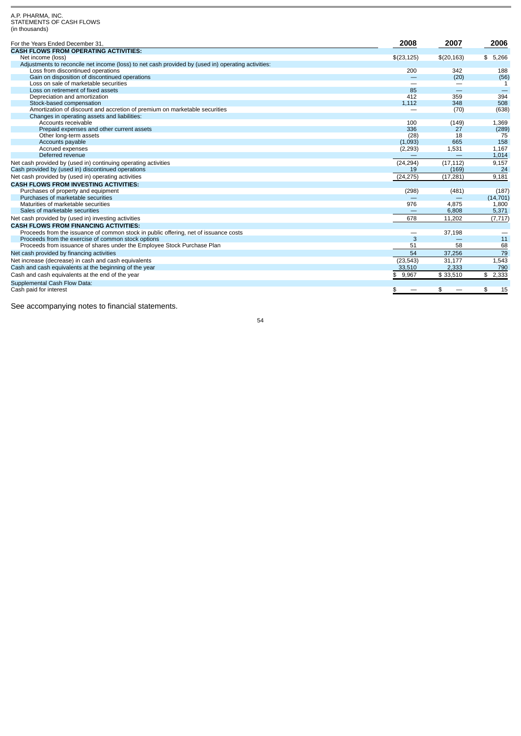A.P. PHARMA, INC.
STATEMENTS OF CASH FLOWS
(in thousands)

| For the Years Ended December 31, | 2008 | 2007 | 2006 |
|---|---|---|---|
| **CASH FLOWS FROM OPERATING ACTIVITIES:** | | | |
| Net income (loss) | $(23,125) | $(20,163) | $ 5,266 |
| Adjustments to reconcile net income (loss) to net cash provided by (used in) operating activities: | | | |
| Loss from discontinued operations | 200 | 342 | 188 |
| Gain on disposition of discontinued operations | — | (20) | (56) |
| Loss on sale of marketable securities | — | — | 1 |
| Loss on retirement of fixed assets | 85 | — | — |
| Depreciation and amortization | 412 | 359 | 394 |
| Stock-based compensation | 1,112 | 348 | 508 |
| Amortization of discount and accretion of premium on marketable securities | — | (70) | (638) |
| Changes in operating assets and liabilities: | | | |
| Accounts receivable | 100 | (149) | 1,369 |
| Prepaid expenses and other current assets | 336 | 27 | (289) |
| Other long-term assets | (28) | 18 | 75 |
| Accounts payable | (1,093) | 665 | 158 |
| Accrued expenses | (2,293) | 1,531 | 1,167 |
| Deferred revenue | — | — | 1,014 |
| Net cash provided by (used in) continuing operating activities | (24,294) | (17,112) | 9,157 |
| Cash provided by (used in) discontinued operations | 19 | (169) | 24 |
| Net cash provided by (used in) operating activities | (24,275) | (17,281) | 9,181 |
| **CASH FLOWS FROM INVESTING ACTIVITIES:** | | | |
| Purchases of property and equipment | (298) | (481) | (187) |
| Purchases of marketable securities | — | — | (14,701) |
| Maturities of marketable securities | 976 | 4,875 | 1,800 |
| Sales of marketable securities | — | 6,808 | 5,371 |
| Net cash provided by (used in) investing activities | 678 | 11,202 | (7,717) |
| **CASH FLOWS FROM FINANCING ACTIVITIES:** | | | |
| Proceeds from the issuance of common stock in public offering, net of issuance costs | — | 37,198 | — |
| Proceeds from the exercise of common stock options | 3 | — | 11 |
| Proceeds from issuance of shares under the Employee Stock Purchase Plan | 51 | 58 | 68 |
| Net cash provided by financing activities | 54 | 37,256 | 79 |
| Net increase (decrease) in cash and cash equivalents | (23,543) | 31,177 | 1,543 |
| Cash and cash equivalents at the beginning of the year | 33,510 | 2,333 | 790 |
| Cash and cash equivalents at the end of the year | $ 9,967 | $ 33,510 | $ 2,333 |
| Supplemental Cash Flow Data: | | | |
| Cash paid for interest | $ — | $ — | $ 15 |

See accompanying notes to financial statements.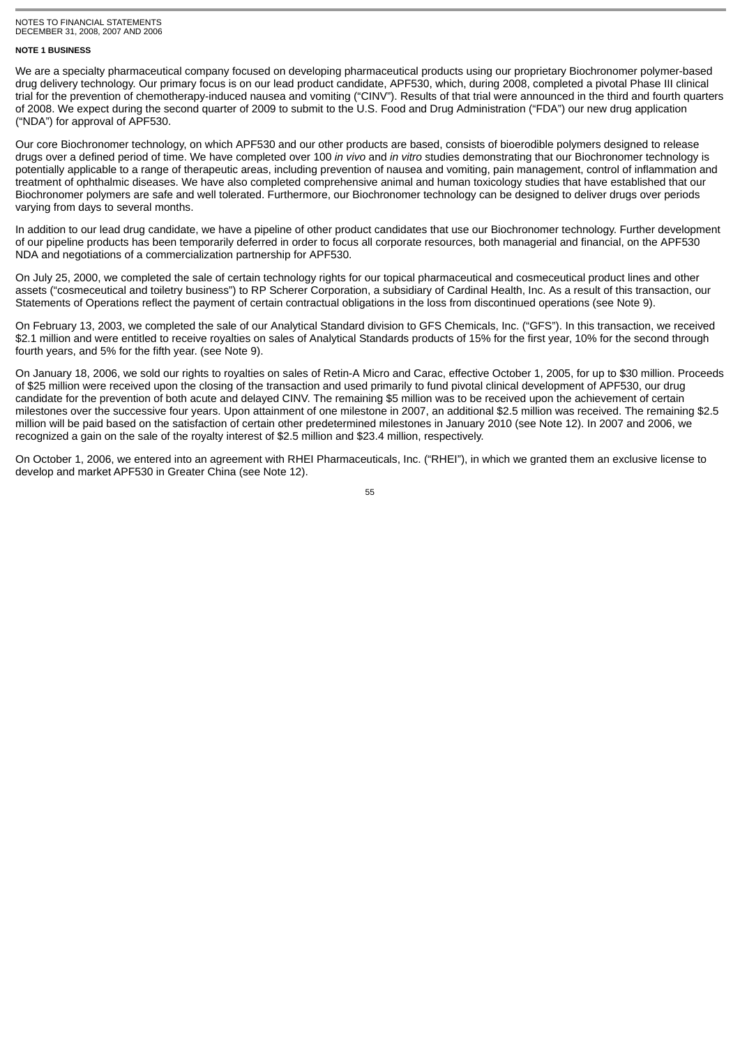## NOTE 1 BUSINESS

We are a specialty pharmaceutical company focused on developing pharmaceutical products using our proprietary Biochronomer polymer-based drug delivery technology. Our primary focus is on our lead product candidate, APF530, which, during 2008, completed a pivotal Phase III clinical trial for the prevention of chemotherapy-induced nausea and vomiting ("CINV"). Results of that trial were announced in the third and fourth quarters of 2008. We expect during the second quarter of 2009 to submit to the U.S. Food and Drug Administration ("FDA") our new drug application ("NDA") for approval of APF530.

Our core Biochronomer technology, on which APF530 and our other products are based, consists of bioerodible polymers designed to release drugs over a defined period of time. We have completed over 100 *in vivo* and *in vitro* studies demonstrating that our Biochronomer technology is potentially applicable to a range of therapeutic areas, including prevention of nausea and vomiting, pain management, control of inflammation and treatment of ophthalmic diseases. We have also completed comprehensive animal and human toxicology studies that have established that our Biochronomer polymers are safe and well tolerated. Furthermore, our Biochronomer technology can be designed to deliver drugs over periods varying from days to several months.

In addition to our lead drug candidate, we have a pipeline of other product candidates that use our Biochronomer technology. Further development of our pipeline products has been temporarily deferred in order to focus all corporate resources, both managerial and financial, on the APF530 NDA and negotiations of a commercialization partnership for APF530.

On July 25, 2000, we completed the sale of certain technology rights for our topical pharmaceutical and cosmeceutical product lines and other assets ("cosmeceutical and toiletry business") to RP Scherer Corporation, a subsidiary of Cardinal Health, Inc. As a result of this transaction, our Statements of Operations reflect the payment of certain contractual obligations in the loss from discontinued operations (see Note 9).

On February 13, 2003, we completed the sale of our Analytical Standard division to GFS Chemicals, Inc. ("GFS"). In this transaction, we received $2.1 million and were entitled to receive royalties on sales of Analytical Standards products of 15% for the first year, 10% for the second through fourth years, and 5% for the fifth year. (see Note 9).

On January 18, 2006, we sold our rights to royalties on sales of Retin-A Micro and Carac, effective October 1, 2005, for up to $30 million. Proceeds of $25 million were received upon the closing of the transaction and used primarily to fund pivotal clinical development of APF530, our drug candidate for the prevention of both acute and delayed CINV. The remaining $5 million was to be received upon the achievement of certain milestones over the successive four years. Upon attainment of one milestone in 2007, an additional $2.5 million was received. The remaining $2.5 million will be paid based on the satisfaction of certain other predetermined milestones in January 2010 (see Note 12). In 2007 and 2006, we recognized a gain on the sale of the royalty interest of $2.5 million and $23.4 million, respectively.

On October 1, 2006, we entered into an agreement with RHEI Pharmaceuticals, Inc. ("RHEI"), in which we granted them an exclusive license to develop and market APF530 in Greater China (see Note 12).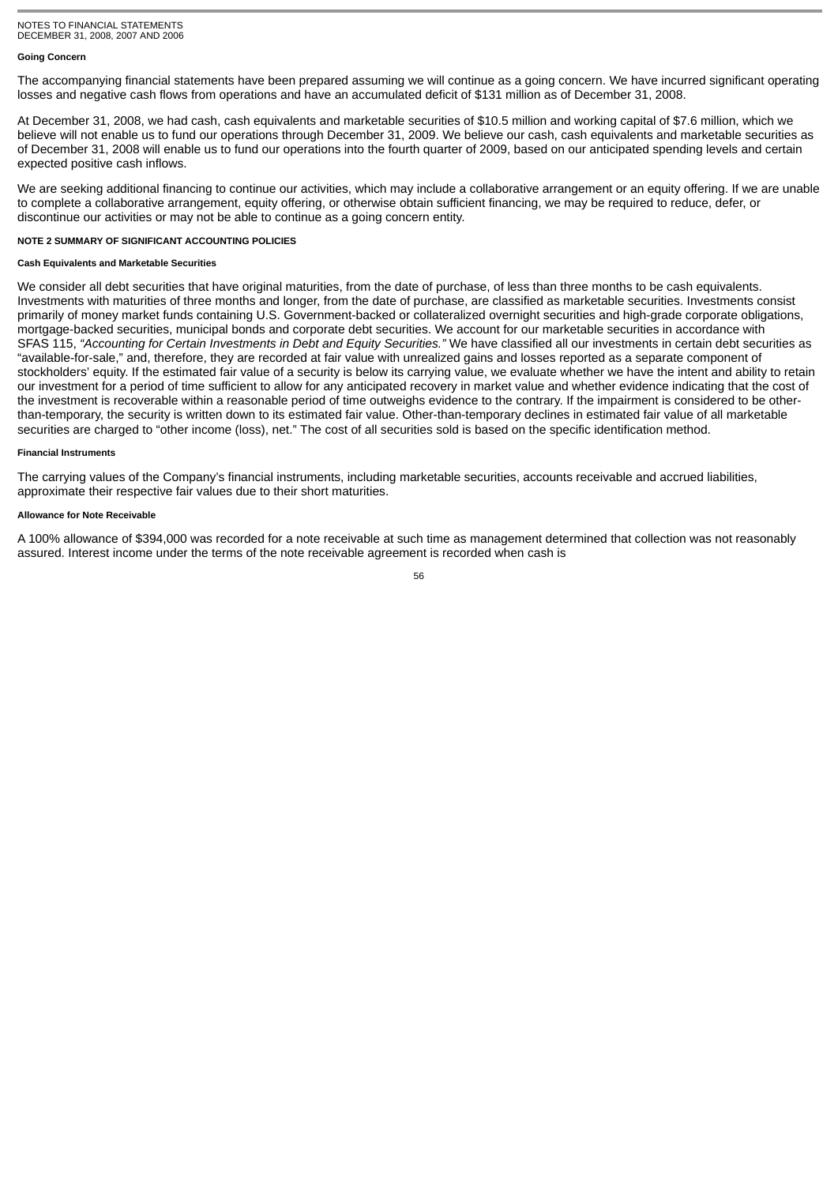#### Going Concern

The accompanying financial statements have been prepared assuming we will continue as a going concern. We have incurred significant operating losses and negative cash flows from operations and have an accumulated deficit of $131 million as of December 31, 2008.

At December 31, 2008, we had cash, cash equivalents and marketable securities of $10.5 million and working capital of $7.6 million, which we believe will not enable us to fund our operations through December 31, 2009. We believe our cash, cash equivalents and marketable securities as of December 31, 2008 will enable us to fund our operations into the fourth quarter of 2009, based on our anticipated spending levels and certain expected positive cash inflows.

We are seeking additional financing to continue our activities, which may include a collaborative arrangement or an equity offering. If we are unable to complete a collaborative arrangement, equity offering, or otherwise obtain sufficient financing, we may be required to reduce, defer, or discontinue our activities or may not be able to continue as a going concern entity.

### NOTE 2 SUMMARY OF SIGNIFICANT ACCOUNTING POLICIES

#### Cash Equivalents and Marketable Securities

We consider all debt securities that have original maturities, from the date of purchase, of less than three months to be cash equivalents. Investments with maturities of three months and longer, from the date of purchase, are classified as marketable securities. Investments consist primarily of money market funds containing U.S. Government-backed or collateralized overnight securities and high-grade corporate obligations, mortgage-backed securities, municipal bonds and corporate debt securities. We account for our marketable securities in accordance with SFAS 115, *"Accounting for Certain Investments in Debt and Equity Securities."* We have classified all our investments in certain debt securities as "available-for-sale," and, therefore, they are recorded at fair value with unrealized gains and losses reported as a separate component of stockholders' equity. If the estimated fair value of a security is below its carrying value, we evaluate whether we have the intent and ability to retain our investment for a period of time sufficient to allow for any anticipated recovery in market value and whether evidence indicating that the cost of the investment is recoverable within a reasonable period of time outweighs evidence to the contrary. If the impairment is considered to be other-than-temporary, the security is written down to its estimated fair value. Other-than-temporary declines in estimated fair value of all marketable securities are charged to "other income (loss), net." The cost of all securities sold is based on the specific identification method.

#### Financial Instruments

The carrying values of the Company's financial instruments, including marketable securities, accounts receivable and accrued liabilities, approximate their respective fair values due to their short maturities.

#### Allowance for Note Receivable

A 100% allowance of $394,000 was recorded for a note receivable at such time as management determined that collection was not reasonably assured. Interest income under the terms of the note receivable agreement is recorded when cash is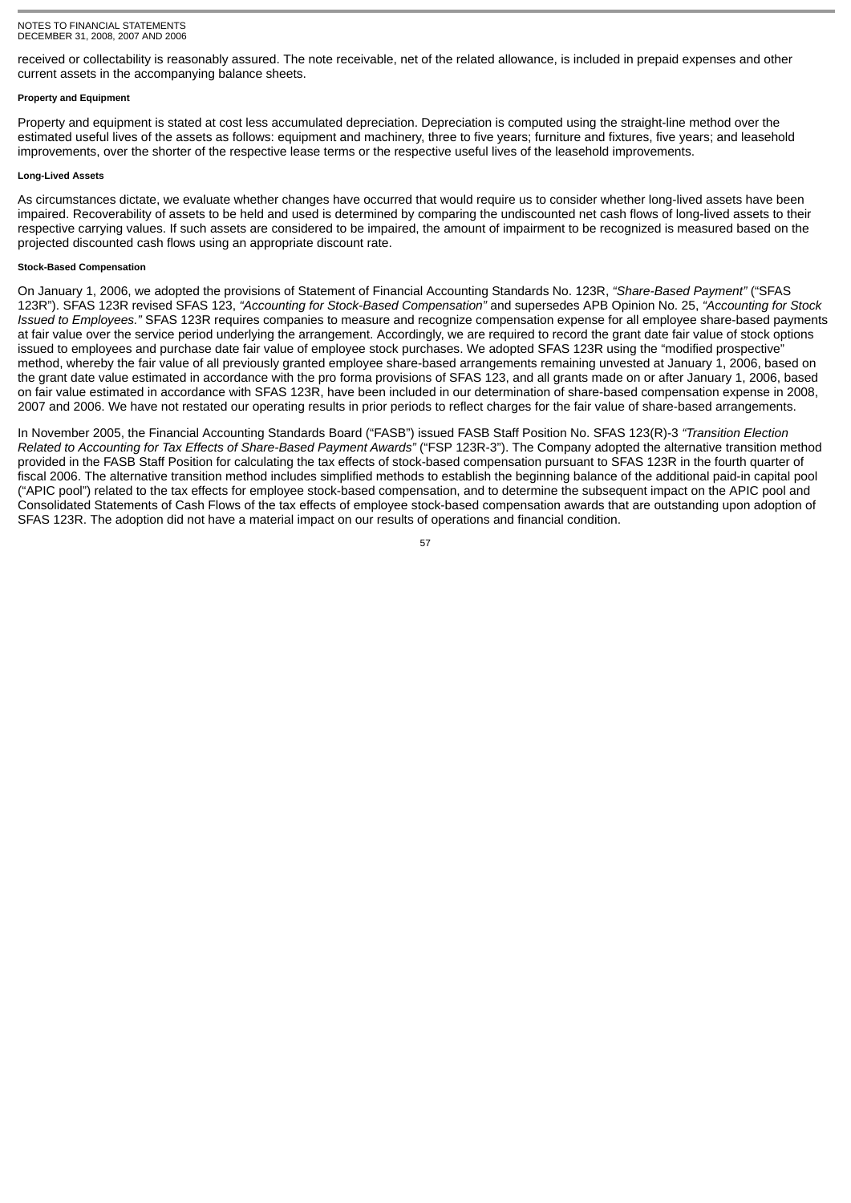received or collectability is reasonably assured. The note receivable, net of the related allowance, is included in prepaid expenses and other current assets in the accompanying balance sheets.

#### Property and Equipment

Property and equipment is stated at cost less accumulated depreciation. Depreciation is computed using the straight-line method over the estimated useful lives of the assets as follows: equipment and machinery, three to five years; furniture and fixtures, five years; and leasehold improvements, over the shorter of the respective lease terms or the respective useful lives of the leasehold improvements.

#### Long-Lived Assets

As circumstances dictate, we evaluate whether changes have occurred that would require us to consider whether long-lived assets have been impaired. Recoverability of assets to be held and used is determined by comparing the undiscounted net cash flows of long-lived assets to their respective carrying values. If such assets are considered to be impaired, the amount of impairment to be recognized is measured based on the projected discounted cash flows using an appropriate discount rate.

#### Stock-Based Compensation

On January 1, 2006, we adopted the provisions of Statement of Financial Accounting Standards No. 123R, *"Share-Based Payment"* ("SFAS 123R"). SFAS 123R revised SFAS 123, *"Accounting for Stock-Based Compensation"* and supersedes APB Opinion No. 25, *"Accounting for Stock Issued to Employees."* SFAS 123R requires companies to measure and recognize compensation expense for all employee share-based payments at fair value over the service period underlying the arrangement. Accordingly, we are required to record the grant date fair value of stock options issued to employees and purchase date fair value of employee stock purchases. We adopted SFAS 123R using the "modified prospective" method, whereby the fair value of all previously granted employee share-based arrangements remaining unvested at January 1, 2006, based on the grant date value estimated in accordance with the pro forma provisions of SFAS 123, and all grants made on or after January 1, 2006, based on fair value estimated in accordance with SFAS 123R, have been included in our determination of share-based compensation expense in 2008, 2007 and 2006. We have not restated our operating results in prior periods to reflect charges for the fair value of share-based arrangements.

In November 2005, the Financial Accounting Standards Board ("FASB") issued FASB Staff Position No. SFAS 123(R)-3 *"Transition Election Related to Accounting for Tax Effects of Share-Based Payment Awards"* ("FSP 123R-3"). The Company adopted the alternative transition method provided in the FASB Staff Position for calculating the tax effects of stock-based compensation pursuant to SFAS 123R in the fourth quarter of fiscal 2006. The alternative transition method includes simplified methods to establish the beginning balance of the additional paid-in capital pool ("APIC pool") related to the tax effects for employee stock-based compensation, and to determine the subsequent impact on the APIC pool and Consolidated Statements of Cash Flows of the tax effects of employee stock-based compensation awards that are outstanding upon adoption of SFAS 123R. The adoption did not have a material impact on our results of operations and financial condition.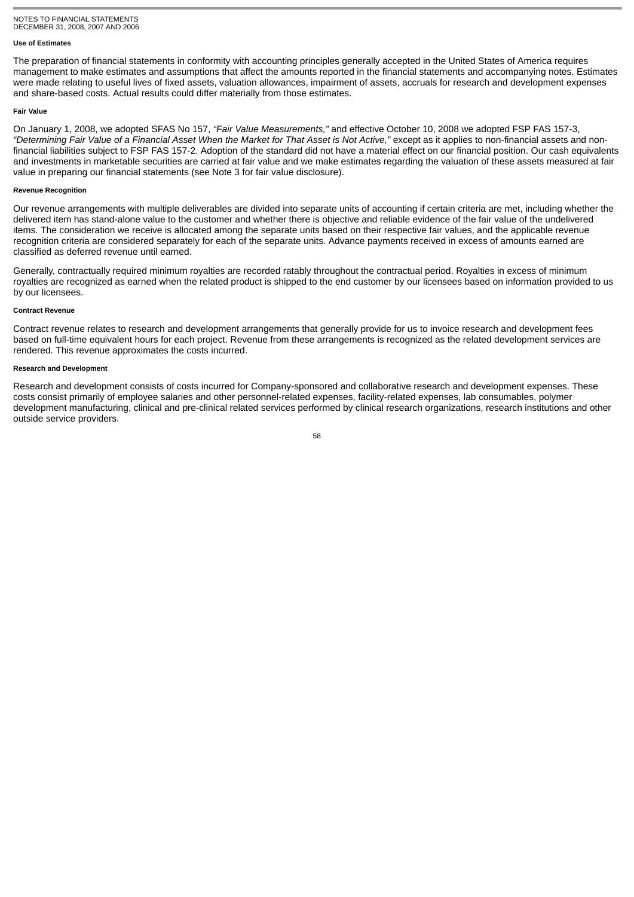#### Use of Estimates

The preparation of financial statements in conformity with accounting principles generally accepted in the United States of America requires management to make estimates and assumptions that affect the amounts reported in the financial statements and accompanying notes. Estimates were made relating to useful lives of fixed assets, valuation allowances, impairment of assets, accruals for research and development expenses and share-based costs. Actual results could differ materially from those estimates.

#### Fair Value

On January 1, 2008, we adopted SFAS No 157, *"Fair Value Measurements,"* and effective October 10, 2008 we adopted FSP FAS 157-3, *"Determining Fair Value of a Financial Asset When the Market for That Asset is Not Active,"* except as it applies to non-financial assets and non-financial liabilities subject to FSP FAS 157-2. Adoption of the standard did not have a material effect on our financial position. Our cash equivalents and investments in marketable securities are carried at fair value and we make estimates regarding the valuation of these assets measured at fair value in preparing our financial statements (see Note 3 for fair value disclosure).

#### Revenue Recognition

Our revenue arrangements with multiple deliverables are divided into separate units of accounting if certain criteria are met, including whether the delivered item has stand-alone value to the customer and whether there is objective and reliable evidence of the fair value of the undelivered items. The consideration we receive is allocated among the separate units based on their respective fair values, and the applicable revenue recognition criteria are considered separately for each of the separate units. Advance payments received in excess of amounts earned are classified as deferred revenue until earned.

Generally, contractually required minimum royalties are recorded ratably throughout the contractual period. Royalties in excess of minimum royalties are recognized as earned when the related product is shipped to the end customer by our licensees based on information provided to us by our licensees.

#### Contract Revenue

Contract revenue relates to research and development arrangements that generally provide for us to invoice research and development fees based on full-time equivalent hours for each project. Revenue from these arrangements is recognized as the related development services are rendered. This revenue approximates the costs incurred.

#### Research and Development

Research and development consists of costs incurred for Company-sponsored and collaborative research and development expenses. These costs consist primarily of employee salaries and other personnel-related expenses, facility-related expenses, lab consumables, polymer development manufacturing, clinical and pre-clinical related services performed by clinical research organizations, research institutions and other outside service providers.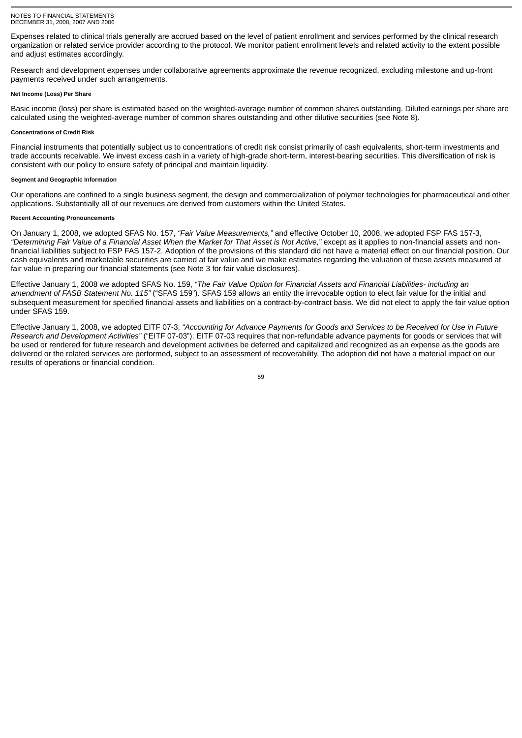Expenses related to clinical trials generally are accrued based on the level of patient enrollment and services performed by the clinical research organization or related service provider according to the protocol. We monitor patient enrollment levels and related activity to the extent possible and adjust estimates accordingly.

Research and development expenses under collaborative agreements approximate the revenue recognized, excluding milestone and up-front payments received under such arrangements.

#### Net Income (Loss) Per Share

Basic income (loss) per share is estimated based on the weighted-average number of common shares outstanding. Diluted earnings per share are calculated using the weighted-average number of common shares outstanding and other dilutive securities (see Note 8).

#### Concentrations of Credit Risk

Financial instruments that potentially subject us to concentrations of credit risk consist primarily of cash equivalents, short-term investments and trade accounts receivable. We invest excess cash in a variety of high-grade short-term, interest-bearing securities. This diversification of risk is consistent with our policy to ensure safety of principal and maintain liquidity.

#### Segment and Geographic Information

Our operations are confined to a single business segment, the design and commercialization of polymer technologies for pharmaceutical and other applications. Substantially all of our revenues are derived from customers within the United States.

#### Recent Accounting Pronouncements

On January 1, 2008, we adopted SFAS No. 157, *"Fair Value Measurements,"* and effective October 10, 2008, we adopted FSP FAS 157-3, *"Determining Fair Value of a Financial Asset When the Market for That Asset is Not Active,"* except as it applies to non-financial assets and non-financial liabilities subject to FSP FAS 157-2. Adoption of the provisions of this standard did not have a material effect on our financial position. Our cash equivalents and marketable securities are carried at fair value and we make estimates regarding the valuation of these assets measured at fair value in preparing our financial statements (see Note 3 for fair value disclosures).

Effective January 1, 2008 we adopted SFAS No. 159, *"The Fair Value Option for Financial Assets and Financial Liabilities- including an amendment of FASB Statement No. 115"* ("SFAS 159"). SFAS 159 allows an entity the irrevocable option to elect fair value for the initial and subsequent measurement for specified financial assets and liabilities on a contract-by-contract basis. We did not elect to apply the fair value option under SFAS 159.

Effective January 1, 2008, we adopted EITF 07-3, *"Accounting for Advance Payments for Goods and Services to be Received for Use in Future Research and Development Activities"* ("EITF 07-03"). EITF 07-03 requires that non-refundable advance payments for goods or services that will be used or rendered for future research and development activities be deferred and capitalized and recognized as an expense as the goods are delivered or the related services are performed, subject to an assessment of recoverability. The adoption did not have a material impact on our results of operations or financial condition.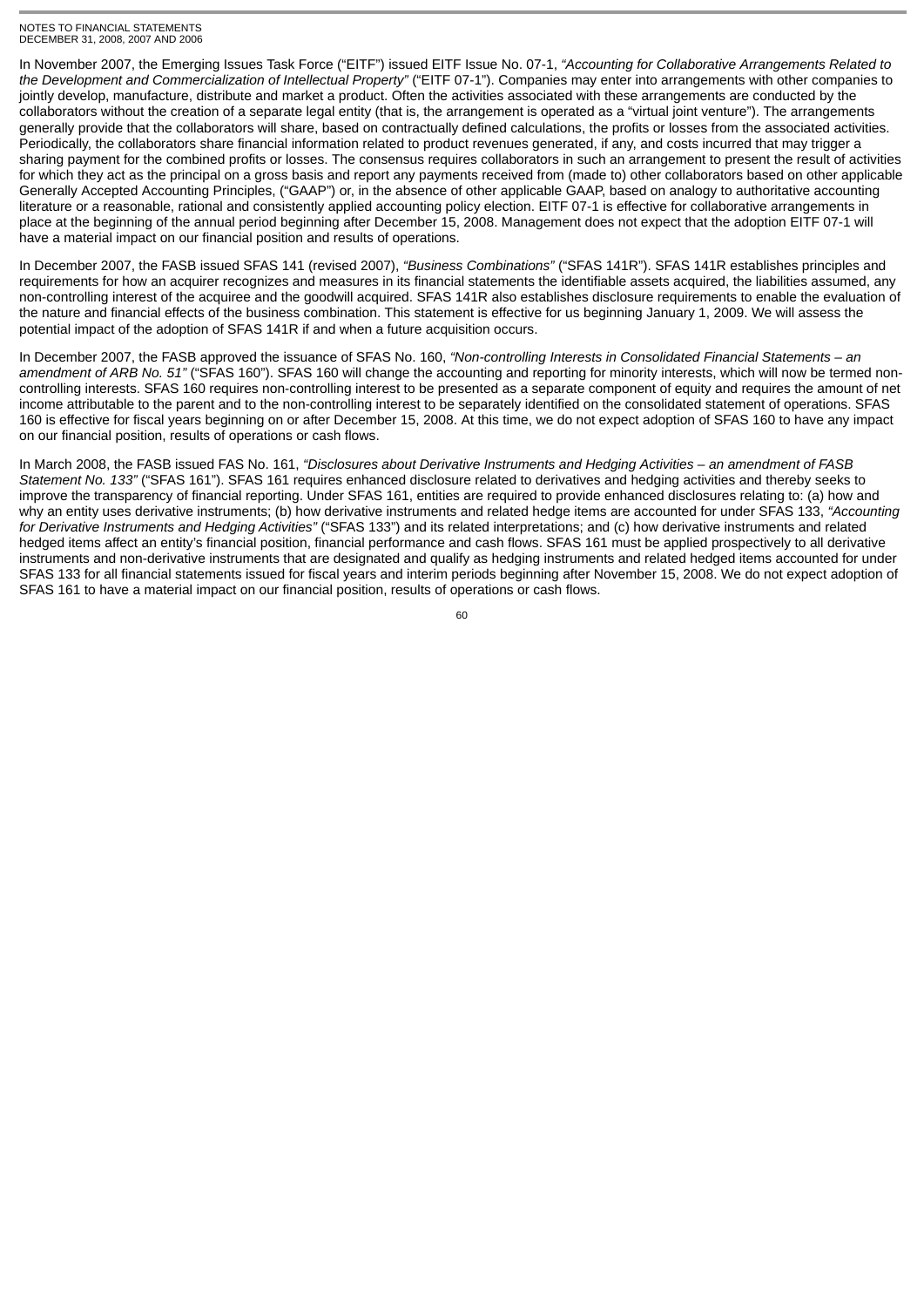In November 2007, the Emerging Issues Task Force ("EITF") issued EITF Issue No. 07-1, *"Accounting for Collaborative Arrangements Related to the Development and Commercialization of Intellectual Property"* ("EITF 07-1"). Companies may enter into arrangements with other companies to jointly develop, manufacture, distribute and market a product. Often the activities associated with these arrangements are conducted by the collaborators without the creation of a separate legal entity (that is, the arrangement is operated as a "virtual joint venture"). The arrangements generally provide that the collaborators will share, based on contractually defined calculations, the profits or losses from the associated activities. Periodically, the collaborators share financial information related to product revenues generated, if any, and costs incurred that may trigger a sharing payment for the combined profits or losses. The consensus requires collaborators in such an arrangement to present the result of activities for which they act as the principal on a gross basis and report any payments received from (made to) other collaborators based on other applicable Generally Accepted Accounting Principles, ("GAAP") or, in the absence of other applicable GAAP, based on analogy to authoritative accounting literature or a reasonable, rational and consistently applied accounting policy election. EITF 07-1 is effective for collaborative arrangements in place at the beginning of the annual period beginning after December 15, 2008. Management does not expect that the adoption EITF 07-1 will have a material impact on our financial position and results of operations.

In December 2007, the FASB issued SFAS 141 (revised 2007), *"Business Combinations"* ("SFAS 141R"). SFAS 141R establishes principles and requirements for how an acquirer recognizes and measures in its financial statements the identifiable assets acquired, the liabilities assumed, any non-controlling interest of the acquiree and the goodwill acquired. SFAS 141R also establishes disclosure requirements to enable the evaluation of the nature and financial effects of the business combination. This statement is effective for us beginning January 1, 2009. We will assess the potential impact of the adoption of SFAS 141R if and when a future acquisition occurs.

In December 2007, the FASB approved the issuance of SFAS No. 160, *"Non-controlling Interests in Consolidated Financial Statements – an amendment of ARB No. 51"* ("SFAS 160"). SFAS 160 will change the accounting and reporting for minority interests, which will now be termed non-controlling interests. SFAS 160 requires non-controlling interest to be presented as a separate component of equity and requires the amount of net income attributable to the parent and to the non-controlling interest to be separately identified on the consolidated statement of operations. SFAS 160 is effective for fiscal years beginning on or after December 15, 2008. At this time, we do not expect adoption of SFAS 160 to have any impact on our financial position, results of operations or cash flows.

In March 2008, the FASB issued FAS No. 161, *"Disclosures about Derivative Instruments and Hedging Activities – an amendment of FASB Statement No. 133"* ("SFAS 161"). SFAS 161 requires enhanced disclosure related to derivatives and hedging activities and thereby seeks to improve the transparency of financial reporting. Under SFAS 161, entities are required to provide enhanced disclosures relating to: (a) how and why an entity uses derivative instruments; (b) how derivative instruments and related hedge items are accounted for under SFAS 133, *"Accounting for Derivative Instruments and Hedging Activities"* ("SFAS 133") and its related interpretations; and (c) how derivative instruments and related hedged items affect an entity's financial position, financial performance and cash flows. SFAS 161 must be applied prospectively to all derivative instruments and non-derivative instruments that are designated and qualify as hedging instruments and related hedged items accounted for under SFAS 133 for all financial statements issued for fiscal years and interim periods beginning after November 15, 2008. We do not expect adoption of SFAS 161 to have a material impact on our financial position, results of operations or cash flows.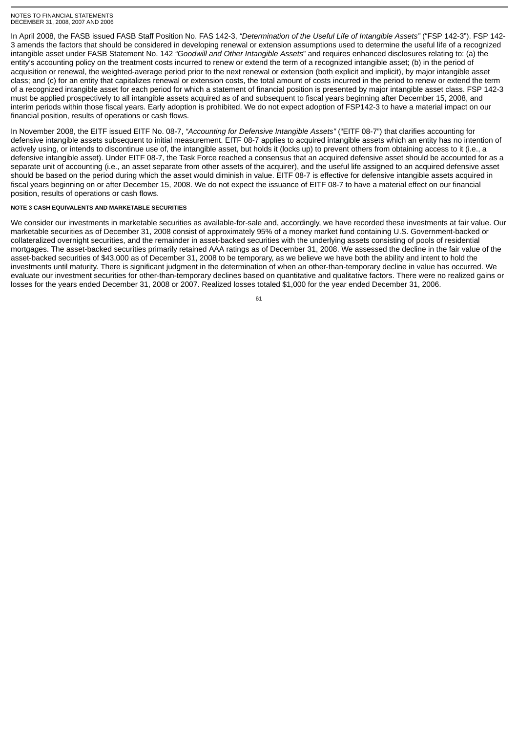In April 2008, the FASB issued FASB Staff Position No. FAS 142-3, *"Determination of the Useful Life of Intangible Assets"* ("FSP 142-3"). FSP 142-3 amends the factors that should be considered in developing renewal or extension assumptions used to determine the useful life of a recognized intangible asset under FASB Statement No. 142 *"Goodwill and Other Intangible Assets*" and requires enhanced disclosures relating to: (a) the entity's accounting policy on the treatment costs incurred to renew or extend the term of a recognized intangible asset; (b) in the period of acquisition or renewal, the weighted-average period prior to the next renewal or extension (both explicit and implicit), by major intangible asset class; and (c) for an entity that capitalizes renewal or extension costs, the total amount of costs incurred in the period to renew or extend the term of a recognized intangible asset for each period for which a statement of financial position is presented by major intangible asset class. FSP 142-3 must be applied prospectively to all intangible assets acquired as of and subsequent to fiscal years beginning after December 15, 2008, and interim periods within those fiscal years. Early adoption is prohibited. We do not expect adoption of FSP142-3 to have a material impact on our financial position, results of operations or cash flows.

In November 2008, the EITF issued EITF No. 08-7, *"Accounting for Defensive Intangible Assets"* ("EITF 08-7") that clarifies accounting for defensive intangible assets subsequent to initial measurement. EITF 08-7 applies to acquired intangible assets which an entity has no intention of actively using, or intends to discontinue use of, the intangible asset, but holds it (locks up) to prevent others from obtaining access to it (i.e., a defensive intangible asset). Under EITF 08-7, the Task Force reached a consensus that an acquired defensive asset should be accounted for as a separate unit of accounting (i.e., an asset separate from other assets of the acquirer), and the useful life assigned to an acquired defensive asset should be based on the period during which the asset would diminish in value. EITF 08-7 is effective for defensive intangible assets acquired in fiscal years beginning on or after December 15, 2008. We do not expect the issuance of EITF 08-7 to have a material effect on our financial position, results of operations or cash flows.

#### NOTE 3 CASH EQUIVALENTS AND MARKETABLE SECURITIES

We consider our investments in marketable securities as available-for-sale and, accordingly, we have recorded these investments at fair value. Our marketable securities as of December 31, 2008 consist of approximately 95% of a money market fund containing U.S. Government-backed or collateralized overnight securities, and the remainder in asset-backed securities with the underlying assets consisting of pools of residential mortgages. The asset-backed securities primarily retained AAA ratings as of December 31, 2008. We assessed the decline in the fair value of the asset-backed securities of $43,000 as of December 31, 2008 to be temporary, as we believe we have both the ability and intent to hold the investments until maturity. There is significant judgment in the determination of when an other-than-temporary decline in value has occurred. We evaluate our investment securities for other-than-temporary declines based on quantitative and qualitative factors. There were no realized gains or losses for the years ended December 31, 2008 or 2007. Realized losses totaled $1,000 for the year ended December 31, 2006.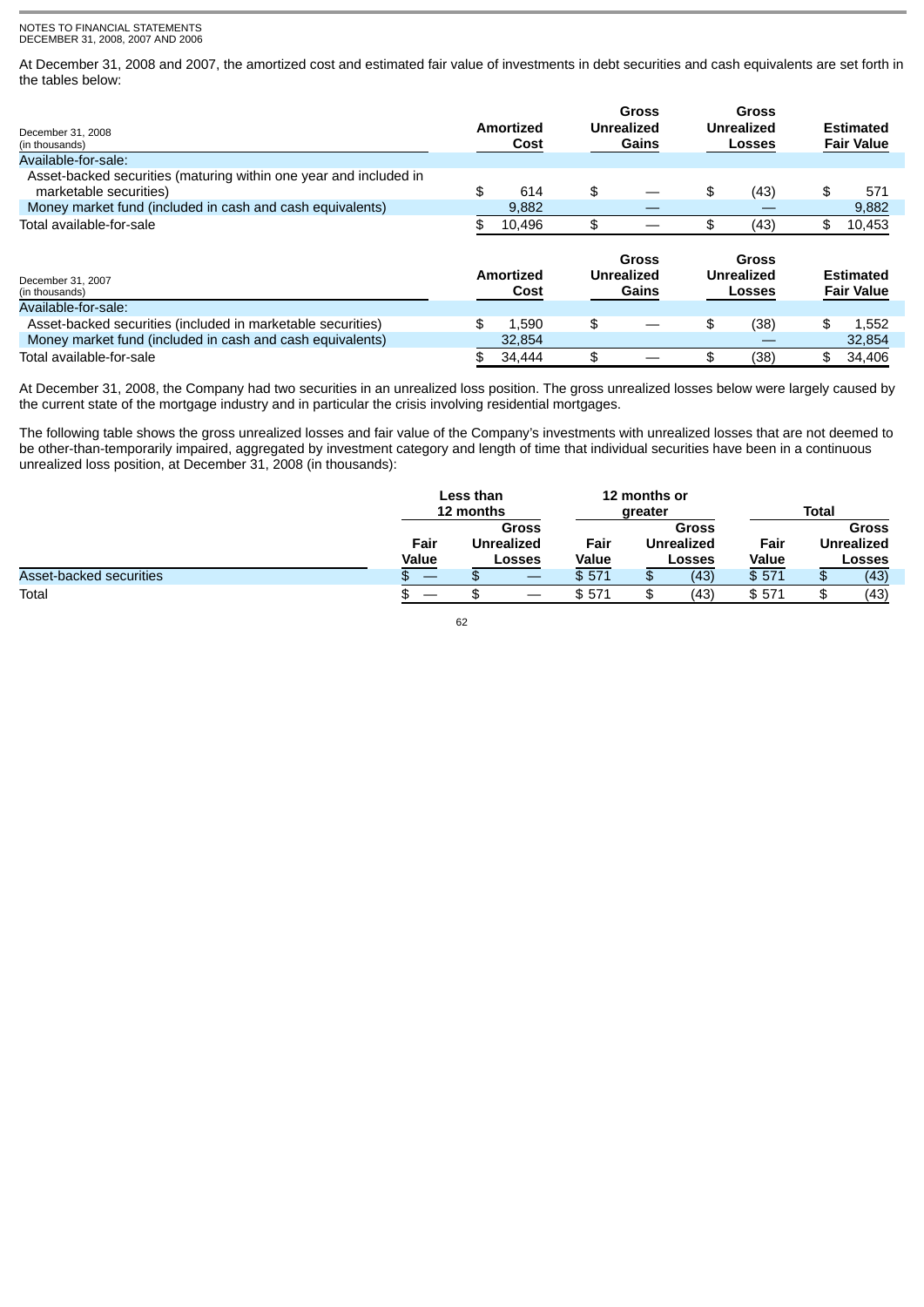At December 31, 2008 and 2007, the amortized cost and estimated fair value of investments in debt securities and cash equivalents are set forth in the tables below:

| December 31, 2008 (in thousands) | Amortized Cost | Gross Unrealized Gains | Gross Unrealized Losses | Estimated Fair Value |
|---|---|---|---|---|
| Available-for-sale: | | | | |
| Asset-backed securities (maturing within one year and included in marketable securities) | $ 614 | $ — | $ (43) | $ 571 |
| Money market fund (included in cash and cash equivalents) | 9,882 | — | — | 9,882 |
| Total available-for-sale | $ 10,496 | $ — | $ (43) | $ 10,453 |

| December 31, 2007 (in thousands) | Amortized Cost | Gross Unrealized Gains | Gross Unrealized Losses | Estimated Fair Value |
|---|---|---|---|---|
| Available-for-sale: | | | | |
| Asset-backed securities (included in marketable securities) | $ 1,590 | $ — | $ (38) | $ 1,552 |
| Money market fund (included in cash and cash equivalents) | 32,854 | | — | 32,854 |
| Total available-for-sale | $ 34,444 | $ — | $ (38) | $ 34,406 |

At December 31, 2008, the Company had two securities in an unrealized loss position. The gross unrealized losses below were largely caused by the current state of the mortgage industry and in particular the crisis involving residential mortgages.

The following table shows the gross unrealized losses and fair value of the Company's investments with unrealized losses that are not deemed to be other-than-temporarily impaired, aggregated by investment category and length of time that individual securities have been in a continuous unrealized loss position, at December 31, 2008 (in thousands):

| | Less than 12 months | | 12 months or greater | | Total | |
|---|---|---|---|---|---|---|
| | Fair Value | Gross Unrealized Losses | Fair Value | Gross Unrealized Losses | Fair Value | Gross Unrealized Losses |
| Asset-backed securities | $ — | $ — | $ 571 | $ (43) | $ 571 | $ (43) |
| Total | $ — | $ — | $ 571 | $ (43) | $ 571 | $ (43) |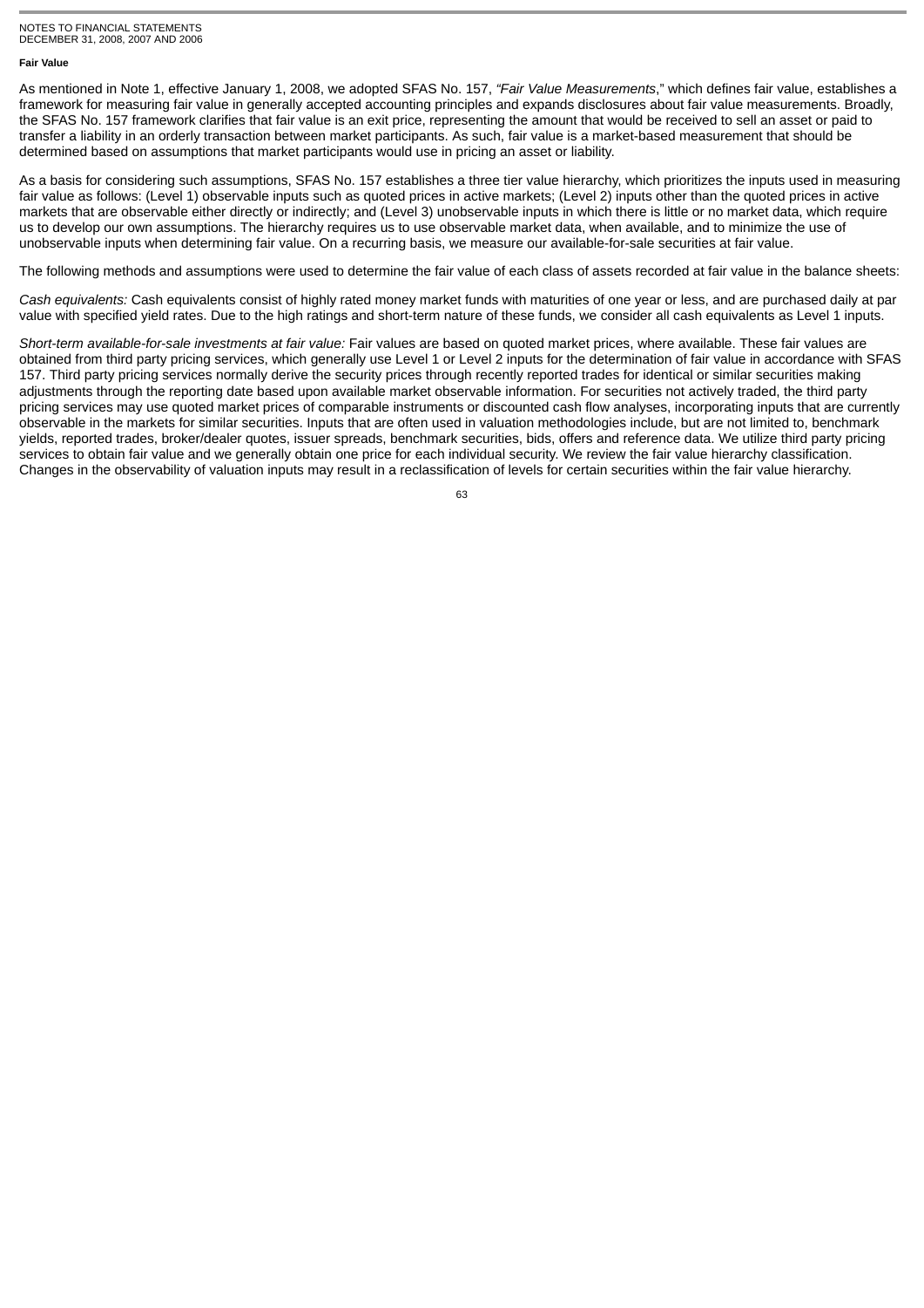#### Fair Value

As mentioned in Note 1, effective January 1, 2008, we adopted SFAS No. 157, *"Fair Value Measurements*," which defines fair value, establishes a framework for measuring fair value in generally accepted accounting principles and expands disclosures about fair value measurements. Broadly, the SFAS No. 157 framework clarifies that fair value is an exit price, representing the amount that would be received to sell an asset or paid to transfer a liability in an orderly transaction between market participants. As such, fair value is a market-based measurement that should be determined based on assumptions that market participants would use in pricing an asset or liability.

As a basis for considering such assumptions, SFAS No. 157 establishes a three tier value hierarchy, which prioritizes the inputs used in measuring fair value as follows: (Level 1) observable inputs such as quoted prices in active markets; (Level 2) inputs other than the quoted prices in active markets that are observable either directly or indirectly; and (Level 3) unobservable inputs in which there is little or no market data, which require us to develop our own assumptions. The hierarchy requires us to use observable market data, when available, and to minimize the use of unobservable inputs when determining fair value. On a recurring basis, we measure our available-for-sale securities at fair value.

The following methods and assumptions were used to determine the fair value of each class of assets recorded at fair value in the balance sheets:

*Cash equivalents:* Cash equivalents consist of highly rated money market funds with maturities of one year or less, and are purchased daily at par value with specified yield rates. Due to the high ratings and short-term nature of these funds, we consider all cash equivalents as Level 1 inputs.

*Short-term available-for-sale investments at fair value:* Fair values are based on quoted market prices, where available. These fair values are obtained from third party pricing services, which generally use Level 1 or Level 2 inputs for the determination of fair value in accordance with SFAS 157. Third party pricing services normally derive the security prices through recently reported trades for identical or similar securities making adjustments through the reporting date based upon available market observable information. For securities not actively traded, the third party pricing services may use quoted market prices of comparable instruments or discounted cash flow analyses, incorporating inputs that are currently observable in the markets for similar securities. Inputs that are often used in valuation methodologies include, but are not limited to, benchmark yields, reported trades, broker/dealer quotes, issuer spreads, benchmark securities, bids, offers and reference data. We utilize third party pricing services to obtain fair value and we generally obtain one price for each individual security. We review the fair value hierarchy classification. Changes in the observability of valuation inputs may result in a reclassification of levels for certain securities within the fair value hierarchy.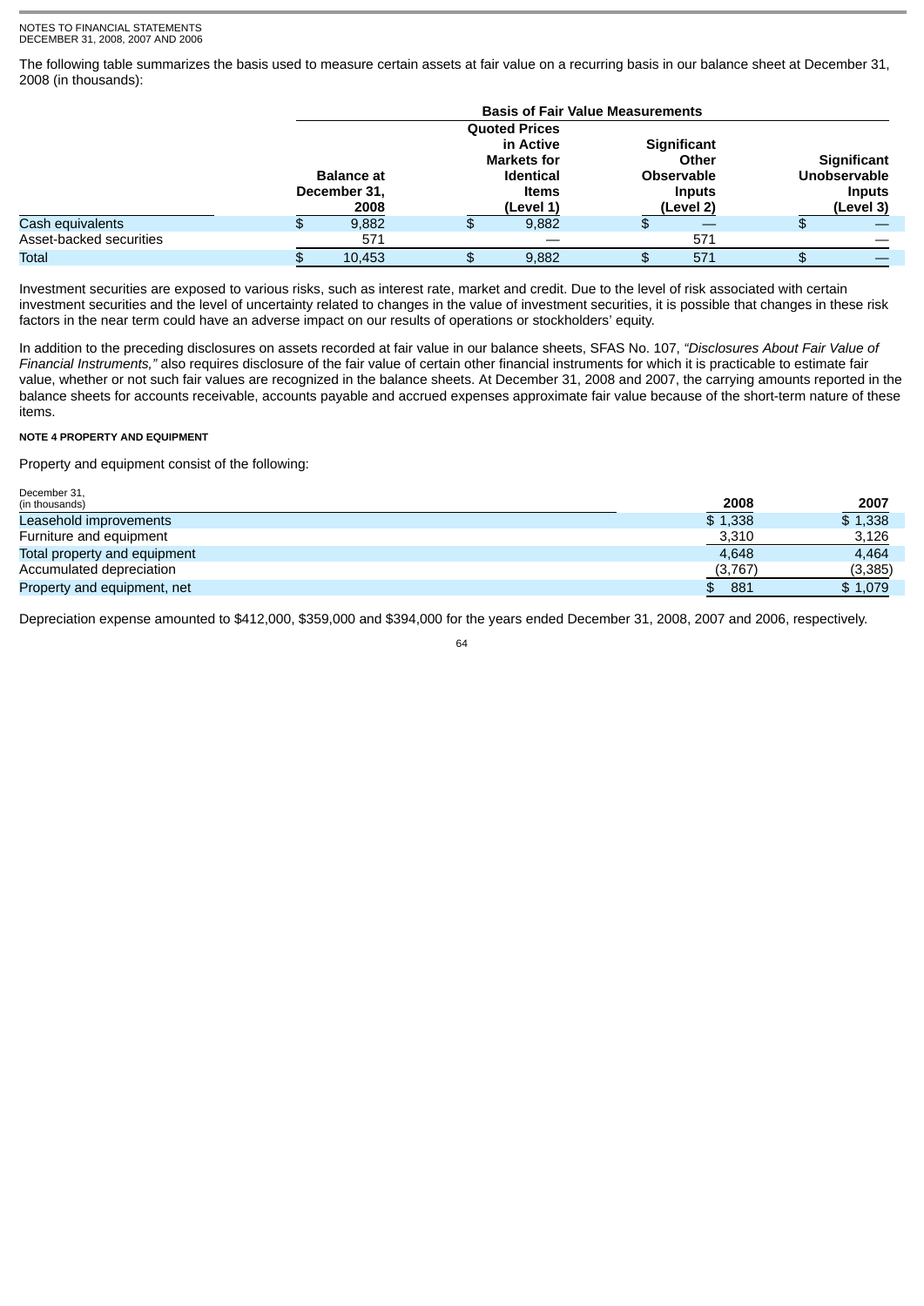NOTES TO FINANCIAL STATEMENTS
DECEMBER 31, 2008, 2007 AND 2006

The following table summarizes the basis used to measure certain assets at fair value on a recurring basis in our balance sheet at December 31, 2008 (in thousands):

| | | Basis of Fair Value Measurements | | |
|---|---|---|---|---|
| | **Balance at December 31, 2008** | **Quoted Prices in Active Markets for Identical Items (Level 1)** | **Significant Other Observable Inputs (Level 2)** | **Significant Unobservable Inputs (Level 3)** |
| Cash equivalents | $ 9,882 | $ 9,882 | $ — | $ — |
| Asset-backed securities | 571 | — | 571 | — |
| Total | $ 10,453 | $ 9,882 | $ 571 | $ — |

Investment securities are exposed to various risks, such as interest rate, market and credit. Due to the level of risk associated with certain investment securities and the level of uncertainty related to changes in the value of investment securities, it is possible that changes in these risk factors in the near term could have an adverse impact on our results of operations or stockholders' equity.

In addition to the preceding disclosures on assets recorded at fair value in our balance sheets, SFAS No. 107, *"Disclosures About Fair Value of Financial Instruments,"* also requires disclosure of the fair value of certain other financial instruments for which it is practicable to estimate fair value, whether or not such fair values are recognized in the balance sheets. At December 31, 2008 and 2007, the carrying amounts reported in the balance sheets for accounts receivable, accounts payable and accrued expenses approximate fair value because of the short-term nature of these items.

#### NOTE 4 PROPERTY AND EQUIPMENT

Property and equipment consist of the following:

| December 31, (in thousands) | 2008 | 2007 |
|---|---|---|
| Leasehold improvements | $ 1,338 | $ 1,338 |
| Furniture and equipment | 3,310 | 3,126 |
| Total property and equipment | 4,648 | 4,464 |
| Accumulated depreciation | (3,767) | (3,385) |
| Property and equipment, net | $ 881 | $ 1,079 |

Depreciation expense amounted to $412,000, $359,000 and $394,000 for the years ended December 31, 2008, 2007 and 2006, respectively.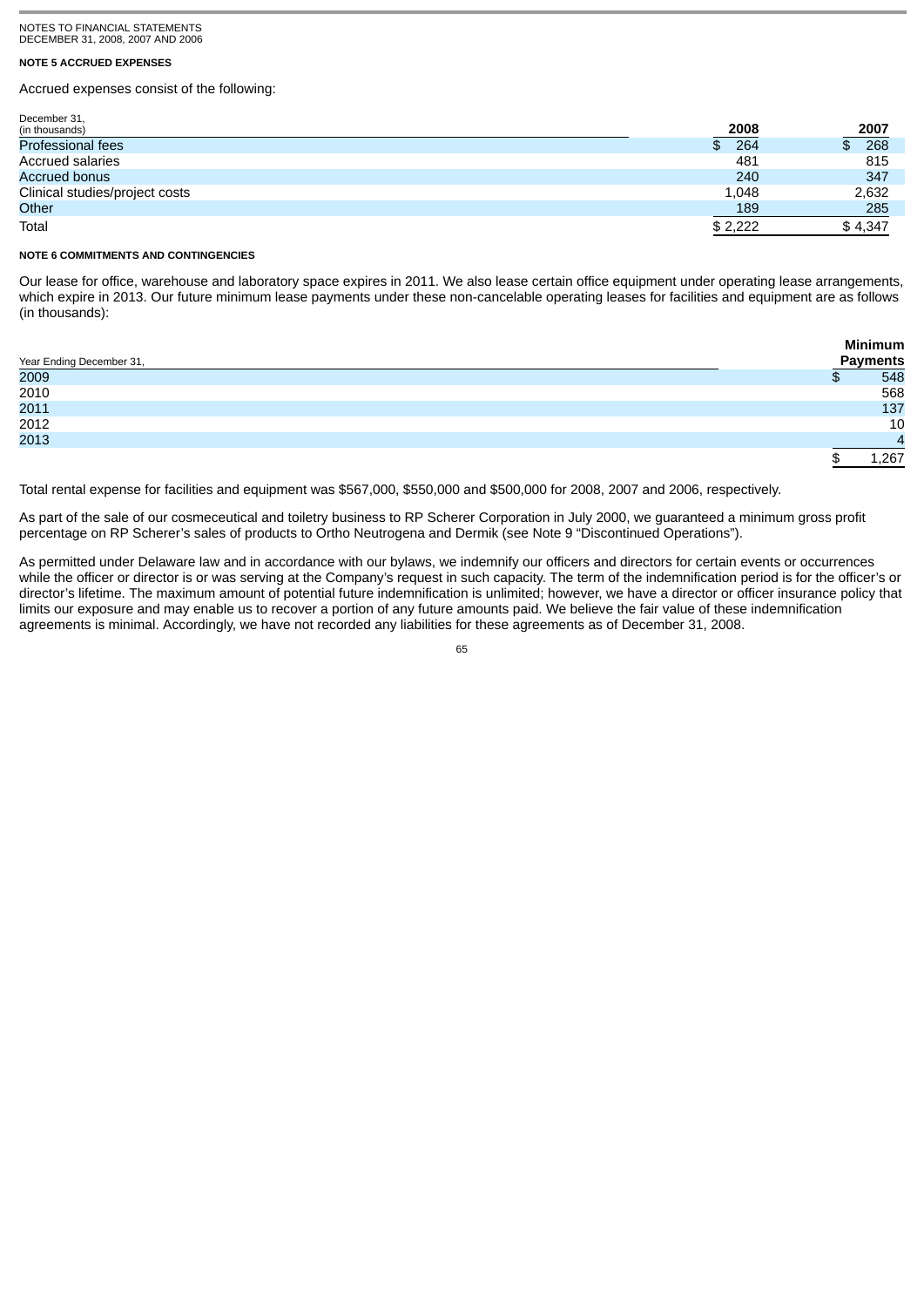NOTES TO FINANCIAL STATEMENTS
DECEMBER 31, 2008, 2007 AND 2006

**NOTE 5 ACCRUED EXPENSES**

Accrued expenses consist of the following:

| December 31, (in thousands) | 2008 | 2007 |
|---|---|---|
| Professional fees | $ 264 | $ 268 |
| Accrued salaries | 481 | 815 |
| Accrued bonus | 240 | 347 |
| Clinical studies/project costs | 1,048 | 2,632 |
| Other | 189 | 285 |
| Total | $ 2,222 | $ 4,347 |

**NOTE 6 COMMITMENTS AND CONTINGENCIES**

Our lease for office, warehouse and laboratory space expires in 2011. We also lease certain office equipment under operating lease arrangements, which expire in 2013. Our future minimum lease payments under these non-cancelable operating leases for facilities and equipment are as follows (in thousands):

| Year Ending December 31, | Minimum Payments |
|---|---|
| 2009 | $ 548 |
| 2010 | 568 |
| 2011 | 137 |
| 2012 | 10 |
| 2013 | 4 |
| | $ 1,267 |

Total rental expense for facilities and equipment was $567,000, $550,000 and $500,000 for 2008, 2007 and 2006, respectively.

As part of the sale of our cosmeceutical and toiletry business to RP Scherer Corporation in July 2000, we guaranteed a minimum gross profit percentage on RP Scherer's sales of products to Ortho Neutrogena and Dermik (see Note 9 "Discontinued Operations").

As permitted under Delaware law and in accordance with our bylaws, we indemnify our officers and directors for certain events or occurrences while the officer or director is or was serving at the Company's request in such capacity. The term of the indemnification period is for the officer's or director's lifetime. The maximum amount of potential future indemnification is unlimited; however, we have a director or officer insurance policy that limits our exposure and may enable us to recover a portion of any future amounts paid. We believe the fair value of these indemnification agreements is minimal. Accordingly, we have not recorded any liabilities for these agreements as of December 31, 2008.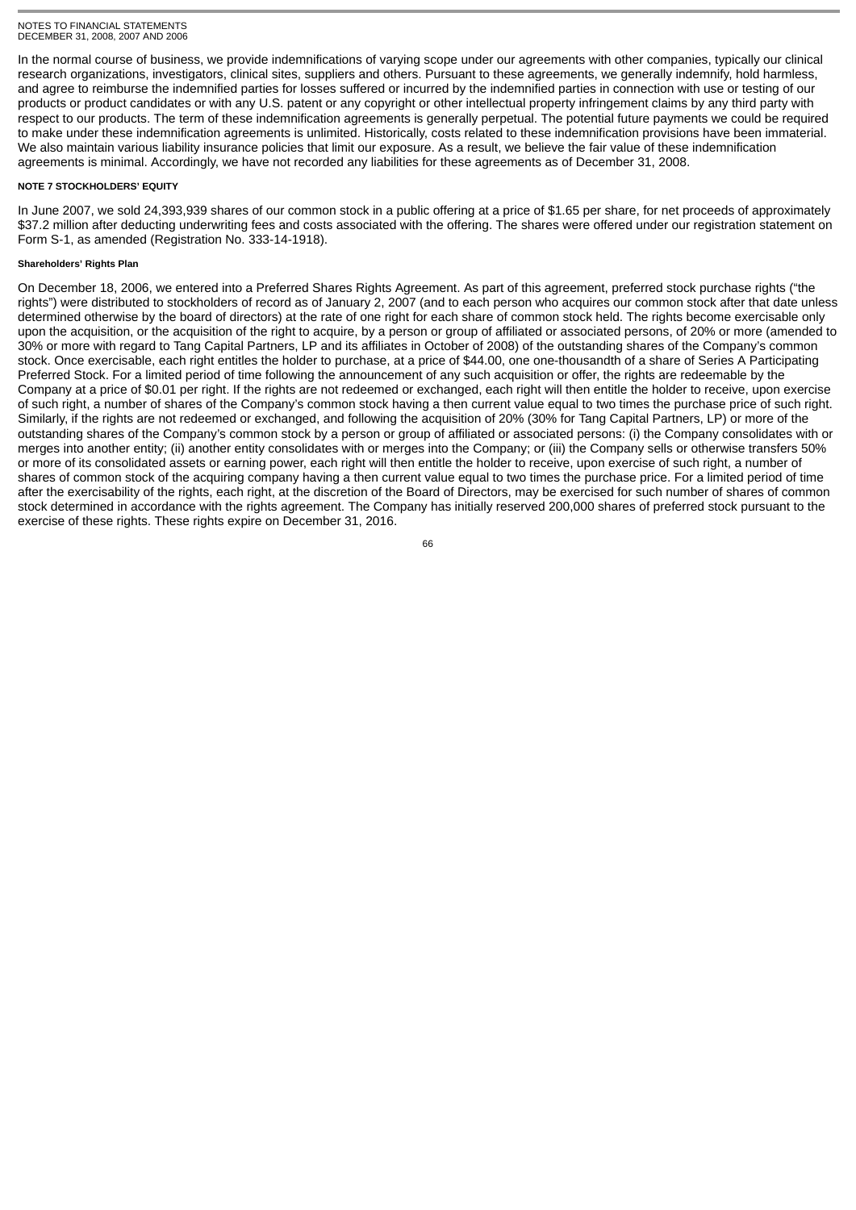In the normal course of business, we provide indemnifications of varying scope under our agreements with other companies, typically our clinical research organizations, investigators, clinical sites, suppliers and others. Pursuant to these agreements, we generally indemnify, hold harmless, and agree to reimburse the indemnified parties for losses suffered or incurred by the indemnified parties in connection with use or testing of our products or product candidates or with any U.S. patent or any copyright or other intellectual property infringement claims by any third party with respect to our products. The term of these indemnification agreements is generally perpetual. The potential future payments we could be required to make under these indemnification agreements is unlimited. Historically, costs related to these indemnification provisions have been immaterial. We also maintain various liability insurance policies that limit our exposure. As a result, we believe the fair value of these indemnification agreements is minimal. Accordingly, we have not recorded any liabilities for these agreements as of December 31, 2008.

## NOTE 7 STOCKHOLDERS' EQUITY

In June 2007, we sold 24,393,939 shares of our common stock in a public offering at a price of $1.65 per share, for net proceeds of approximately $37.2 million after deducting underwriting fees and costs associated with the offering. The shares were offered under our registration statement on Form S-1, as amended (Registration No. 333-14-1918).

### Shareholders' Rights Plan

On December 18, 2006, we entered into a Preferred Shares Rights Agreement. As part of this agreement, preferred stock purchase rights ("the rights") were distributed to stockholders of record as of January 2, 2007 (and to each person who acquires our common stock after that date unless determined otherwise by the board of directors) at the rate of one right for each share of common stock held. The rights become exercisable only upon the acquisition, or the acquisition of the right to acquire, by a person or group of affiliated or associated persons, of 20% or more (amended to 30% or more with regard to Tang Capital Partners, LP and its affiliates in October of 2008) of the outstanding shares of the Company's common stock. Once exercisable, each right entitles the holder to purchase, at a price of $44.00, one one-thousandth of a share of Series A Participating Preferred Stock. For a limited period of time following the announcement of any such acquisition or offer, the rights are redeemable by the Company at a price of $0.01 per right. If the rights are not redeemed or exchanged, each right will then entitle the holder to receive, upon exercise of such right, a number of shares of the Company's common stock having a then current value equal to two times the purchase price of such right. Similarly, if the rights are not redeemed or exchanged, and following the acquisition of 20% (30% for Tang Capital Partners, LP) or more of the outstanding shares of the Company's common stock by a person or group of affiliated or associated persons: (i) the Company consolidates with or merges into another entity; (ii) another entity consolidates with or merges into the Company; or (iii) the Company sells or otherwise transfers 50% or more of its consolidated assets or earning power, each right will then entitle the holder to receive, upon exercise of such right, a number of shares of common stock of the acquiring company having a then current value equal to two times the purchase price. For a limited period of time after the exercisability of the rights, each right, at the discretion of the Board of Directors, may be exercised for such number of shares of common stock determined in accordance with the rights agreement. The Company has initially reserved 200,000 shares of preferred stock pursuant to the exercise of these rights. These rights expire on December 31, 2016.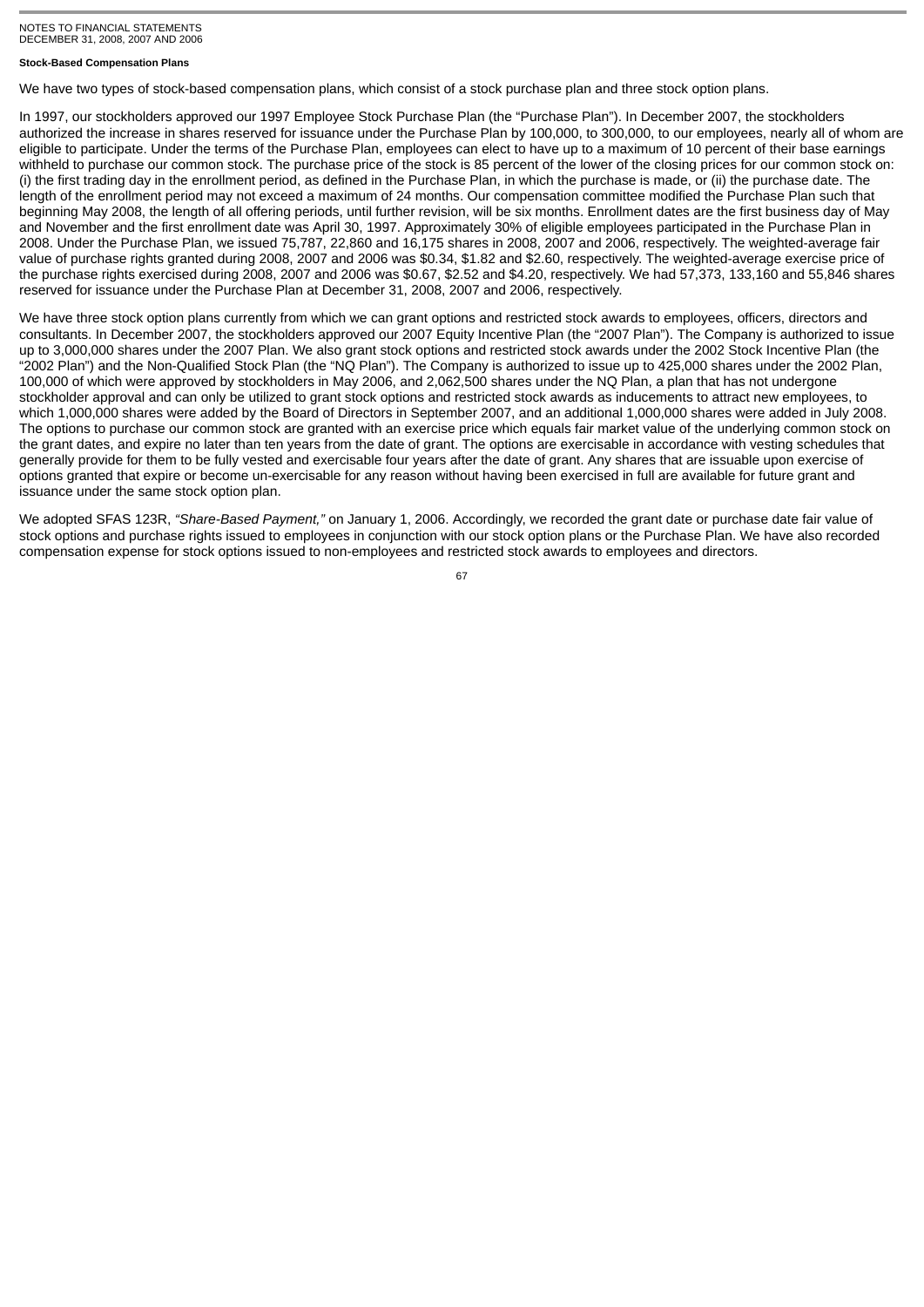#### Stock-Based Compensation Plans

We have two types of stock-based compensation plans, which consist of a stock purchase plan and three stock option plans.

In 1997, our stockholders approved our 1997 Employee Stock Purchase Plan (the "Purchase Plan"). In December 2007, the stockholders authorized the increase in shares reserved for issuance under the Purchase Plan by 100,000, to 300,000, to our employees, nearly all of whom are eligible to participate. Under the terms of the Purchase Plan, employees can elect to have up to a maximum of 10 percent of their base earnings withheld to purchase our common stock. The purchase price of the stock is 85 percent of the lower of the closing prices for our common stock on: (i) the first trading day in the enrollment period, as defined in the Purchase Plan, in which the purchase is made, or (ii) the purchase date. The length of the enrollment period may not exceed a maximum of 24 months. Our compensation committee modified the Purchase Plan such that beginning May 2008, the length of all offering periods, until further revision, will be six months. Enrollment dates are the first business day of May and November and the first enrollment date was April 30, 1997. Approximately 30% of eligible employees participated in the Purchase Plan in 2008. Under the Purchase Plan, we issued 75,787, 22,860 and 16,175 shares in 2008, 2007 and 2006, respectively. The weighted-average fair value of purchase rights granted during 2008, 2007 and 2006 was $0.34, $1.82 and $2.60, respectively. The weighted-average exercise price of the purchase rights exercised during 2008, 2007 and 2006 was $0.67, $2.52 and $4.20, respectively. We had 57,373, 133,160 and 55,846 shares reserved for issuance under the Purchase Plan at December 31, 2008, 2007 and 2006, respectively.

We have three stock option plans currently from which we can grant options and restricted stock awards to employees, officers, directors and consultants. In December 2007, the stockholders approved our 2007 Equity Incentive Plan (the "2007 Plan"). The Company is authorized to issue up to 3,000,000 shares under the 2007 Plan. We also grant stock options and restricted stock awards under the 2002 Stock Incentive Plan (the "2002 Plan") and the Non-Qualified Stock Plan (the "NQ Plan"). The Company is authorized to issue up to 425,000 shares under the 2002 Plan, 100,000 of which were approved by stockholders in May 2006, and 2,062,500 shares under the NQ Plan, a plan that has not undergone stockholder approval and can only be utilized to grant stock options and restricted stock awards as inducements to attract new employees, to which 1,000,000 shares were added by the Board of Directors in September 2007, and an additional 1,000,000 shares were added in July 2008. The options to purchase our common stock are granted with an exercise price which equals fair market value of the underlying common stock on the grant dates, and expire no later than ten years from the date of grant. The options are exercisable in accordance with vesting schedules that generally provide for them to be fully vested and exercisable four years after the date of grant. Any shares that are issuable upon exercise of options granted that expire or become un-exercisable for any reason without having been exercised in full are available for future grant and issuance under the same stock option plan.

We adopted SFAS 123R, *"Share-Based Payment,"* on January 1, 2006. Accordingly, we recorded the grant date or purchase date fair value of stock options and purchase rights issued to employees in conjunction with our stock option plans or the Purchase Plan. We have also recorded compensation expense for stock options issued to non-employees and restricted stock awards to employees and directors.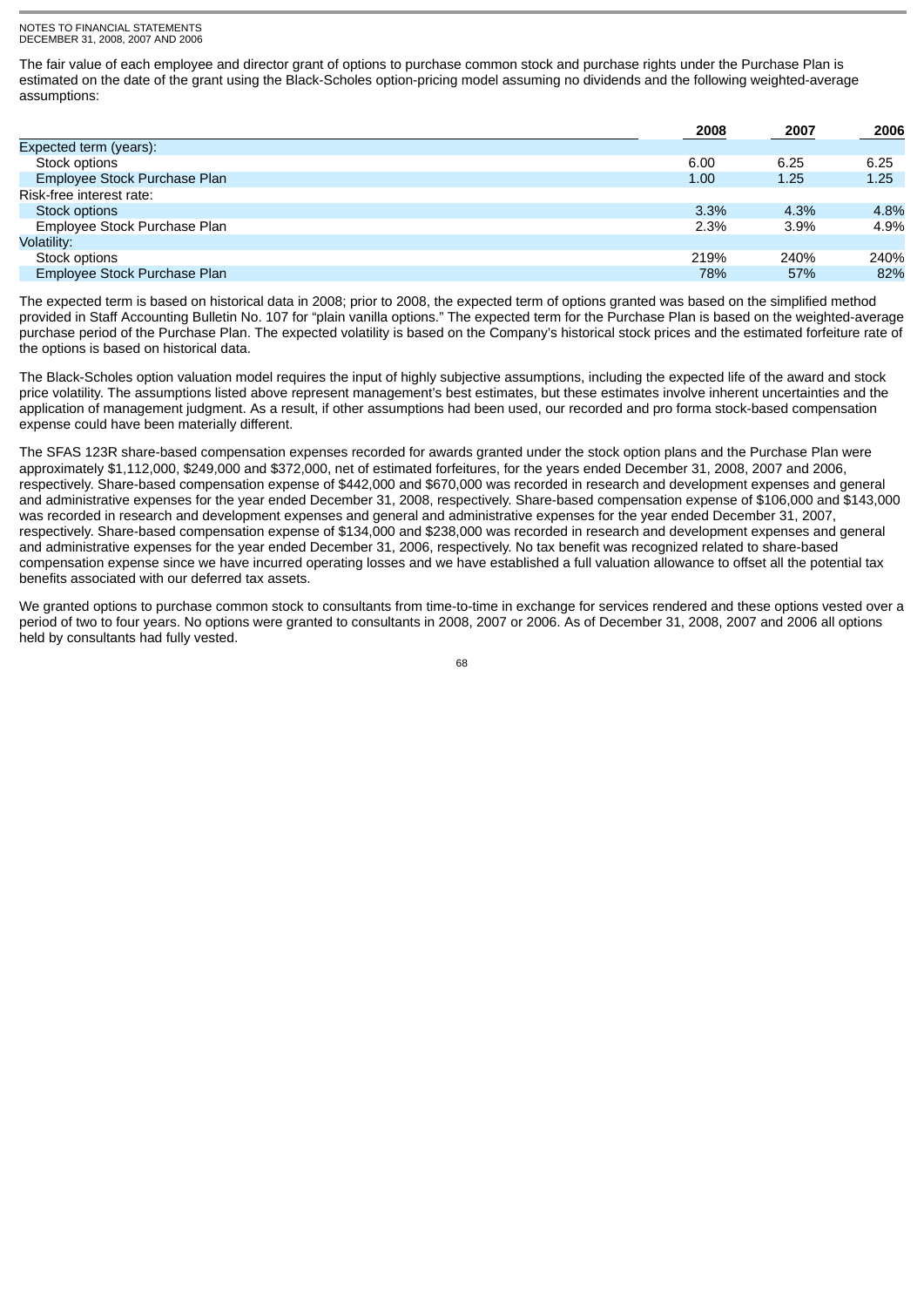The fair value of each employee and director grant of options to purchase common stock and purchase rights under the Purchase Plan is estimated on the date of the grant using the Black-Scholes option-pricing model assuming no dividends and the following weighted-average assumptions:

| | 2008 | 2007 | 2006 |
|---|---|---|---|
| Expected term (years): | | | |
| Stock options | 6.00 | 6.25 | 6.25 |
| Employee Stock Purchase Plan | 1.00 | 1.25 | 1.25 |
| Risk-free interest rate: | | | |
| Stock options | 3.3% | 4.3% | 4.8% |
| Employee Stock Purchase Plan | 2.3% | 3.9% | 4.9% |
| Volatility: | | | |
| Stock options | 219% | 240% | 240% |
| Employee Stock Purchase Plan | 78% | 57% | 82% |

The expected term is based on historical data in 2008; prior to 2008, the expected term of options granted was based on the simplified method provided in Staff Accounting Bulletin No. 107 for "plain vanilla options." The expected term for the Purchase Plan is based on the weighted-average purchase period of the Purchase Plan. The expected volatility is based on the Company's historical stock prices and the estimated forfeiture rate of the options is based on historical data.

The Black-Scholes option valuation model requires the input of highly subjective assumptions, including the expected life of the award and stock price volatility. The assumptions listed above represent management's best estimates, but these estimates involve inherent uncertainties and the application of management judgment. As a result, if other assumptions had been used, our recorded and pro forma stock-based compensation expense could have been materially different.

The SFAS 123R share-based compensation expenses recorded for awards granted under the stock option plans and the Purchase Plan were approximately $1,112,000, $249,000 and $372,000, net of estimated forfeitures, for the years ended December 31, 2008, 2007 and 2006, respectively. Share-based compensation expense of $442,000 and $670,000 was recorded in research and development expenses and general and administrative expenses for the year ended December 31, 2008, respectively. Share-based compensation expense of $106,000 and $143,000 was recorded in research and development expenses and general and administrative expenses for the year ended December 31, 2007, respectively. Share-based compensation expense of $134,000 and $238,000 was recorded in research and development expenses and general and administrative expenses for the year ended December 31, 2006, respectively. No tax benefit was recognized related to share-based compensation expense since we have incurred operating losses and we have established a full valuation allowance to offset all the potential tax benefits associated with our deferred tax assets.

We granted options to purchase common stock to consultants from time-to-time in exchange for services rendered and these options vested over a period of two to four years. No options were granted to consultants in 2008, 2007 or 2006. As of December 31, 2008, 2007 and 2006 all options held by consultants had fully vested.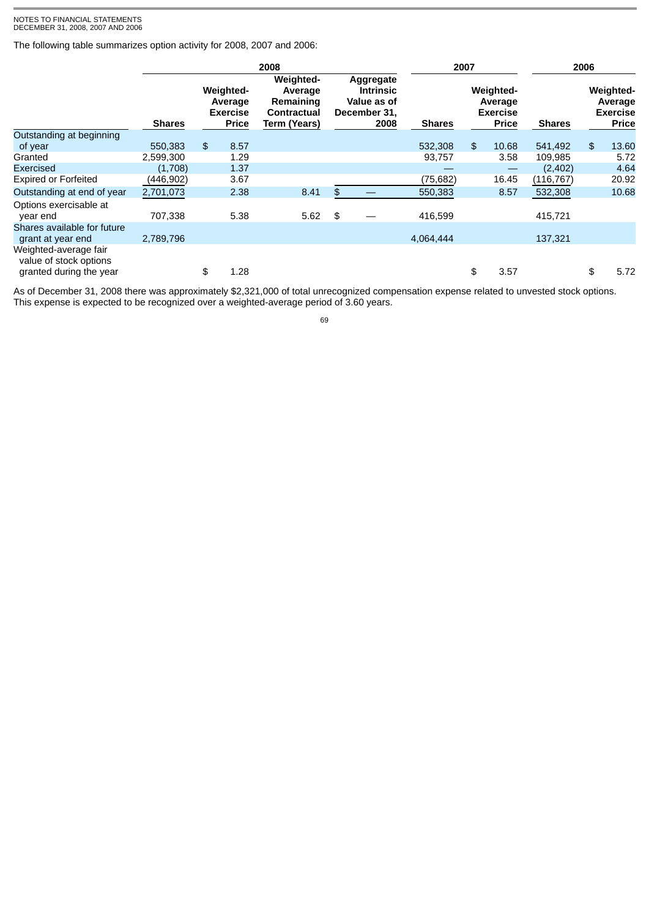NOTES TO FINANCIAL STATEMENTS
DECEMBER 31, 2008, 2007 AND 2006

The following table summarizes option activity for 2008, 2007 and 2006:

| | 2008 | | | | 2007 | | 2006 | |
|---|---|---|---|---|---|---|---|---|
| | Shares | Weighted-Average Exercise Price | Weighted-Average Remaining Contractual Term (Years) | Aggregate Intrinsic Value as of December 31, 2008 | Shares | Weighted-Average Exercise Price | Shares | Weighted-Average Exercise Price |
| Outstanding at beginning of year | 550,383 | $ 8.57 | | | 532,308 | $ 10.68 | 541,492 | $ 13.60 |
| Granted | 2,599,300 | 1.29 | | | 93,757 | 3.58 | 109,985 | 5.72 |
| Exercised | (1,708) | 1.37 | | | — | — | (2,402) | 4.64 |
| Expired or Forfeited | (446,902) | 3.67 | | | (75,682) | 16.45 | (116,767) | 20.92 |
| Outstanding at end of year | 2,701,073 | 2.38 | 8.41 | $ — | 550,383 | 8.57 | 532,308 | 10.68 |
| Options exercisable at year end | 707,338 | 5.38 | 5.62 | $ — | 416,599 | | 415,721 | |
| Shares available for future grant at year end | 2,789,796 | | | | 4,064,444 | | 137,321 | |
| Weighted-average fair value of stock options granted during the year | | $ 1.28 | | | | $ 3.57 | | $ 5.72 |

As of December 31, 2008 there was approximately $2,321,000 of total unrecognized compensation expense related to unvested stock options. This expense is expected to be recognized over a weighted-average period of 3.60 years.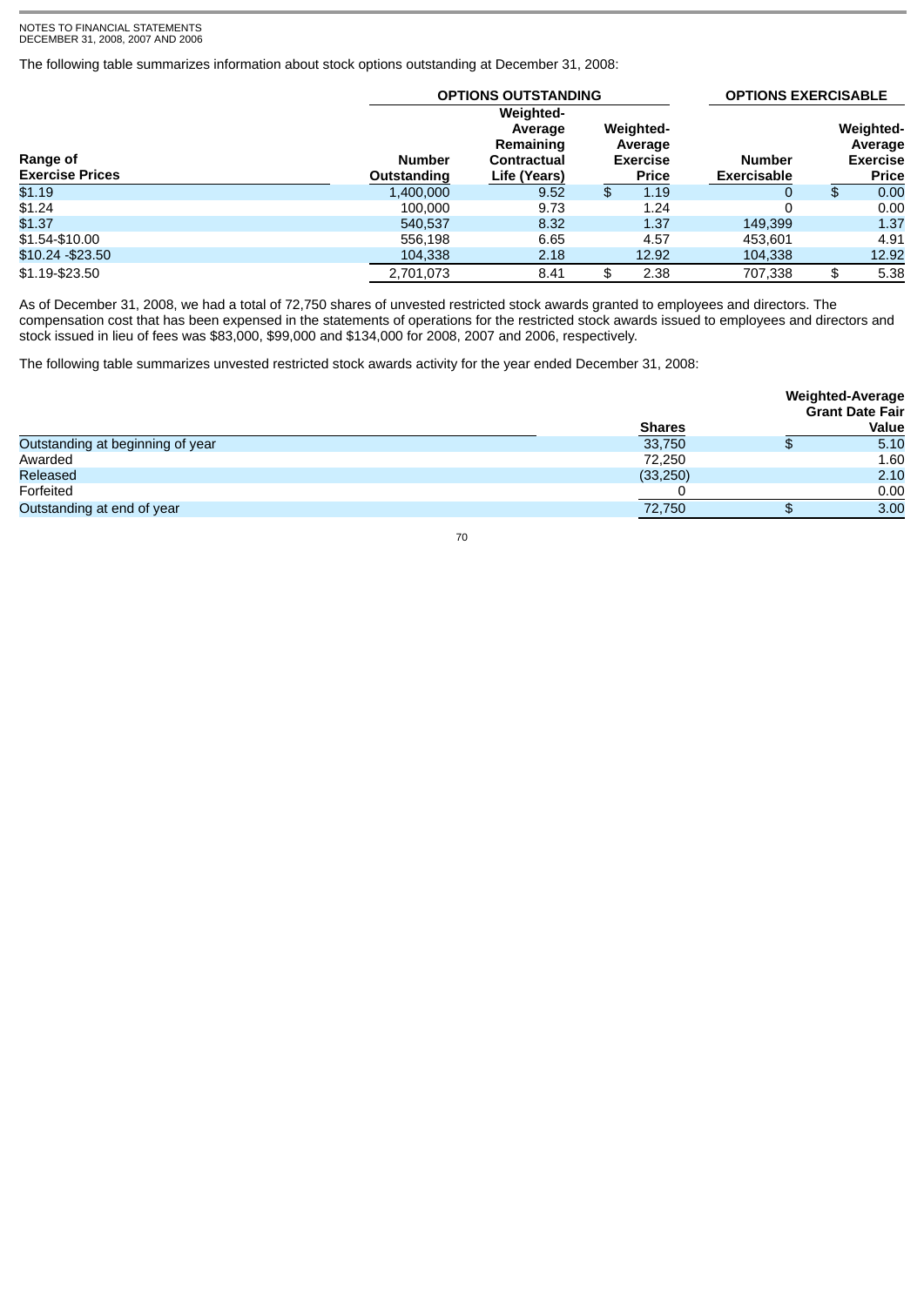The following table summarizes information about stock options outstanding at December 31, 2008:

| Range of Exercise Prices | OPTIONS OUTSTANDING | | | OPTIONS EXERCISABLE | |
|---|---|---|---|---|---|
| | Number Outstanding | Weighted-Average Remaining Contractual Life (Years) | Weighted-Average Exercise Price | Number Exercisable | Weighted-Average Exercise Price |
| $1.19 | 1,400,000 | 9.52 | $ 1.19 | 0 | $ 0.00 |
| $1.24 | 100,000 | 9.73 | 1.24 | 0 | 0.00 |
| $1.37 | 540,537 | 8.32 | 1.37 | 149,399 | 1.37 |
| $1.54-$10.00 | 556,198 | 6.65 | 4.57 | 453,601 | 4.91 |
| $10.24 -$23.50 | 104,338 | 2.18 | 12.92 | 104,338 | 12.92 |
| $1.19-$23.50 | 2,701,073 | 8.41 | $ 2.38 | 707,338 | $ 5.38 |

As of December 31, 2008, we had a total of 72,750 shares of unvested restricted stock awards granted to employees and directors. The compensation cost that has been expensed in the statements of operations for the restricted stock awards issued to employees and directors and stock issued in lieu of fees was $83,000, $99,000 and $134,000 for 2008, 2007 and 2006, respectively.

The following table summarizes unvested restricted stock awards activity for the year ended December 31, 2008:

| | Shares | Weighted-Average Grant Date Fair Value |
|---|---|---|
| Outstanding at beginning of year | 33,750 | $ 5.10 |
| Awarded | 72,250 | 1.60 |
| Released | (33,250) | 2.10 |
| Forfeited | 0 | 0.00 |
| Outstanding at end of year | 72,750 | $ 3.00 |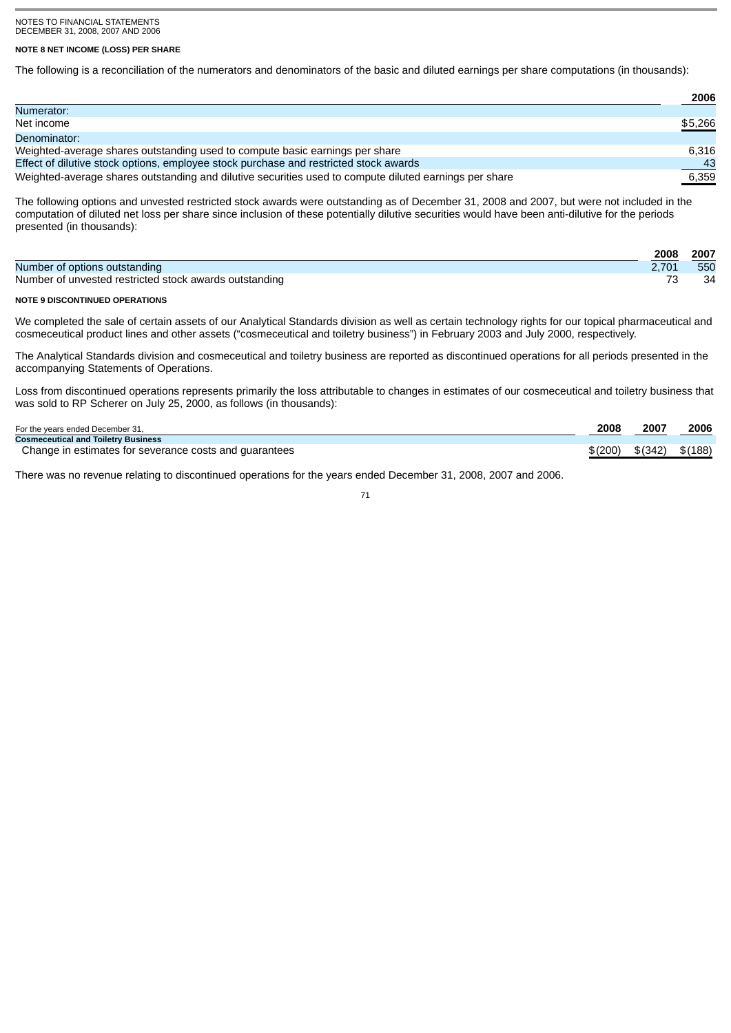NOTES TO FINANCIAL STATEMENTS
DECEMBER 31, 2008, 2007 AND 2006

**NOTE 8 NET INCOME (LOSS) PER SHARE**

The following is a reconciliation of the numerators and denominators of the basic and diluted earnings per share computations (in thousands):

| | 2006 |
|---|---|
| Numerator: | |
| Net income | $5,266 |
| Denominator: | |
| Weighted-average shares outstanding used to compute basic earnings per share | 6,316 |
| Effect of dilutive stock options, employee stock purchase and restricted stock awards | 43 |
| Weighted-average shares outstanding and dilutive securities used to compute diluted earnings per share | 6,359 |

The following options and unvested restricted stock awards were outstanding as of December 31, 2008 and 2007, but were not included in the computation of diluted net loss per share since inclusion of these potentially dilutive securities would have been anti-dilutive for the periods presented (in thousands):

| | 2008 | 2007 |
|---|---|---|
| Number of options outstanding | 2,701 | 550 |
| Number of unvested restricted stock awards outstanding | 73 | 34 |

**NOTE 9 DISCONTINUED OPERATIONS**

We completed the sale of certain assets of our Analytical Standards division as well as certain technology rights for our topical pharmaceutical and cosmeceutical product lines and other assets ("cosmeceutical and toiletry business") in February 2003 and July 2000, respectively.

The Analytical Standards division and cosmeceutical and toiletry business are reported as discontinued operations for all periods presented in the accompanying Statements of Operations.

Loss from discontinued operations represents primarily the loss attributable to changes in estimates of our cosmeceutical and toiletry business that was sold to RP Scherer on July 25, 2000, as follows (in thousands):

| For the years ended December 31, | 2008 | 2007 | 2006 |
|---|---|---|---|
| **Cosmeceutical and Toiletry Business** | | | |
| Change in estimates for severance costs and guarantees | $(200) | $(342) | $(188) |

There was no revenue relating to discontinued operations for the years ended December 31, 2008, 2007 and 2006.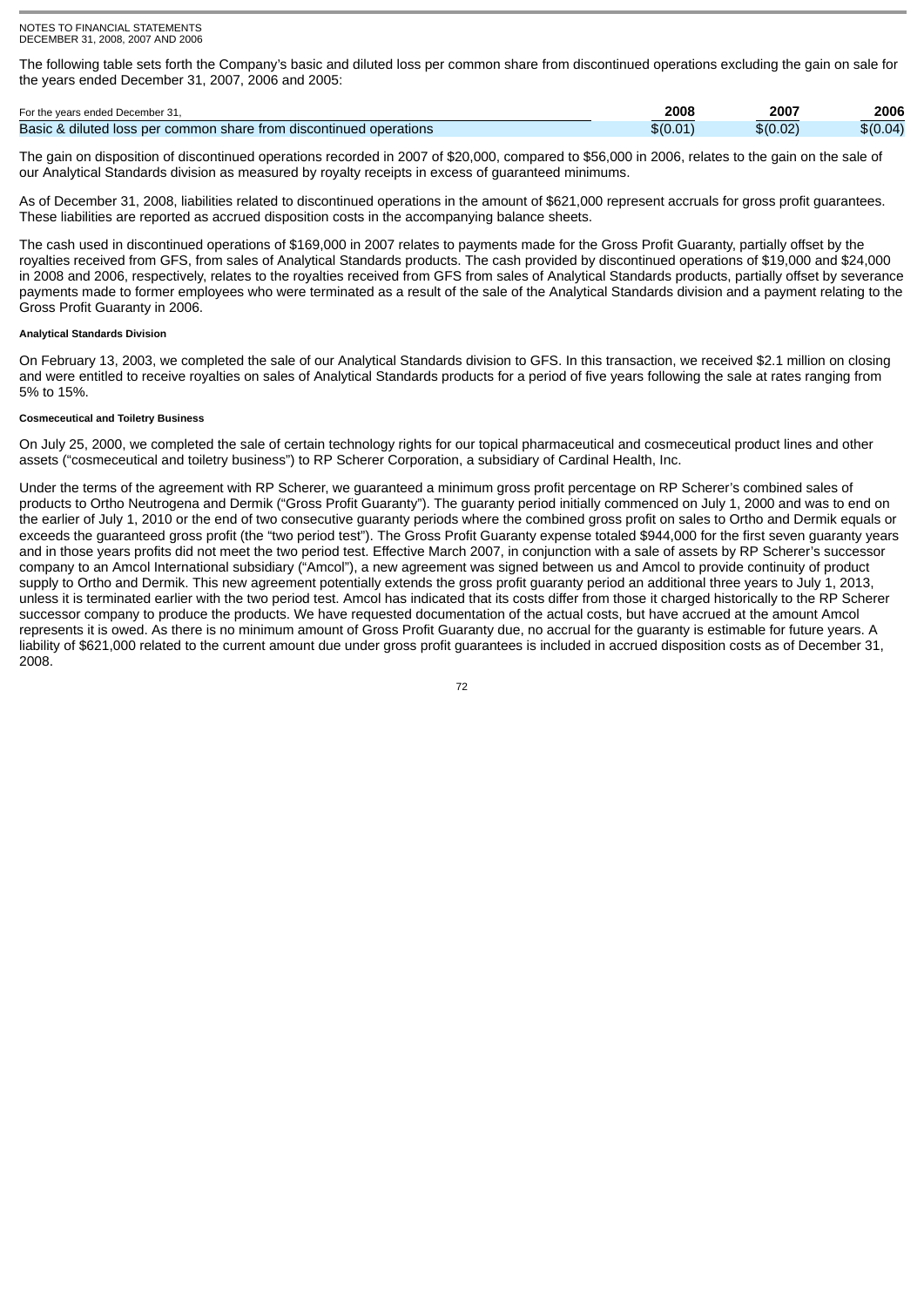NOTES TO FINANCIAL STATEMENTS
DECEMBER 31, 2008, 2007 AND 2006

The following table sets forth the Company's basic and diluted loss per common share from discontinued operations excluding the gain on sale for the years ended December 31, 2007, 2006 and 2005:

| For the years ended December 31, | 2008 | 2007 | 2006 |
|---|---|---|---|
| Basic & diluted loss per common share from discontinued operations | $(0.01) | $(0.02) | $(0.04) |

The gain on disposition of discontinued operations recorded in 2007 of $20,000, compared to $56,000 in 2006, relates to the gain on the sale of our Analytical Standards division as measured by royalty receipts in excess of guaranteed minimums.

As of December 31, 2008, liabilities related to discontinued operations in the amount of $621,000 represent accruals for gross profit guarantees. These liabilities are reported as accrued disposition costs in the accompanying balance sheets.

The cash used in discontinued operations of $169,000 in 2007 relates to payments made for the Gross Profit Guaranty, partially offset by the royalties received from GFS, from sales of Analytical Standards products. The cash provided by discontinued operations of $19,000 and $24,000 in 2008 and 2006, respectively, relates to the royalties received from GFS from sales of Analytical Standards products, partially offset by severance payments made to former employees who were terminated as a result of the sale of the Analytical Standards division and a payment relating to the Gross Profit Guaranty in 2006.

#### Analytical Standards Division

On February 13, 2003, we completed the sale of our Analytical Standards division to GFS. In this transaction, we received $2.1 million on closing and were entitled to receive royalties on sales of Analytical Standards products for a period of five years following the sale at rates ranging from 5% to 15%.

#### Cosmeceutical and Toiletry Business

On July 25, 2000, we completed the sale of certain technology rights for our topical pharmaceutical and cosmeceutical product lines and other assets ("cosmeceutical and toiletry business") to RP Scherer Corporation, a subsidiary of Cardinal Health, Inc.

Under the terms of the agreement with RP Scherer, we guaranteed a minimum gross profit percentage on RP Scherer's combined sales of products to Ortho Neutrogena and Dermik ("Gross Profit Guaranty"). The guaranty period initially commenced on July 1, 2000 and was to end on the earlier of July 1, 2010 or the end of two consecutive guaranty periods where the combined gross profit on sales to Ortho and Dermik equals or exceeds the guaranteed gross profit (the "two period test"). The Gross Profit Guaranty expense totaled $944,000 for the first seven guaranty years and in those years profits did not meet the two period test. Effective March 2007, in conjunction with a sale of assets by RP Scherer's successor company to an Amcol International subsidiary ("Amcol"), a new agreement was signed between us and Amcol to provide continuity of product supply to Ortho and Dermik. This new agreement potentially extends the gross profit guaranty period an additional three years to July 1, 2013, unless it is terminated earlier with the two period test. Amcol has indicated that its costs differ from those it charged historically to the RP Scherer successor company to produce the products. We have requested documentation of the actual costs, but have accrued at the amount Amcol represents it is owed. As there is no minimum amount of Gross Profit Guaranty due, no accrual for the guaranty is estimable for future years. A liability of $621,000 related to the current amount due under gross profit guarantees is included in accrued disposition costs as of December 31, 2008.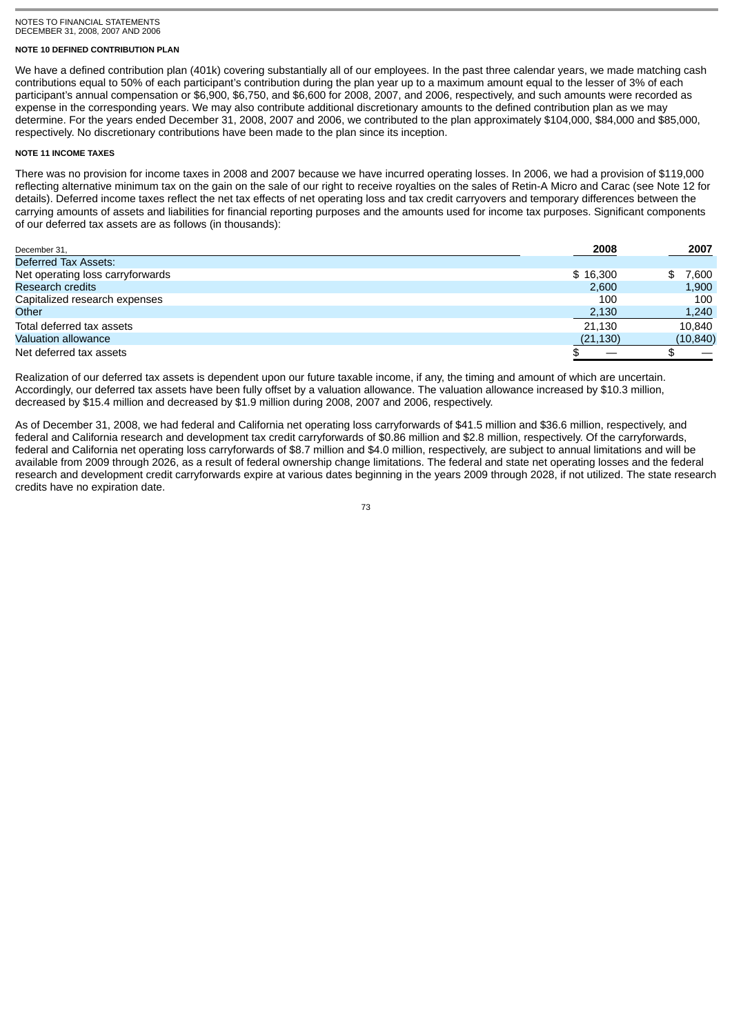## NOTE 10 DEFINED CONTRIBUTION PLAN

We have a defined contribution plan (401k) covering substantially all of our employees. In the past three calendar years, we made matching cash contributions equal to 50% of each participant's contribution during the plan year up to a maximum amount equal to the lesser of 3% of each participant's annual compensation or $6,900, $6,750, and $6,600 for 2008, 2007, and 2006, respectively, and such amounts were recorded as expense in the corresponding years. We may also contribute additional discretionary amounts to the defined contribution plan as we may determine. For the years ended December 31, 2008, 2007 and 2006, we contributed to the plan approximately $104,000, $84,000 and $85,000, respectively. No discretionary contributions have been made to the plan since its inception.

## NOTE 11 INCOME TAXES

There was no provision for income taxes in 2008 and 2007 because we have incurred operating losses. In 2006, we had a provision of $119,000 reflecting alternative minimum tax on the gain on the sale of our right to receive royalties on the sales of Retin-A Micro and Carac (see Note 12 for details). Deferred income taxes reflect the net tax effects of net operating loss and tax credit carryovers and temporary differences between the carrying amounts of assets and liabilities for financial reporting purposes and the amounts used for income tax purposes. Significant components of our deferred tax assets are as follows (in thousands):

| December 31, | 2008 | 2007 |
|---|---|---|
| Deferred Tax Assets: | | |
| Net operating loss carryforwards | $ 16,300 | $ 7,600 |
| Research credits | 2,600 | 1,900 |
| Capitalized research expenses | 100 | 100 |
| Other | 2,130 | 1,240 |
| Total deferred tax assets | 21,130 | 10,840 |
| Valuation allowance | (21,130) | (10,840) |
| Net deferred tax assets | $ — | $ — |

Realization of our deferred tax assets is dependent upon our future taxable income, if any, the timing and amount of which are uncertain. Accordingly, our deferred tax assets have been fully offset by a valuation allowance. The valuation allowance increased by $10.3 million, decreased by $15.4 million and decreased by $1.9 million during 2008, 2007 and 2006, respectively.

As of December 31, 2008, we had federal and California net operating loss carryforwards of $41.5 million and $36.6 million, respectively, and federal and California research and development tax credit carryforwards of $0.86 million and $2.8 million, respectively. Of the carryforwards, federal and California net operating loss carryforwards of $8.7 million and $4.0 million, respectively, are subject to annual limitations and will be available from 2009 through 2026, as a result of federal ownership change limitations. The federal and state net operating losses and the federal research and development credit carryforwards expire at various dates beginning in the years 2009 through 2028, if not utilized. The state research credits have no expiration date.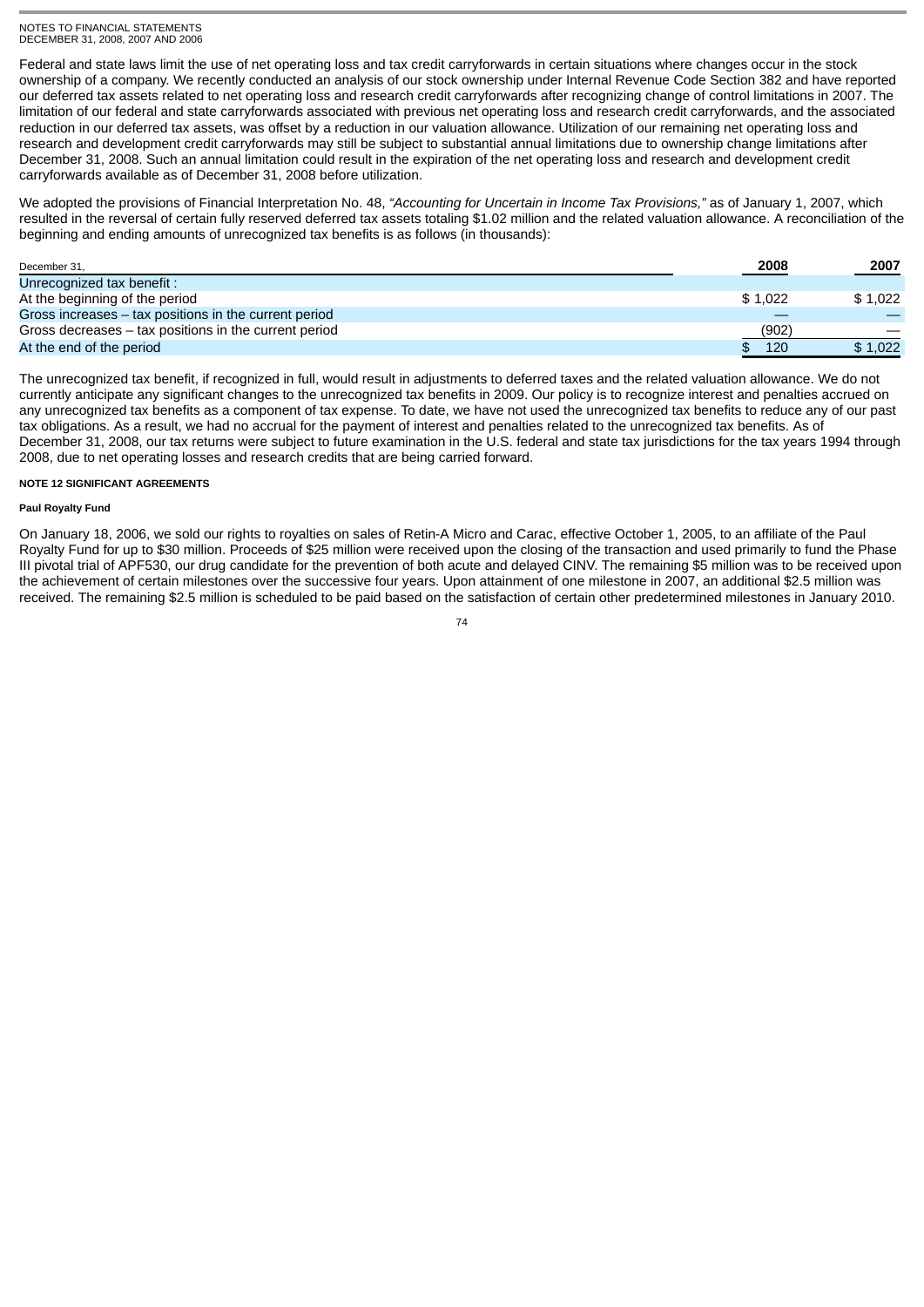Federal and state laws limit the use of net operating loss and tax credit carryforwards in certain situations where changes occur in the stock ownership of a company. We recently conducted an analysis of our stock ownership under Internal Revenue Code Section 382 and have reported our deferred tax assets related to net operating loss and research credit carryforwards after recognizing change of control limitations in 2007. The limitation of our federal and state carryforwards associated with previous net operating loss and research credit carryforwards, and the associated reduction in our deferred tax assets, was offset by a reduction in our valuation allowance. Utilization of our remaining net operating loss and research and development credit carryforwards may still be subject to substantial annual limitations due to ownership change limitations after December 31, 2008. Such an annual limitation could result in the expiration of the net operating loss and research and development credit carryforwards available as of December 31, 2008 before utilization.

We adopted the provisions of Financial Interpretation No. 48, *"Accounting for Uncertain in Income Tax Provisions,"* as of January 1, 2007, which resulted in the reversal of certain fully reserved deferred tax assets totaling $1.02 million and the related valuation allowance. A reconciliation of the beginning and ending amounts of unrecognized tax benefits is as follows (in thousands):

| December 31, | 2008 | 2007 |
|---|---|---|
| Unrecognized tax benefit : | | |
| At the beginning of the period | $ 1,022 | $ 1,022 |
| Gross increases – tax positions in the current period | — | — |
| Gross decreases – tax positions in the current period | (902) | — |
| At the end of the period | $ 120 | $ 1,022 |

The unrecognized tax benefit, if recognized in full, would result in adjustments to deferred taxes and the related valuation allowance. We do not currently anticipate any significant changes to the unrecognized tax benefits in 2009. Our policy is to recognize interest and penalties accrued on any unrecognized tax benefits as a component of tax expense. To date, we have not used the unrecognized tax benefits to reduce any of our past tax obligations. As a result, we had no accrual for the payment of interest and penalties related to the unrecognized tax benefits. As of December 31, 2008, our tax returns were subject to future examination in the U.S. federal and state tax jurisdictions for the tax years 1994 through 2008, due to net operating losses and research credits that are being carried forward.

## NOTE 12 SIGNIFICANT AGREEMENTS

### Paul Royalty Fund

On January 18, 2006, we sold our rights to royalties on sales of Retin-A Micro and Carac, effective October 1, 2005, to an affiliate of the Paul Royalty Fund for up to $30 million. Proceeds of $25 million were received upon the closing of the transaction and used primarily to fund the Phase III pivotal trial of APF530, our drug candidate for the prevention of both acute and delayed CINV. The remaining $5 million was to be received upon the achievement of certain milestones over the successive four years. Upon attainment of one milestone in 2007, an additional $2.5 million was received. The remaining $2.5 million is scheduled to be paid based on the satisfaction of certain other predetermined milestones in January 2010.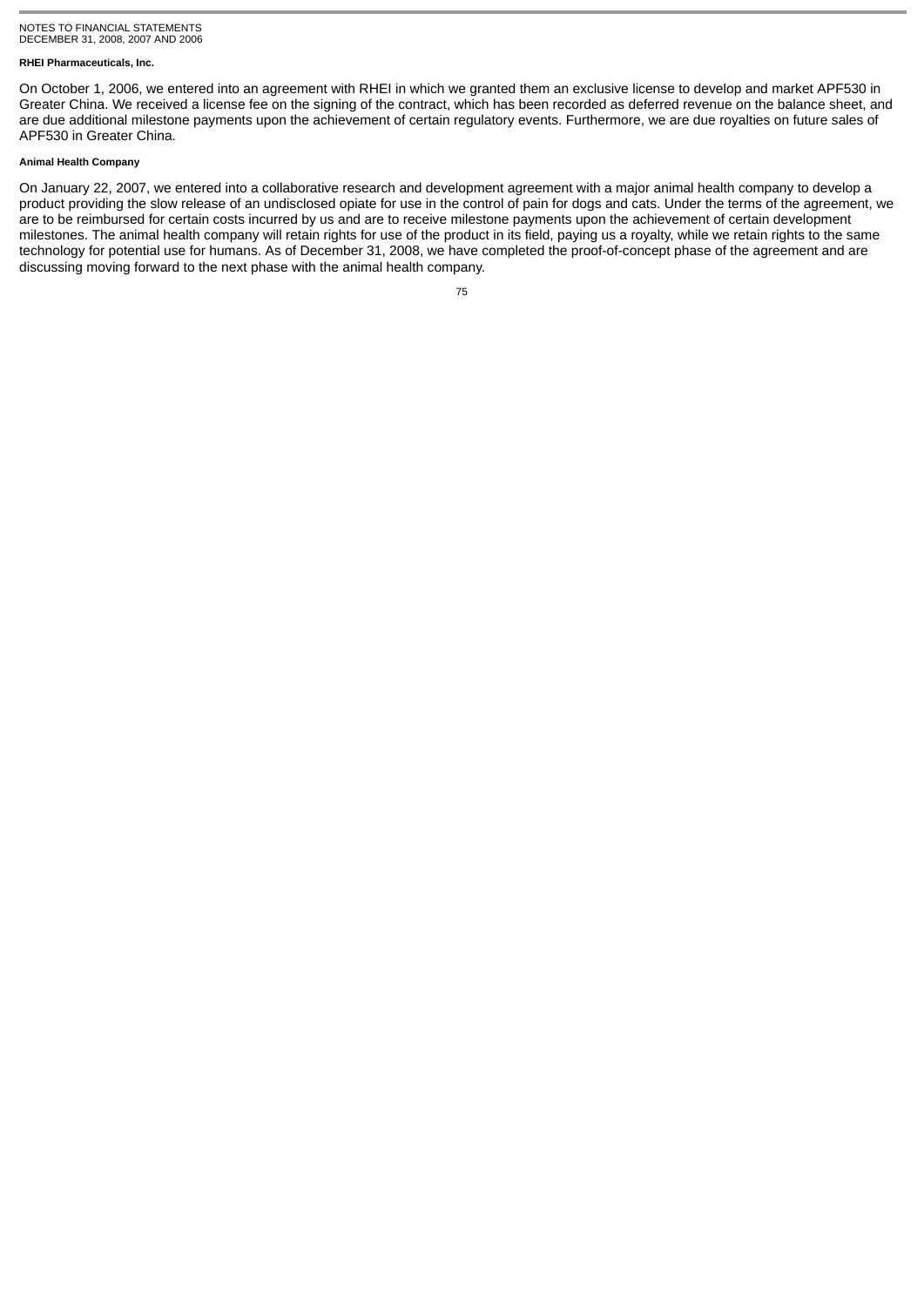#### RHEI Pharmaceuticals, Inc.

On October 1, 2006, we entered into an agreement with RHEI in which we granted them an exclusive license to develop and market APF530 in Greater China. We received a license fee on the signing of the contract, which has been recorded as deferred revenue on the balance sheet, and are due additional milestone payments upon the achievement of certain regulatory events. Furthermore, we are due royalties on future sales of APF530 in Greater China.

#### Animal Health Company

On January 22, 2007, we entered into a collaborative research and development agreement with a major animal health company to develop a product providing the slow release of an undisclosed opiate for use in the control of pain for dogs and cats. Under the terms of the agreement, we are to be reimbursed for certain costs incurred by us and are to receive milestone payments upon the achievement of certain development milestones. The animal health company will retain rights for use of the product in its field, paying us a royalty, while we retain rights to the same technology for potential use for humans. As of December 31, 2008, we have completed the proof-of-concept phase of the agreement and are discussing moving forward to the next phase with the animal health company.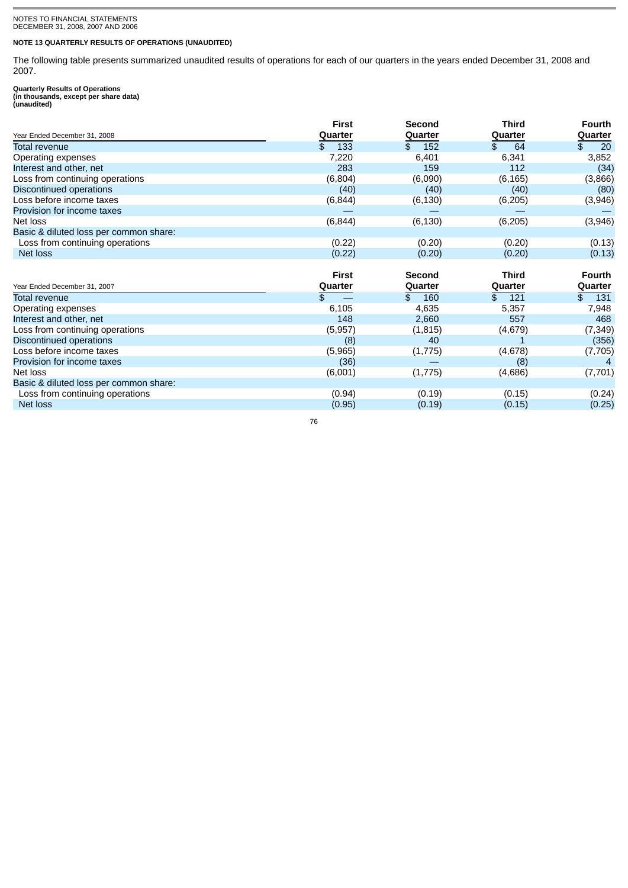NOTES TO FINANCIAL STATEMENTS
DECEMBER 31, 2008, 2007 AND 2006

**NOTE 13 QUARTERLY RESULTS OF OPERATIONS (UNAUDITED)**

The following table presents summarized unaudited results of operations for each of our quarters in the years ended December 31, 2008 and 2007.

**Quarterly Results of Operations**
**(in thousands, except per share data)**
**(unaudited)**

| Year Ended December 31, 2008 | First Quarter | Second Quarter | Third Quarter | Fourth Quarter |
|---|---|---|---|---|
| Total revenue | $ 133 | $ 152 | $ 64 | $ 20 |
| Operating expenses | 7,220 | 6,401 | 6,341 | 3,852 |
| Interest and other, net | 283 | 159 | 112 | (34) |
| Loss from continuing operations | (6,804) | (6,090) | (6,165) | (3,866) |
| Discontinued operations | (40) | (40) | (40) | (80) |
| Loss before income taxes | (6,844) | (6,130) | (6,205) | (3,946) |
| Provision for income taxes | — | — | — | — |
| Net loss | (6,844) | (6,130) | (6,205) | (3,946) |
| Basic & diluted loss per common share: | | | | |
| Loss from continuing operations | (0.22) | (0.20) | (0.20) | (0.13) |
| Net loss | (0.22) | (0.20) | (0.20) | (0.13) |

| Year Ended December 31, 2007 | First Quarter | Second Quarter | Third Quarter | Fourth Quarter |
|---|---|---|---|---|
| Total revenue | $ — | $ 160 | $ 121 | $ 131 |
| Operating expenses | 6,105 | 4,635 | 5,357 | 7,948 |
| Interest and other, net | 148 | 2,660 | 557 | 468 |
| Loss from continuing operations | (5,957) | (1,815) | (4,679) | (7,349) |
| Discontinued operations | (8) | 40 | 1 | (356) |
| Loss before income taxes | (5,965) | (1,775) | (4,678) | (7,705) |
| Provision for income taxes | (36) | — | (8) | 4 |
| Net loss | (6,001) | (1,775) | (4,686) | (7,701) |
| Basic & diluted loss per common share: | | | | |
| Loss from continuing operations | (0.94) | (0.19) | (0.15) | (0.24) |
| Net loss | (0.95) | (0.19) | (0.15) | (0.25) |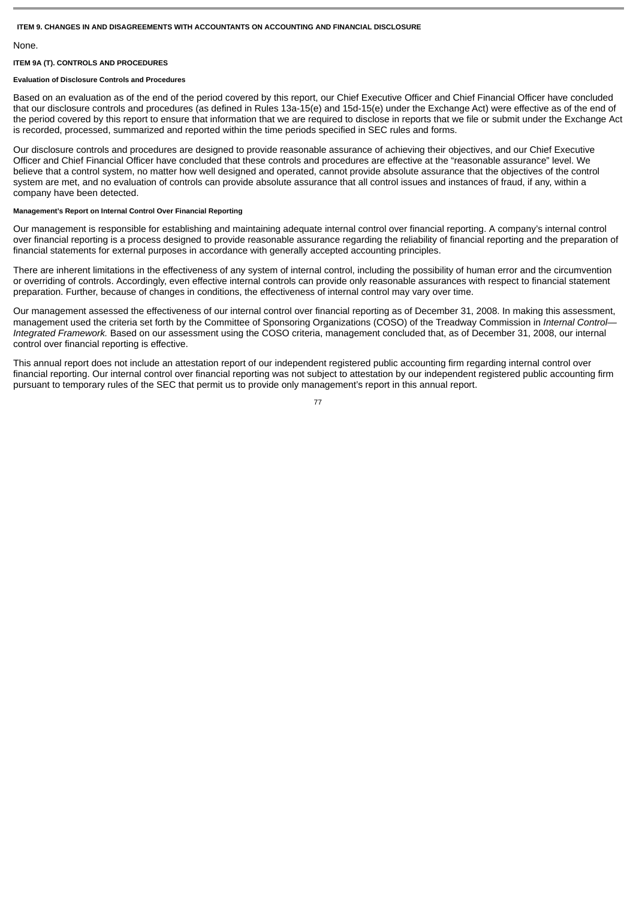## ITEM 9. CHANGES IN AND DISAGREEMENTS WITH ACCOUNTANTS ON ACCOUNTING AND FINANCIAL DISCLOSURE

None.

## ITEM 9A (T). CONTROLS AND PROCEDURES

### Evaluation of Disclosure Controls and Procedures

Based on an evaluation as of the end of the period covered by this report, our Chief Executive Officer and Chief Financial Officer have concluded that our disclosure controls and procedures (as defined in Rules 13a-15(e) and 15d-15(e) under the Exchange Act) were effective as of the end of the period covered by this report to ensure that information that we are required to disclose in reports that we file or submit under the Exchange Act is recorded, processed, summarized and reported within the time periods specified in SEC rules and forms.

Our disclosure controls and procedures are designed to provide reasonable assurance of achieving their objectives, and our Chief Executive Officer and Chief Financial Officer have concluded that these controls and procedures are effective at the "reasonable assurance" level. We believe that a control system, no matter how well designed and operated, cannot provide absolute assurance that the objectives of the control system are met, and no evaluation of controls can provide absolute assurance that all control issues and instances of fraud, if any, within a company have been detected.

### Management's Report on Internal Control Over Financial Reporting

Our management is responsible for establishing and maintaining adequate internal control over financial reporting. A company's internal control over financial reporting is a process designed to provide reasonable assurance regarding the reliability of financial reporting and the preparation of financial statements for external purposes in accordance with generally accepted accounting principles.

There are inherent limitations in the effectiveness of any system of internal control, including the possibility of human error and the circumvention or overriding of controls. Accordingly, even effective internal controls can provide only reasonable assurances with respect to financial statement preparation. Further, because of changes in conditions, the effectiveness of internal control may vary over time.

Our management assessed the effectiveness of our internal control over financial reporting as of December 31, 2008. In making this assessment, management used the criteria set forth by the Committee of Sponsoring Organizations (COSO) of the Treadway Commission in *Internal Control—Integrated Framework.* Based on our assessment using the COSO criteria, management concluded that, as of December 31, 2008, our internal control over financial reporting is effective.

This annual report does not include an attestation report of our independent registered public accounting firm regarding internal control over financial reporting. Our internal control over financial reporting was not subject to attestation by our independent registered public accounting firm pursuant to temporary rules of the SEC that permit us to provide only management's report in this annual report.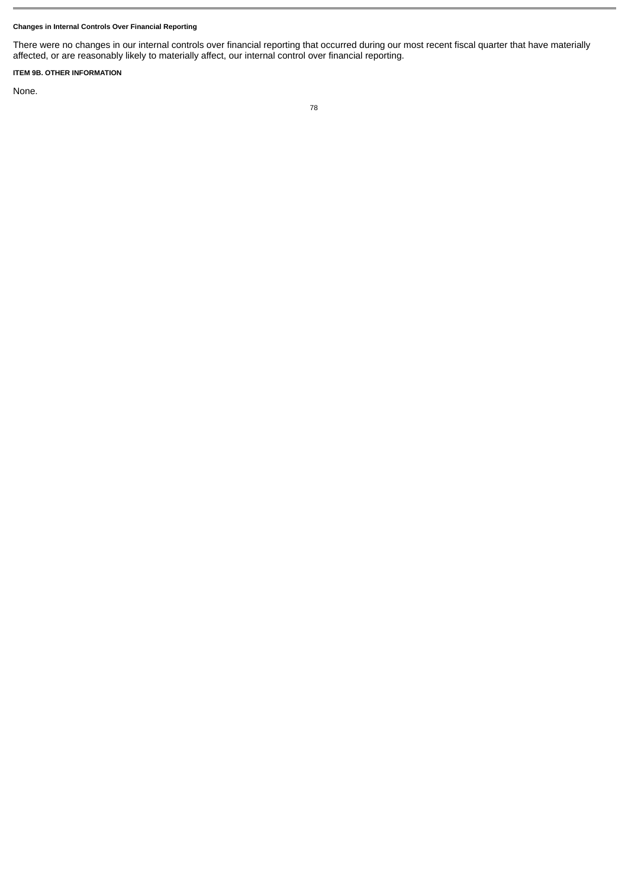**Changes in Internal Controls Over Financial Reporting**

There were no changes in our internal controls over financial reporting that occurred during our most recent fiscal quarter that have materially affected, or are reasonably likely to materially affect, our internal control over financial reporting.

**ITEM 9B. OTHER INFORMATION**

None.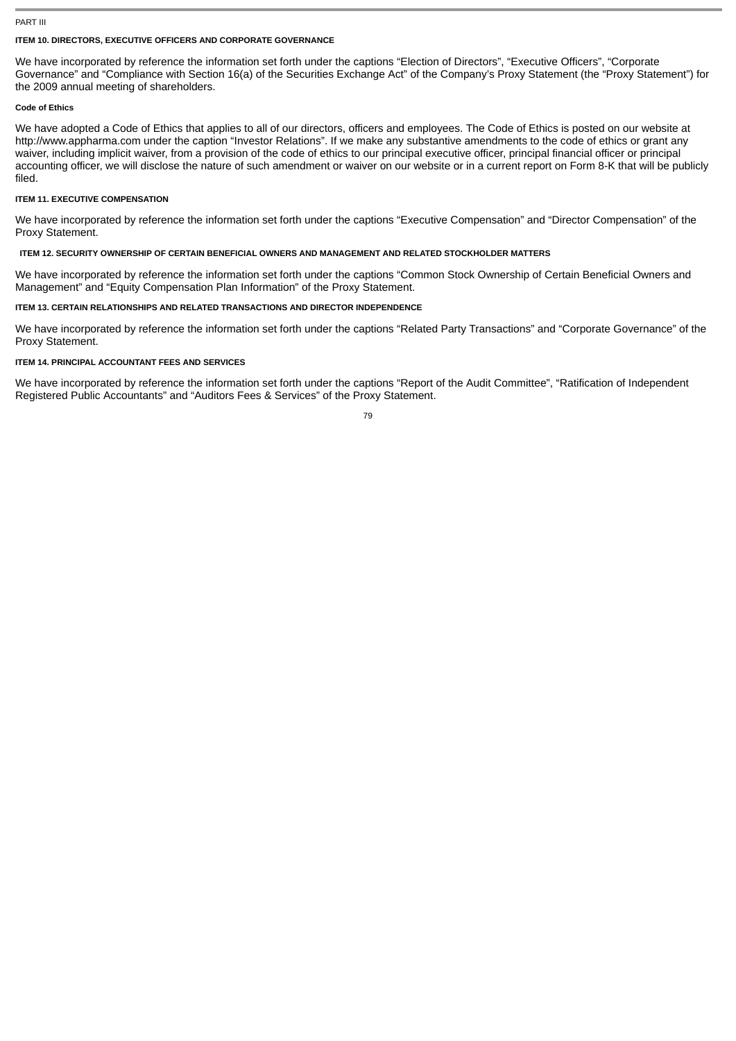PART III

## ITEM 10. DIRECTORS, EXECUTIVE OFFICERS AND CORPORATE GOVERNANCE

We have incorporated by reference the information set forth under the captions “Election of Directors”, “Executive Officers”, “Corporate Governance” and “Compliance with Section 16(a) of the Securities Exchange Act” of the Company’s Proxy Statement (the “Proxy Statement”) for the 2009 annual meeting of shareholders.

### Code of Ethics

We have adopted a Code of Ethics that applies to all of our directors, officers and employees. The Code of Ethics is posted on our website at http://www.appharma.com under the caption “Investor Relations”. If we make any substantive amendments to the code of ethics or grant any waiver, including implicit waiver, from a provision of the code of ethics to our principal executive officer, principal financial officer or principal accounting officer, we will disclose the nature of such amendment or waiver on our website or in a current report on Form 8-K that will be publicly filed.

## ITEM 11. EXECUTIVE COMPENSATION

We have incorporated by reference the information set forth under the captions “Executive Compensation” and “Director Compensation” of the Proxy Statement.

## ITEM 12. SECURITY OWNERSHIP OF CERTAIN BENEFICIAL OWNERS AND MANAGEMENT AND RELATED STOCKHOLDER MATTERS

We have incorporated by reference the information set forth under the captions “Common Stock Ownership of Certain Beneficial Owners and Management” and “Equity Compensation Plan Information” of the Proxy Statement.

## ITEM 13. CERTAIN RELATIONSHIPS AND RELATED TRANSACTIONS AND DIRECTOR INDEPENDENCE

We have incorporated by reference the information set forth under the captions “Related Party Transactions” and “Corporate Governance” of the Proxy Statement.

## ITEM 14. PRINCIPAL ACCOUNTANT FEES AND SERVICES

We have incorporated by reference the information set forth under the captions “Report of the Audit Committee”, “Ratification of Independent Registered Public Accountants” and “Auditors Fees & Services” of the Proxy Statement.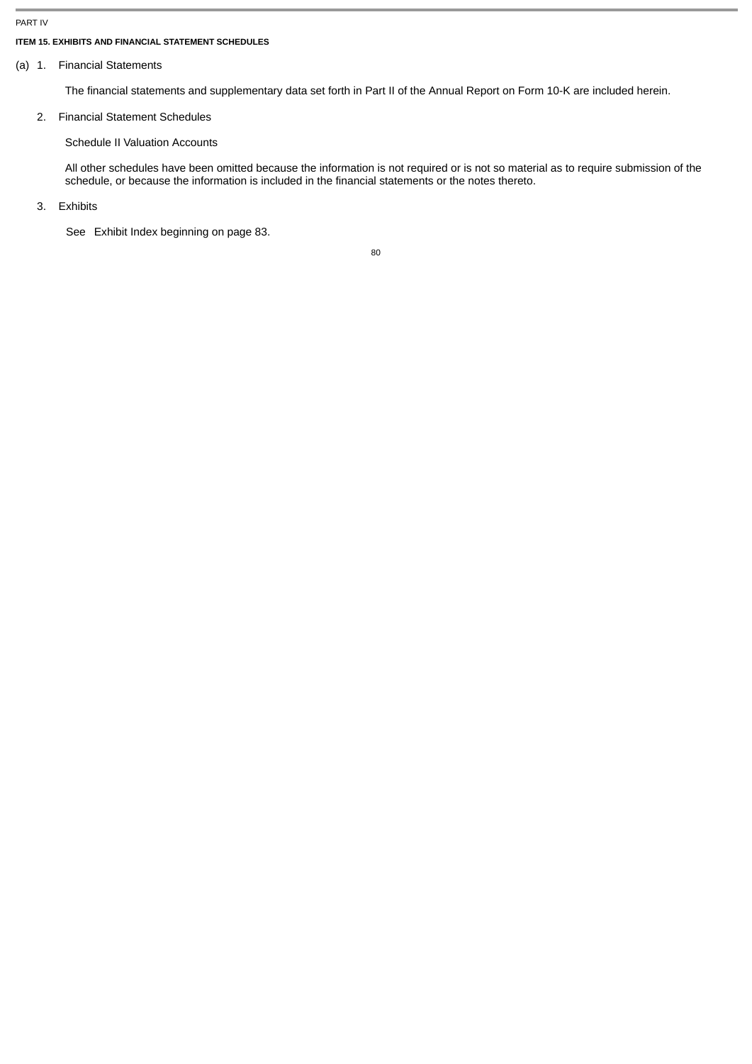PART IV

**ITEM 15. EXHIBITS AND FINANCIAL STATEMENT SCHEDULES**

(a) 1. Financial Statements

The financial statements and supplementary data set forth in Part II of the Annual Report on Form 10-K are included herein.

2. Financial Statement Schedules

Schedule II Valuation Accounts

All other schedules have been omitted because the information is not required or is not so material as to require submission of the schedule, or because the information is included in the financial statements or the notes thereto.

3. Exhibits

See Exhibit Index beginning on page 83.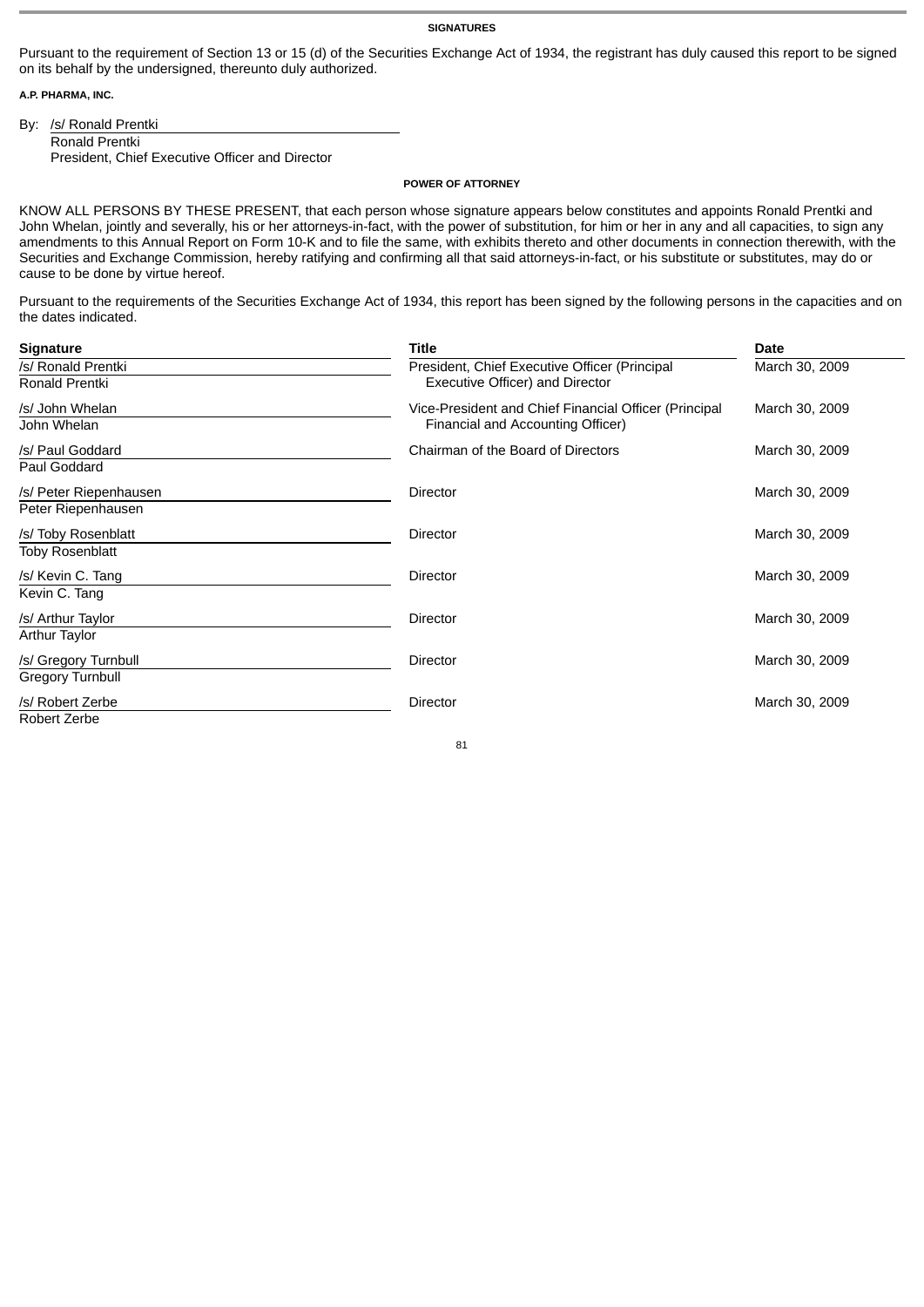## SIGNATURES

Pursuant to the requirement of Section 13 or 15 (d) of the Securities Exchange Act of 1934, the registrant has duly caused this report to be signed on its behalf by the undersigned, thereunto duly authorized.

**A.P. PHARMA, INC.**

By: /s/ Ronald Prentki
Ronald Prentki
President, Chief Executive Officer and Director

## POWER OF ATTORNEY

KNOW ALL PERSONS BY THESE PRESENT, that each person whose signature appears below constitutes and appoints Ronald Prentki and John Whelan, jointly and severally, his or her attorneys-in-fact, with the power of substitution, for him or her in any and all capacities, to sign any amendments to this Annual Report on Form 10-K and to file the same, with exhibits thereto and other documents in connection therewith, with the Securities and Exchange Commission, hereby ratifying and confirming all that said attorneys-in-fact, or his substitute or substitutes, may do or cause to be done by virtue hereof.

Pursuant to the requirements of the Securities Exchange Act of 1934, this report has been signed by the following persons in the capacities and on the dates indicated.

| Signature | Title | Date |
|---|---|---|
| /s/ Ronald Prentki<br>Ronald Prentki | President, Chief Executive Officer (Principal Executive Officer) and Director | March 30, 2009 |
| /s/ John Whelan<br>John Whelan | Vice-President and Chief Financial Officer (Principal Financial and Accounting Officer) | March 30, 2009 |
| /s/ Paul Goddard<br>Paul Goddard | Chairman of the Board of Directors | March 30, 2009 |
| /s/ Peter Riepenhausen<br>Peter Riepenhausen | Director | March 30, 2009 |
| /s/ Toby Rosenblatt<br>Toby Rosenblatt | Director | March 30, 2009 |
| /s/ Kevin C. Tang<br>Kevin C. Tang | Director | March 30, 2009 |
| /s/ Arthur Taylor<br>Arthur Taylor | Director | March 30, 2009 |
| /s/ Gregory Turnbull<br>Gregory Turnbull | Director | March 30, 2009 |
| /s/ Robert Zerbe<br>Robert Zerbe | Director | March 30, 2009 |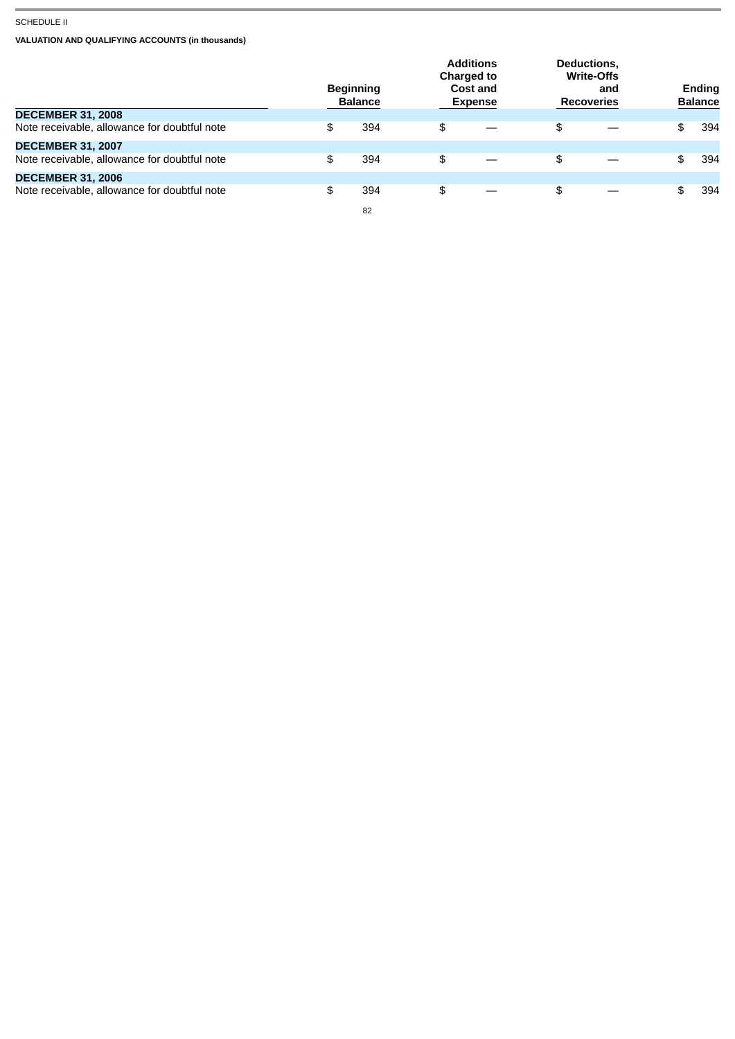SCHEDULE II

**VALUATION AND QUALIFYING ACCOUNTS (in thousands)**

| | Beginning Balance | Additions Charged to Cost and Expense | Deductions, Write-Offs and Recoveries | Ending Balance |
|---|---|---|---|---|
| **DECEMBER 31, 2008** | | | | |
| Note receivable, allowance for doubtful note | $ 394 | $ — | $ — | $ 394 |
| **DECEMBER 31, 2007** | | | | |
| Note receivable, allowance for doubtful note | $ 394 | $ — | $ — | $ 394 |
| **DECEMBER 31, 2006** | | | | |
| Note receivable, allowance for doubtful note | $ 394 | $ — | $ — | $ 394 |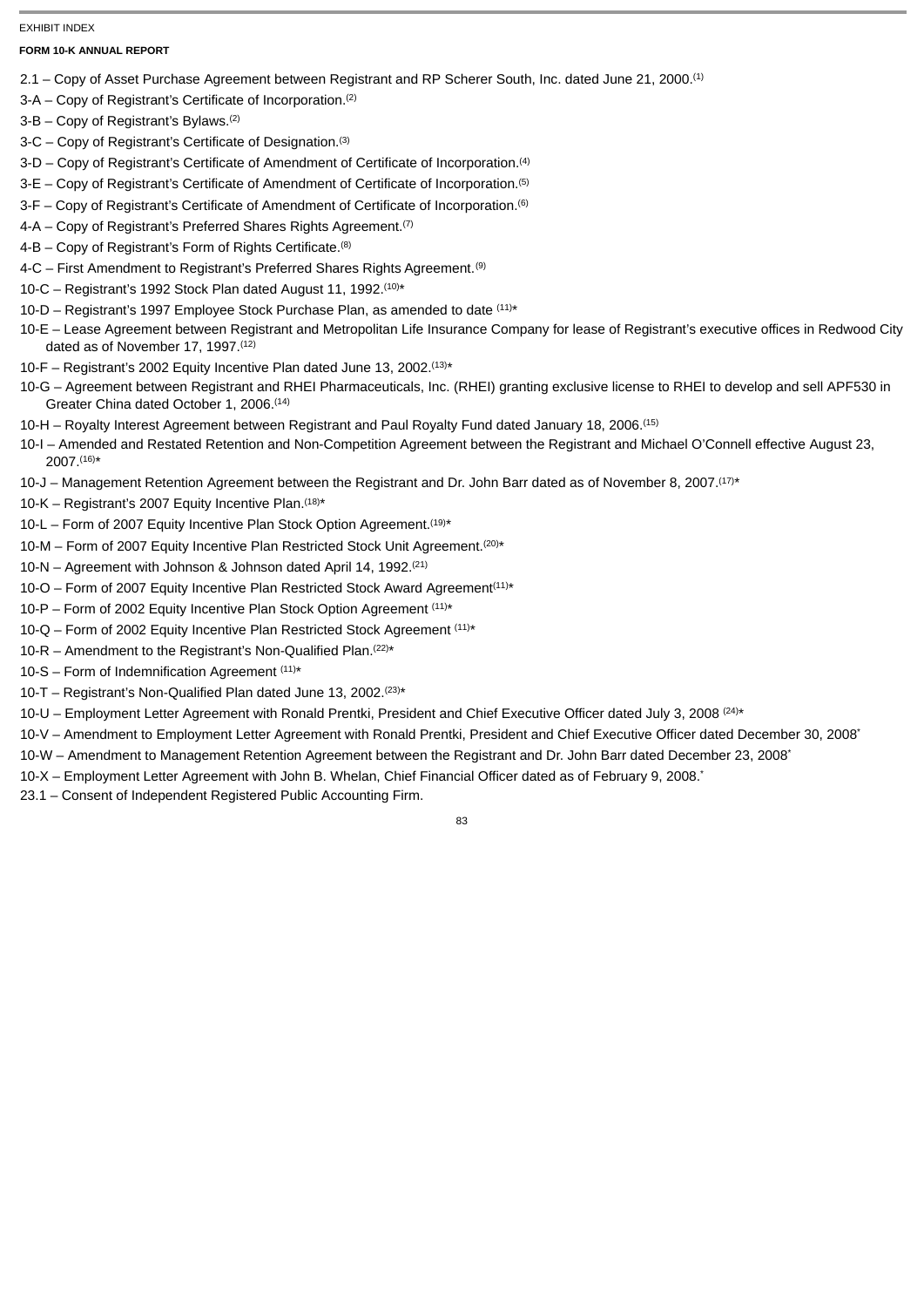EXHIBIT INDEX

**FORM 10-K ANNUAL REPORT**

2.1 – Copy of Asset Purchase Agreement between Registrant and RP Scherer South, Inc. dated June 21, 2000.[1]

3-A – Copy of Registrant's Certificate of Incorporation.[2]

3-B – Copy of Registrant's Bylaws.[2]

3-C – Copy of Registrant's Certificate of Designation.[3]

3-D – Copy of Registrant's Certificate of Amendment of Certificate of Incorporation.[4]

3-E – Copy of Registrant's Certificate of Amendment of Certificate of Incorporation.[5]

3-F – Copy of Registrant's Certificate of Amendment of Certificate of Incorporation.[6]

4-A – Copy of Registrant's Preferred Shares Rights Agreement.[7]

4-B – Copy of Registrant's Form of Rights Certificate.[8]

4-C – First Amendment to Registrant's Preferred Shares Rights Agreement.[9]

10-C – Registrant's 1992 Stock Plan dated August 11, 1992.[10]*

10-D – Registrant's 1997 Employee Stock Purchase Plan, as amended to date [11]*

10-E – Lease Agreement between Registrant and Metropolitan Life Insurance Company for lease of Registrant's executive offices in Redwood City dated as of November 17, 1997.[12]

10-F – Registrant's 2002 Equity Incentive Plan dated June 13, 2002.[13]*

10-G – Agreement between Registrant and RHEI Pharmaceuticals, Inc. (RHEI) granting exclusive license to RHEI to develop and sell APF530 in Greater China dated October 1, 2006.[14]

10-H – Royalty Interest Agreement between Registrant and Paul Royalty Fund dated January 18, 2006.[15]

10-I – Amended and Restated Retention and Non-Competition Agreement between the Registrant and Michael O'Connell effective August 23, 2007.[16]*

10-J – Management Retention Agreement between the Registrant and Dr. John Barr dated as of November 8, 2007.[17]*

10-K – Registrant's 2007 Equity Incentive Plan.[18]*

10-L – Form of 2007 Equity Incentive Plan Stock Option Agreement.[19]*

10-M – Form of 2007 Equity Incentive Plan Restricted Stock Unit Agreement.[20]*

10-N – Agreement with Johnson & Johnson dated April 14, 1992.[21]

10-O – Form of 2007 Equity Incentive Plan Restricted Stock Award Agreement[11]*

10-P – Form of 2002 Equity Incentive Plan Stock Option Agreement [11]*

10-Q – Form of 2002 Equity Incentive Plan Restricted Stock Agreement [11]*

10-R – Amendment to the Registrant's Non-Qualified Plan.[22]*

10-S – Form of Indemnification Agreement [11]*

10-T – Registrant's Non-Qualified Plan dated June 13, 2002.[23]*

10-U – Employment Letter Agreement with Ronald Prentki, President and Chief Executive Officer dated July 3, 2008 [24]*

10-V – Amendment to Employment Letter Agreement with Ronald Prentki, President and Chief Executive Officer dated December 30, 2008*

10-W – Amendment to Management Retention Agreement between the Registrant and Dr. John Barr dated December 23, 2008*

10-X – Employment Letter Agreement with John B. Whelan, Chief Financial Officer dated as of February 9, 2008.*

23.1 – Consent of Independent Registered Public Accounting Firm.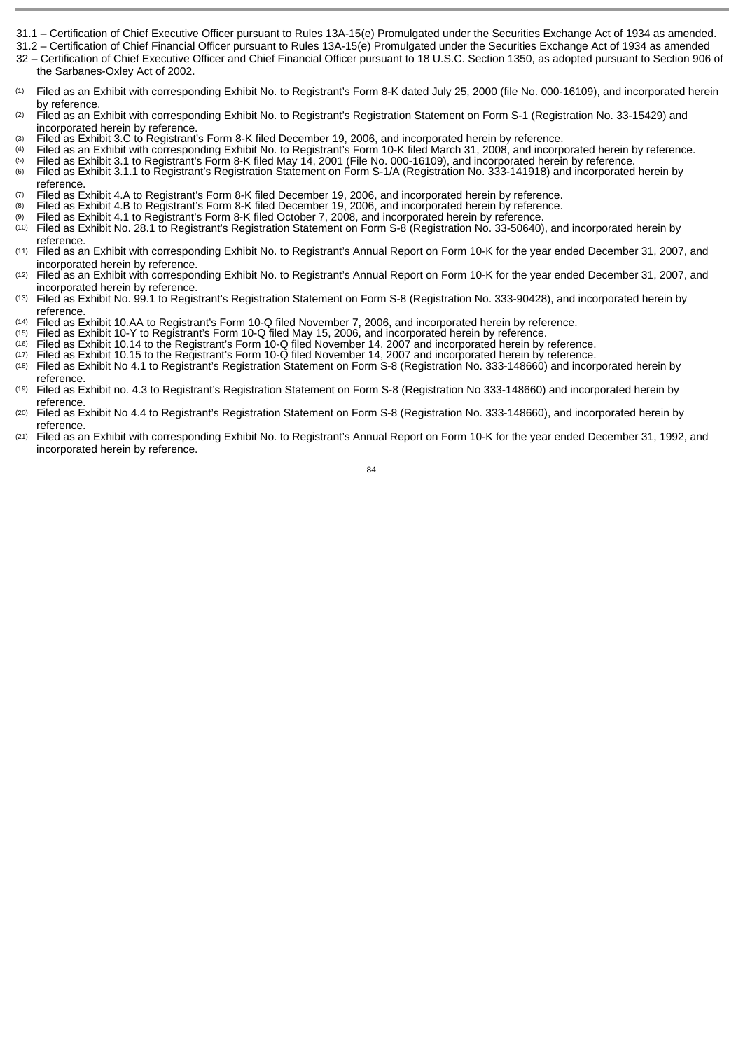31.1 – Certification of Chief Executive Officer pursuant to Rules 13A-15(e) Promulgated under the Securities Exchange Act of 1934 as amended.

31.2 – Certification of Chief Financial Officer pursuant to Rules 13A-15(e) Promulgated under the Securities Exchange Act of 1934 as amended

32 – Certification of Chief Executive Officer and Chief Financial Officer pursuant to 18 U.S.C. Section 1350, as adopted pursuant to Section 906 of the Sarbanes-Oxley Act of 2002.

---

(1) Filed as an Exhibit with corresponding Exhibit No. to Registrant's Form 8-K dated July 25, 2000 (file No. 000-16109), and incorporated herein by reference.

(2) Filed as an Exhibit with corresponding Exhibit No. to Registrant's Registration Statement on Form S-1 (Registration No. 33-15429) and incorporated herein by reference.

(3) Filed as Exhibit 3.C to Registrant's Form 8-K filed December 19, 2006, and incorporated herein by reference.

(4) Filed as an Exhibit with corresponding Exhibit No. to Registrant's Form 10-K filed March 31, 2008, and incorporated herein by reference.

(5) Filed as Exhibit 3.1 to Registrant's Form 8-K filed May 14, 2001 (File No. 000-16109), and incorporated herein by reference.

(6) Filed as Exhibit 3.1.1 to Registrant's Registration Statement on Form S-1/A (Registration No. 333-141918) and incorporated herein by reference.

(7) Filed as Exhibit 4.A to Registrant's Form 8-K filed December 19, 2006, and incorporated herein by reference.

(8) Filed as Exhibit 4.B to Registrant's Form 8-K filed December 19, 2006, and incorporated herein by reference.

(9) Filed as Exhibit 4.1 to Registrant's Form 8-K filed October 7, 2008, and incorporated herein by reference.

(10) Filed as Exhibit No. 28.1 to Registrant's Registration Statement on Form S-8 (Registration No. 33-50640), and incorporated herein by reference.

(11) Filed as an Exhibit with corresponding Exhibit No. to Registrant's Annual Report on Form 10-K for the year ended December 31, 2007, and incorporated herein by reference.

(12) Filed as an Exhibit with corresponding Exhibit No. to Registrant's Annual Report on Form 10-K for the year ended December 31, 2007, and incorporated herein by reference.

(13) Filed as Exhibit No. 99.1 to Registrant's Registration Statement on Form S-8 (Registration No. 333-90428), and incorporated herein by reference.

(14) Filed as Exhibit 10.AA to Registrant's Form 10-Q filed November 7, 2006, and incorporated herein by reference.

(15) Filed as Exhibit 10-Y to Registrant's Form 10-Q filed May 15, 2006, and incorporated herein by reference.

(16) Filed as Exhibit 10.14 to the Registrant's Form 10-Q filed November 14, 2007 and incorporated herein by reference.

(17) Filed as Exhibit 10.15 to the Registrant's Form 10-Q filed November 14, 2007 and incorporated herein by reference.

(18) Filed as Exhibit No 4.1 to Registrant's Registration Statement on Form S-8 (Registration No. 333-148660) and incorporated herein by reference.

(19) Filed as Exhibit no. 4.3 to Registrant's Registration Statement on Form S-8 (Registration No 333-148660) and incorporated herein by reference.

(20) Filed as Exhibit No 4.4 to Registrant's Registration Statement on Form S-8 (Registration No. 333-148660), and incorporated herein by reference.

(21) Filed as an Exhibit with corresponding Exhibit No. to Registrant's Annual Report on Form 10-K for the year ended December 31, 1992, and incorporated herein by reference.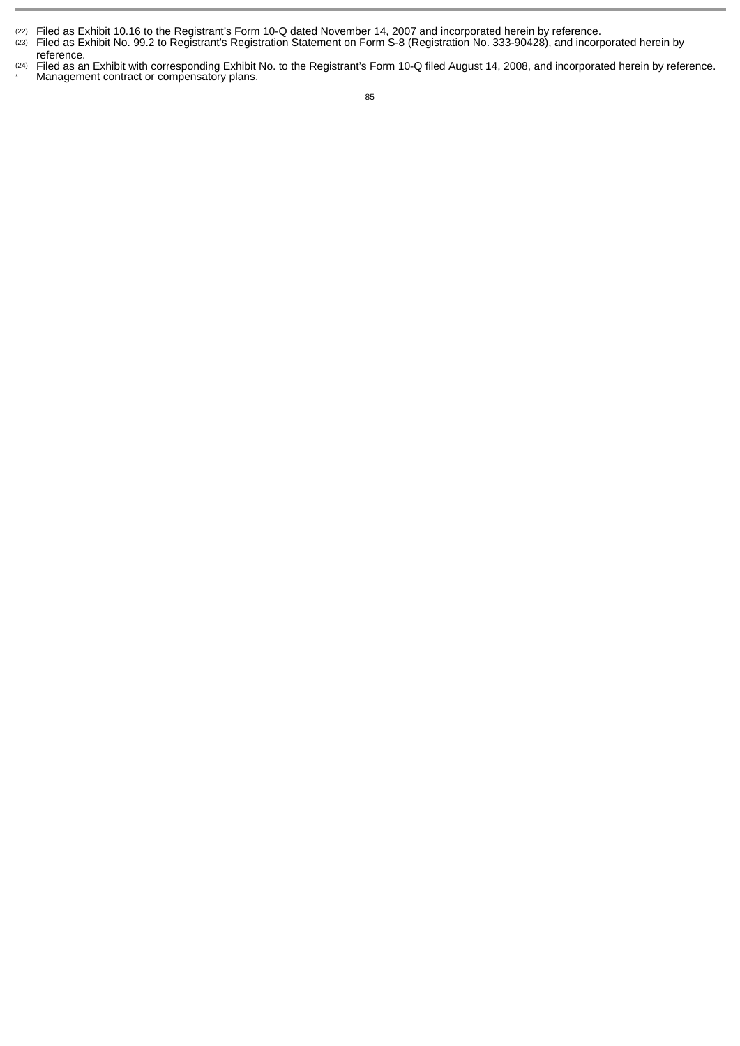(22) Filed as Exhibit 10.16 to the Registrant's Form 10-Q dated November 14, 2007 and incorporated herein by reference.

(23) Filed as Exhibit No. 99.2 to Registrant's Registration Statement on Form S-8 (Registration No. 333-90428), and incorporated herein by reference.

(24) Filed as an Exhibit with corresponding Exhibit No. to the Registrant's Form 10-Q filed August 14, 2008, and incorporated herein by reference.

* Management contract or compensatory plans.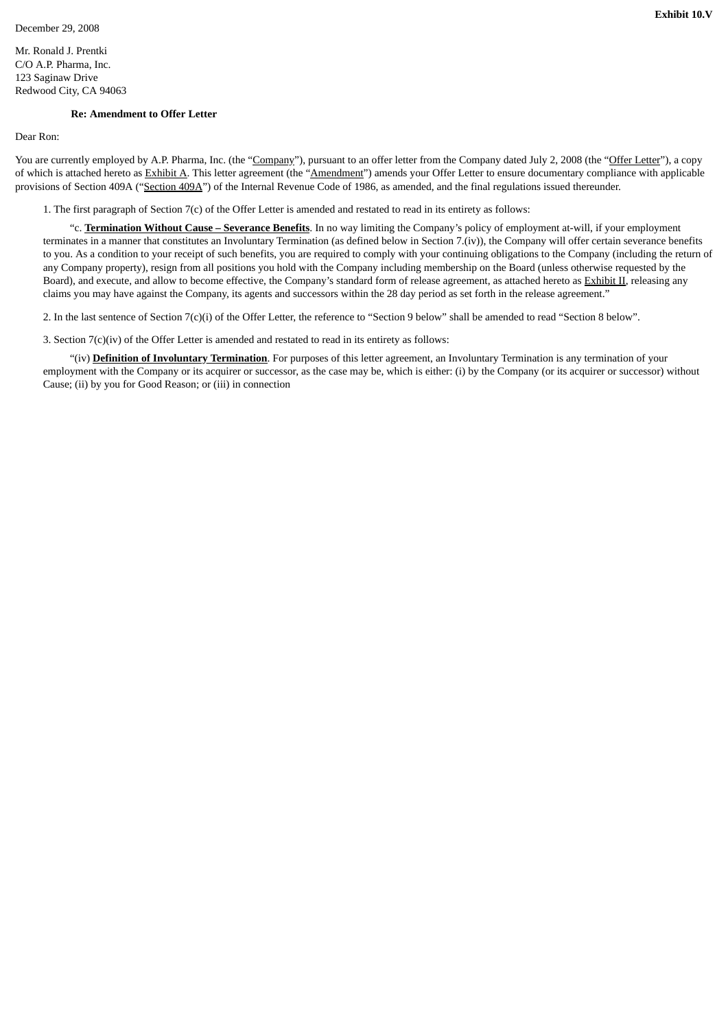**Exhibit 10.V**

December 29, 2008

Mr. Ronald J. Prentki
C/O A.P. Pharma, Inc.
123 Saginaw Drive
Redwood City, CA 94063

**Re: Amendment to Offer Letter**

Dear Ron:

You are currently employed by A.P. Pharma, Inc. (the "Company"), pursuant to an offer letter from the Company dated July 2, 2008 (the "Offer Letter"), a copy of which is attached hereto as Exhibit A. This letter agreement (the "Amendment") amends your Offer Letter to ensure documentary compliance with applicable provisions of Section 409A ("Section 409A") of the Internal Revenue Code of 1986, as amended, and the final regulations issued thereunder.

1. The first paragraph of Section 7(c) of the Offer Letter is amended and restated to read in its entirety as follows:

"c. **Termination Without Cause – Severance Benefits**. In no way limiting the Company's policy of employment at-will, if your employment terminates in a manner that constitutes an Involuntary Termination (as defined below in Section 7.(iv)), the Company will offer certain severance benefits to you. As a condition to your receipt of such benefits, you are required to comply with your continuing obligations to the Company (including the return of any Company property), resign from all positions you hold with the Company including membership on the Board (unless otherwise requested by the Board), and execute, and allow to become effective, the Company's standard form of release agreement, as attached hereto as Exhibit II, releasing any claims you may have against the Company, its agents and successors within the 28 day period as set forth in the release agreement."

2. In the last sentence of Section 7(c)(i) of the Offer Letter, the reference to "Section 9 below" shall be amended to read "Section 8 below".

3. Section 7(c)(iv) of the Offer Letter is amended and restated to read in its entirety as follows:

"(iv) **Definition of Involuntary Termination**. For purposes of this letter agreement, an Involuntary Termination is any termination of your employment with the Company or its acquirer or successor, as the case may be, which is either: (i) by the Company (or its acquirer or successor) without Cause; (ii) by you for Good Reason; or (iii) in connection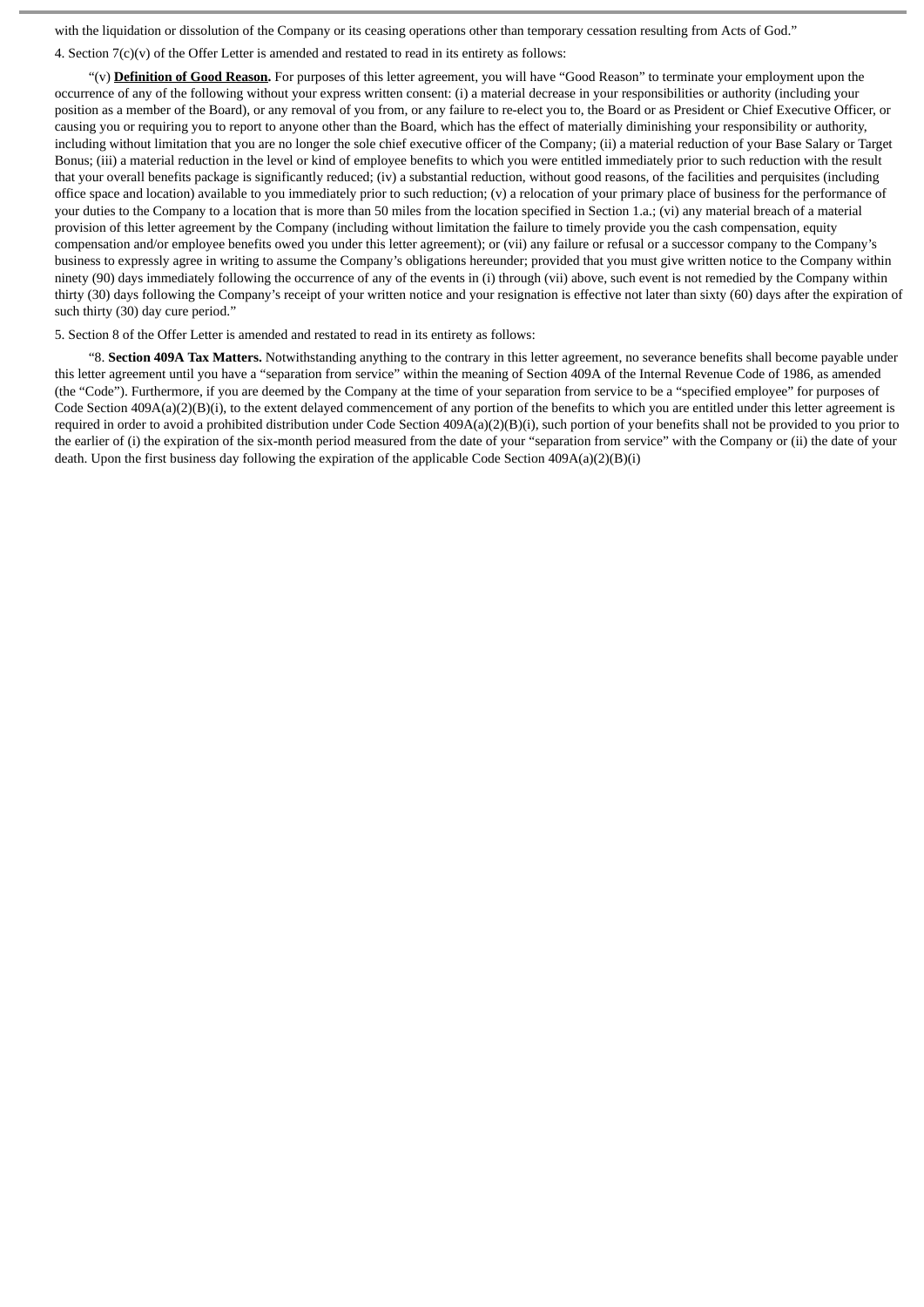with the liquidation or dissolution of the Company or its ceasing operations other than temporary cessation resulting from Acts of God."

4. Section 7(c)(v) of the Offer Letter is amended and restated to read in its entirety as follows:

"(v) **Definition of Good Reason.** For purposes of this letter agreement, you will have "Good Reason" to terminate your employment upon the occurrence of any of the following without your express written consent: (i) a material decrease in your responsibilities or authority (including your position as a member of the Board), or any removal of you from, or any failure to re-elect you to, the Board or as President or Chief Executive Officer, or causing you or requiring you to report to anyone other than the Board, which has the effect of materially diminishing your responsibility or authority, including without limitation that you are no longer the sole chief executive officer of the Company; (ii) a material reduction of your Base Salary or Target Bonus; (iii) a material reduction in the level or kind of employee benefits to which you were entitled immediately prior to such reduction with the result that your overall benefits package is significantly reduced; (iv) a substantial reduction, without good reasons, of the facilities and perquisites (including office space and location) available to you immediately prior to such reduction; (v) a relocation of your primary place of business for the performance of your duties to the Company to a location that is more than 50 miles from the location specified in Section 1.a.; (vi) any material breach of a material provision of this letter agreement by the Company (including without limitation the failure to timely provide you the cash compensation, equity compensation and/or employee benefits owed you under this letter agreement); or (vii) any failure or refusal or a successor company to the Company's business to expressly agree in writing to assume the Company's obligations hereunder; provided that you must give written notice to the Company within ninety (90) days immediately following the occurrence of any of the events in (i) through (vii) above, such event is not remedied by the Company within thirty (30) days following the Company's receipt of your written notice and your resignation is effective not later than sixty (60) days after the expiration of such thirty (30) day cure period."

5. Section 8 of the Offer Letter is amended and restated to read in its entirety as follows:

"8. **Section 409A Tax Matters.** Notwithstanding anything to the contrary in this letter agreement, no severance benefits shall become payable under this letter agreement until you have a "separation from service" within the meaning of Section 409A of the Internal Revenue Code of 1986, as amended (the "Code"). Furthermore, if you are deemed by the Company at the time of your separation from service to be a "specified employee" for purposes of Code Section 409A(a)(2)(B)(i), to the extent delayed commencement of any portion of the benefits to which you are entitled under this letter agreement is required in order to avoid a prohibited distribution under Code Section 409A(a)(2)(B)(i), such portion of your benefits shall not be provided to you prior to the earlier of (i) the expiration of the six-month period measured from the date of your "separation from service" with the Company or (ii) the date of your death. Upon the first business day following the expiration of the applicable Code Section 409A(a)(2)(B)(i)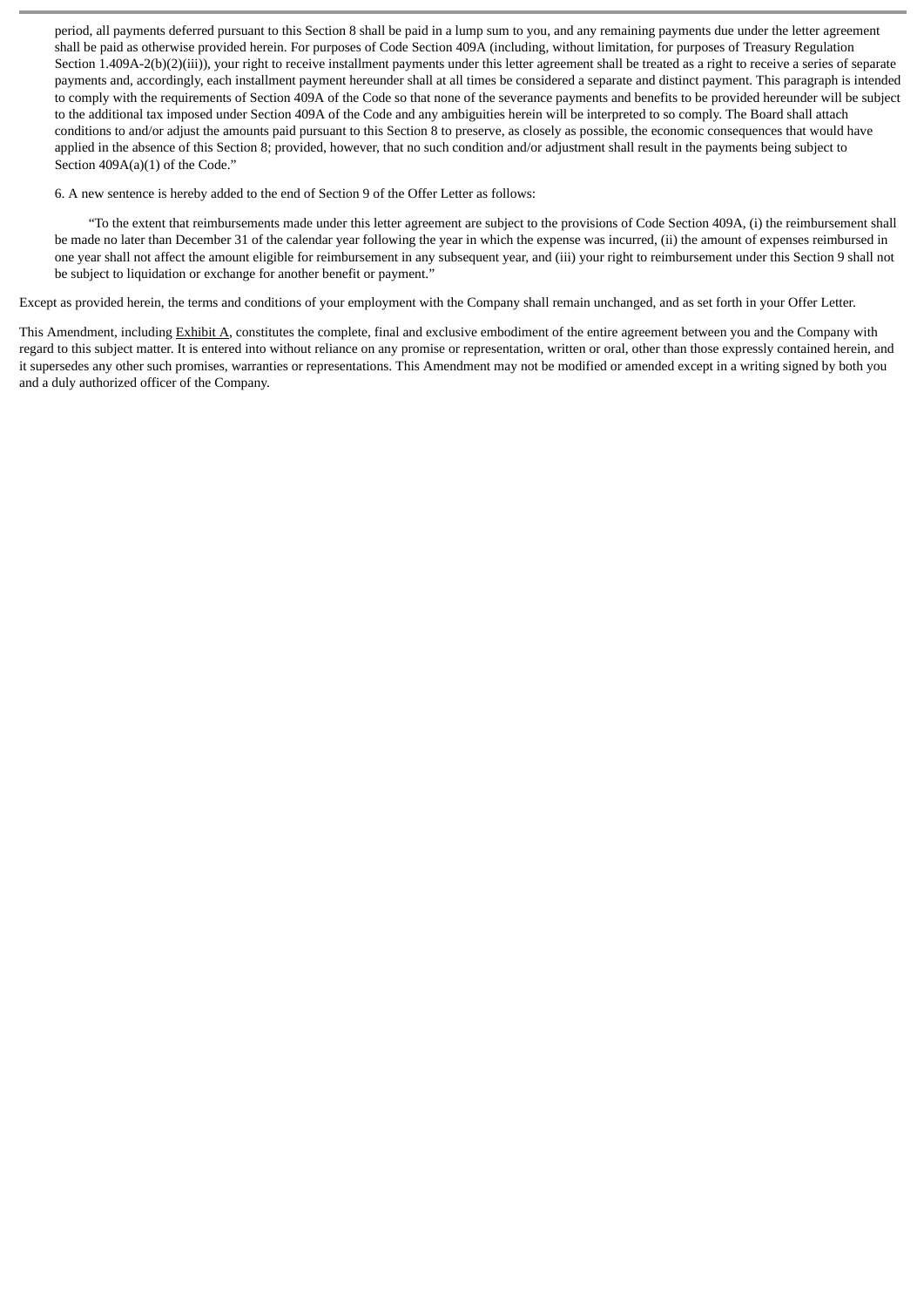period, all payments deferred pursuant to this Section 8 shall be paid in a lump sum to you, and any remaining payments due under the letter agreement shall be paid as otherwise provided herein. For purposes of Code Section 409A (including, without limitation, for purposes of Treasury Regulation Section 1.409A-2(b)(2)(iii)), your right to receive installment payments under this letter agreement shall be treated as a right to receive a series of separate payments and, accordingly, each installment payment hereunder shall at all times be considered a separate and distinct payment. This paragraph is intended to comply with the requirements of Section 409A of the Code so that none of the severance payments and benefits to be provided hereunder will be subject to the additional tax imposed under Section 409A of the Code and any ambiguities herein will be interpreted to so comply. The Board shall attach conditions to and/or adjust the amounts paid pursuant to this Section 8 to preserve, as closely as possible, the economic consequences that would have applied in the absence of this Section 8; provided, however, that no such condition and/or adjustment shall result in the payments being subject to Section 409A(a)(1) of the Code."

6. A new sentence is hereby added to the end of Section 9 of the Offer Letter as follows:

"To the extent that reimbursements made under this letter agreement are subject to the provisions of Code Section 409A, (i) the reimbursement shall be made no later than December 31 of the calendar year following the year in which the expense was incurred, (ii) the amount of expenses reimbursed in one year shall not affect the amount eligible for reimbursement in any subsequent year, and (iii) your right to reimbursement under this Section 9 shall not be subject to liquidation or exchange for another benefit or payment."

Except as provided herein, the terms and conditions of your employment with the Company shall remain unchanged, and as set forth in your Offer Letter.

This Amendment, including Exhibit A, constitutes the complete, final and exclusive embodiment of the entire agreement between you and the Company with regard to this subject matter. It is entered into without reliance on any promise or representation, written or oral, other than those expressly contained herein, and it supersedes any other such promises, warranties or representations. This Amendment may not be modified or amended except in a writing signed by both you and a duly authorized officer of the Company.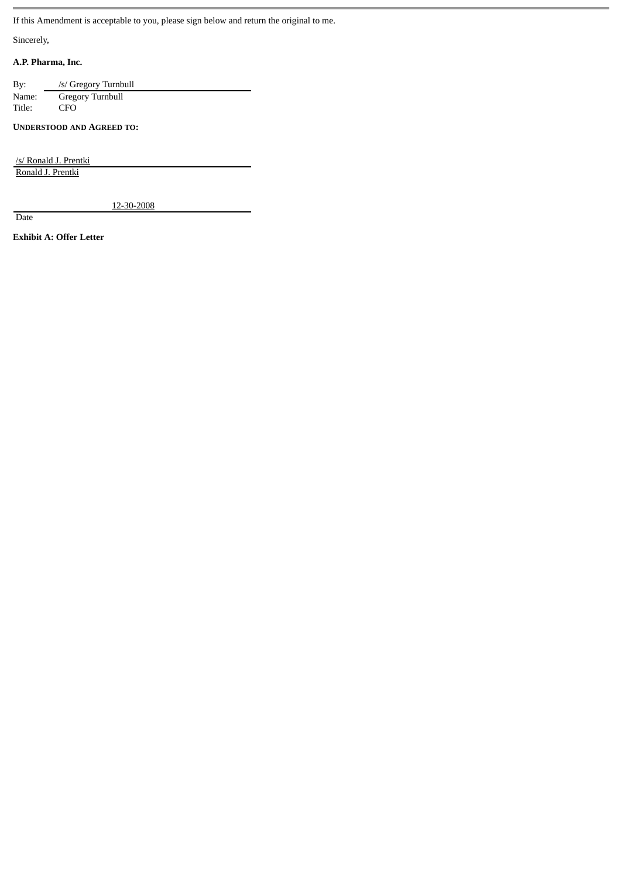If this Amendment is acceptable to you, please sign below and return the original to me.

Sincerely,

**A.P. Pharma, Inc.**

By: /s/ Gregory Turnbull
Name: Gregory Turnbull
Title: CFO

**UNDERSTOOD AND AGREED TO:**

/s/ Ronald J. Prentki
Ronald J. Prentki

12-30-2008
Date

**Exhibit A: Offer Letter**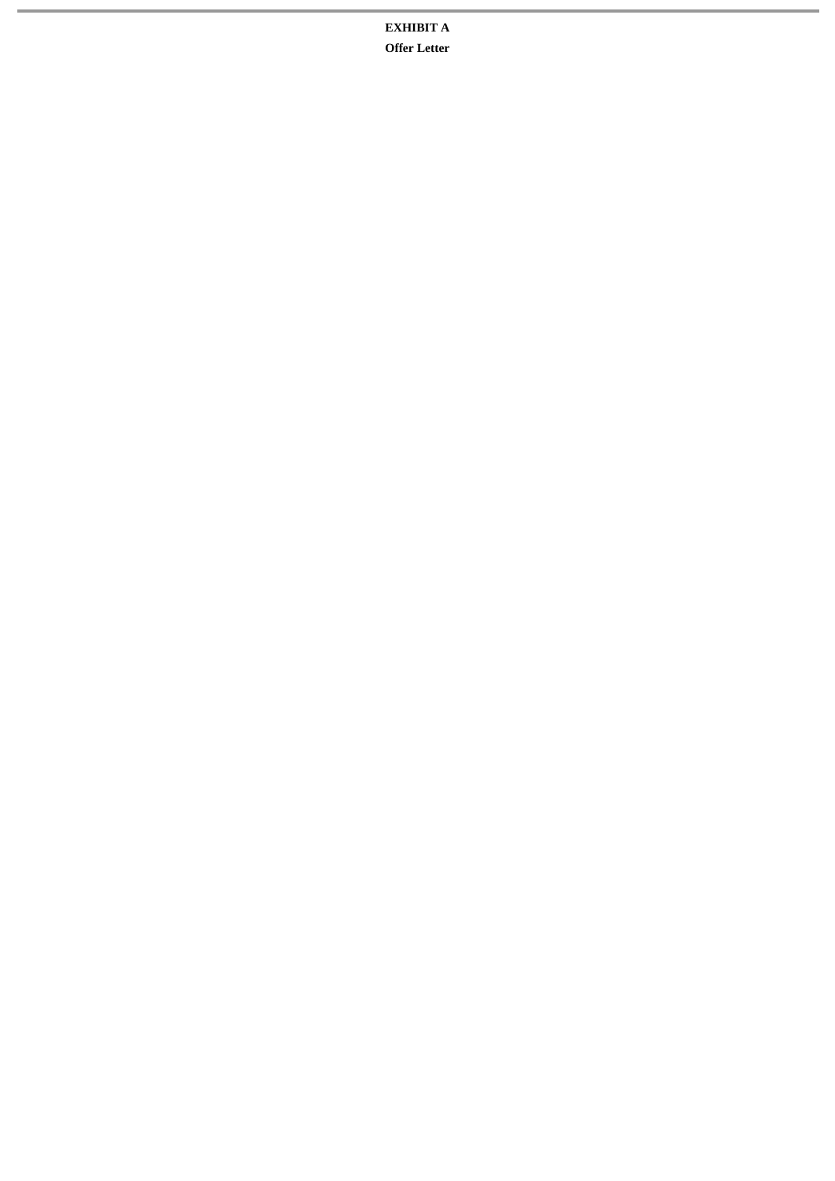**EXHIBIT A**

**Offer Letter**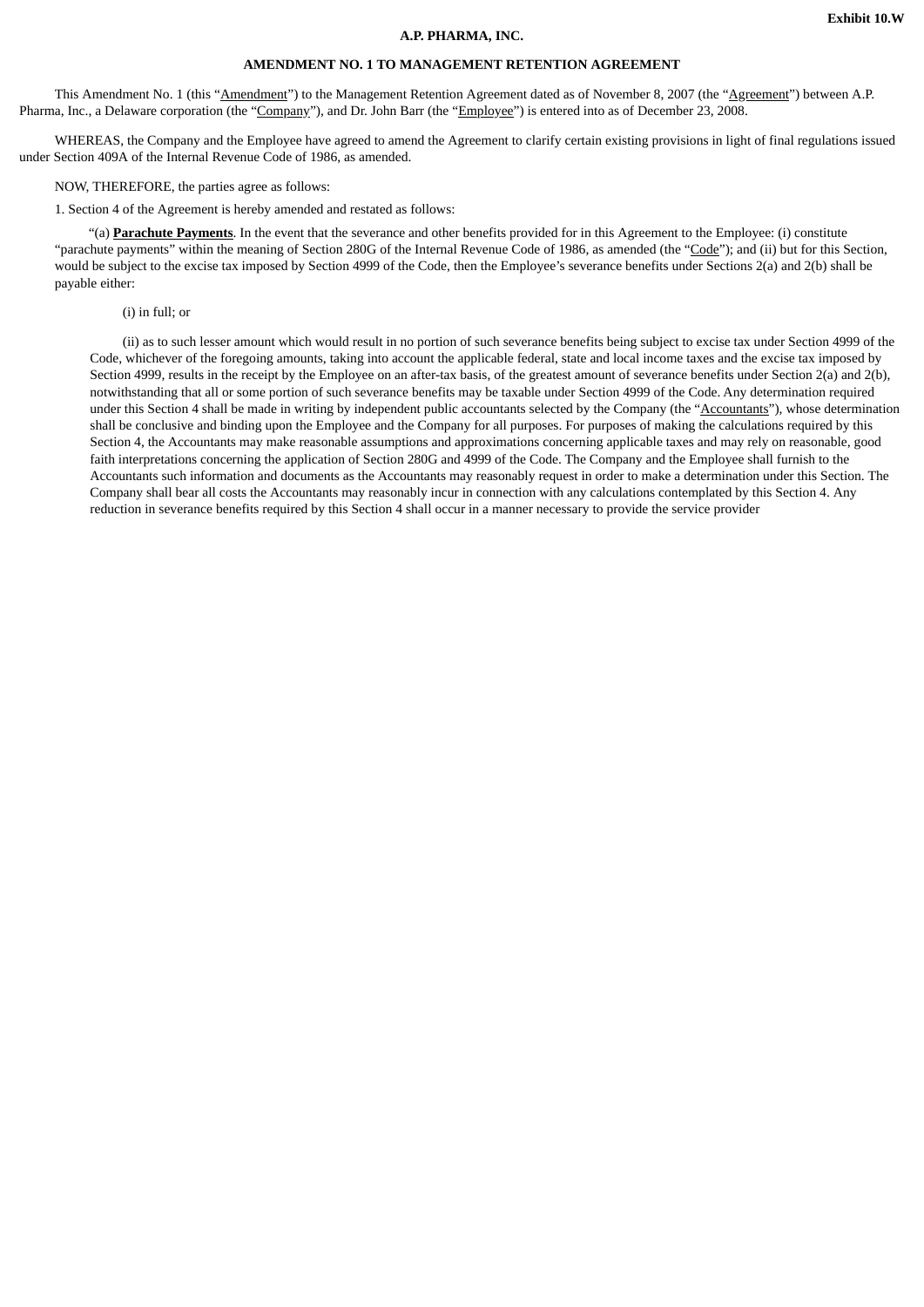**Exhibit 10.W**

**A.P. PHARMA, INC.**

**AMENDMENT NO. 1 TO MANAGEMENT RETENTION AGREEMENT**

This Amendment No. 1 (this "Amendment") to the Management Retention Agreement dated as of November 8, 2007 (the "Agreement") between A.P. Pharma, Inc., a Delaware corporation (the "Company"), and Dr. John Barr (the "Employee") is entered into as of December 23, 2008.

WHEREAS, the Company and the Employee have agreed to amend the Agreement to clarify certain existing provisions in light of final regulations issued under Section 409A of the Internal Revenue Code of 1986, as amended.

NOW, THEREFORE, the parties agree as follows:

1. Section 4 of the Agreement is hereby amended and restated as follows:

"(a) **Parachute Payments**. In the event that the severance and other benefits provided for in this Agreement to the Employee: (i) constitute "parachute payments" within the meaning of Section 280G of the Internal Revenue Code of 1986, as amended (the "Code"); and (ii) but for this Section, would be subject to the excise tax imposed by Section 4999 of the Code, then the Employee's severance benefits under Sections 2(a) and 2(b) shall be payable either:

(i) in full; or

(ii) as to such lesser amount which would result in no portion of such severance benefits being subject to excise tax under Section 4999 of the Code, whichever of the foregoing amounts, taking into account the applicable federal, state and local income taxes and the excise tax imposed by Section 4999, results in the receipt by the Employee on an after-tax basis, of the greatest amount of severance benefits under Section 2(a) and 2(b), notwithstanding that all or some portion of such severance benefits may be taxable under Section 4999 of the Code. Any determination required under this Section 4 shall be made in writing by independent public accountants selected by the Company (the "Accountants"), whose determination shall be conclusive and binding upon the Employee and the Company for all purposes. For purposes of making the calculations required by this Section 4, the Accountants may make reasonable assumptions and approximations concerning applicable taxes and may rely on reasonable, good faith interpretations concerning the application of Section 280G and 4999 of the Code. The Company and the Employee shall furnish to the Accountants such information and documents as the Accountants may reasonably request in order to make a determination under this Section. The Company shall bear all costs the Accountants may reasonably incur in connection with any calculations contemplated by this Section 4. Any reduction in severance benefits required by this Section 4 shall occur in a manner necessary to provide the service provider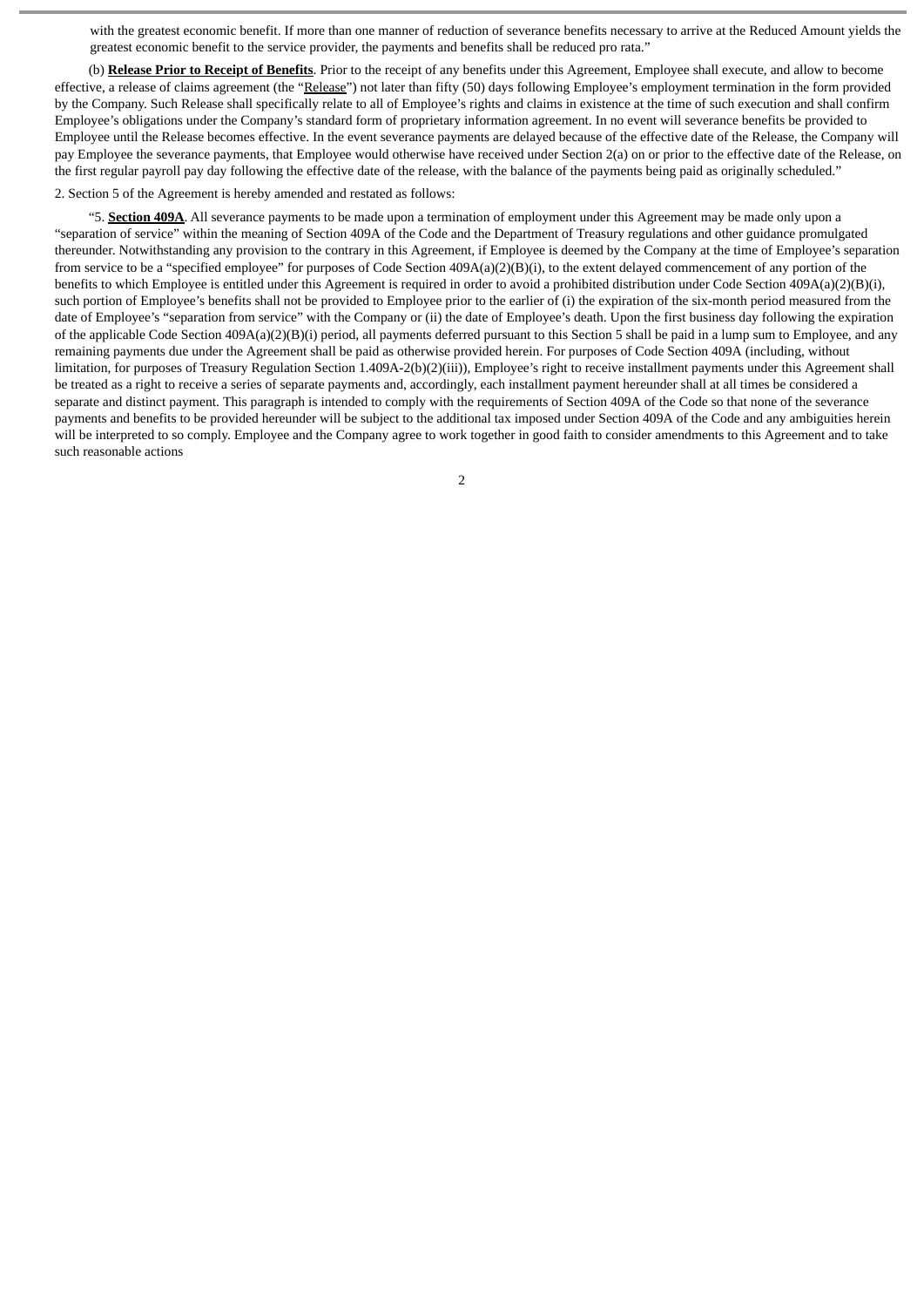with the greatest economic benefit. If more than one manner of reduction of severance benefits necessary to arrive at the Reduced Amount yields the greatest economic benefit to the service provider, the payments and benefits shall be reduced pro rata."

(b) **Release Prior to Receipt of Benefits**. Prior to the receipt of any benefits under this Agreement, Employee shall execute, and allow to become effective, a release of claims agreement (the "Release") not later than fifty (50) days following Employee's employment termination in the form provided by the Company. Such Release shall specifically relate to all of Employee's rights and claims in existence at the time of such execution and shall confirm Employee's obligations under the Company's standard form of proprietary information agreement. In no event will severance benefits be provided to Employee until the Release becomes effective. In the event severance payments are delayed because of the effective date of the Release, the Company will pay Employee the severance payments, that Employee would otherwise have received under Section 2(a) on or prior to the effective date of the Release, on the first regular payroll pay day following the effective date of the release, with the balance of the payments being paid as originally scheduled."

2. Section 5 of the Agreement is hereby amended and restated as follows:

"5. **Section 409A**. All severance payments to be made upon a termination of employment under this Agreement may be made only upon a "separation of service" within the meaning of Section 409A of the Code and the Department of Treasury regulations and other guidance promulgated thereunder. Notwithstanding any provision to the contrary in this Agreement, if Employee is deemed by the Company at the time of Employee's separation from service to be a "specified employee" for purposes of Code Section 409A(a)(2)(B)(i), to the extent delayed commencement of any portion of the benefits to which Employee is entitled under this Agreement is required in order to avoid a prohibited distribution under Code Section 409A(a)(2)(B)(i), such portion of Employee's benefits shall not be provided to Employee prior to the earlier of (i) the expiration of the six-month period measured from the date of Employee's "separation from service" with the Company or (ii) the date of Employee's death. Upon the first business day following the expiration of the applicable Code Section 409A(a)(2)(B)(i) period, all payments deferred pursuant to this Section 5 shall be paid in a lump sum to Employee, and any remaining payments due under the Agreement shall be paid as otherwise provided herein. For purposes of Code Section 409A (including, without limitation, for purposes of Treasury Regulation Section 1.409A-2(b)(2)(iii)), Employee's right to receive installment payments under this Agreement shall be treated as a right to receive a series of separate payments and, accordingly, each installment payment hereunder shall at all times be considered a separate and distinct payment. This paragraph is intended to comply with the requirements of Section 409A of the Code so that none of the severance payments and benefits to be provided hereunder will be subject to the additional tax imposed under Section 409A of the Code and any ambiguities herein will be interpreted to so comply. Employee and the Company agree to work together in good faith to consider amendments to this Agreement and to take such reasonable actions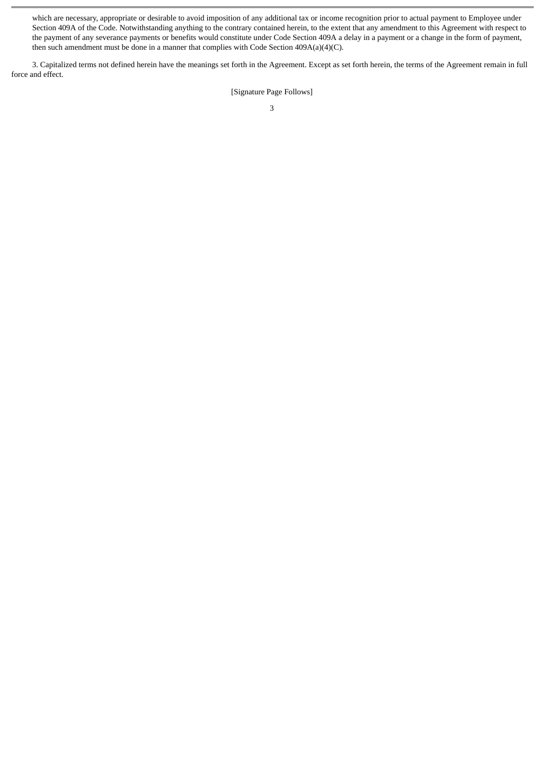which are necessary, appropriate or desirable to avoid imposition of any additional tax or income recognition prior to actual payment to Employee under Section 409A of the Code. Notwithstanding anything to the contrary contained herein, to the extent that any amendment to this Agreement with respect to the payment of any severance payments or benefits would constitute under Code Section 409A a delay in a payment or a change in the form of payment, then such amendment must be done in a manner that complies with Code Section 409A(a)(4)(C).

3. Capitalized terms not defined herein have the meanings set forth in the Agreement. Except as set forth herein, the terms of the Agreement remain in full force and effect.

[Signature Page Follows]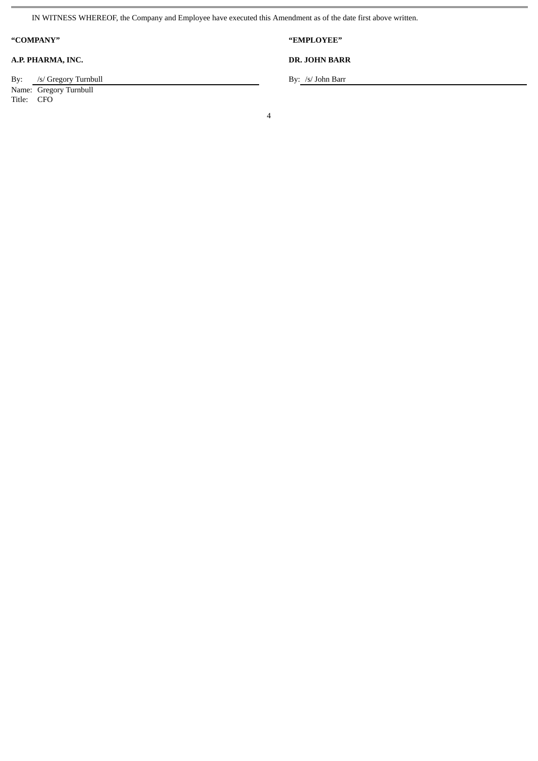IN WITNESS WHEREOF, the Company and Employee have executed this Amendment as of the date first above written.

| **"COMPANY"** | **"EMPLOYEE"** |
| --- | --- |
| **A.P. PHARMA, INC.** | **DR. JOHN BARR** |
| By: /s/ Gregory Turnbull | By: /s/ John Barr |
| Name: Gregory Turnbull | |
| Title: CFO | |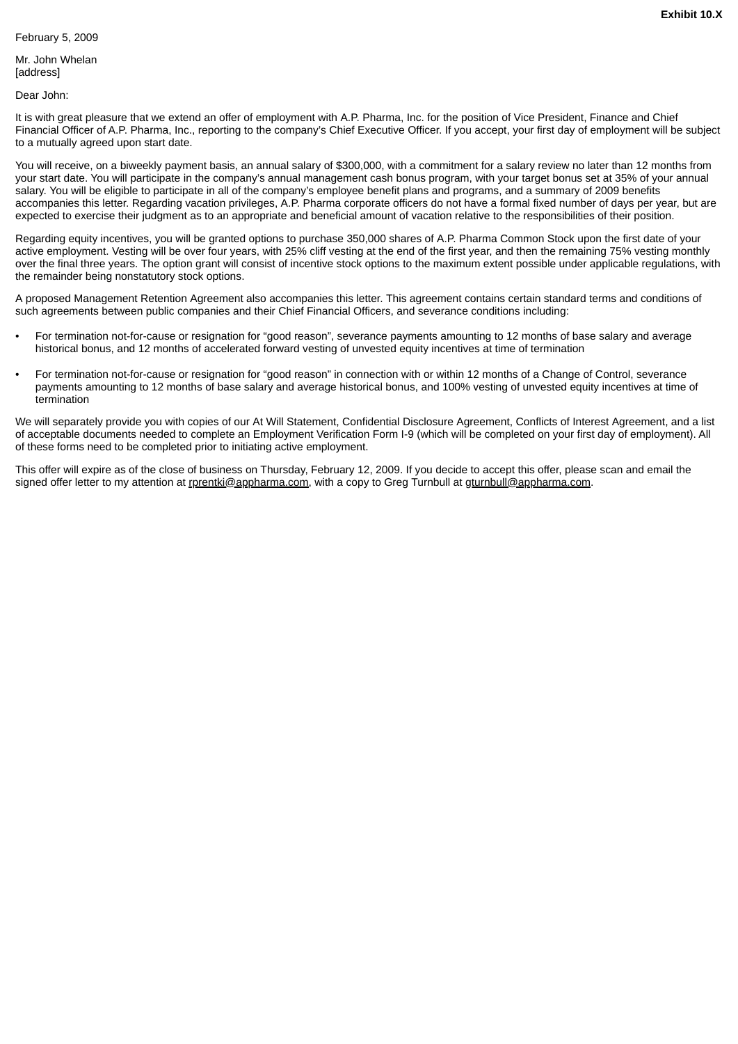**Exhibit 10.X**

February 5, 2009

Mr. John Whelan
[address]

Dear John:

It is with great pleasure that we extend an offer of employment with A.P. Pharma, Inc. for the position of Vice President, Finance and Chief Financial Officer of A.P. Pharma, Inc., reporting to the company's Chief Executive Officer. If you accept, your first day of employment will be subject to a mutually agreed upon start date.

You will receive, on a biweekly payment basis, an annual salary of $300,000, with a commitment for a salary review no later than 12 months from your start date. You will participate in the company's annual management cash bonus program, with your target bonus set at 35% of your annual salary. You will be eligible to participate in all of the company's employee benefit plans and programs, and a summary of 2009 benefits accompanies this letter. Regarding vacation privileges, A.P. Pharma corporate officers do not have a formal fixed number of days per year, but are expected to exercise their judgment as to an appropriate and beneficial amount of vacation relative to the responsibilities of their position.

Regarding equity incentives, you will be granted options to purchase 350,000 shares of A.P. Pharma Common Stock upon the first date of your active employment. Vesting will be over four years, with 25% cliff vesting at the end of the first year, and then the remaining 75% vesting monthly over the final three years. The option grant will consist of incentive stock options to the maximum extent possible under applicable regulations, with the remainder being nonstatutory stock options.

A proposed Management Retention Agreement also accompanies this letter. This agreement contains certain standard terms and conditions of such agreements between public companies and their Chief Financial Officers, and severance conditions including:

- For termination not-for-cause or resignation for "good reason", severance payments amounting to 12 months of base salary and average historical bonus, and 12 months of accelerated forward vesting of unvested equity incentives at time of termination
- For termination not-for-cause or resignation for "good reason" in connection with or within 12 months of a Change of Control, severance payments amounting to 12 months of base salary and average historical bonus, and 100% vesting of unvested equity incentives at time of termination

We will separately provide you with copies of our At Will Statement, Confidential Disclosure Agreement, Conflicts of Interest Agreement, and a list of acceptable documents needed to complete an Employment Verification Form I-9 (which will be completed on your first day of employment). All of these forms need to be completed prior to initiating active employment.

This offer will expire as of the close of business on Thursday, February 12, 2009. If you decide to accept this offer, please scan and email the signed offer letter to my attention at rprentki@appharma.com, with a copy to Greg Turnbull at gturnbull@appharma.com.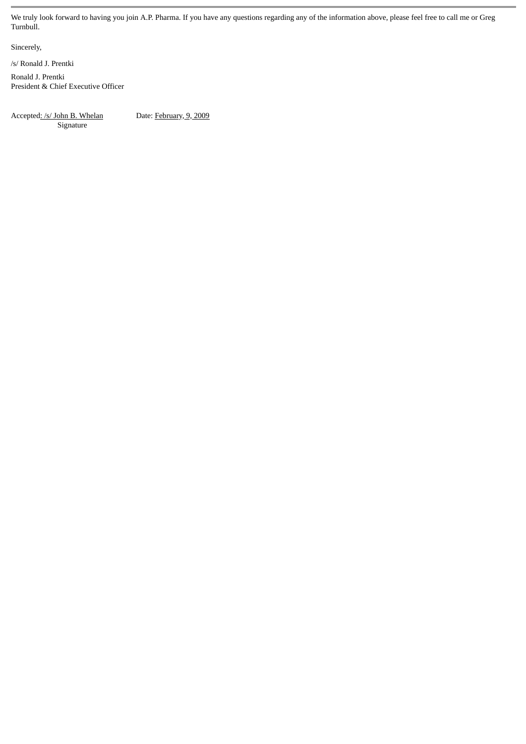We truly look forward to having you join A.P. Pharma. If you have any questions regarding any of the information above, please feel free to call me or Greg Turnbull.

Sincerely,

/s/ Ronald J. Prentki

Ronald J. Prentki
President & Chief Executive Officer

Accepted: /s/ John B. Whelan
Signature

Date: February, 9, 2009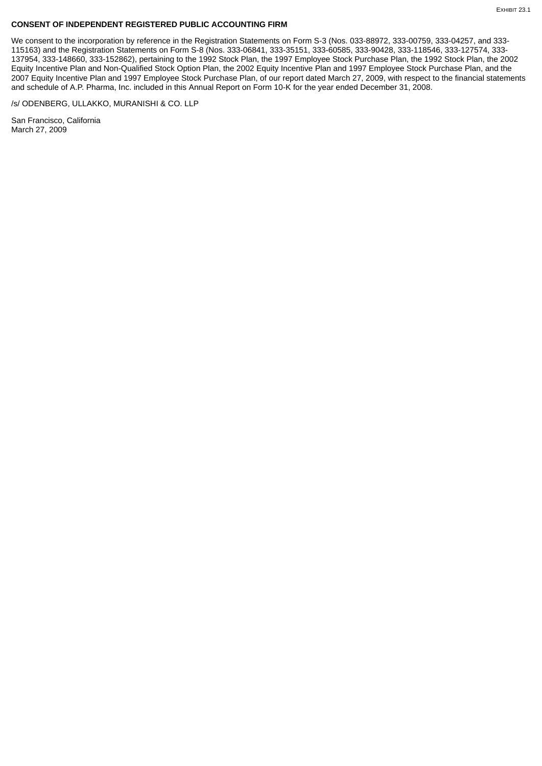EXHIBIT 23.1

**CONSENT OF INDEPENDENT REGISTERED PUBLIC ACCOUNTING FIRM**

We consent to the incorporation by reference in the Registration Statements on Form S-3 (Nos. 033-88972, 333-00759, 333-04257, and 333-115163) and the Registration Statements on Form S-8 (Nos. 333-06841, 333-35151, 333-60585, 333-90428, 333-118546, 333-127574, 333-137954, 333-148660, 333-152862), pertaining to the 1992 Stock Plan, the 1997 Employee Stock Purchase Plan, the 1992 Stock Plan, the 2002 Equity Incentive Plan and Non-Qualified Stock Option Plan, the 2002 Equity Incentive Plan and 1997 Employee Stock Purchase Plan, and the 2007 Equity Incentive Plan and 1997 Employee Stock Purchase Plan, of our report dated March 27, 2009, with respect to the financial statements and schedule of A.P. Pharma, Inc. included in this Annual Report on Form 10-K for the year ended December 31, 2008.

/s/ ODENBERG, ULLAKKO, MURANISHI & CO. LLP

San Francisco, California
March 27, 2009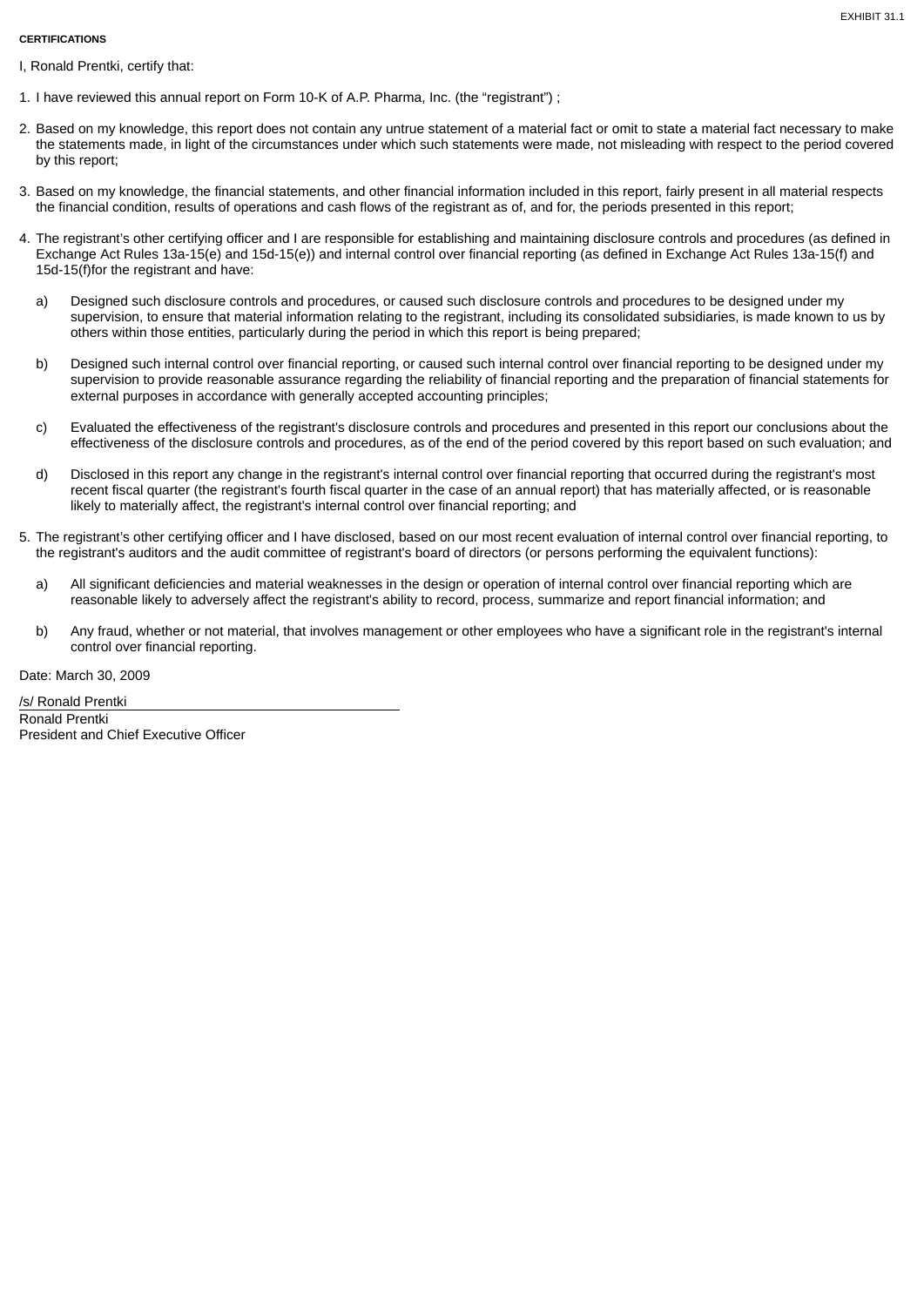EXHIBIT 31.1

**CERTIFICATIONS**

I, Ronald Prentki, certify that:

1. I have reviewed this annual report on Form 10-K of A.P. Pharma, Inc. (the “registrant”) ;

2. Based on my knowledge, this report does not contain any untrue statement of a material fact or omit to state a material fact necessary to make the statements made, in light of the circumstances under which such statements were made, not misleading with respect to the period covered by this report;

3. Based on my knowledge, the financial statements, and other financial information included in this report, fairly present in all material respects the financial condition, results of operations and cash flows of the registrant as of, and for, the periods presented in this report;

4. The registrant’s other certifying officer and I are responsible for establishing and maintaining disclosure controls and procedures (as defined in Exchange Act Rules 13a-15(e) and 15d-15(e)) and internal control over financial reporting (as defined in Exchange Act Rules 13a-15(f) and 15d-15(f)for the registrant and have:

   a) Designed such disclosure controls and procedures, or caused such disclosure controls and procedures to be designed under my supervision, to ensure that material information relating to the registrant, including its consolidated subsidiaries, is made known to us by others within those entities, particularly during the period in which this report is being prepared;

   b) Designed such internal control over financial reporting, or caused such internal control over financial reporting to be designed under my supervision to provide reasonable assurance regarding the reliability of financial reporting and the preparation of financial statements for external purposes in accordance with generally accepted accounting principles;

   c) Evaluated the effectiveness of the registrant's disclosure controls and procedures and presented in this report our conclusions about the effectiveness of the disclosure controls and procedures, as of the end of the period covered by this report based on such evaluation; and

   d) Disclosed in this report any change in the registrant's internal control over financial reporting that occurred during the registrant's most recent fiscal quarter (the registrant's fourth fiscal quarter in the case of an annual report) that has materially affected, or is reasonable likely to materially affect, the registrant's internal control over financial reporting; and

5. The registrant’s other certifying officer and I have disclosed, based on our most recent evaluation of internal control over financial reporting, to the registrant's auditors and the audit committee of registrant's board of directors (or persons performing the equivalent functions):

   a) All significant deficiencies and material weaknesses in the design or operation of internal control over financial reporting which are reasonable likely to adversely affect the registrant's ability to record, process, summarize and report financial information; and

   b) Any fraud, whether or not material, that involves management or other employees who have a significant role in the registrant's internal control over financial reporting.

Date: March 30, 2009

/s/ Ronald Prentki

Ronald Prentki
President and Chief Executive Officer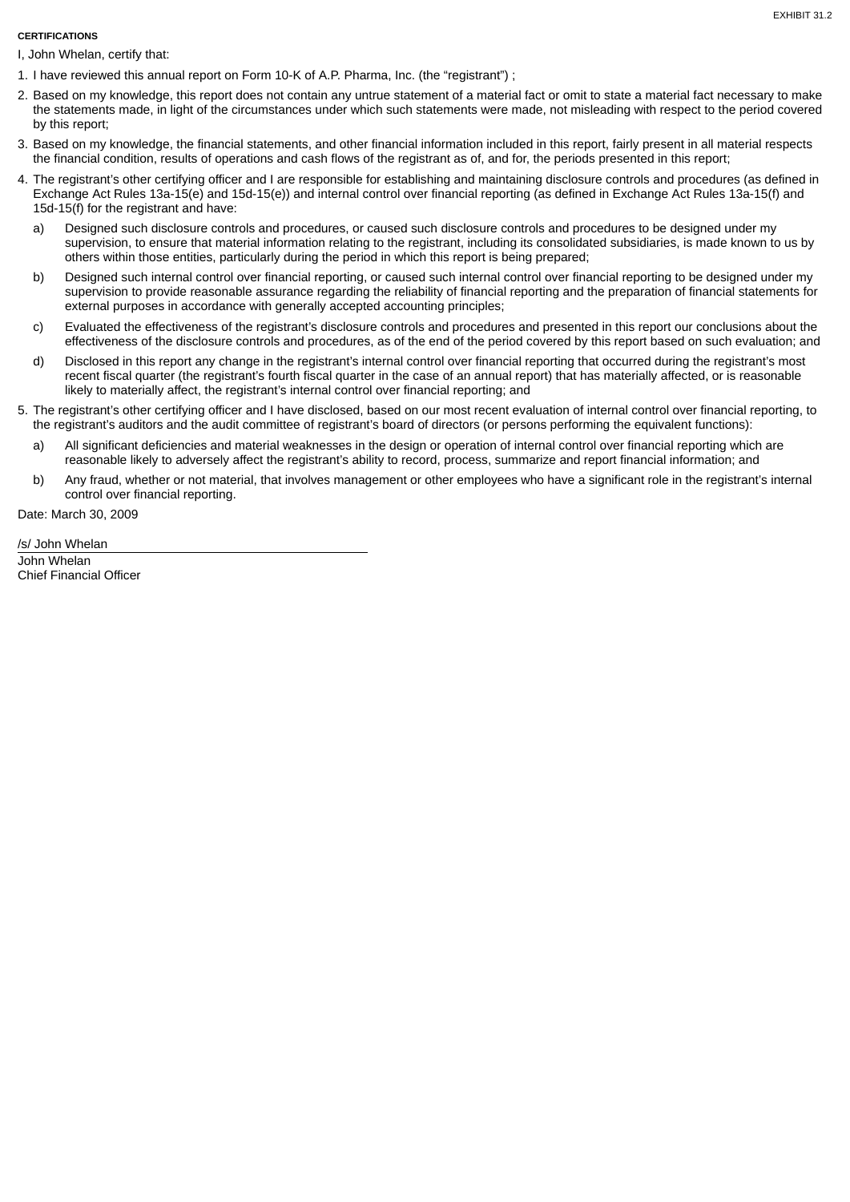EXHIBIT 31.2

**CERTIFICATIONS**

I, John Whelan, certify that:

1. I have reviewed this annual report on Form 10-K of A.P. Pharma, Inc. (the “registrant”) ;
2. Based on my knowledge, this report does not contain any untrue statement of a material fact or omit to state a material fact necessary to make the statements made, in light of the circumstances under which such statements were made, not misleading with respect to the period covered by this report;
3. Based on my knowledge, the financial statements, and other financial information included in this report, fairly present in all material respects the financial condition, results of operations and cash flows of the registrant as of, and for, the periods presented in this report;
4. The registrant’s other certifying officer and I are responsible for establishing and maintaining disclosure controls and procedures (as defined in Exchange Act Rules 13a-15(e) and 15d-15(e)) and internal control over financial reporting (as defined in Exchange Act Rules 13a-15(f) and 15d-15(f) for the registrant and have:
   a) Designed such disclosure controls and procedures, or caused such disclosure controls and procedures to be designed under my supervision, to ensure that material information relating to the registrant, including its consolidated subsidiaries, is made known to us by others within those entities, particularly during the period in which this report is being prepared;
   b) Designed such internal control over financial reporting, or caused such internal control over financial reporting to be designed under my supervision to provide reasonable assurance regarding the reliability of financial reporting and the preparation of financial statements for external purposes in accordance with generally accepted accounting principles;
   c) Evaluated the effectiveness of the registrant’s disclosure controls and procedures and presented in this report our conclusions about the effectiveness of the disclosure controls and procedures, as of the end of the period covered by this report based on such evaluation; and
   d) Disclosed in this report any change in the registrant’s internal control over financial reporting that occurred during the registrant’s most recent fiscal quarter (the registrant’s fourth fiscal quarter in the case of an annual report) that has materially affected, or is reasonable likely to materially affect, the registrant’s internal control over financial reporting; and
5. The registrant’s other certifying officer and I have disclosed, based on our most recent evaluation of internal control over financial reporting, to the registrant’s auditors and the audit committee of registrant’s board of directors (or persons performing the equivalent functions):
   a) All significant deficiencies and material weaknesses in the design or operation of internal control over financial reporting which are reasonable likely to adversely affect the registrant’s ability to record, process, summarize and report financial information; and
   b) Any fraud, whether or not material, that involves management or other employees who have a significant role in the registrant’s internal control over financial reporting.

Date: March 30, 2009

/s/ John Whelan

John Whelan
Chief Financial Officer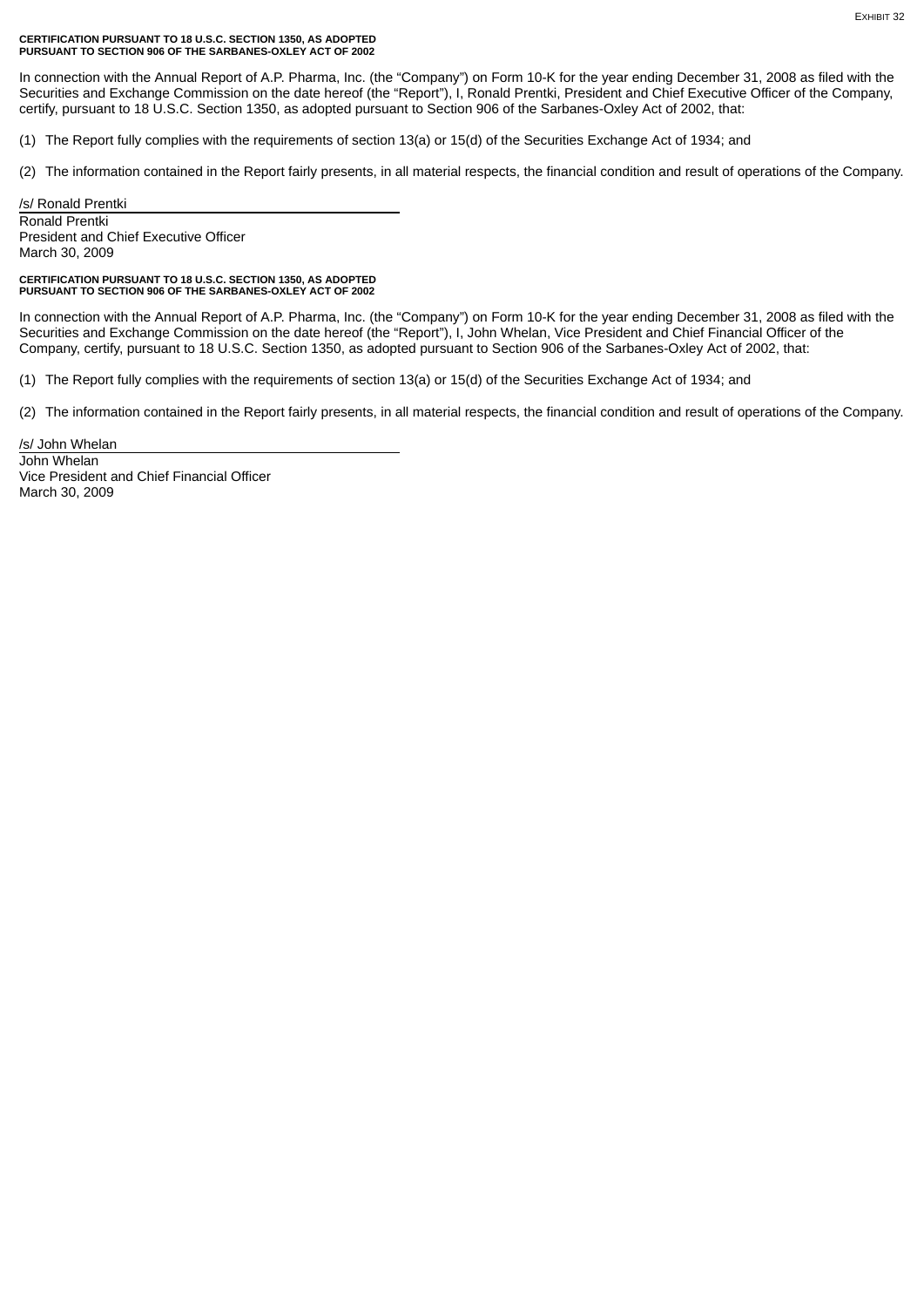EXHIBIT 32

**CERTIFICATION PURSUANT TO 18 U.S.C. SECTION 1350, AS ADOPTED PURSUANT TO SECTION 906 OF THE SARBANES-OXLEY ACT OF 2002**

In connection with the Annual Report of A.P. Pharma, Inc. (the "Company") on Form 10-K for the year ending December 31, 2008 as filed with the Securities and Exchange Commission on the date hereof (the "Report"), I, Ronald Prentki, President and Chief Executive Officer of the Company, certify, pursuant to 18 U.S.C. Section 1350, as adopted pursuant to Section 906 of the Sarbanes-Oxley Act of 2002, that:

(1) The Report fully complies with the requirements of section 13(a) or 15(d) of the Securities Exchange Act of 1934; and

(2) The information contained in the Report fairly presents, in all material respects, the financial condition and result of operations of the Company.

/s/ Ronald Prentki
Ronald Prentki
President and Chief Executive Officer
March 30, 2009

**CERTIFICATION PURSUANT TO 18 U.S.C. SECTION 1350, AS ADOPTED PURSUANT TO SECTION 906 OF THE SARBANES-OXLEY ACT OF 2002**

In connection with the Annual Report of A.P. Pharma, Inc. (the "Company") on Form 10-K for the year ending December 31, 2008 as filed with the Securities and Exchange Commission on the date hereof (the "Report"), I, John Whelan, Vice President and Chief Financial Officer of the Company, certify, pursuant to 18 U.S.C. Section 1350, as adopted pursuant to Section 906 of the Sarbanes-Oxley Act of 2002, that:

(1) The Report fully complies with the requirements of section 13(a) or 15(d) of the Securities Exchange Act of 1934; and

(2) The information contained in the Report fairly presents, in all material respects, the financial condition and result of operations of the Company.

/s/ John Whelan
John Whelan
Vice President and Chief Financial Officer
March 30, 2009